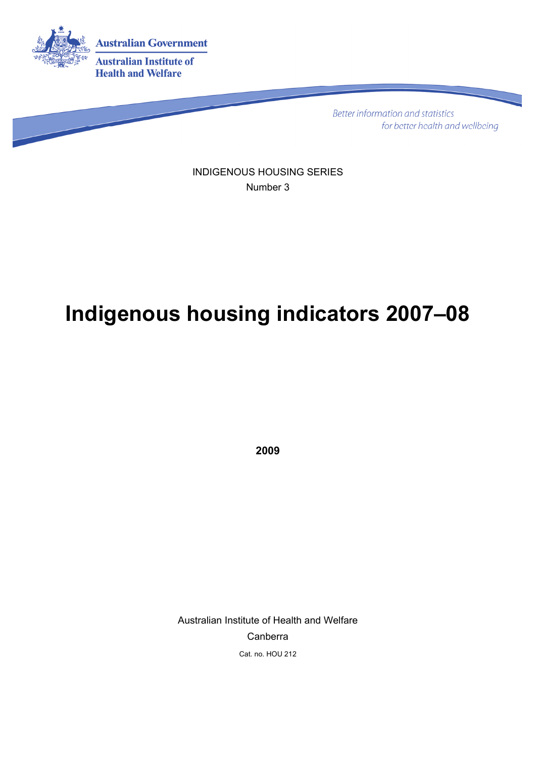Australian Government

Australian Institute of Health and Welfare

*Better information and statistics for better health and wellbeing*

INDIGENOUS HOUSING SERIES

Number 3

# Indigenous housing indicators 2007–08

**2009**

Australian Institute of Health and Welfare

Canberra

Cat. no. HOU 212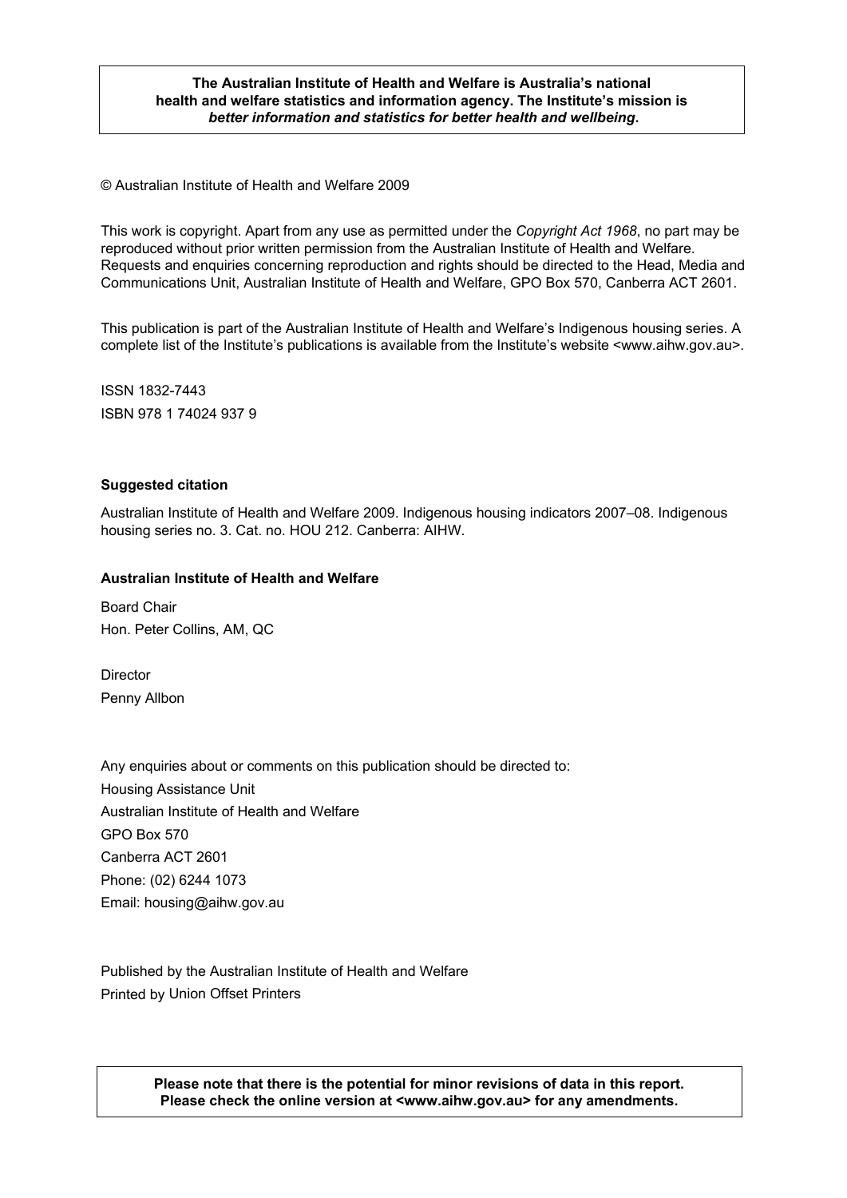**The Australian Institute of Health and Welfare is Australia's national health and welfare statistics and information agency. The Institute's mission is *better information and statistics for better health and wellbeing*.**

© Australian Institute of Health and Welfare 2009

This work is copyright. Apart from any use as permitted under the *Copyright Act 1968*, no part may be reproduced without prior written permission from the Australian Institute of Health and Welfare. Requests and enquiries concerning reproduction and rights should be directed to the Head, Media and Communications Unit, Australian Institute of Health and Welfare, GPO Box 570, Canberra ACT 2601.

This publication is part of the Australian Institute of Health and Welfare's Indigenous housing series. A complete list of the Institute's publications is available from the Institute's website <www.aihw.gov.au>.

ISSN 1832-7443

ISBN 978 1 74024 937 9

**Suggested citation**

Australian Institute of Health and Welfare 2009. Indigenous housing indicators 2007–08. Indigenous housing series no. 3. Cat. no. HOU 212. Canberra: AIHW.

**Australian Institute of Health and Welfare**

Board Chair
Hon. Peter Collins, AM, QC

Director
Penny Allbon

Any enquiries about or comments on this publication should be directed to:
Housing Assistance Unit
Australian Institute of Health and Welfare
GPO Box 570
Canberra ACT 2601
Phone: (02) 6244 1073
Email: housing@aihw.gov.au

Published by the Australian Institute of Health and Welfare
Printed by Union Offset Printers

**Please note that there is the potential for minor revisions of data in this report. Please check the online version at <www.aihw.gov.au> for any amendments.**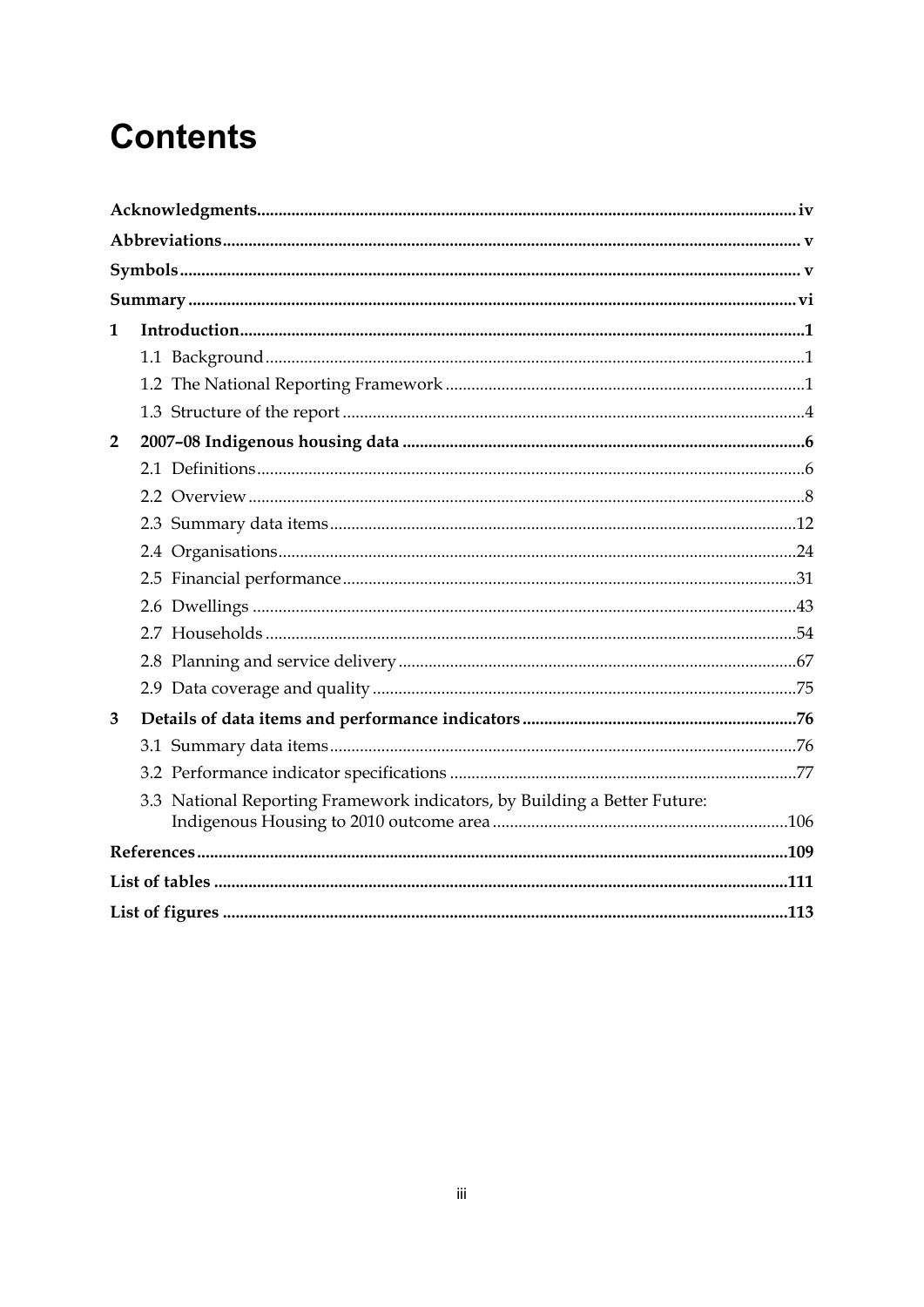# Contents

| | | |
|---|---|---|
| **Acknowledgments** | | **iv** |
| **Abbreviations** | | **v** |
| **Symbols** | | **v** |
| **Summary** | | **vi** |
| **1** | **Introduction** | **1** |
| | 1.1 Background | 1 |
| | 1.2 The National Reporting Framework | 1 |
| | 1.3 Structure of the report | 4 |
| **2** | **2007–08 Indigenous housing data** | **6** |
| | 2.1 Definitions | 6 |
| | 2.2 Overview | 8 |
| | 2.3 Summary data items | 12 |
| | 2.4 Organisations | 24 |
| | 2.5 Financial performance | 31 |
| | 2.6 Dwellings | 43 |
| | 2.7 Households | 54 |
| | 2.8 Planning and service delivery | 67 |
| | 2.9 Data coverage and quality | 75 |
| **3** | **Details of data items and performance indicators** | **76** |
| | 3.1 Summary data items | 76 |
| | 3.2 Performance indicator specifications | 77 |
| | 3.3 National Reporting Framework indicators, by Building a Better Future: Indigenous Housing to 2010 outcome area | 106 |
| **References** | | **109** |
| **List of tables** | | **111** |
| **List of figures** | | **113** |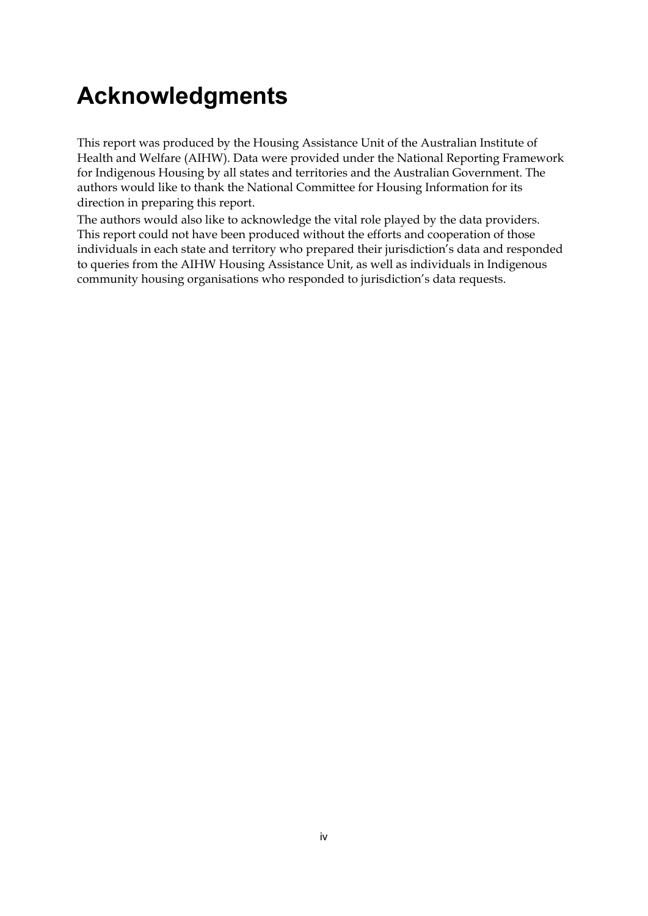# Acknowledgments

This report was produced by the Housing Assistance Unit of the Australian Institute of Health and Welfare (AIHW). Data were provided under the National Reporting Framework for Indigenous Housing by all states and territories and the Australian Government. The authors would like to thank the National Committee for Housing Information for its direction in preparing this report.

The authors would also like to acknowledge the vital role played by the data providers. This report could not have been produced without the efforts and cooperation of those individuals in each state and territory who prepared their jurisdiction's data and responded to queries from the AIHW Housing Assistance Unit, as well as individuals in Indigenous community housing organisations who responded to jurisdiction's data requests.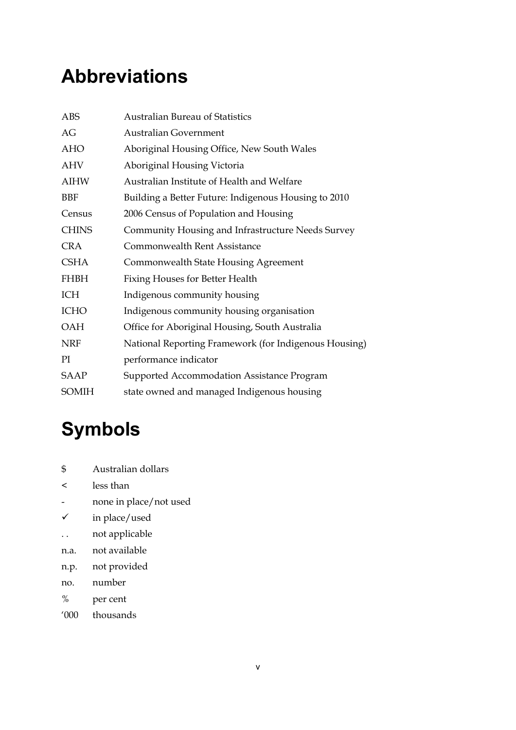# Abbreviations

| | |
|---|---|
| ABS | Australian Bureau of Statistics |
| AG | Australian Government |
| AHO | Aboriginal Housing Office, New South Wales |
| AHV | Aboriginal Housing Victoria |
| AIHW | Australian Institute of Health and Welfare |
| BBF | Building a Better Future: Indigenous Housing to 2010 |
| Census | 2006 Census of Population and Housing |
| CHINS | Community Housing and Infrastructure Needs Survey |
| CRA | Commonwealth Rent Assistance |
| CSHA | Commonwealth State Housing Agreement |
| FHBH | Fixing Houses for Better Health |
| ICH | Indigenous community housing |
| ICHO | Indigenous community housing organisation |
| OAH | Office for Aboriginal Housing, South Australia |
| NRF | National Reporting Framework (for Indigenous Housing) |
| PI | performance indicator |
| SAAP | Supported Accommodation Assistance Program |
| SOMIH | state owned and managed Indigenous housing |

# Symbols

| | |
|---|---|
| $ | Australian dollars |
| < | less than |
| - | none in place/not used |
| ✓ | in place/used |
| . . | not applicable |
| n.a. | not available |
| n.p. | not provided |
| no. | number |
| % | per cent |
| '000 | thousands |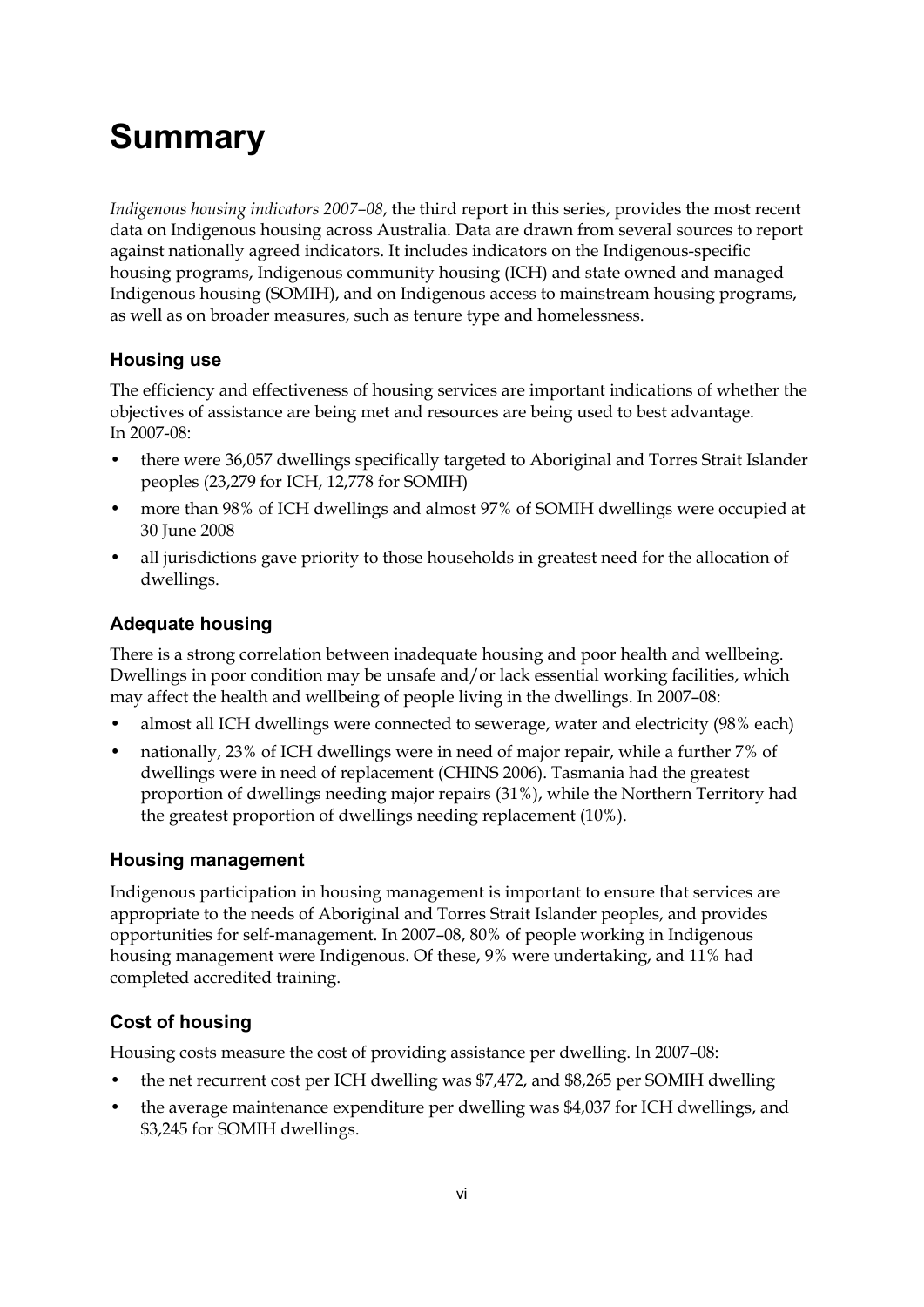# Summary

*Indigenous housing indicators 2007–08*, the third report in this series, provides the most recent data on Indigenous housing across Australia. Data are drawn from several sources to report against nationally agreed indicators. It includes indicators on the Indigenous-specific housing programs, Indigenous community housing (ICH) and state owned and managed Indigenous housing (SOMIH), and on Indigenous access to mainstream housing programs, as well as on broader measures, such as tenure type and homelessness.

### Housing use

The efficiency and effectiveness of housing services are important indications of whether the objectives of assistance are being met and resources are being used to best advantage. In 2007-08:

- there were 36,057 dwellings specifically targeted to Aboriginal and Torres Strait Islander peoples (23,279 for ICH, 12,778 for SOMIH)
- more than 98% of ICH dwellings and almost 97% of SOMIH dwellings were occupied at 30 June 2008
- all jurisdictions gave priority to those households in greatest need for the allocation of dwellings.

### Adequate housing

There is a strong correlation between inadequate housing and poor health and wellbeing. Dwellings in poor condition may be unsafe and/or lack essential working facilities, which may affect the health and wellbeing of people living in the dwellings. In 2007–08:

- almost all ICH dwellings were connected to sewerage, water and electricity (98% each)
- nationally, 23% of ICH dwellings were in need of major repair, while a further 7% of dwellings were in need of replacement (CHINS 2006). Tasmania had the greatest proportion of dwellings needing major repairs (31%), while the Northern Territory had the greatest proportion of dwellings needing replacement (10%).

### Housing management

Indigenous participation in housing management is important to ensure that services are appropriate to the needs of Aboriginal and Torres Strait Islander peoples, and provides opportunities for self-management. In 2007–08, 80% of people working in Indigenous housing management were Indigenous. Of these, 9% were undertaking, and 11% had completed accredited training.

### Cost of housing

Housing costs measure the cost of providing assistance per dwelling. In 2007–08:

- the net recurrent cost per ICH dwelling was $7,472, and $8,265 per SOMIH dwelling
- the average maintenance expenditure per dwelling was $4,037 for ICH dwellings, and $3,245 for SOMIH dwellings.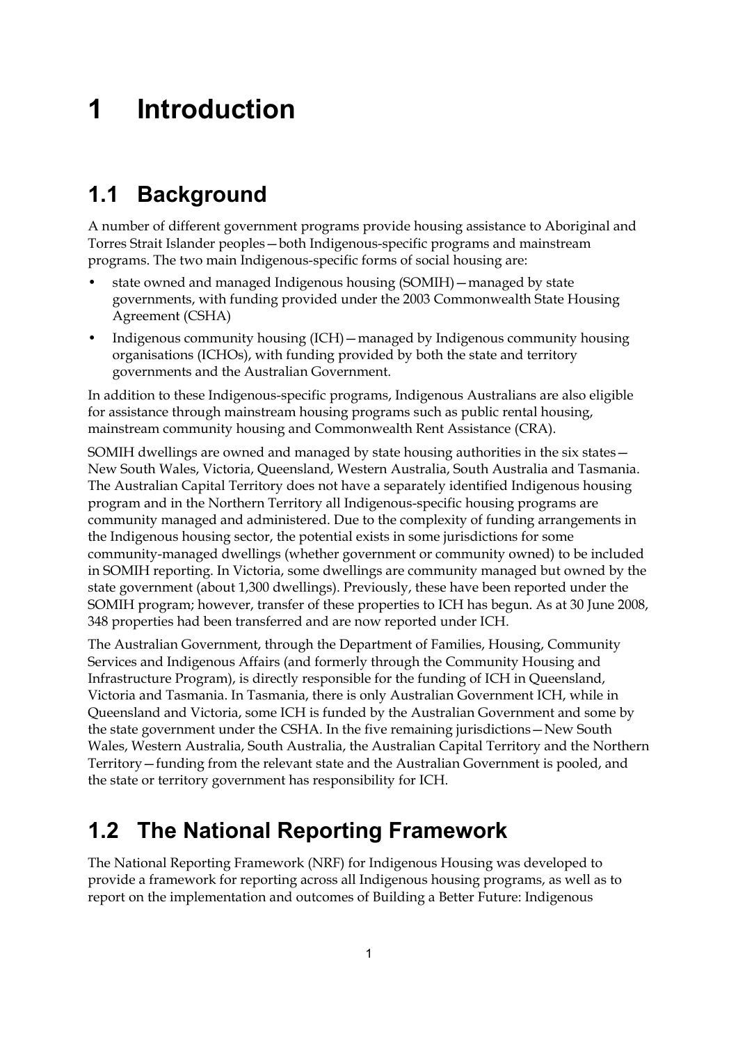# 1 Introduction

## 1.1 Background

A number of different government programs provide housing assistance to Aboriginal and Torres Strait Islander peoples—both Indigenous-specific programs and mainstream programs. The two main Indigenous-specific forms of social housing are:

- state owned and managed Indigenous housing (SOMIH)—managed by state governments, with funding provided under the 2003 Commonwealth State Housing Agreement (CSHA)
- Indigenous community housing (ICH)—managed by Indigenous community housing organisations (ICHOs), with funding provided by both the state and territory governments and the Australian Government.

In addition to these Indigenous-specific programs, Indigenous Australians are also eligible for assistance through mainstream housing programs such as public rental housing, mainstream community housing and Commonwealth Rent Assistance (CRA).

SOMIH dwellings are owned and managed by state housing authorities in the six states—New South Wales, Victoria, Queensland, Western Australia, South Australia and Tasmania. The Australian Capital Territory does not have a separately identified Indigenous housing program and in the Northern Territory all Indigenous-specific housing programs are community managed and administered. Due to the complexity of funding arrangements in the Indigenous housing sector, the potential exists in some jurisdictions for some community-managed dwellings (whether government or community owned) to be included in SOMIH reporting. In Victoria, some dwellings are community managed but owned by the state government (about 1,300 dwellings). Previously, these have been reported under the SOMIH program; however, transfer of these properties to ICH has begun. As at 30 June 2008, 348 properties had been transferred and are now reported under ICH.

The Australian Government, through the Department of Families, Housing, Community Services and Indigenous Affairs (and formerly through the Community Housing and Infrastructure Program), is directly responsible for the funding of ICH in Queensland, Victoria and Tasmania. In Tasmania, there is only Australian Government ICH, while in Queensland and Victoria, some ICH is funded by the Australian Government and some by the state government under the CSHA. In the five remaining jurisdictions—New South Wales, Western Australia, South Australia, the Australian Capital Territory and the Northern Territory—funding from the relevant state and the Australian Government is pooled, and the state or territory government has responsibility for ICH.

## 1.2 The National Reporting Framework

The National Reporting Framework (NRF) for Indigenous Housing was developed to provide a framework for reporting across all Indigenous housing programs, as well as to report on the implementation and outcomes of Building a Better Future: Indigenous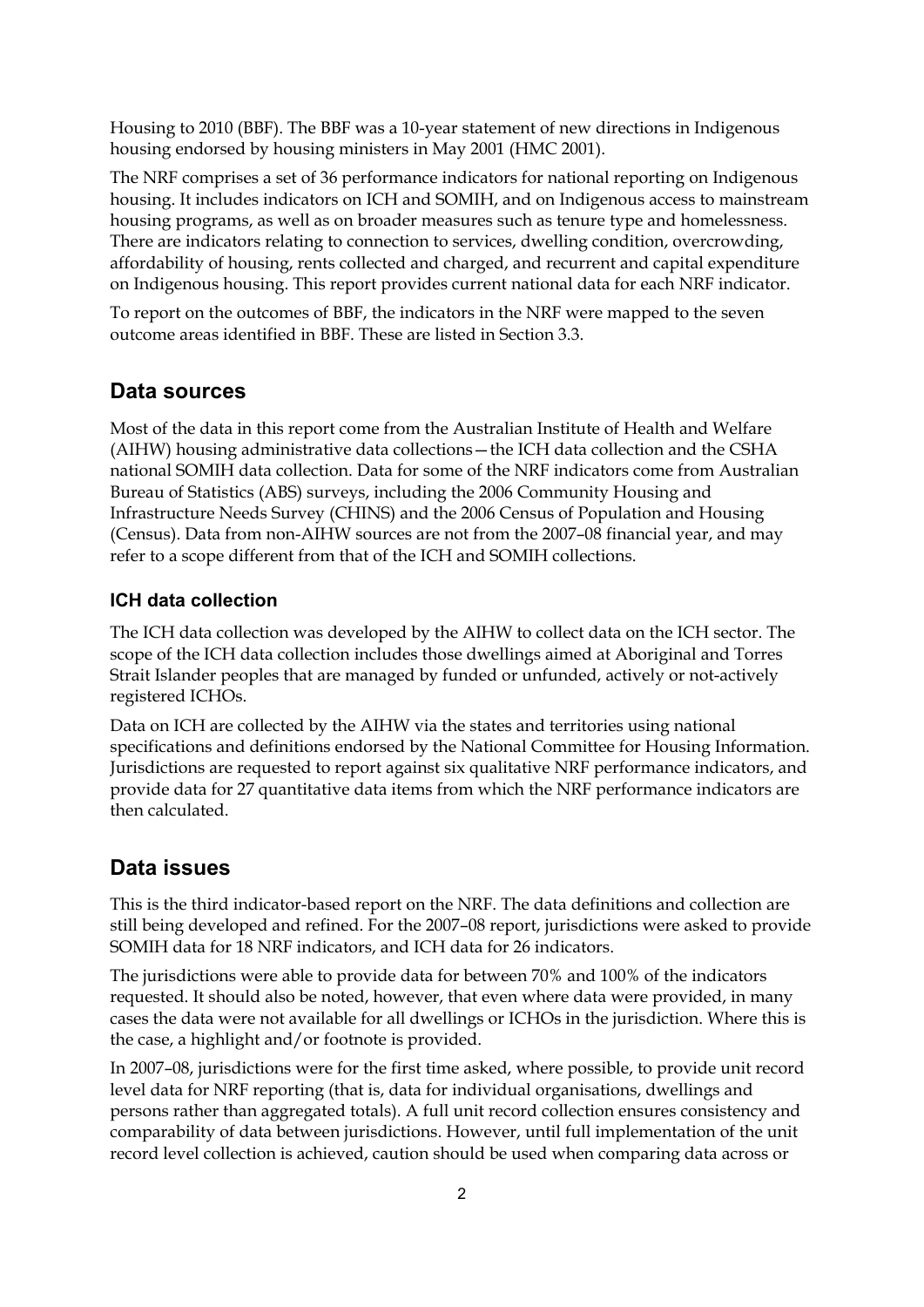Housing to 2010 (BBF). The BBF was a 10-year statement of new directions in Indigenous housing endorsed by housing ministers in May 2001 (HMC 2001).

The NRF comprises a set of 36 performance indicators for national reporting on Indigenous housing. It includes indicators on ICH and SOMIH, and on Indigenous access to mainstream housing programs, as well as on broader measures such as tenure type and homelessness. There are indicators relating to connection to services, dwelling condition, overcrowding, affordability of housing, rents collected and charged, and recurrent and capital expenditure on Indigenous housing. This report provides current national data for each NRF indicator.

To report on the outcomes of BBF, the indicators in the NRF were mapped to the seven outcome areas identified in BBF. These are listed in Section 3.3.

## Data sources

Most of the data in this report come from the Australian Institute of Health and Welfare (AIHW) housing administrative data collections—the ICH data collection and the CSHA national SOMIH data collection. Data for some of the NRF indicators come from Australian Bureau of Statistics (ABS) surveys, including the 2006 Community Housing and Infrastructure Needs Survey (CHINS) and the 2006 Census of Population and Housing (Census). Data from non-AIHW sources are not from the 2007–08 financial year, and may refer to a scope different from that of the ICH and SOMIH collections.

### ICH data collection

The ICH data collection was developed by the AIHW to collect data on the ICH sector. The scope of the ICH data collection includes those dwellings aimed at Aboriginal and Torres Strait Islander peoples that are managed by funded or unfunded, actively or not-actively registered ICHOs.

Data on ICH are collected by the AIHW via the states and territories using national specifications and definitions endorsed by the National Committee for Housing Information. Jurisdictions are requested to report against six qualitative NRF performance indicators, and provide data for 27 quantitative data items from which the NRF performance indicators are then calculated.

## Data issues

This is the third indicator-based report on the NRF. The data definitions and collection are still being developed and refined. For the 2007–08 report, jurisdictions were asked to provide SOMIH data for 18 NRF indicators, and ICH data for 26 indicators.

The jurisdictions were able to provide data for between 70% and 100% of the indicators requested. It should also be noted, however, that even where data were provided, in many cases the data were not available for all dwellings or ICHOs in the jurisdiction. Where this is the case, a highlight and/or footnote is provided.

In 2007–08, jurisdictions were for the first time asked, where possible, to provide unit record level data for NRF reporting (that is, data for individual organisations, dwellings and persons rather than aggregated totals). A full unit record collection ensures consistency and comparability of data between jurisdictions. However, until full implementation of the unit record level collection is achieved, caution should be used when comparing data across or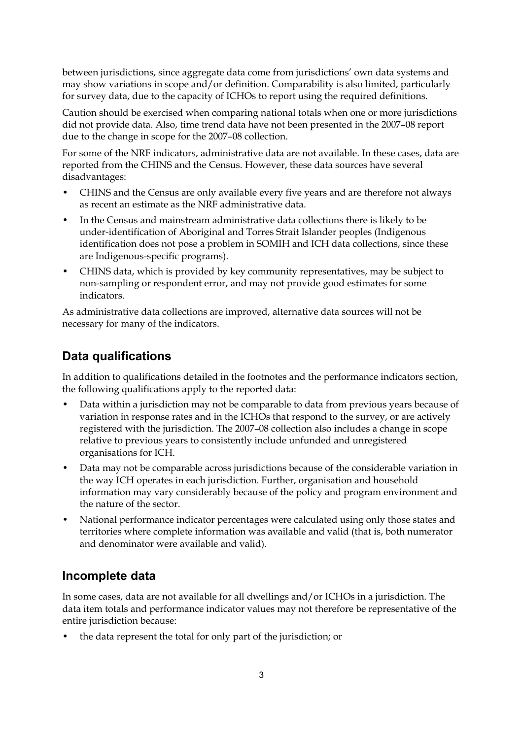between jurisdictions, since aggregate data come from jurisdictions' own data systems and may show variations in scope and/or definition. Comparability is also limited, particularly for survey data, due to the capacity of ICHOs to report using the required definitions.

Caution should be exercised when comparing national totals when one or more jurisdictions did not provide data. Also, time trend data have not been presented in the 2007–08 report due to the change in scope for the 2007–08 collection.

For some of the NRF indicators, administrative data are not available. In these cases, data are reported from the CHINS and the Census. However, these data sources have several disadvantages:

- CHINS and the Census are only available every five years and are therefore not always as recent an estimate as the NRF administrative data.
- In the Census and mainstream administrative data collections there is likely to be under-identification of Aboriginal and Torres Strait Islander peoples (Indigenous identification does not pose a problem in SOMIH and ICH data collections, since these are Indigenous-specific programs).
- CHINS data, which is provided by key community representatives, may be subject to non-sampling or respondent error, and may not provide good estimates for some indicators.

As administrative data collections are improved, alternative data sources will not be necessary for many of the indicators.

## Data qualifications

In addition to qualifications detailed in the footnotes and the performance indicators section, the following qualifications apply to the reported data:

- Data within a jurisdiction may not be comparable to data from previous years because of variation in response rates and in the ICHOs that respond to the survey, or are actively registered with the jurisdiction. The 2007–08 collection also includes a change in scope relative to previous years to consistently include unfunded and unregistered organisations for ICH.
- Data may not be comparable across jurisdictions because of the considerable variation in the way ICH operates in each jurisdiction. Further, organisation and household information may vary considerably because of the policy and program environment and the nature of the sector.
- National performance indicator percentages were calculated using only those states and territories where complete information was available and valid (that is, both numerator and denominator were available and valid).

## Incomplete data

In some cases, data are not available for all dwellings and/or ICHOs in a jurisdiction. The data item totals and performance indicator values may not therefore be representative of the entire jurisdiction because:

- the data represent the total for only part of the jurisdiction; or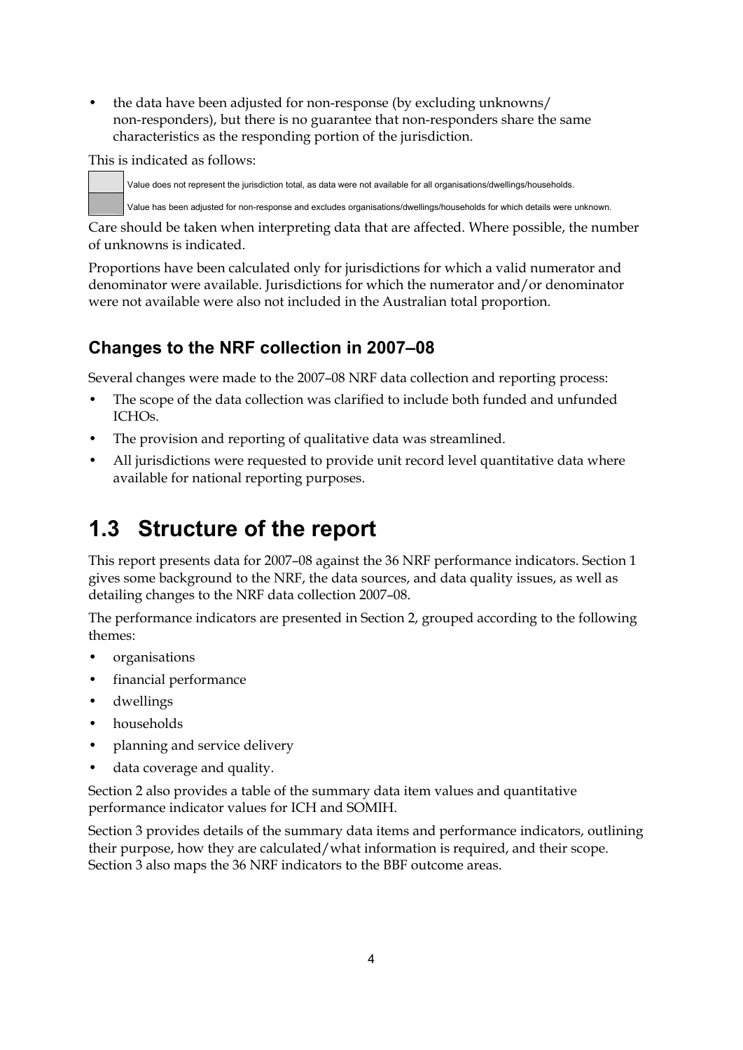- the data have been adjusted for non-response (by excluding unknowns/ non-responders), but there is no guarantee that non-responders share the same characteristics as the responding portion of the jurisdiction.

This is indicated as follows:

| | |
|---|---|
| (light shading) | Value does not represent the jurisdiction total, as data were not available for all organisations/dwellings/households. |
| (dark shading) | Value has been adjusted for non-response and excludes organisations/dwellings/households for which details were unknown. |

Care should be taken when interpreting data that are affected. Where possible, the number of unknowns is indicated.

Proportions have been calculated only for jurisdictions for which a valid numerator and denominator were available. Jurisdictions for which the numerator and/or denominator were not available were also not included in the Australian total proportion.

### Changes to the NRF collection in 2007–08

Several changes were made to the 2007–08 NRF data collection and reporting process:

- The scope of the data collection was clarified to include both funded and unfunded ICHOs.
- The provision and reporting of qualitative data was streamlined.
- All jurisdictions were requested to provide unit record level quantitative data where available for national reporting purposes.

## 1.3 Structure of the report

This report presents data for 2007–08 against the 36 NRF performance indicators. Section 1 gives some background to the NRF, the data sources, and data quality issues, as well as detailing changes to the NRF data collection 2007–08.

The performance indicators are presented in Section 2, grouped according to the following themes:

- organisations
- financial performance
- dwellings
- households
- planning and service delivery
- data coverage and quality.

Section 2 also provides a table of the summary data item values and quantitative performance indicator values for ICH and SOMIH.

Section 3 provides details of the summary data items and performance indicators, outlining their purpose, how they are calculated/what information is required, and their scope. Section 3 also maps the 36 NRF indicators to the BBF outcome areas.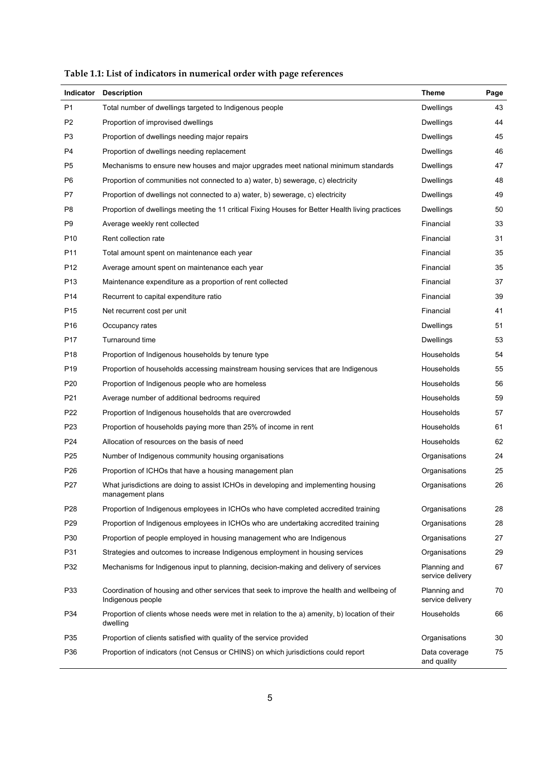**Table 1.1: List of indicators in numerical order with page references**

| Indicator | Description | Theme | Page |
|---|---|---|---|
| P1 | Total number of dwellings targeted to Indigenous people | Dwellings | 43 |
| P2 | Proportion of improvised dwellings | Dwellings | 44 |
| P3 | Proportion of dwellings needing major repairs | Dwellings | 45 |
| P4 | Proportion of dwellings needing replacement | Dwellings | 46 |
| P5 | Mechanisms to ensure new houses and major upgrades meet national minimum standards | Dwellings | 47 |
| P6 | Proportion of communities not connected to a) water, b) sewerage, c) electricity | Dwellings | 48 |
| P7 | Proportion of dwellings not connected to a) water, b) sewerage, c) electricity | Dwellings | 49 |
| P8 | Proportion of dwellings meeting the 11 critical Fixing Houses for Better Health living practices | Dwellings | 50 |
| P9 | Average weekly rent collected | Financial | 33 |
| P10 | Rent collection rate | Financial | 31 |
| P11 | Total amount spent on maintenance each year | Financial | 35 |
| P12 | Average amount spent on maintenance each year | Financial | 35 |
| P13 | Maintenance expenditure as a proportion of rent collected | Financial | 37 |
| P14 | Recurrent to capital expenditure ratio | Financial | 39 |
| P15 | Net recurrent cost per unit | Financial | 41 |
| P16 | Occupancy rates | Dwellings | 51 |
| P17 | Turnaround time | Dwellings | 53 |
| P18 | Proportion of Indigenous households by tenure type | Households | 54 |
| P19 | Proportion of households accessing mainstream housing services that are Indigenous | Households | 55 |
| P20 | Proportion of Indigenous people who are homeless | Households | 56 |
| P21 | Average number of additional bedrooms required | Households | 59 |
| P22 | Proportion of Indigenous households that are overcrowded | Households | 57 |
| P23 | Proportion of households paying more than 25% of income in rent | Households | 61 |
| P24 | Allocation of resources on the basis of need | Households | 62 |
| P25 | Number of Indigenous community housing organisations | Organisations | 24 |
| P26 | Proportion of ICHOs that have a housing management plan | Organisations | 25 |
| P27 | What jurisdictions are doing to assist ICHOs in developing and implementing housing management plans | Organisations | 26 |
| P28 | Proportion of Indigenous employees in ICHOs who have completed accredited training | Organisations | 28 |
| P29 | Proportion of Indigenous employees in ICHOs who are undertaking accredited training | Organisations | 28 |
| P30 | Proportion of people employed in housing management who are Indigenous | Organisations | 27 |
| P31 | Strategies and outcomes to increase Indigenous employment in housing services | Organisations | 29 |
| P32 | Mechanisms for Indigenous input to planning, decision-making and delivery of services | Planning and service delivery | 67 |
| P33 | Coordination of housing and other services that seek to improve the health and wellbeing of Indigenous people | Planning and service delivery | 70 |
| P34 | Proportion of clients whose needs were met in relation to the a) amenity, b) location of their dwelling | Households | 66 |
| P35 | Proportion of clients satisfied with quality of the service provided | Organisations | 30 |
| P36 | Proportion of indicators (not Census or CHINS) on which jurisdictions could report | Data coverage and quality | 75 |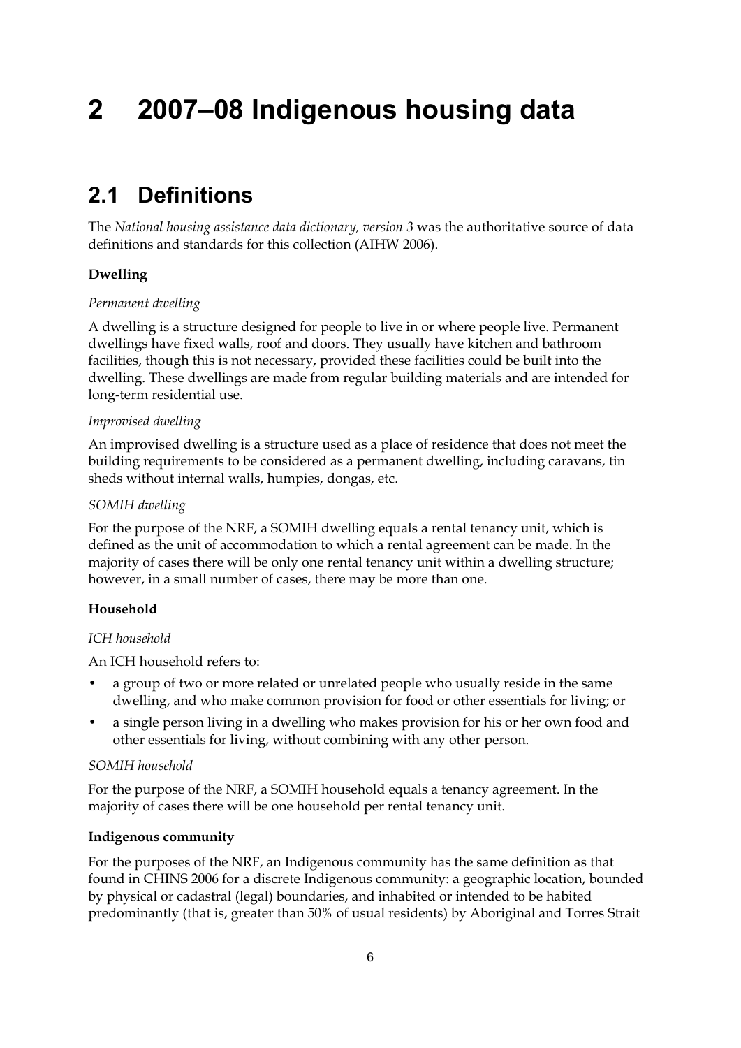# 2 2007–08 Indigenous housing data

## 2.1 Definitions

The *National housing assistance data dictionary, version 3* was the authoritative source of data definitions and standards for this collection (AIHW 2006).

**Dwelling**

*Permanent dwelling*

A dwelling is a structure designed for people to live in or where people live. Permanent dwellings have fixed walls, roof and doors. They usually have kitchen and bathroom facilities, though this is not necessary, provided these facilities could be built into the dwelling. These dwellings are made from regular building materials and are intended for long-term residential use.

*Improvised dwelling*

An improvised dwelling is a structure used as a place of residence that does not meet the building requirements to be considered as a permanent dwelling, including caravans, tin sheds without internal walls, humpies, dongas, etc.

*SOMIH dwelling*

For the purpose of the NRF, a SOMIH dwelling equals a rental tenancy unit, which is defined as the unit of accommodation to which a rental agreement can be made. In the majority of cases there will be only one rental tenancy unit within a dwelling structure; however, in a small number of cases, there may be more than one.

**Household**

*ICH household*

An ICH household refers to:

- a group of two or more related or unrelated people who usually reside in the same dwelling, and who make common provision for food or other essentials for living; or
- a single person living in a dwelling who makes provision for his or her own food and other essentials for living, without combining with any other person.

*SOMIH household*

For the purpose of the NRF, a SOMIH household equals a tenancy agreement. In the majority of cases there will be one household per rental tenancy unit.

**Indigenous community**

For the purposes of the NRF, an Indigenous community has the same definition as that found in CHINS 2006 for a discrete Indigenous community: a geographic location, bounded by physical or cadastral (legal) boundaries, and inhabited or intended to be habited predominantly (that is, greater than 50% of usual residents) by Aboriginal and Torres Strait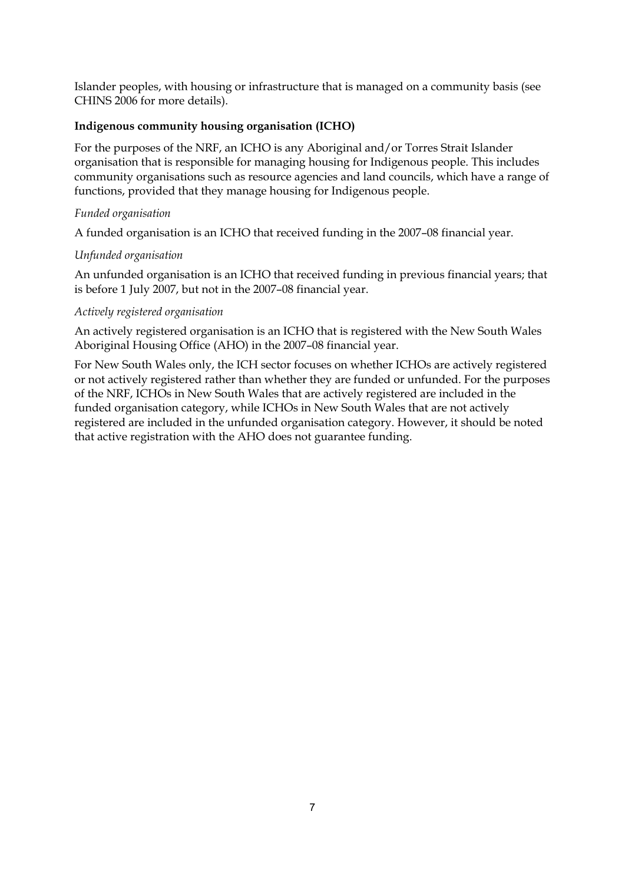Islander peoples, with housing or infrastructure that is managed on a community basis (see CHINS 2006 for more details).

**Indigenous community housing organisation (ICHO)**

For the purposes of the NRF, an ICHO is any Aboriginal and/or Torres Strait Islander organisation that is responsible for managing housing for Indigenous people. This includes community organisations such as resource agencies and land councils, which have a range of functions, provided that they manage housing for Indigenous people.

*Funded organisation*

A funded organisation is an ICHO that received funding in the 2007–08 financial year.

*Unfunded organisation*

An unfunded organisation is an ICHO that received funding in previous financial years; that is before 1 July 2007, but not in the 2007–08 financial year.

*Actively registered organisation*

An actively registered organisation is an ICHO that is registered with the New South Wales Aboriginal Housing Office (AHO) in the 2007–08 financial year.

For New South Wales only, the ICH sector focuses on whether ICHOs are actively registered or not actively registered rather than whether they are funded or unfunded. For the purposes of the NRF, ICHOs in New South Wales that are actively registered are included in the funded organisation category, while ICHOs in New South Wales that are not actively registered are included in the unfunded organisation category. However, it should be noted that active registration with the AHO does not guarantee funding.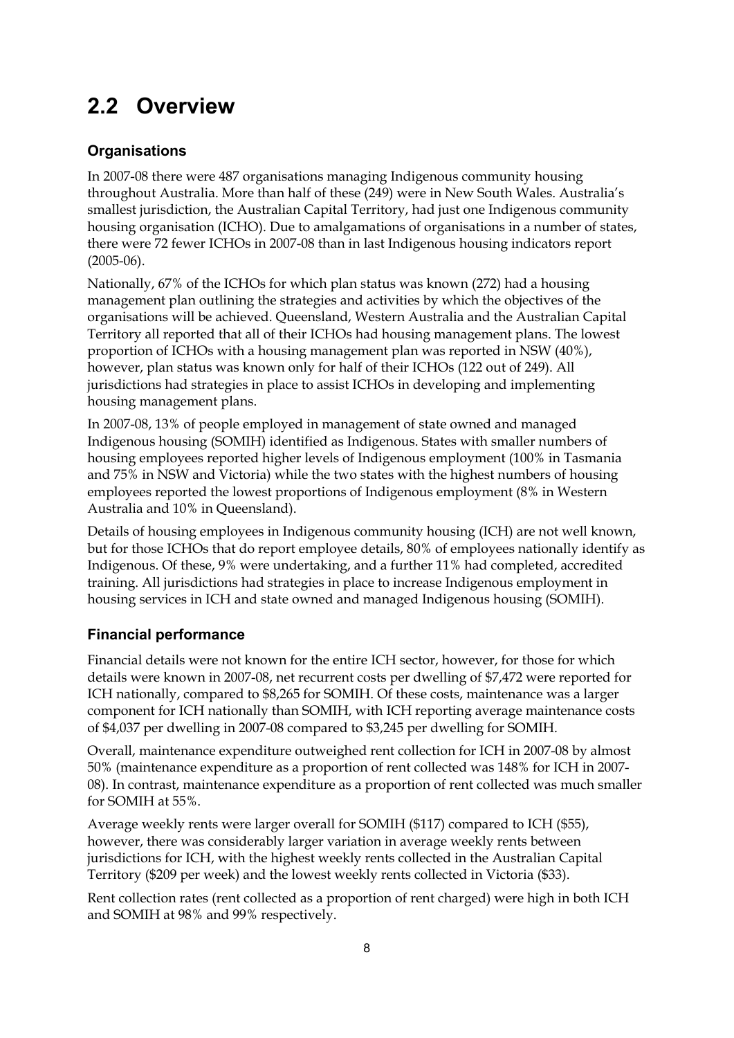## 2.2 Overview

### Organisations

In 2007-08 there were 487 organisations managing Indigenous community housing throughout Australia. More than half of these (249) were in New South Wales. Australia's smallest jurisdiction, the Australian Capital Territory, had just one Indigenous community housing organisation (ICHO). Due to amalgamations of organisations in a number of states, there were 72 fewer ICHOs in 2007-08 than in last Indigenous housing indicators report (2005-06).

Nationally, 67% of the ICHOs for which plan status was known (272) had a housing management plan outlining the strategies and activities by which the objectives of the organisations will be achieved. Queensland, Western Australia and the Australian Capital Territory all reported that all of their ICHOs had housing management plans. The lowest proportion of ICHOs with a housing management plan was reported in NSW (40%), however, plan status was known only for half of their ICHOs (122 out of 249). All jurisdictions had strategies in place to assist ICHOs in developing and implementing housing management plans.

In 2007-08, 13% of people employed in management of state owned and managed Indigenous housing (SOMIH) identified as Indigenous. States with smaller numbers of housing employees reported higher levels of Indigenous employment (100% in Tasmania and 75% in NSW and Victoria) while the two states with the highest numbers of housing employees reported the lowest proportions of Indigenous employment (8% in Western Australia and 10% in Queensland).

Details of housing employees in Indigenous community housing (ICH) are not well known, but for those ICHOs that do report employee details, 80% of employees nationally identify as Indigenous. Of these, 9% were undertaking, and a further 11% had completed, accredited training. All jurisdictions had strategies in place to increase Indigenous employment in housing services in ICH and state owned and managed Indigenous housing (SOMIH).

### Financial performance

Financial details were not known for the entire ICH sector, however, for those for which details were known in 2007-08, net recurrent costs per dwelling of $7,472 were reported for ICH nationally, compared to $8,265 for SOMIH. Of these costs, maintenance was a larger component for ICH nationally than SOMIH, with ICH reporting average maintenance costs of $4,037 per dwelling in 2007-08 compared to $3,245 per dwelling for SOMIH.

Overall, maintenance expenditure outweighed rent collection for ICH in 2007-08 by almost 50% (maintenance expenditure as a proportion of rent collected was 148% for ICH in 2007-08). In contrast, maintenance expenditure as a proportion of rent collected was much smaller for SOMIH at 55%.

Average weekly rents were larger overall for SOMIH ($117) compared to ICH ($55), however, there was considerably larger variation in average weekly rents between jurisdictions for ICH, with the highest weekly rents collected in the Australian Capital Territory ($209 per week) and the lowest weekly rents collected in Victoria ($33).

Rent collection rates (rent collected as a proportion of rent charged) were high in both ICH and SOMIH at 98% and 99% respectively.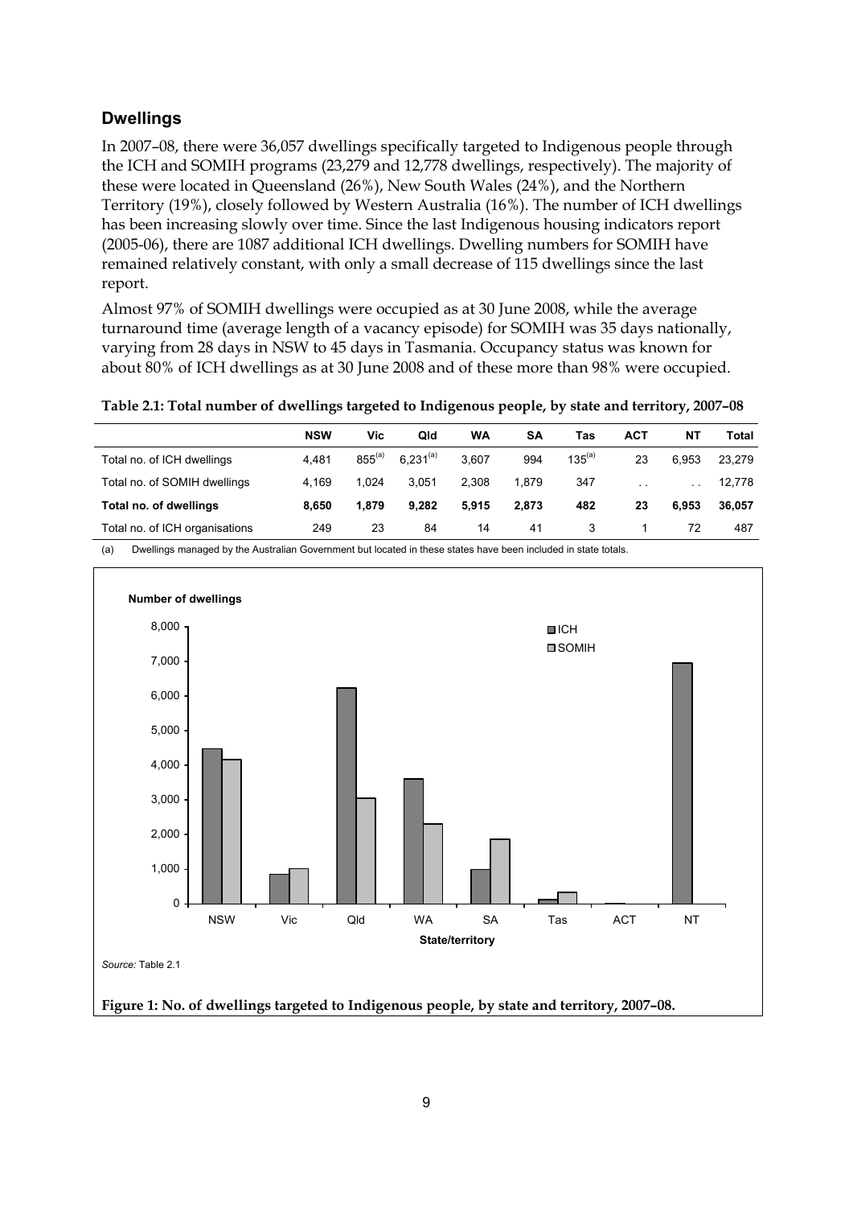## Dwellings

In 2007–08, there were 36,057 dwellings specifically targeted to Indigenous people through the ICH and SOMIH programs (23,279 and 12,778 dwellings, respectively). The majority of these were located in Queensland (26%), New South Wales (24%), and the Northern Territory (19%), closely followed by Western Australia (16%). The number of ICH dwellings has been increasing slowly over time. Since the last Indigenous housing indicators report (2005-06), there are 1087 additional ICH dwellings. Dwelling numbers for SOMIH have remained relatively constant, with only a small decrease of 115 dwellings since the last report.

Almost 97% of SOMIH dwellings were occupied as at 30 June 2008, while the average turnaround time (average length of a vacancy episode) for SOMIH was 35 days nationally, varying from 28 days in NSW to 45 days in Tasmania. Occupancy status was known for about 80% of ICH dwellings as at 30 June 2008 and of these more than 98% were occupied.

**Table 2.1: Total number of dwellings targeted to Indigenous people, by state and territory, 2007–08**

| | NSW | Vic | Qld | WA | SA | Tas | ACT | NT | Total |
|---|---|---|---|---|---|---|---|---|---|
| Total no. of ICH dwellings | 4,481 | 855[(a)] | 6,231[(a)] | 3,607 | 994 | 135[(a)] | 23 | 6,953 | 23,279 |
| Total no. of SOMIH dwellings | 4,169 | 1,024 | 3,051 | 2,308 | 1,879 | 347 | . . | . . | 12,778 |
| **Total no. of dwellings** | **8,650** | **1,879** | **9,282** | **5,915** | **2,873** | **482** | **23** | **6,953** | **36,057** |
| Total no. of ICH organisations | 249 | 23 | 84 | 14 | 41 | 3 | 1 | 72 | 487 |

(a) Dwellings managed by the Australian Government but located in these states have been included in state totals.

*Source:* Table 2.1

**Figure 1: No. of dwellings targeted to Indigenous people, by state and territory, 2007–08.**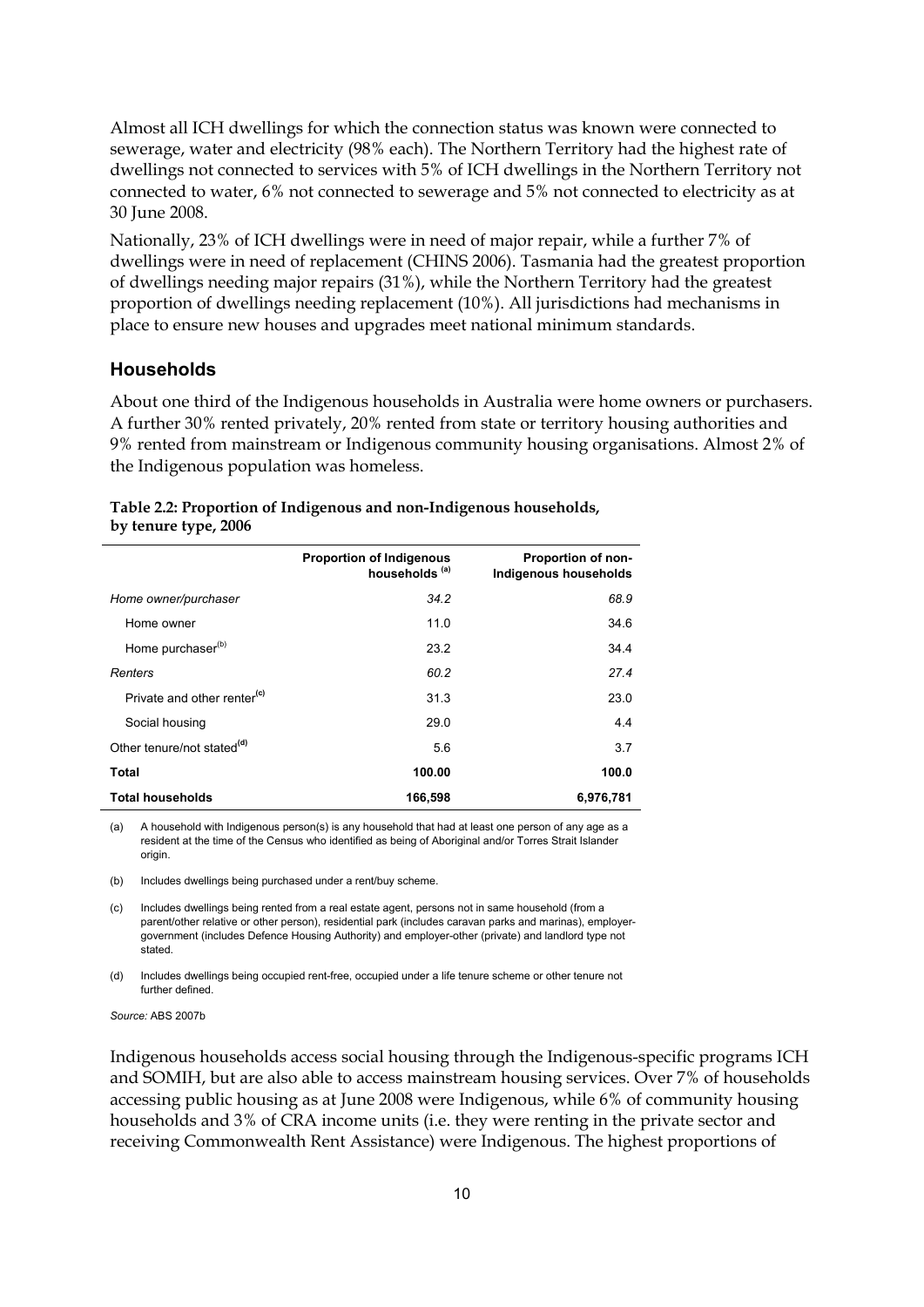Almost all ICH dwellings for which the connection status was known were connected to sewerage, water and electricity (98% each). The Northern Territory had the highest rate of dwellings not connected to services with 5% of ICH dwellings in the Northern Territory not connected to water, 6% not connected to sewerage and 5% not connected to electricity as at 30 June 2008.

Nationally, 23% of ICH dwellings were in need of major repair, while a further 7% of dwellings were in need of replacement (CHINS 2006). Tasmania had the greatest proportion of dwellings needing major repairs (31%), while the Northern Territory had the greatest proportion of dwellings needing replacement (10%). All jurisdictions had mechanisms in place to ensure new houses and upgrades meet national minimum standards.

## Households

About one third of the Indigenous households in Australia were home owners or purchasers. A further 30% rented privately, 20% rented from state or territory housing authorities and 9% rented from mainstream or Indigenous community housing organisations. Almost 2% of the Indigenous population was homeless.

**Table 2.2: Proportion of Indigenous and non-Indigenous households, by tenure type, 2006**

| | Proportion of Indigenous households [(a)] | Proportion of non-Indigenous households |
|---|---|---|
| *Home owner/purchaser* | *34.2* | *68.9* |
| Home owner | 11.0 | 34.6 |
| Home purchaser[(b)] | 23.2 | 34.4 |
| *Renters* | *60.2* | *27.4* |
| Private and other renter[(c)] | 31.3 | 23.0 |
| Social housing | 29.0 | 4.4 |
| Other tenure/not stated[(d)] | 5.6 | 3.7 |
| **Total** | **100.00** | **100.0** |
| **Total households** | **166,598** | **6,976,781** |

(a) A household with Indigenous person(s) is any household that had at least one person of any age as a resident at the time of the Census who identified as being of Aboriginal and/or Torres Strait Islander origin.

(b) Includes dwellings being purchased under a rent/buy scheme.

(c) Includes dwellings being rented from a real estate agent, persons not in same household (from a parent/other relative or other person), residential park (includes caravan parks and marinas), employer-government (includes Defence Housing Authority) and employer-other (private) and landlord type not stated.

(d) Includes dwellings being occupied rent-free, occupied under a life tenure scheme or other tenure not further defined.

*Source:* ABS 2007b

Indigenous households access social housing through the Indigenous-specific programs ICH and SOMIH, but are also able to access mainstream housing services. Over 7% of households accessing public housing as at June 2008 were Indigenous, while 6% of community housing households and 3% of CRA income units (i.e. they were renting in the private sector and receiving Commonwealth Rent Assistance) were Indigenous. The highest proportions of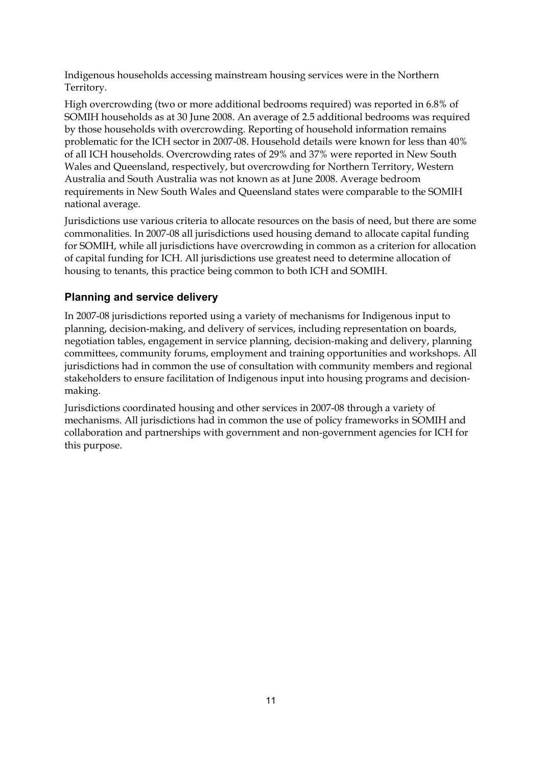Indigenous households accessing mainstream housing services were in the Northern Territory.

High overcrowding (two or more additional bedrooms required) was reported in 6.8% of SOMIH households as at 30 June 2008. An average of 2.5 additional bedrooms was required by those households with overcrowding. Reporting of household information remains problematic for the ICH sector in 2007-08. Household details were known for less than 40% of all ICH households. Overcrowding rates of 29% and 37% were reported in New South Wales and Queensland, respectively, but overcrowding for Northern Territory, Western Australia and South Australia was not known as at June 2008. Average bedroom requirements in New South Wales and Queensland states were comparable to the SOMIH national average.

Jurisdictions use various criteria to allocate resources on the basis of need, but there are some commonalities. In 2007-08 all jurisdictions used housing demand to allocate capital funding for SOMIH, while all jurisdictions have overcrowding in common as a criterion for allocation of capital funding for ICH. All jurisdictions use greatest need to determine allocation of housing to tenants, this practice being common to both ICH and SOMIH.

### Planning and service delivery

In 2007-08 jurisdictions reported using a variety of mechanisms for Indigenous input to planning, decision-making, and delivery of services, including representation on boards, negotiation tables, engagement in service planning, decision-making and delivery, planning committees, community forums, employment and training opportunities and workshops. All jurisdictions had in common the use of consultation with community members and regional stakeholders to ensure facilitation of Indigenous input into housing programs and decision-making.

Jurisdictions coordinated housing and other services in 2007-08 through a variety of mechanisms. All jurisdictions had in common the use of policy frameworks in SOMIH and collaboration and partnerships with government and non-government agencies for ICH for this purpose.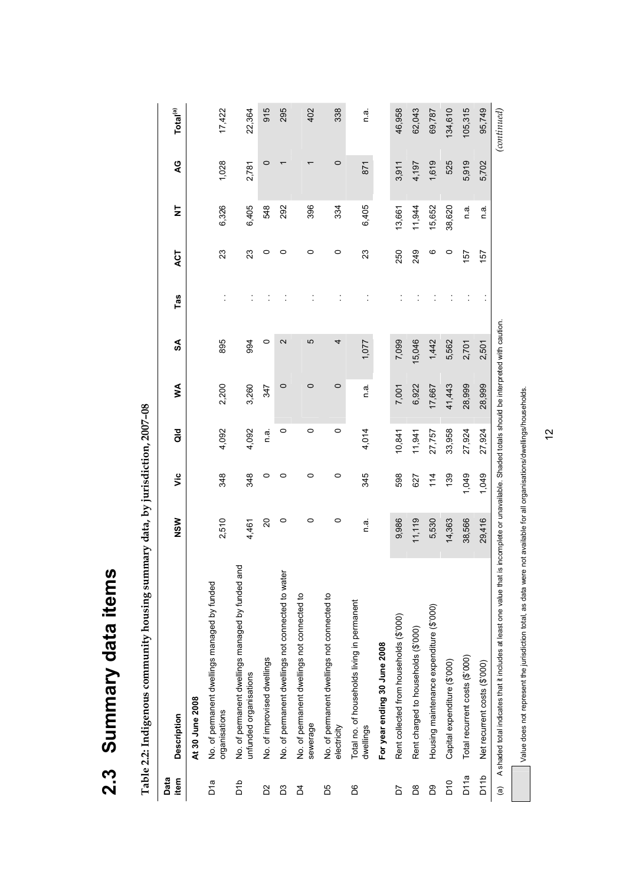# 2.3 Summary data items

**Table 2.2: Indigenous community housing summary data, by jurisdiction, 2007–08**

| Data item | Description | NSW | Vic | Qld | WA | SA | Tas | ACT | NT | AG | Total[(a)] |
|---|---|---|---|---|---|---|---|---|---|---|---|
| | **At 30 June 2008** | | | | | | | | | | |
| D1a | No. of permanent dwellings managed by funded organisations | 2,510 | 348 | 4,092 | 2,200 | 895 | . . | 23 | 6,326 | 1,028 | 17,422 |
| D1b | No. of permanent dwellings managed by funded and unfunded organisations | 4,461 | 348 | 4,092 | 3,260 | 994 | . . | 23 | 6,405 | 2,781 | 22,364 |
| D2 | No. of improvised dwellings | 20 | 0 | n.a. | 347 | 0 | . . | 0 | 548 | 0 | 915 |
| D3 | No. of permanent dwellings not connected to water | 0 | 0 | 0 | 0 | 2 | . . | 0 | 292 | 1 | 295 |
| D4 | No. of permanent dwellings not connected to sewerage | 0 | 0 | 0 | 0 | 5 | . . | 0 | 396 | 1 | 402 |
| D5 | No. of permanent dwellings not connected to electricity | 0 | 0 | 0 | 0 | 4 | . . | 0 | 334 | 0 | 338 |
| D6 | Total no. of households living in permanent dwellings | n.a. | 345 | 4,014 | n.a. | 1,077 | . . | 23 | 6,405 | 871 | n.a. |
| | **For year ending 30 June 2008** | | | | | | | | | | |
| D7 | Rent collected from households ($'000) | 9,986 | 598 | 10,841 | 7,001 | 7,099 | . . | 250 | 13,661 | 3,911 | 46,958 |
| D8 | Rent charged to households ($'000) | 11,119 | 627 | 11,941 | 6,922 | 15,046 | . . | 249 | 11,944 | 4,197 | 62,043 |
| D9 | Housing maintenance expenditure ($'000) | 5,530 | 114 | 27,757 | 17,667 | 1,442 | . . | 6 | 15,652 | 1,619 | 69,787 |
| D10 | Capital expenditure ($'000) | 14,363 | 139 | 33,958 | 41,443 | 5,562 | . . | 0 | 38,620 | 525 | 134,610 |
| D11a | Total recurrent costs ($'000) | 38,566 | 1,049 | 27,924 | 28,999 | 2,701 | . . | 157 | n.a. | 5,919 | 105,315 |
| D11b | Net recurrent costs ($'000) | 29,416 | 1,049 | 27,924 | 28,999 | 2,501 | . . | 157 | n.a. | 5,702 | 95,749 |

(a) A shaded total indicates that it includes at least one value that is incomplete or unavailable. Shaded totals should be interpreted with caution.

Value does not represent the jurisdiction total, as data were not available for all organisations/dwellings/households.

*(continued)*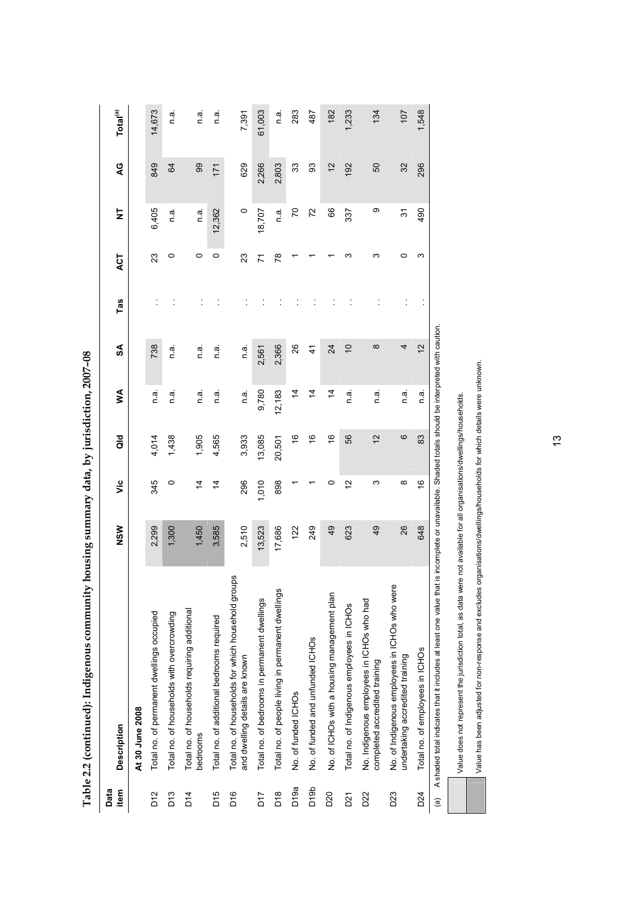**Table 2.2 (continued): Indigenous community housing summary data, by jurisdiction, 2007–08**

| Data item | Description | NSW | Vic | Qld | WA | SA | Tas | ACT | NT | AG | Total[(a)] |
|---|---|---|---|---|---|---|---|---|---|---|---|
| | **At 30 June 2008** | | | | | | | | | | |
| D12 | Total no. of permanent dwellings occupied | 2,299 | 345 | 4,014 | n.a. | 738 | . . | 23 | 6,405 | 849 | 14,673 |
| D13 | Total no. of households with overcrowding | 1,300 | 0 | 1,438 | n.a. | n.a. | . . | 0 | n.a. | 64 | n.a. |
| D14 | Total no. of households requiring additional bedrooms | 1,450 | 14 | 1,905 | n.a. | n.a. | . . | 0 | n.a. | 99 | n.a. |
| D15 | Total no. of additional bedrooms required | 3,585 | 14 | 4,565 | n.a. | n.a. | . . | 0 | 12,362 | 171 | n.a. |
| D16 | Total no. of households for which household groups and dwelling details are known | 2,510 | 296 | 3,933 | n.a. | n.a. | . . | 23 | 0 | 629 | 7,391 |
| D17 | Total no. of bedrooms in permanent dwellings | 13,523 | 1,010 | 13,085 | 9,780 | 2,561 | . . | 71 | 18,707 | 2,266 | 61,003 |
| D18 | Total no. of people living in permanent dwellings | 17,686 | 898 | 20,501 | 12,183 | 2,366 | . . | 78 | n.a. | 2,803 | n.a. |
| D19a | No. of funded ICHOs | 122 | 1 | 16 | 14 | 26 | . . | 1 | 70 | 33 | 283 |
| D19b | No. of funded and unfunded ICHOs | 249 | 1 | 16 | 14 | 41 | . . | 1 | 72 | 93 | 487 |
| D20 | No. of ICHOs with a housing management plan | 49 | 0 | 16 | 14 | 24 | . . | 1 | 66 | 12 | 182 |
| D21 | Total no. of Indigenous employees in ICHOs | 623 | 12 | 56 | n.a. | 10 | . . | 3 | 337 | 192 | 1,233 |
| D22 | No. Indigenous employees in ICHOs who had completed accredited training | 49 | 3 | 12 | n.a. | 8 | . . | 3 | 9 | 50 | 134 |
| D23 | No. of Indigenous employees in ICHOs who were undertaking accredited training | 26 | 8 | 6 | n.a. | 4 | . . | 0 | 31 | 32 | 107 |
| D24 | Total no. of employees in ICHOs | 648 | 16 | 83 | n.a. | 12 | . . | 3 | 490 | 296 | 1,548 |

(a) A shaded total indicates that it includes at least one value that is incomplete or unavailable. Shaded totals should be interpreted with caution.

Value does not represent the jurisdiction total, as data were not available for all organisations/dwellings/households.

Value has been adjusted for non-response and excludes organisations/dwellings/households for which details were unknown.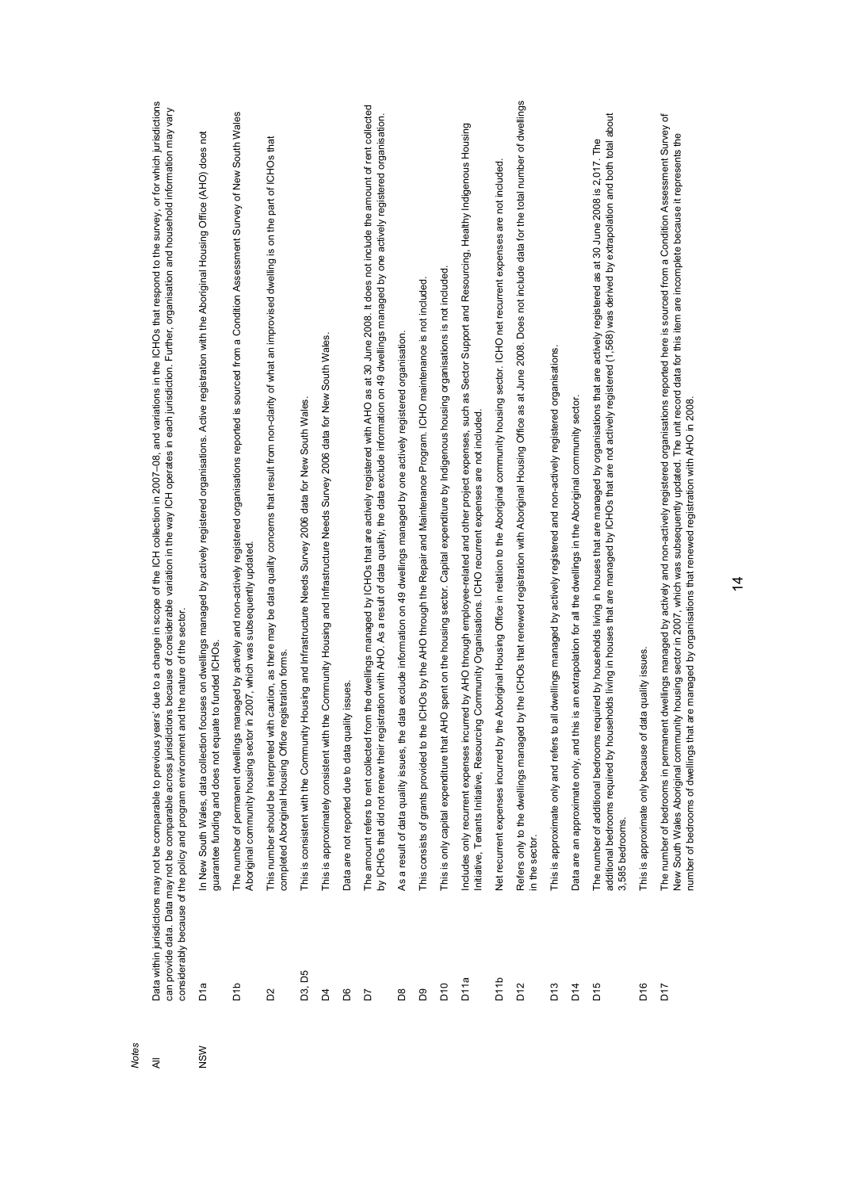*Notes*

| | | |
|---|---|---|
| All | | Data within jurisdictions may not be comparable to previous years' due to a change in scope of the ICH collection in 2007–08, and variations in the ICHOs that respond to the survey, or for which jurisdictions can provide data. Data may not be comparable across jurisdictions because of considerable variation in the way ICH operates in each jurisdiction. Further, organisation and household information may vary considerably because of the policy and program environment and the nature of the sector. |
| NSW | D1a | In New South Wales, data collection focuses on dwellings managed by actively registered organisations. Active registration with the Aboriginal Housing Office (AHO) does not guarantee funding and does not equate to funded ICHOs. |
| | D1b | The number of permanent dwellings managed by actively and non-actively registered organisations reported is sourced from a Condition Assessment Survey of New South Wales Aboriginal community housing sector in 2007, which was subsequently updated. |
| | D2 | This number should be interpreted with caution, as there may be data quality concerns that result from non-clarity of what an improvised dwelling is on the part of ICHOs that completed Aboriginal Housing Office registration forms. |
| | D3, D5 | This is consistent with the Community Housing and Infrastructure Needs Survey 2006 data for New South Wales. |
| | D4 | This is approximately consistent with the Community Housing and Infrastructure Needs Survey 2006 data for New South Wales. |
| | D6 | Data are not reported due to data quality issues. |
| | D7 | The amount refers to rent collected from the dwellings managed by ICHOs that are actively registered with AHO as at 30 June 2008. It does not include the amount of rent collected by ICHOs that did not renew their registration with AHO. As a result of data quality, the data exclude information on 49 dwellings managed by one actively registered organisation. |
| | D8 | As a result of data quality issues, the data exclude information on 49 dwellings managed by one actively registered organisation. |
| | D9 | This consists of grants provided to the ICHOs by the AHO through the Repair and Maintenance Program. ICHO maintenance is not included. |
| | D10 | This is only capital expenditure that AHO spent on the housing sector. Capital expenditure by Indigenous housing organisations is not included. |
| | D11a | Includes only recurrent expenses incurred by AHO through employee-related and other project expenses, such as Sector Support and Resourcing, Healthy Indigenous Housing Initiative, Tenants Initiative, Resourcing Community Organisations. ICHO recurrent expenses are not included. |
| | D11b | Net recurrent expenses incurred by the Aboriginal Housing Office in relation to the Aboriginal community housing sector. ICHO net recurrent expenses are not included. |
| | D12 | Refers only to the dwellings managed by the ICHOs that renewed registration with Aboriginal Housing Office as at June 2008. Does not include data for the total number of dwellings in the sector. |
| | D13 | This is approximate only and refers to all dwellings managed by actively registered and non-actively registered organisations. |
| | D14 | Data are an approximate only, and this is an extrapolation for all the dwellings in the Aboriginal community sector. |
| | D15 | The number of additional bedrooms required by households living in houses that are managed by organisations that are actively registered as at 30 June 2008 is 2,017. The additional bedrooms required by households living in houses that are managed by ICHOs that are not actively registered (1,568) was derived by extrapolation and both total about 3,585 bedrooms. |
| | D16 | This is approximate only because of data quality issues. |
| | D17 | The number of bedrooms in permanent dwellings managed by actively and non-actively registered organisations reported here is sourced from a Condition Assessment Survey of New South Wales Aboriginal community housing sector in 2007, which was subsequently updated. The unit record data for this item are incomplete because it represents the number of bedrooms of dwellings that are managed by organisations that renewed registration with AHO in 2008. |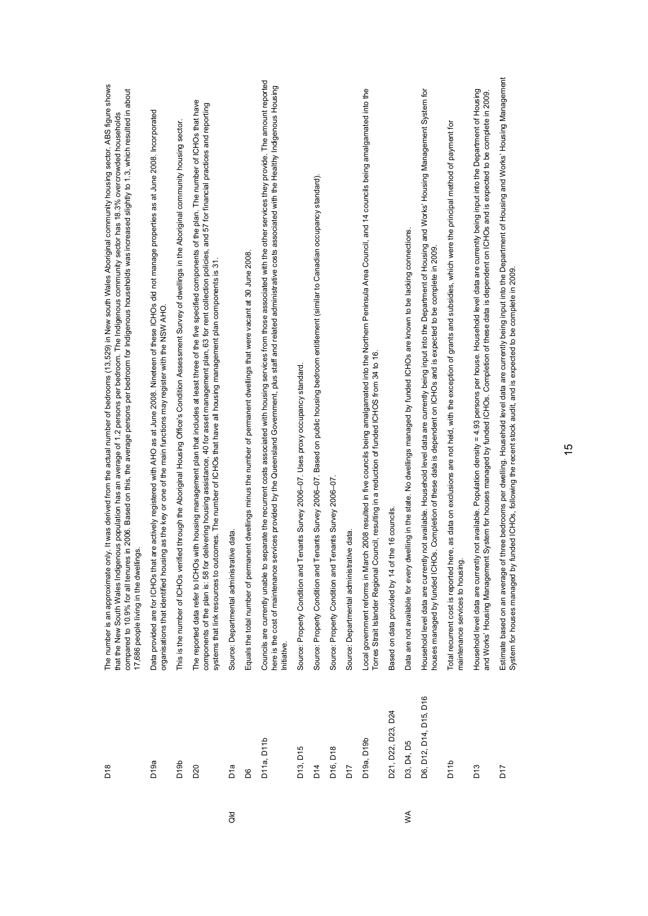| | | |
|---|---|---|
| | D18 | The number is an approximate only. It was derived from the actual number of bedrooms (13,529) in New south Wales Aboriginal community housing sector. ABS figure shows that the New South Wales Indigenous population has an average of 1.2 persons per bedroom. The Indigenous community sector has 18.3% overcrowded households compared to 10.9% for all tenures in 2006. Based on this, the average persons per bedroom for Indigenous households was increased slightly to 1.3, which resulted in about 17,686 people living in the dwellings. |
| | D19a | Data provided are for ICHOs that are actively registered with AHO as at June 2008. Nineteen of these ICHOs did not manage properties as at June 2008. Incorporated organisations that identified housing as the key or one of the main functions may register with the NSW AHO. |
| | D19b | This is the number of ICHOs verified through the Aboriginal Housing Office's Condition Assessment Survey of dwellings in the Aboriginal community housing sector. |
| | D20 | The reported data refer to ICHOs with housing management plan that includes at least three of the five specified components of the plan. The number of ICHOs that have components of the plan is: 58 for delivering housing assistance, 40 for asset management plan, 63 for rent collection policies, and 57 for financial practices and reporting systems that link resources to outcomes. The number of ICHOs that have all housing management plan components is 31. |
| Qld | D1a | Source: Departmental administrative data. |
| | D6 | Equals the total number of permanent dwellings minus the number of permanent dwellings that were vacant at 30 June 2008. |
| | D11a, D11b | Councils are currently unable to separate the recurrent costs associated with housing services from those associated with the other services they provide. The amount reported here is the cost of maintenance services provided by the Queensland Government, plus staff and related administrative costs associated with the Healthy Indigenous Housing Initiative. |
| | D13, D15 | Source: Property Condition and Tenants Survey 2006–07. Uses proxy occupancy standard. |
| | D14 | Source: Property Condition and Tenants Survey 2006–07. Based on public housing bedroom entitlement (similar to Canadian occupancy standard). |
| | D16, D18 | Source: Property Condition and Tenants Survey 2006–07. |
| | D17 | Source: Departmental administrative data. |
| | D19a, D19b | Local government reforms in March 2008 resulted in five councils being amalgamated into the Northern Peninsula Area Council, and 14 councils being amalgamated into the Torres Strait Islander Regional Council, resulting in a reduction of funded ICHOS from 34 to 16. |
| | D21, D22, D23, D24 | Based on data provided by 14 of the 16 councils. |
| WA | D3, D4, D5 | Data are not available for every dwelling in the state. No dwellings managed by funded ICHOs are known to be lacking connections. |
| | D6, D12, D14, D15, D16 | Household level data are currently not available. Household level data are currently being input into the Department of Housing and Works' Housing Management System for houses managed by funded ICHOs. Completion of these data is dependent on ICHOs and is expected to be complete in 2009. |
| | D11b | Total recurrent cost is reported here, as data on exclusions are not held, with the exception of grants and subsidies, which were the principal method of payment for maintenance services to housing. |
| | D13 | Household level data are currently not available. Population density = 4.93 persons per house. Household level data are currently being input into the Department of Housing and Works' Housing Management System for houses managed by funded ICHOs. Completion of these data is dependent on ICHOs and is expected to be complete in 2009. |
| | D17 | Estimate based on an average of three bedrooms per dwelling. Household level data are currently being input into the Department of Housing and Works' Housing Management System for houses managed by funded ICHOs, following the recent stock audit, and is expected to be complete in 2009. |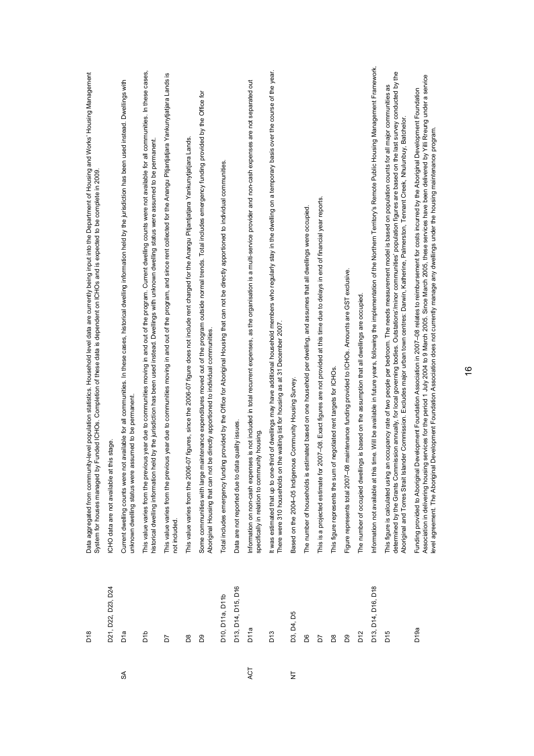| | | |
|---|---|---|
| | D18 | Data aggregated from community-level population statistics. Household level data are currently being input into the Department of Housing and Works' Housing Management System for houses managed by Funded ICHOs. Completion of these data is dependent on ICHOs and is expected to be complete in 2009. |
| | D21, D22, D23, D24 | ICHO data are not available at this stage. |
| SA | D1a | Current dwelling counts were not available for all communities. In these cases, historical dwelling information held by the jurisdiction has been used instead. Dwellings with unknown dwelling status were assumed to be permanent. |
| | D1b | This value varies from the previous year due to communities moving in and out of the program. Current dwelling counts were not available for all communities. In these cases, historical dwelling information held by the jurisdiction has been used instead. Dwellings with unknown dwelling status were assumed to be permanent. |
| | D7 | This value varies from the previous year due to communities moving in and out of the program, and since rent collected for the Anangu Pitjantjatjara Yankunytjatjara Lands is not included. |
| | D8 | This value varies from the 2006-07 figures, since the 2006-07 figure does not include rent charged for the Anangu Pitjantjatjara Yankunytjatjara Lands. |
| | D9 | Some communities with large maintenance expenditures moved out of the program outside normal trends. Total includes emergency funding provided by the Office for Aboriginal Housing that can not be directly apportioned to individual communities. |
| | D10, D11a, D11b | Total includes emergency funding provided by the Office for Aboriginal Housing that can not be directly apportioned to individual communities. |
| | D13, D14, D15, D16 | Data are not reported due to data quality issues. |
| ACT | D11a | Information on non-cash expenses is not included in total recurrent expenses, as the organisation is a multi-service provider and non-cash expenses are not separated out specifically in relation to community housing. |
| | D13 | It was estimated that up to one-third of dwellings may have additional household members who regularly stay in the dwelling on a temporary basis over the course of the year. There were 310 households on the waiting list for housing as at 31 December 2007. |
| NT | D3, D4, D5 | Based on the 2004–05 Indigenous Community Housing Survey. |
| | D6 | The number of households is estimated based on one household per dwelling, and assumes that all dwellings were occupied. |
| | D7 | This is a projected estimate for 2007–08. Exact figures are not provided at this time due to delays in end of financial year reports. |
| | D8 | This figure represents the sum of negotiated rent targets for ICHOs. |
| | D9 | Figure represents total 2007–08 maintenance funding provided to ICHOs. Amounts are GST exclusive. |
| | D12 | The number of occupied dwellings is based on the assumption that all dwellings are occupied. |
| | D13, D14, D16, D18 | Information not available at this time. Will be available in future years, following the implementation of the Northern Territory's Remote Public Housing Management Framework. |
| | D15 | This figure is calculated using an occupancy rate of two people per bedroom. The needs measurement model is based on population counts for all major communities as determined by the Grants Commission annually, for local governing bodies. Outstations'/minor communities' population figures are based on the last survey conducted by the Aboriginal and Torres Strait Islander Commission. Excludes major urban town centres: Darwin, Katherine, Palmerston, Tennant Creek, Nhulunbuy, Batchelor. |
| | D19a | Funding provided to Aboriginal Development Foundation Association in 2007–08 relates to reimbursement for costs incurred by the Aboriginal Development Foundation Association in delivering housing services for the period 1 July 2004 to 9 March 2005. Since March 2005, these services have been delivered by Yilli Rreung under a service level agreement. The Aboriginal Development Foundation Association does not currently manage any dwellings under the housing maintenance program. |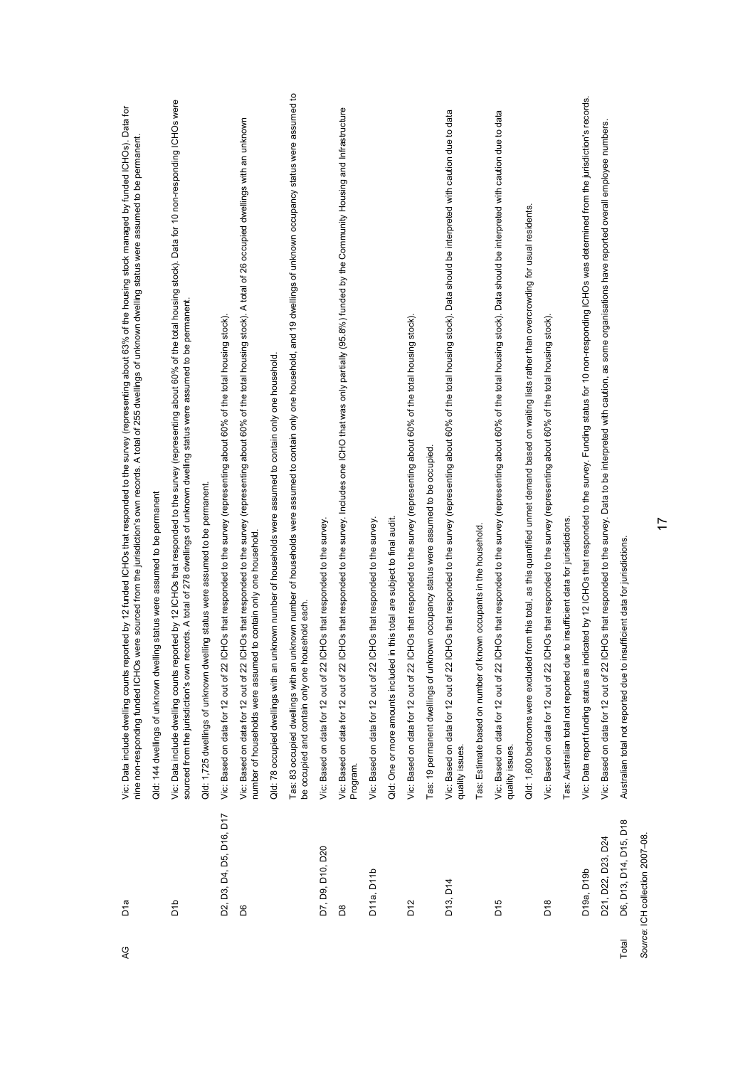| | | |
|---|---|---|
| AG | D1a | Vic: Data include dwelling counts reported by 12 funded ICHOs that responded to the survey (representing about 63% of the housing stock managed by funded ICHOs). Data for nine non-responding funded ICHOs were sourced from the jurisdiction's own records. A total of 255 dwellings of unknown dwelling status were assumed to be permanent. |
| | | Qld: 144 dwellings of unknown dwelling status were assumed to be permanent |
| | D1b | Vic: Data include dwelling counts reported by 12 ICHOs that responded to the survey (representing about 60% of the total housing stock). Data for 10 non-responding ICHOs were sourced from the jurisdiction's own records. A total of 278 dwellings of unknown dwelling status were assumed to be permanent. |
| | | Qld: 1,725 dwellings of unknown dwelling status were assumed to be permanent. |
| | D2, D3, D4, D5, D16, D17 | Vic: Based on data for 12 out of 22 ICHOs that responded to the survey (representing about 60% of the total housing stock). |
| | D6 | Vic: Based on data for 12 out of 22 ICHOs that responded to the survey (representing about 60% of the total housing stock). A total of 26 occupied dwellings with an unknown number of households were assumed to contain only one household. |
| | | Qld: 78 occupied dwellings with an unknown number of households were assumed to contain only one household. |
| | | Tas: 83 occupied dwellings with an unknown number of households were assumed to contain only one household, and 19 dwellings of unknown occupancy status were assumed to be occupied and contain only one household each. |
| | D7, D9, D10, D20 | Vic: Based on data for 12 out of 22 ICHOs that responded to the survey. |
| | D8 | Vic: Based on data for 12 out of 22 ICHOs that responded to the survey. Includes one ICHO that was only partially (95.8%) funded by the Community Housing and Infrastructure Program. |
| | D11a, D11b | Vic: Based on data for 12 out of 22 ICHOs that responded to the survey. |
| | | Qld: One or more amounts included in this total are subject to final audit. |
| | D12 | Vic: Based on data for 12 out of 22 ICHOs that responded to the survey (representing about 60% of the total housing stock). |
| | | Tas: 19 permanent dwellings of unknown occupancy status were assumed to be occupied. |
| | D13, D14 | Vic: Based on data for 12 out of 22 ICHOs that responded to the survey (representing about 60% of the total housing stock). Data should be interpreted with caution due to data quality issues. |
| | | Tas: Estimate based on number of known occupants in the household. |
| | D15 | Vic: Based on data for 12 out of 22 ICHOs that responded to the survey (representing about 60% of the total housing stock). Data should be interpreted with caution due to data quality issues. |
| | | Qld: 1,600 bedrooms were excluded from this total, as this quantified unmet demand based on waiting lists rather than overcrowding for usual residents. |
| | D18 | Vic: Based on data for 12 out of 22 ICHOs that responded to the survey (representing about 60% of the total housing stock). |
| | | Tas: Australian total not reported due to insufficient data for jurisdictions. |
| | D19a, D19b | Vic: Data report funding status as indicated by 12 ICHOs that responded to the survey. Funding status for 10 non-responding ICHOs was determined from the jurisdiction's records. |
| | D21, D22, D23, D24 | Vic: Based on data for 12 out of 22 ICHOs that responded to the survey. Data to be interpreted with caution, as some organisations have reported overall employee numbers. |
| Total | D6, D13, D14, D15, D18 | Australian total not reported due to insufficient data for jurisdictions. |

*Source:* ICH collection 2007–08.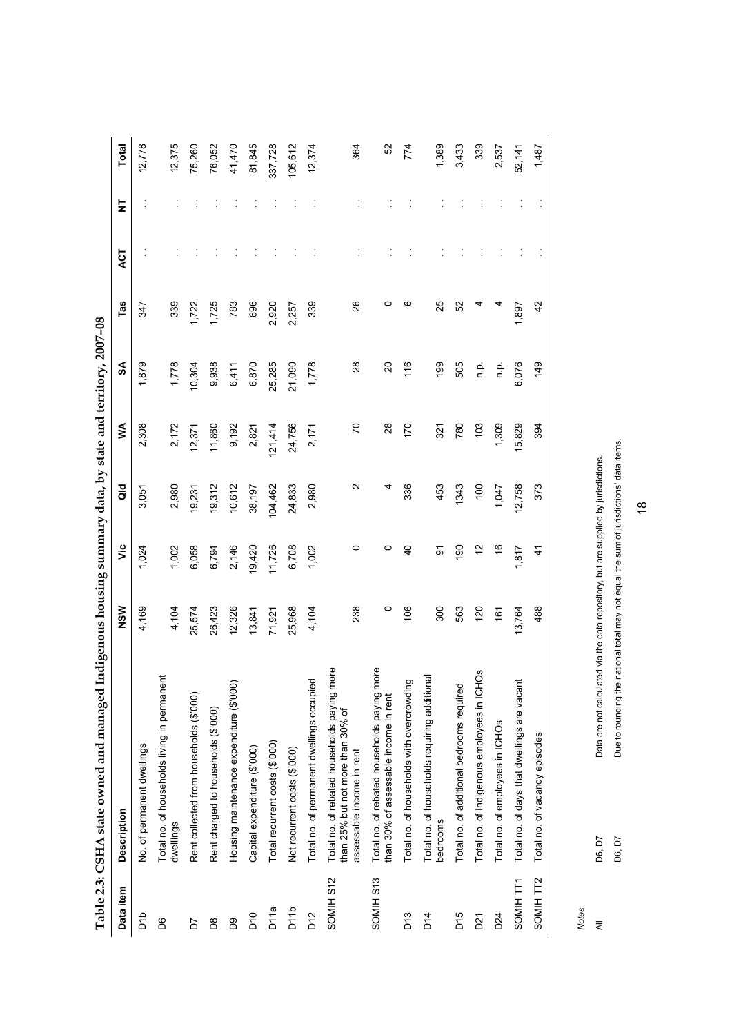**Table 2.3: CSHA state owned and managed Indigenous housing summary data, by state and territory, 2007–08**

| Data item | Description | NSW | Vic | Qld | WA | SA | Tas | ACT | NT | Total |
|---|---|---|---|---|---|---|---|---|---|---|
| D1b | No. of permanent dwellings | 4,169 | 1,024 | 3,051 | 2,308 | 1,879 | 347 | . . | . . | 12,778 |
| D6 | Total no. of households living in permanent dwellings | 4,104 | 1,002 | 2,980 | 2,172 | 1,778 | 339 | . . | . . | 12,375 |
| D7 | Rent collected from households ($'000) | 25,574 | 6,058 | 19,231 | 12,371 | 10,304 | 1,722 | . . | . . | 75,260 |
| D8 | Rent charged to households ($'000) | 26,423 | 6,794 | 19,312 | 11,860 | 9,938 | 1,725 | . . | . . | 76,052 |
| D9 | Housing maintenance expenditure ($'000) | 12,326 | 2,146 | 10,612 | 9,192 | 6,411 | 783 | . . | . . | 41,470 |
| D10 | Capital expenditure ($'000) | 13,841 | 19,420 | 38,197 | 2,821 | 6,870 | 696 | . . | . . | 81,845 |
| D11a | Total recurrent costs ($'000) | 71,921 | 11,726 | 104,462 | 121,414 | 25,285 | 2,920 | . . | . . | 337,728 |
| D11b | Net recurrent costs ($'000) | 25,968 | 6,708 | 24,833 | 24,756 | 21,090 | 2,257 | . . | . . | 105,612 |
| D12 | Total no. of permanent dwellings occupied | 4,104 | 1,002 | 2,980 | 2,171 | 1,778 | 339 | . . | . . | 12,374 |
| SOMIH S12 | Total no. of rebated households paying more than 25% but not more than 30% of assessable income in rent | 238 | 0 | 2 | 70 | 28 | 26 | . . | . . | 364 |
| SOMIH S13 | Total no. of rebated households paying more than 30% of assessable income in rent | 0 | 0 | 4 | 28 | 20 | 0 | . . | . . | 52 |
| D13 | Total no. of households with overcrowding | 106 | 40 | 336 | 170 | 116 | 6 | . . | . . | 774 |
| D14 | Total no. of households requiring additional bedrooms | 300 | 91 | 453 | 321 | 199 | 25 | . . | . . | 1,389 |
| D15 | Total no. of additional bedrooms required | 563 | 190 | 1343 | 780 | 505 | 52 | . . | . . | 3,433 |
| D21 | Total no. of Indigenous employees in ICHOs | 120 | 12 | 100 | 103 | n.p. | 4 | . . | . . | 339 |
| D24 | Total no. of employees in ICHOs | 161 | 16 | 1,047 | 1,309 | n.p. | 4 | . . | . . | 2,537 |
| SOMIH TT1 | Total no. of days that dwellings are vacant | 13,764 | 1,817 | 12,758 | 15,829 | 6,076 | 1,897 | . . | . . | 52,141 |
| SOMIH TT2 | Total no. of vacancy episodes | 488 | 41 | 373 | 394 | 149 | 42 | . . | . . | 1,487 |

*Notes*

| | | |
|---|---|---|
| All | D6, D7 | Data are not calculated via the data repository, but are supplied by jurisdictions. |
| | D6, D7 | Due to rounding the national total may not equal the sum of jurisdictions' data items. |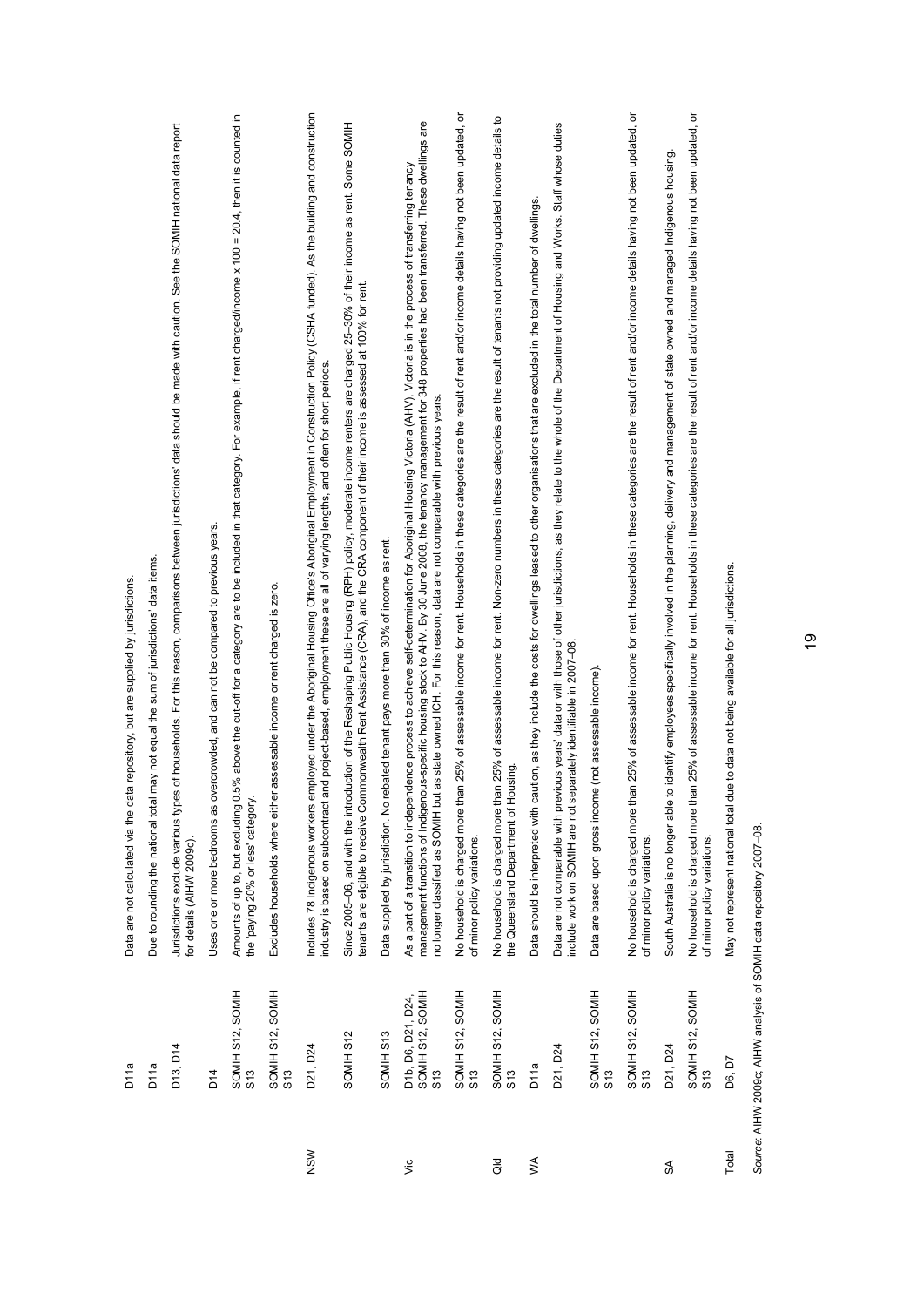| | | |
|---|---|---|
| | D11a | Data are not calculated via the data repository, but are supplied by jurisdictions. |
| | D11a | Due to rounding the national total may not equal the sum of jurisdictions' data items. |
| | D13, D14 | Jurisdictions exclude various types of households. For this reason, comparisons between jurisdictions' data should be made with caution. See the SOMIH national data report for details (AIHW 2009c). |
| | D14 | Uses one or more bedrooms as overcrowded, and can not be compared to previous years. |
| | SOMIH S12, SOMIH S13 | Amounts of up to, but excluding 0.5% above the cut-off for a category are to be included in that category. For example, if rent charged/income x 100 = 20.4, then it is counted in the 'paying 20% or less' category. |
| | SOMIH S12, SOMIH S13 | Excludes households where either assessable income or rent charged is zero. |
| NSW | D21, D24 | Includes 78 Indigenous workers employed under the Aboriginal Housing Office's Aboriginal Employment in Construction Policy (CSHA funded). As the building and construction industry is based on subcontract and project-based, employment these are all of varying lengths, and often for short periods. |
| | SOMIH S12 | Since 2005–06, and with the introduction of the Reshaping Public Housing (RPH) policy, moderate income renters are charged 25–30% of their income as rent. Some SOMIH tenants are eligible to receive Commonwealth Rent Assistance (CRA), and the CRA component of their income is assessed at 100% for rent. |
| | SOMIH S13 | Data supplied by jurisdiction. No rebated tenant pays more than 30% of income as rent. |
| Vic | D1b, D6, D21, D24, SOMIH S12, SOMIH S13 | As a part of a transition to independence process to achieve self-determination for Aboriginal Housing Victoria (AHV), Victoria is in the process of transferring tenancy management functions of Indigenous-specific housing stock to AHV. By 30 June 2008, the tenancy management for 348 properties had been transferred. These dwellings are no longer classified as SOMIH but as state owned ICH. For this reason, data are not comparable with previous years. |
| | SOMIH S12, SOMIH S13 | No household is charged more than 25% of assessable income for rent. Households in these categories are the result of rent and/or income details having not been updated, or of minor policy variations. |
| Qld | SOMIH S12, SOMIH S13 | No household is charged more than 25% of assessable income for rent. Non-zero numbers in these categories are the result of tenants not providing updated income details to the Queensland Department of Housing. |
| WA | D11a | Data should be interpreted with caution, as they include the costs for dwellings leased to other organisations that are excluded in the total number of dwellings. |
| | D21, D24 | Data are not comparable with previous years' data or with those of other jurisdictions, as they relate to the whole of the Department of Housing and Works. Staff whose duties include work on SOMIH are not separately identifiable in 2007–08. |
| | SOMIH S12, SOMIH S13 | Data are based upon gross income (not assessable income). |
| | SOMIH S12, SOMIH S13 | No household is charged more than 25% of assessable income for rent. Households in these categories are the result of rent and/or income details having not been updated, or of minor policy variations. |
| SA | D21, D24 | South Australia is no longer able to identify employees specifically involved in the planning, delivery and management of state owned and managed Indigenous housing. |
| | SOMIH S12, SOMIH S13 | No household is charged more than 25% of assessable income for rent. Households in these categories are the result of rent and/or income details having not been updated, or of minor policy variations. |
| Total | D6, D7 | May not represent national total due to data not being available for all jurisdictions. |

*Source:* AIHW 2009c; AIHW analysis of SOMIH data repository 2007–08.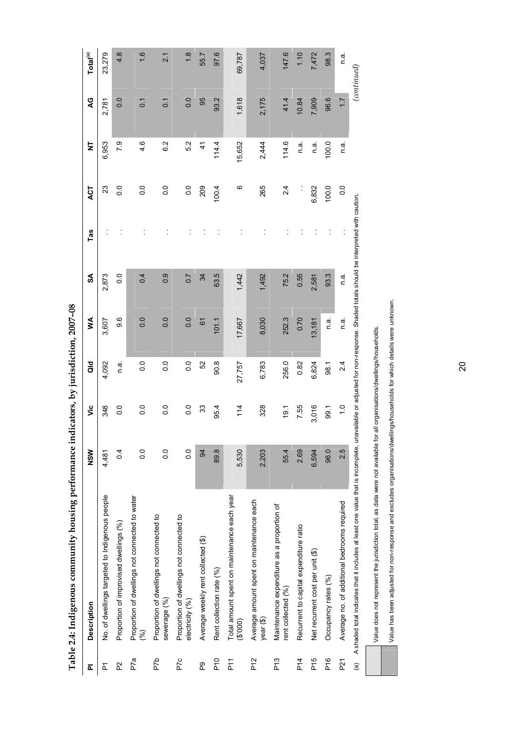**Table 2.4: Indigenous community housing performance indicators, by jurisdiction, 2007–08**

| PI | Description | NSW | Vic | Qld | WA | SA | Tas | ACT | NT | AG | Total[(a)] |
|---|---|---|---|---|---|---|---|---|---|---|---|
| P1 | No. of dwellings targeted to Indigenous people | 4,481 | 348 | 4,092 | 3,607 | 2,873 | . . | 23 | 6,953 | 2,781 | 23,279 |
| P2 | Proportion of improvised dwellings (%) | 0.4 | 0.0 | n.a. | 9.6 | 0.0 | . . | 0.0 | 7.9 | 0.0 | 4.8 |
| P7a | Proportion of dwellings not connected to water (%) | 0.0 | 0.0 | 0.0 | 0.0 | 0.4 | . . | 0.0 | 4.6 | 0.1 | 1.6 |
| P7b | Proportion of dwellings not connected to sewerage (%) | 0.0 | 0.0 | 0.0 | 0.0 | 0.9 | . . | 0.0 | 6.2 | 0.1 | 2.1 |
| P7c | Proportion of dwellings not connected to electricity (%) | 0.0 | 0.0 | 0.0 | 0.0 | 0.7 | . . | 0.0 | 5.2 | 0.0 | 1.8 |
| P9 | Average weekly rent collected ($) | 94 | 33 | 52 | 61 | 34 | . . | 209 | 41 | 95 | 55.7 |
| P10 | Rent collection rate (%) | 89.8 | 95.4 | 90.8 | 101.1 | 63.5 | . . | 100.4 | 114.4 | 93.2 | 97.6 |
| P11 | Total amount spent on maintenance each year ($'000) | 5,530 | 114 | 27,757 | 17,667 | 1,442 | . . | 6 | 15,652 | 1,618 | 69,787 |
| P12 | Average amount spent on maintenance each year ($) | 2,203 | 328 | 6,783 | 8,030 | 1,492 | . . | 265 | 2,444 | 2,175 | 4,037 |
| P13 | Maintenance expenditure as a proportion of rent collected (%) | 55.4 | 19.1 | 256.0 | 252.3 | 75.2 | . . | 2.4 | 114.6 | 41.4 | 147.6 |
| P14 | Recurrent to capital expenditure ratio | 2.69 | 7.55 | 0.82 | 0.70 | 0.55 | . . | . . | n.a. | 10.84 | 1.10 |
| P15 | Net recurrent cost per unit ($) | 6,594 | 3,016 | 6,824 | 13,181 | 2,581 | . . | 6,832 | n.a. | 7,909 | 7,472 |
| P16 | Occupancy rates (%) | 96.0 | 99.1 | 98.1 | n.a. | 93.3 | . . | 100.0 | 100.0 | 96.6 | 98.3 |
| P21 | Average no. of additional bedrooms required | 2.5 | 1.0 | 2.4 | n.a. | n.a. | . . | 0.0 | n.a. | 1.7 | n.a. |

(a) A shaded total indicates that it includes at least one value that is incomplete, unavailable or adjusted for non-response. Shaded totals should be interpreted with caution.

*(continued)*

Value does not represent the jurisdiction total, as data were not available for all organisations/dwellings/households.

Value has been adjusted for non-response and excludes organisations/dwellings/households for which details were unknown.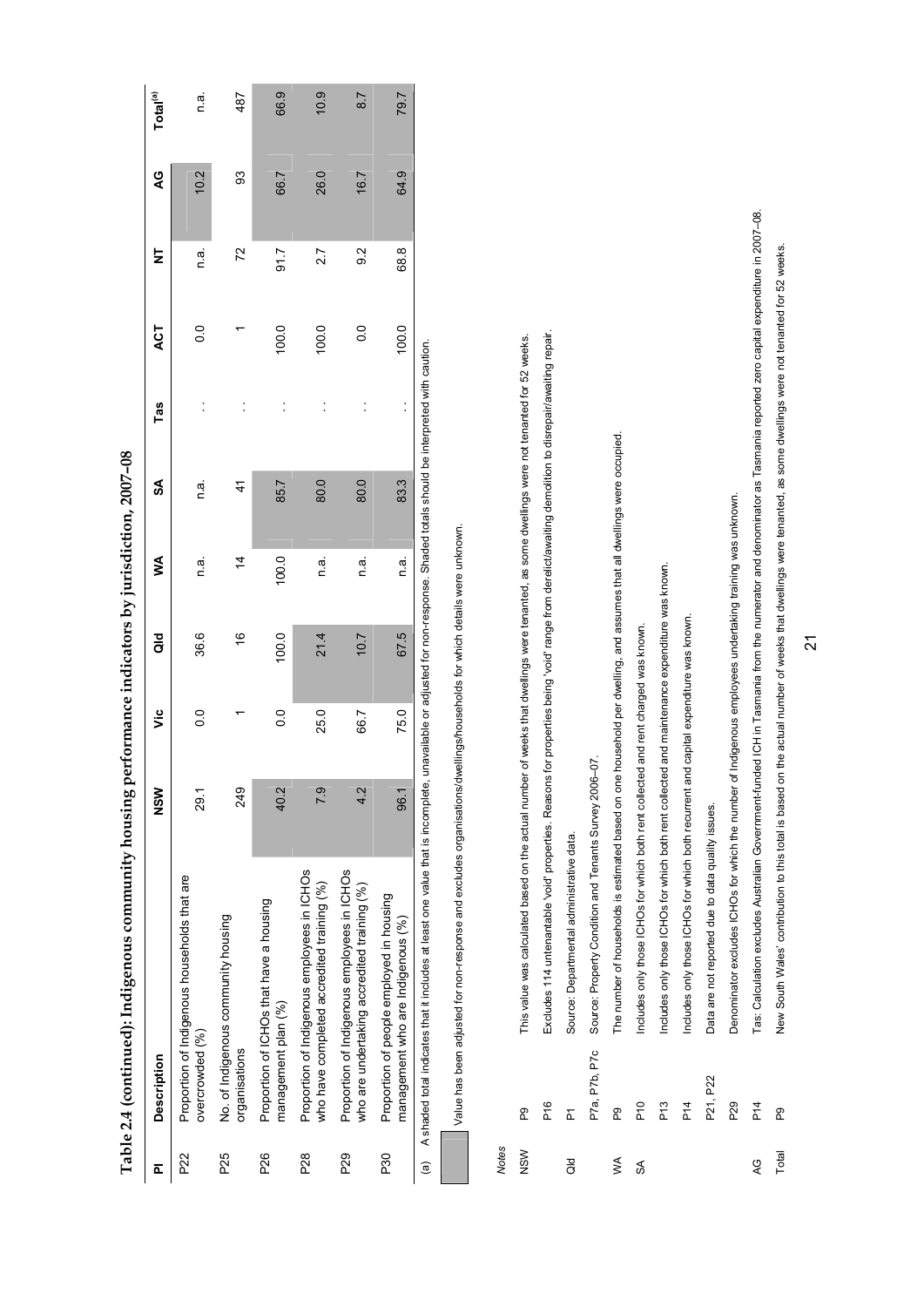# Table 2.4 (continued): Indigenous community housing performance indicators by jurisdiction, 2007–08

| PI | Description | NSW | Vic | Qld | WA | SA | Tas | ACT | NT | AG | Total[(a)] |
|---|---|---|---|---|---|---|---|---|---|---|---|
| P22 | Proportion of Indigenous households that are overcrowded (%) | 29.1 | 0.0 | 36.6 | n.a. | n.a. | . . | 0.0 | n.a. | 10.2 | n.a. |
| P25 | No. of Indigenous community housing organisations | 249 | 1 | 16 | 14 | 41 | . . | 1 | 72 | 93 | 487 |
| P26 | Proportion of ICHOs that have a housing management plan (%) | 40.2 | 0.0 | 100.0 | 100.0 | 85.7 | . . | 100.0 | 91.7 | 66.7 | 66.9 |
| P28 | Proportion of Indigenous employees in ICHOs who have completed accredited training (%) | 7.9 | 25.0 | 21.4 | n.a. | 80.0 | . . | 100.0 | 2.7 | 26.0 | 10.9 |
| P29 | Proportion of Indigenous employees in ICHOs who are undertaking accredited training (%) | 4.2 | 66.7 | 10.7 | n.a. | 80.0 | . . | 0.0 | 9.2 | 16.7 | 8.7 |
| P30 | Proportion of people employed in housing management who are Indigenous (%) | 96.1 | 75.0 | 67.5 | n.a. | 83.3 | . . | 100.0 | 68.8 | 64.9 | 79.7 |

(a) A shaded total indicates that it includes at least one value that is incomplete, unavailable or adjusted for non-response. Shaded totals should be interpreted with caution.

[Shaded] Value has been adjusted for non-response and excludes organisations/dwellings/households for which details were unknown.

*Notes*

| | | |
|---|---|---|
| NSW | P9 | This value was calculated based on the actual number of weeks that dwellings were tenanted, as some dwellings were not tenanted for 52 weeks. |
| | P16 | Excludes 114 untenantable 'void' properties. Reasons for properties being 'void' range from derelict/awaiting demolition to disrepair/awaiting repair. |
| Qld | P1 | Source: Departmental administrative data. |
| | P7a, P7b, P7c | Source: Property Condition and Tenants Survey 2006–07. |
| WA | P9 | The number of households is estimated based on one household per dwelling, and assumes that all dwellings were occupied. |
| SA | P10 | Includes only those ICHOs for which both rent collected and rent charged was known. |
| | P13 | Includes only those ICHOs for which both rent collected and maintenance expenditure was known. |
| | P14 | Includes only those ICHOs for which both recurrent and capital expenditure was known. |
| | P21, P22 | Data are not reported due to data quality issues. |
| | P29 | Denominator excludes ICHOs for which the number of Indigenous employees undertaking training was unknown. |
| AG | P14 | Tas: Calculation excludes Australian Government-funded ICH in Tasmania from the numerator and denominator as Tasmania reported zero capital expenditure in 2007–08. |
| Total | P9 | New South Wales' contribution to this total is based on the actual number of weeks that dwellings were tenanted, as some dwellings were not tenanted for 52 weeks. |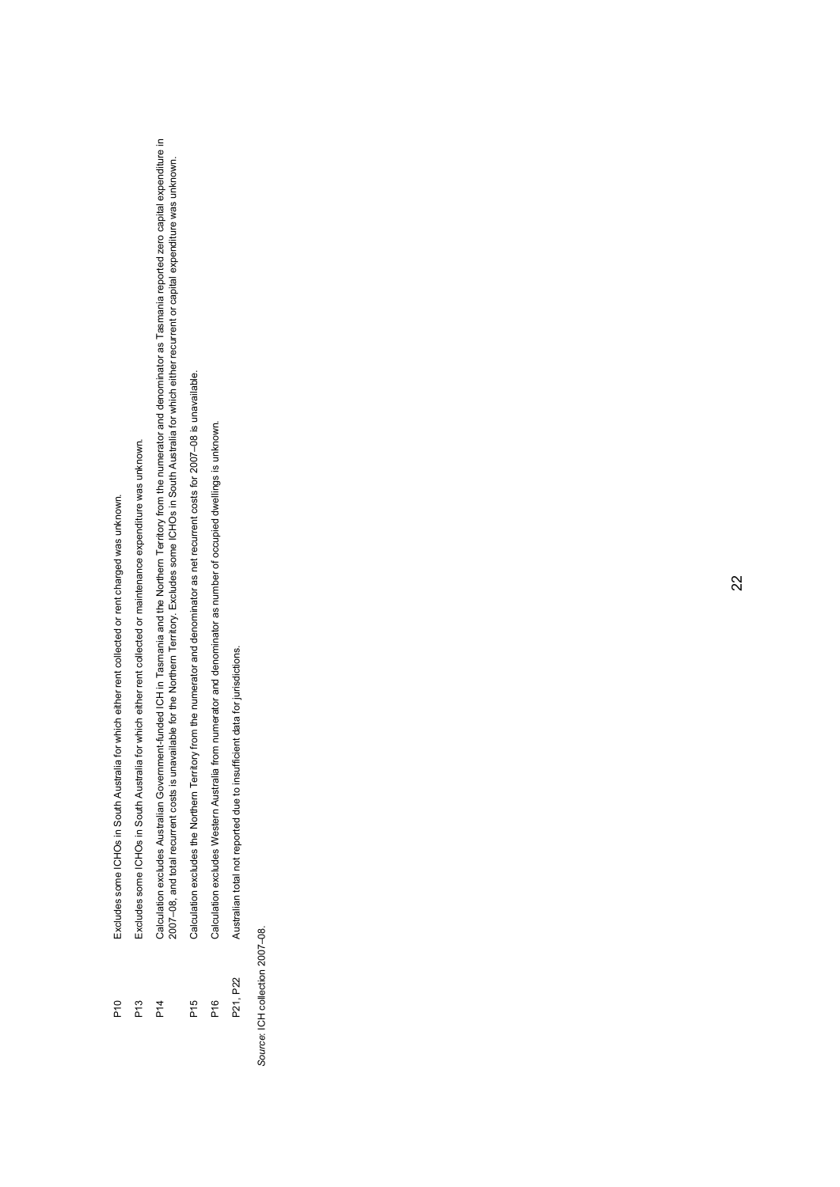| | |
|---|---|
| P10 | Excludes some ICHOs in South Australia for which either rent collected or rent charged was unknown. |
| P13 | Excludes some ICHOs in South Australia for which either rent collected or maintenance expenditure was unknown. |
| P14 | Calculation excludes Australian Government-funded ICH in Tasmania and the Northern Territory from the numerator and denominator as Tasmania reported zero capital expenditure in 2007–08, and total recurrent costs is unavailable for the Northern Territory. Excludes some ICHOs in South Australia for which either recurrent or capital expenditure was unknown. |
| P15 | Calculation excludes the Northern Territory from the numerator and denominator as net recurrent costs for 2007–08 is unavailable. |
| P16 | Calculation excludes Western Australia from numerator and denominator as number of occupied dwellings is unknown. |
| P21, P22 | Australian total not reported due to insufficient data for jurisdictions. |

*Source:* ICH collection 2007–08.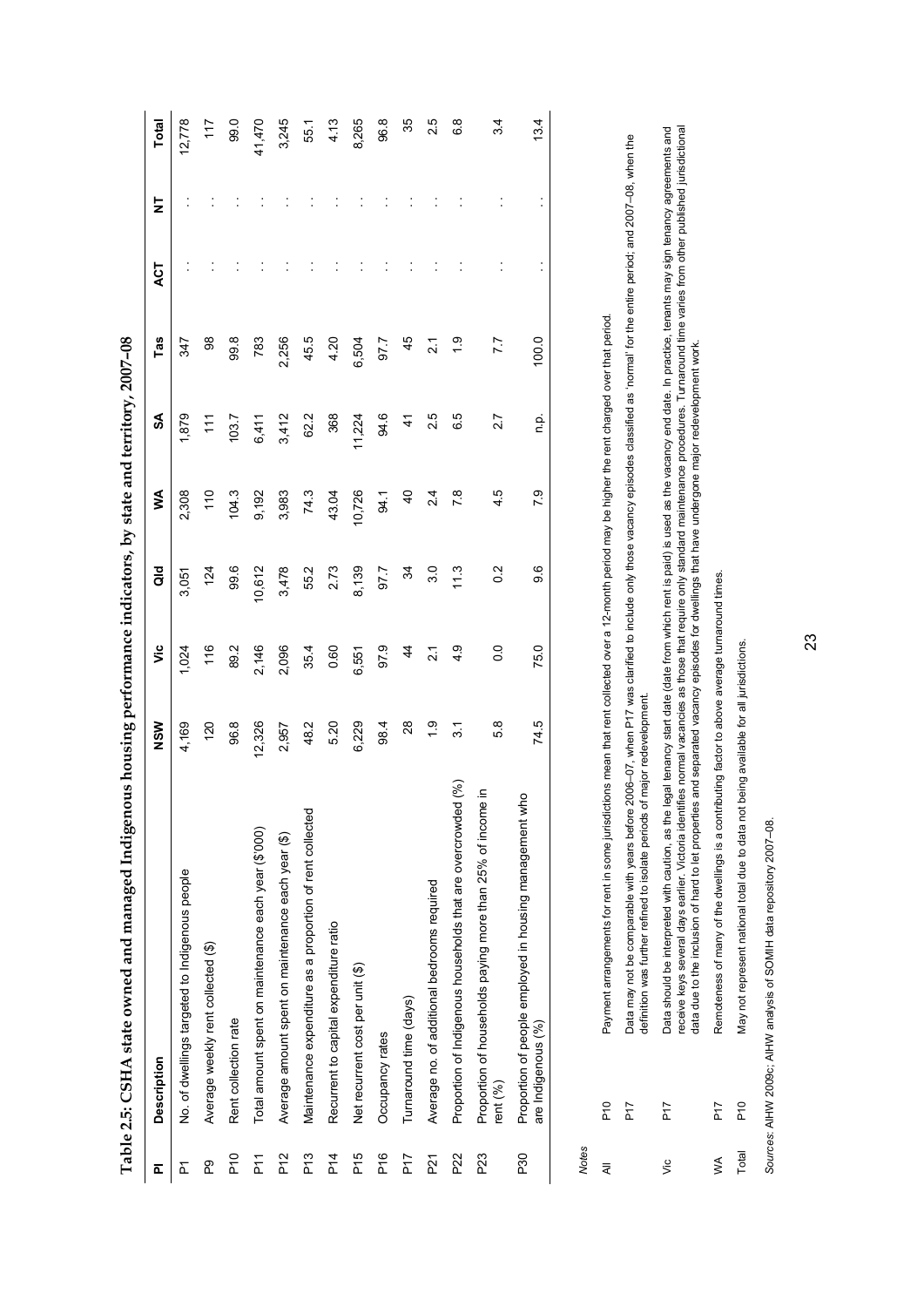**Table 2.5: CSHA state owned and managed Indigenous housing performance indicators, by state and territory, 2007–08**

| PI | Description | NSW | Vic | Qld | WA | SA | Tas | ACT | NT | Total |
|---|---|---|---|---|---|---|---|---|---|---|
| P1 | No. of dwellings targeted to Indigenous people | 4,169 | 1,024 | 3,051 | 2,308 | 1,879 | 347 | . . | . . | 12,778 |
| P9 | Average weekly rent collected ($) | 120 | 116 | 124 | 110 | 111 | 98 | . . | . . | 117 |
| P10 | Rent collection rate | 96.8 | 89.2 | 99.6 | 104.3 | 103.7 | 99.8 | . . | . . | 99.0 |
| P11 | Total amount spent on maintenance each year ($'000) | 12,326 | 2,146 | 10,612 | 9,192 | 6,411 | 783 | . . | . . | 41,470 |
| P12 | Average amount spent on maintenance each year ($) | 2,957 | 2,096 | 3,478 | 3,983 | 3,412 | 2,256 | . . | . . | 3,245 |
| P13 | Maintenance expenditure as a proportion of rent collected | 48.2 | 35.4 | 55.2 | 74.3 | 62.2 | 45.5 | . . | . . | 55.1 |
| P14 | Recurrent to capital expenditure ratio | 5.20 | 0.60 | 2.73 | 43.04 | 368 | 4.20 | . . | . . | 4.13 |
| P15 | Net recurrent cost per unit ($) | 6,229 | 6,551 | 8,139 | 10,726 | 11,224 | 6,504 | . . | . . | 8,265 |
| P16 | Occupancy rates | 98.4 | 97.9 | 97.7 | 94.1 | 94.6 | 97.7 | . . | . . | 96.8 |
| P17 | Turnaround time (days) | 28 | 44 | 34 | 40 | 41 | 45 | . . | . . | 35 |
| P21 | Average no. of additional bedrooms required | 1.9 | 2.1 | 3.0 | 2.4 | 2.5 | 2.1 | . . | . . | 2.5 |
| P22 | Proportion of Indigenous households that are overcrowded (%) | 3.1 | 4.9 | 11.3 | 7.8 | 6.5 | 1.9 | . . | . . | 6.8 |
| P23 | Proportion of households paying more than 25% of income in rent (%) | 5.8 | 0.0 | 0.2 | 4.5 | 2.7 | 7.7 | . . | . . | 3.4 |
| P30 | Proportion of people employed in housing management who are Indigenous (%) | 74.5 | 75.0 | 9.6 | 7.9 | n.p. | 100.0 | . . | . . | 13.4 |

*Notes*

| | | |
|---|---|---|
| All | P10 | Payment arrangements for rent in some jurisdictions mean that rent collected over a 12-month period may be higher the rent charged over that period. |
| | P17 | Data may not be comparable with years before 2006–07, when P17 was clarified to include only those vacancy episodes classified as 'normal' for the entire period; and 2007–08, when the definition was further refined to isolate periods of major redevelopment. |
| Vic | P17 | Data should be interpreted with caution, as the legal tenancy start date (date from which rent is paid) is used as the vacancy end date. In practice, tenants may sign tenancy agreements and receive keys several days earlier. Victoria identifies normal vacancies as those that require only standard maintenance procedures. Turnaround time varies from other published jurisdictional data due to the inclusion of hard to let properties and separated vacancy episodes for dwellings that have undergone major redevelopment work. |
| WA | P17 | Remoteness of many of the dwellings is a contributing factor to above average turnaround times. |
| Total | P10 | May not represent national total due to data not being available for all jurisdictions. |

*Sources:* AIHW 2009c; AIHW analysis of SOMIH data repository 2007–08.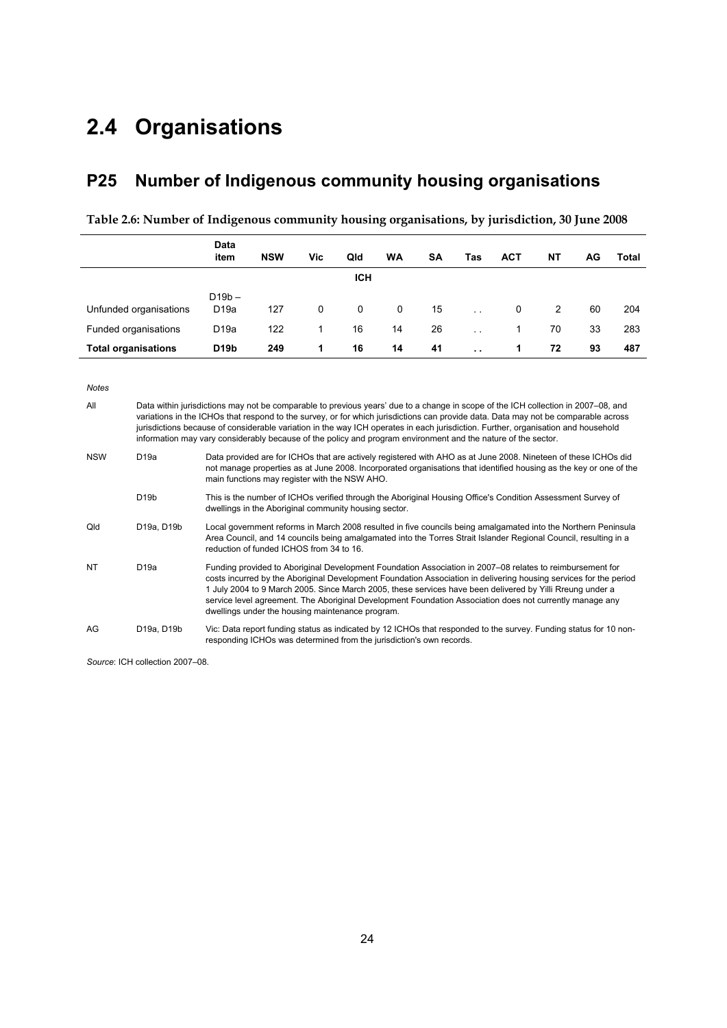# 2.4 Organisations

## P25 Number of Indigenous community housing organisations

**Table 2.6: Number of Indigenous community housing organisations, by jurisdiction, 30 June 2008**

| | Data item | NSW | Vic | Qld | WA | SA | Tas | ACT | NT | AG | Total |
|---|---|---|---|---|---|---|---|---|---|---|---|
| | | | | **ICH** | | | | | | | |
| Unfunded organisations | D19b – D19a | 127 | 0 | 0 | 0 | 15 | . . | 0 | 2 | 60 | 204 |
| Funded organisations | D19a | 122 | 1 | 16 | 14 | 26 | . . | 1 | 70 | 33 | 283 |
| **Total organisations** | **D19b** | **249** | **1** | **16** | **14** | **41** | **. .** | **1** | **72** | **93** | **487** |

*Notes*

| | | |
|---|---|---|
| All | | Data within jurisdictions may not be comparable to previous years' due to a change in scope of the ICH collection in 2007–08, and variations in the ICHOs that respond to the survey, or for which jurisdictions can provide data. Data may not be comparable across jurisdictions because of considerable variation in the way ICH operates in each jurisdiction. Further, organisation and household information may vary considerably because of the policy and program environment and the nature of the sector. |
| NSW | D19a | Data provided are for ICHOs that are actively registered with AHO as at June 2008. Nineteen of these ICHOs did not manage properties as at June 2008. Incorporated organisations that identified housing as the key or one of the main functions may register with the NSW AHO. |
| | D19b | This is the number of ICHOs verified through the Aboriginal Housing Office's Condition Assessment Survey of dwellings in the Aboriginal community housing sector. |
| Qld | D19a, D19b | Local government reforms in March 2008 resulted in five councils being amalgamated into the Northern Peninsula Area Council, and 14 councils being amalgamated into the Torres Strait Islander Regional Council, resulting in a reduction of funded ICHOS from 34 to 16. |
| NT | D19a | Funding provided to Aboriginal Development Foundation Association in 2007–08 relates to reimbursement for costs incurred by the Aboriginal Development Foundation Association in delivering housing services for the period 1 July 2004 to 9 March 2005. Since March 2005, these services have been delivered by Yilli Rreung under a service level agreement. The Aboriginal Development Foundation Association does not currently manage any dwellings under the housing maintenance program. |
| AG | D19a, D19b | Vic: Data report funding status as indicated by 12 ICHOs that responded to the survey. Funding status for 10 non-responding ICHOs was determined from the jurisdiction's own records. |

*Source*: ICH collection 2007–08.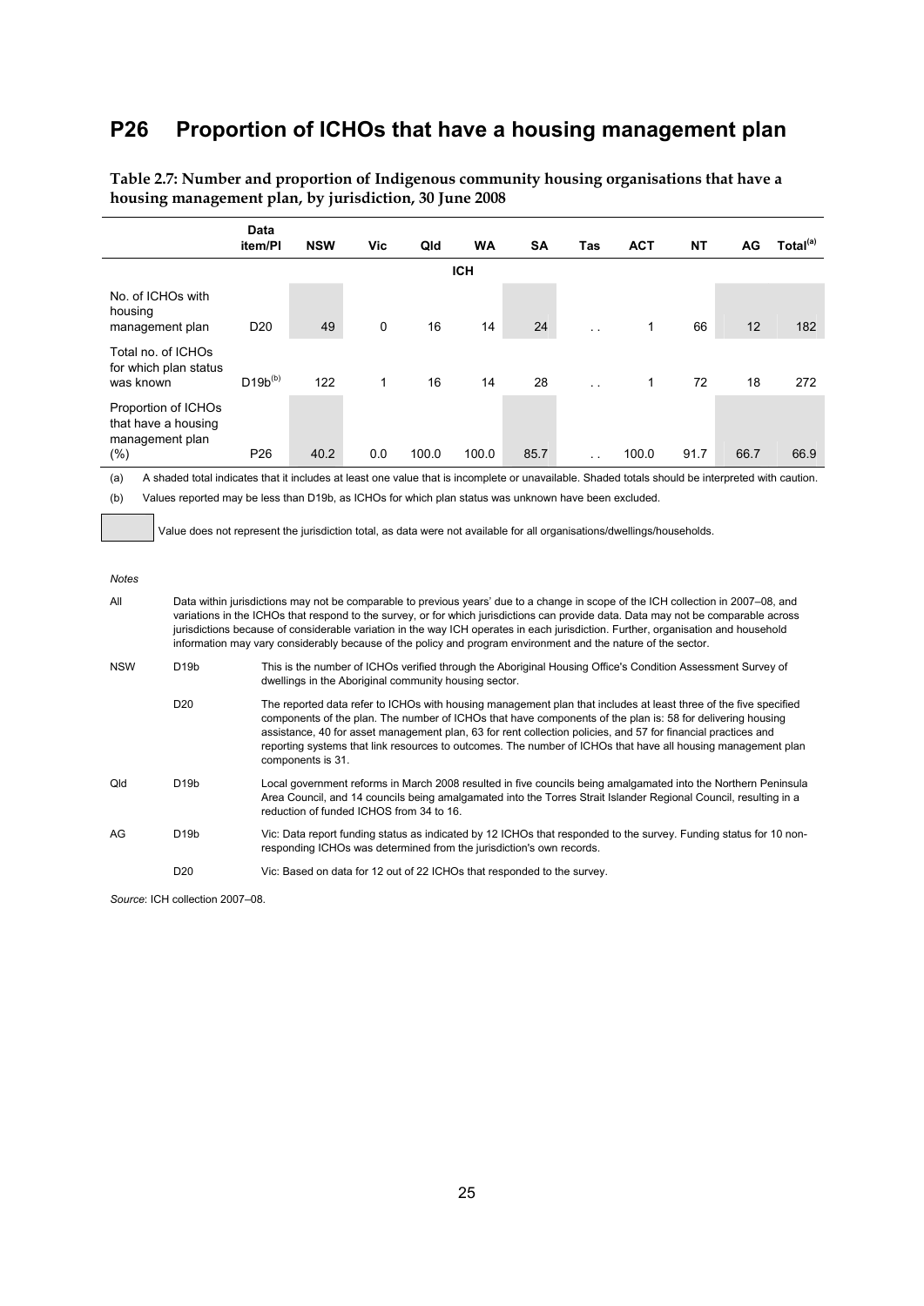# P26 Proportion of ICHOs that have a housing management plan

**Table 2.7: Number and proportion of Indigenous community housing organisations that have a housing management plan, by jurisdiction, 30 June 2008**

| | Data item/PI | NSW | Vic | Qld | WA | SA | Tas | ACT | NT | AG | Total[(a)] |
|---|---|---|---|---|---|---|---|---|---|---|---|
| | | | | | ICH | | | | | | |
| No. of ICHOs with housing management plan | D20 | 49 | 0 | 16 | 14 | 24 | . . | 1 | 66 | 12 | 182 |
| Total no. of ICHOs for which plan status was known | D19b[(b)] | 122 | 1 | 16 | 14 | 28 | . . | 1 | 72 | 18 | 272 |
| Proportion of ICHOs that have a housing management plan (%) | P26 | 40.2 | 0.0 | 100.0 | 100.0 | 85.7 | . . | 100.0 | 91.7 | 66.7 | 66.9 |

(a) A shaded total indicates that it includes at least one value that is incomplete or unavailable. Shaded totals should be interpreted with caution.

(b) Values reported may be less than D19b, as ICHOs for which plan status was unknown have been excluded.

[Shaded cell] Value does not represent the jurisdiction total, as data were not available for all organisations/dwellings/households.

*Notes*

| | | |
|---|---|---|
| All | | Data within jurisdictions may not be comparable to previous years' due to a change in scope of the ICH collection in 2007–08, and variations in the ICHOs that respond to the survey, or for which jurisdictions can provide data. Data may not be comparable across jurisdictions because of considerable variation in the way ICH operates in each jurisdiction. Further, organisation and household information may vary considerably because of the policy and program environment and the nature of the sector. |
| NSW | D19b | This is the number of ICHOs verified through the Aboriginal Housing Office's Condition Assessment Survey of dwellings in the Aboriginal community housing sector. |
| | D20 | The reported data refer to ICHOs with housing management plan that includes at least three of the five specified components of the plan. The number of ICHOs that have components of the plan is: 58 for delivering housing assistance, 40 for asset management plan, 63 for rent collection policies, and 57 for financial practices and reporting systems that link resources to outcomes. The number of ICHOs that have all housing management plan components is 31. |
| Qld | D19b | Local government reforms in March 2008 resulted in five councils being amalgamated into the Northern Peninsula Area Council, and 14 councils being amalgamated into the Torres Strait Islander Regional Council, resulting in a reduction of funded ICHOS from 34 to 16. |
| AG | D19b | Vic: Data report funding status as indicated by 12 ICHOs that responded to the survey. Funding status for 10 non-responding ICHOs was determined from the jurisdiction's own records. |
| | D20 | Vic: Based on data for 12 out of 22 ICHOs that responded to the survey. |

*Source*: ICH collection 2007–08.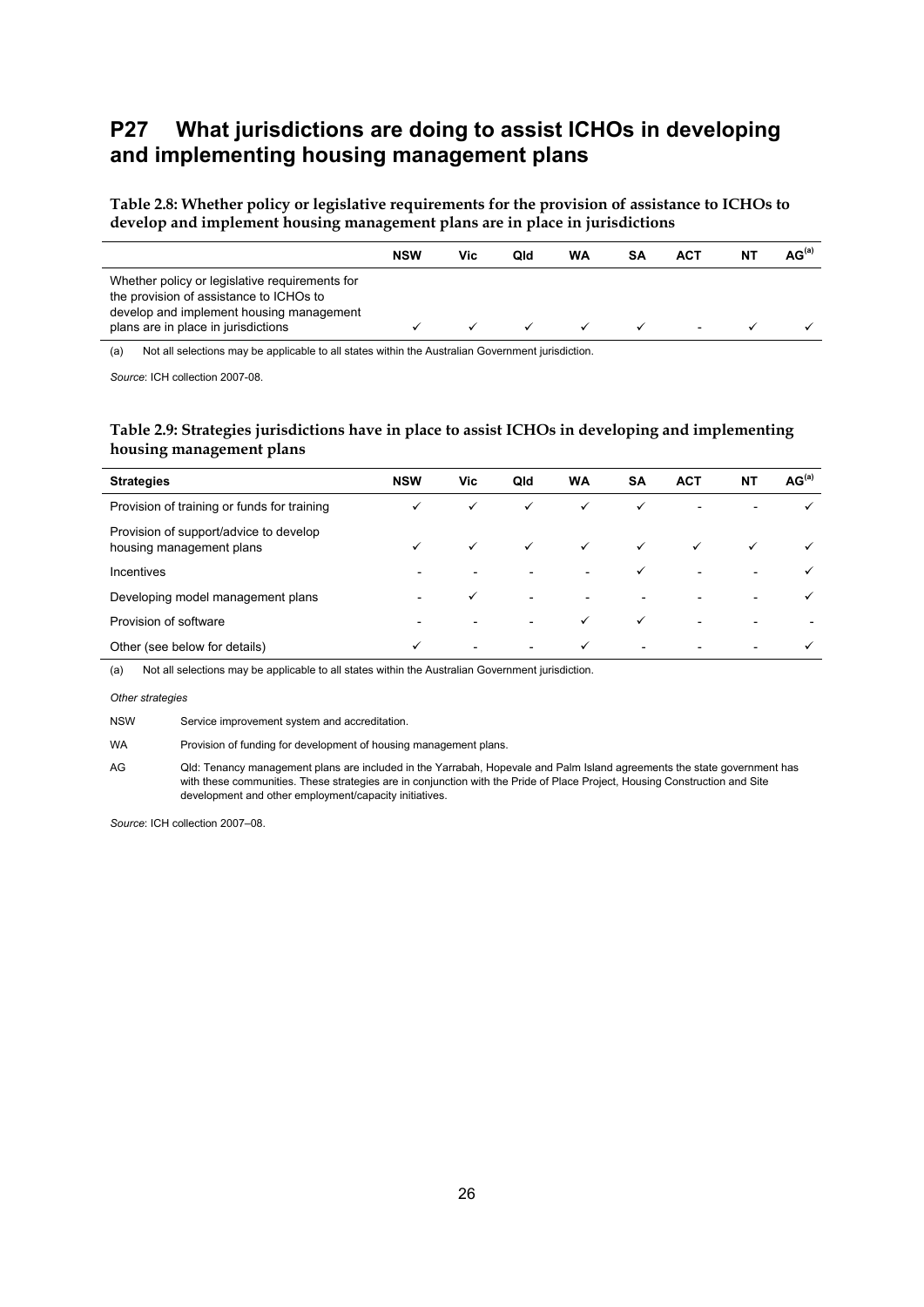## P27 What jurisdictions are doing to assist ICHOs in developing and implementing housing management plans

**Table 2.8: Whether policy or legislative requirements for the provision of assistance to ICHOs to develop and implement housing management plans are in place in jurisdictions**

| | NSW | Vic | Qld | WA | SA | ACT | NT | AG[(a)] |
|---|---|---|---|---|---|---|---|---|
| Whether policy or legislative requirements for the provision of assistance to ICHOs to develop and implement housing management plans are in place in jurisdictions | ✓ | ✓ | ✓ | ✓ | ✓ | - | ✓ | ✓ |

(a) Not all selections may be applicable to all states within the Australian Government jurisdiction.

*Source*: ICH collection 2007-08.

**Table 2.9: Strategies jurisdictions have in place to assist ICHOs in developing and implementing housing management plans**

| Strategies | NSW | Vic | Qld | WA | SA | ACT | NT | AG[(a)] |
|---|---|---|---|---|---|---|---|---|
| Provision of training or funds for training | ✓ | ✓ | ✓ | ✓ | ✓ | - | - | ✓ |
| Provision of support/advice to develop housing management plans | ✓ | ✓ | ✓ | ✓ | ✓ | ✓ | ✓ | ✓ |
| Incentives | - | - | - | - | ✓ | - | - | ✓ |
| Developing model management plans | - | ✓ | - | - | - | - | - | ✓ |
| Provision of software | - | - | - | ✓ | ✓ | - | - | - |
| Other (see below for details) | ✓ | - | - | ✓ | - | - | - | ✓ |

(a) Not all selections may be applicable to all states within the Australian Government jurisdiction.

*Other strategies*

NSW Service improvement system and accreditation.

WA Provision of funding for development of housing management plans.

AG Qld: Tenancy management plans are included in the Yarrabah, Hopevale and Palm Island agreements the state government has with these communities. These strategies are in conjunction with the Pride of Place Project, Housing Construction and Site development and other employment/capacity initiatives.

*Source*: ICH collection 2007–08.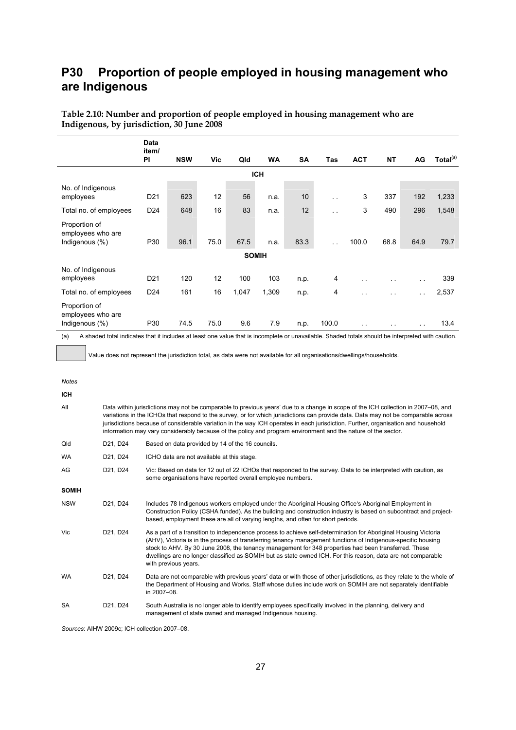# P30 Proportion of people employed in housing management who are Indigenous

**Table 2.10: Number and proportion of people employed in housing management who are Indigenous, by jurisdiction, 30 June 2008**

| | Data item/ PI | NSW | Vic | Qld | WA | SA | Tas | ACT | NT | AG | Total[(a)] |
|---|---|---|---|---|---|---|---|---|---|---|---|
| | | | | | **ICH** | | | | | | |
| No. of Indigenous employees | D21 | 623 | 12 | 56 | n.a. | 10 | . . | 3 | 337 | 192 | 1,233 |
| Total no. of employees | D24 | 648 | 16 | 83 | n.a. | 12 | . . | 3 | 490 | 296 | 1,548 |
| Proportion of employees who are Indigenous (%) | P30 | 96.1 | 75.0 | 67.5 | n.a. | 83.3 | . . | 100.0 | 68.8 | 64.9 | 79.7 |
| | | | | | **SOMIH** | | | | | | |
| No. of Indigenous employees | D21 | 120 | 12 | 100 | 103 | n.p. | 4 | . . | . . | . . | 339 |
| Total no. of employees | D24 | 161 | 16 | 1,047 | 1,309 | n.p. | 4 | . . | . . | . . | 2,537 |
| Proportion of employees who are Indigenous (%) | P30 | 74.5 | 75.0 | 9.6 | 7.9 | n.p. | 100.0 | . . | . . | . . | 13.4 |

(a) A shaded total indicates that it includes at least one value that is incomplete or unavailable. Shaded totals should be interpreted with caution.

[Shaded cell] Value does not represent the jurisdiction total, as data were not available for all organisations/dwellings/households.

*Notes*

**ICH**

| | | |
|---|---|---|
| All | | Data within jurisdictions may not be comparable to previous years' due to a change in scope of the ICH collection in 2007–08, and variations in the ICHOs that respond to the survey, or for which jurisdictions can provide data. Data may not be comparable across jurisdictions because of considerable variation in the way ICH operates in each jurisdiction. Further, organisation and household information may vary considerably because of the policy and program environment and the nature of the sector. |
| Qld | D21, D24 | Based on data provided by 14 of the 16 councils. |
| WA | D21, D24 | ICHO data are not available at this stage. |
| AG | D21, D24 | Vic: Based on data for 12 out of 22 ICHOs that responded to the survey. Data to be interpreted with caution, as some organisations have reported overall employee numbers. |

**SOMIH**

| | | |
|---|---|---|
| NSW | D21, D24 | Includes 78 Indigenous workers employed under the Aboriginal Housing Office's Aboriginal Employment in Construction Policy (CSHA funded). As the building and construction industry is based on subcontract and project-based, employment these are all of varying lengths, and often for short periods. |
| Vic | D21, D24 | As a part of a transition to independence process to achieve self-determination for Aboriginal Housing Victoria (AHV), Victoria is in the process of transferring tenancy management functions of Indigenous-specific housing stock to AHV. By 30 June 2008, the tenancy management for 348 properties had been transferred. These dwellings are no longer classified as SOMIH but as state owned ICH. For this reason, data are not comparable with previous years. |
| WA | D21, D24 | Data are not comparable with previous years' data or with those of other jurisdictions, as they relate to the whole of the Department of Housing and Works. Staff whose duties include work on SOMIH are not separately identifiable in 2007–08. |
| SA | D21, D24 | South Australia is no longer able to identify employees specifically involved in the planning, delivery and management of state owned and managed Indigenous housing. |

*Sources*: AIHW 2009c; ICH collection 2007–08.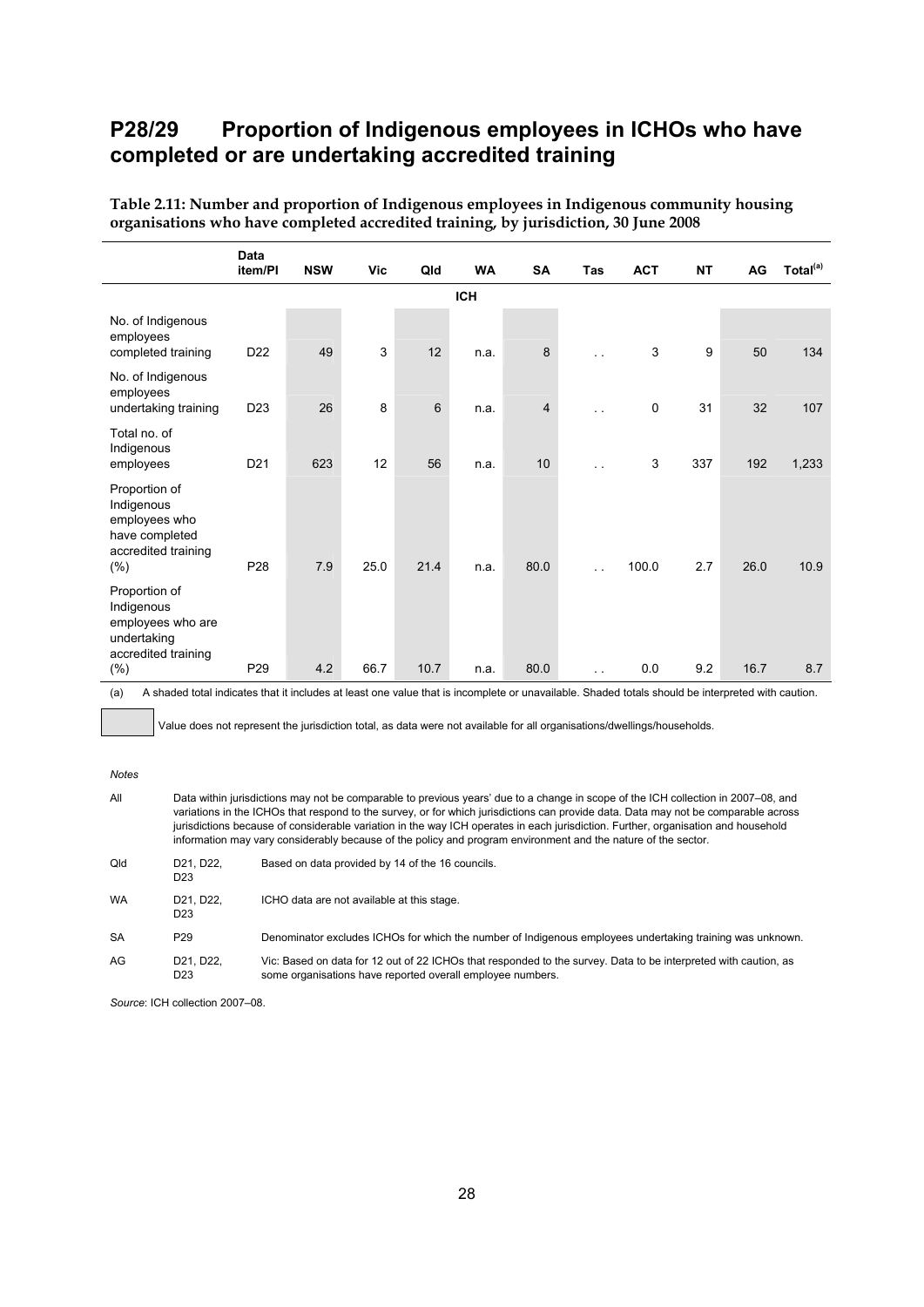## P28/29 Proportion of Indigenous employees in ICHOs who have completed or are undertaking accredited training

**Table 2.11: Number and proportion of Indigenous employees in Indigenous community housing organisations who have completed accredited training, by jurisdiction, 30 June 2008**

| | Data item/PI | NSW | Vic | Qld | WA | SA | Tas | ACT | NT | AG | Total[(a)] |
|---|---|---|---|---|---|---|---|---|---|---|---|
| | | | | | ICH | | | | | | |
| No. of Indigenous employees completed training | D22 | 49 | 3 | 12 | n.a. | 8 | . . | 3 | 9 | 50 | 134 |
| No. of Indigenous employees undertaking training | D23 | 26 | 8 | 6 | n.a. | 4 | . . | 0 | 31 | 32 | 107 |
| Total no. of Indigenous employees | D21 | 623 | 12 | 56 | n.a. | 10 | . . | 3 | 337 | 192 | 1,233 |
| Proportion of Indigenous employees who have completed accredited training (%) | P28 | 7.9 | 25.0 | 21.4 | n.a. | 80.0 | . . | 100.0 | 2.7 | 26.0 | 10.9 |
| Proportion of Indigenous employees who are undertaking accredited training (%) | P29 | 4.2 | 66.7 | 10.7 | n.a. | 80.0 | . . | 0.0 | 9.2 | 16.7 | 8.7 |

(a) A shaded total indicates that it includes at least one value that is incomplete or unavailable. Shaded totals should be interpreted with caution.

[Shaded cell] Value does not represent the jurisdiction total, as data were not available for all organisations/dwellings/households.

*Notes*

| | | |
|---|---|---|
| All | | Data within jurisdictions may not be comparable to previous years' due to a change in scope of the ICH collection in 2007–08, and variations in the ICHOs that respond to the survey, or for which jurisdictions can provide data. Data may not be comparable across jurisdictions because of considerable variation in the way ICH operates in each jurisdiction. Further, organisation and household information may vary considerably because of the policy and program environment and the nature of the sector. |
| Qld | D21, D22, D23 | Based on data provided by 14 of the 16 councils. |
| WA | D21, D22, D23 | ICHO data are not available at this stage. |
| SA | P29 | Denominator excludes ICHOs for which the number of Indigenous employees undertaking training was unknown. |
| AG | D21, D22, D23 | Vic: Based on data for 12 out of 22 ICHOs that responded to the survey. Data to be interpreted with caution, as some organisations have reported overall employee numbers. |

*Source*: ICH collection 2007–08.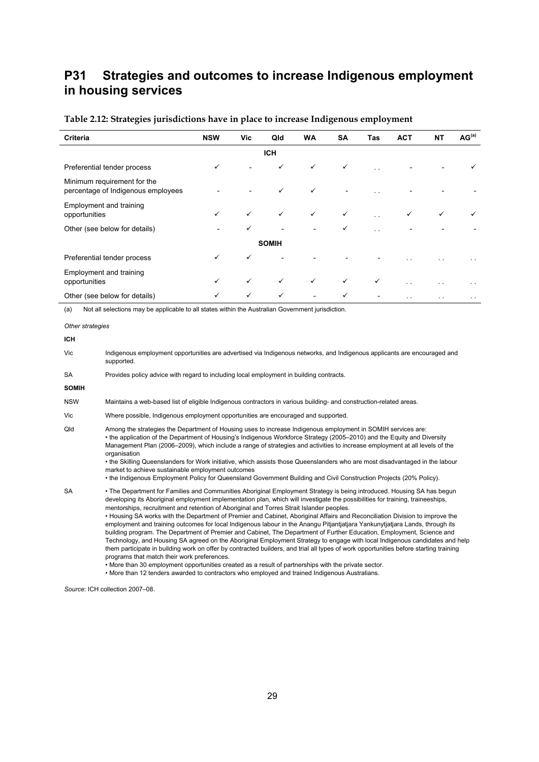## P31 Strategies and outcomes to increase Indigenous employment in housing services

**Table 2.12: Strategies jurisdictions have in place to increase Indigenous employment**

| Criteria | NSW | Vic | Qld | WA | SA | Tas | ACT | NT | AG[(a)] |
|---|---|---|---|---|---|---|---|---|---|
| | | | **ICH** | | | | | | |
| Preferential tender process | ✓ | - | ✓ | ✓ | ✓ | . . | - | - | ✓ |
| Minimum requirement for the percentage of Indigenous employees | - | - | ✓ | ✓ | - | . . | - | - | - |
| Employment and training opportunities | ✓ | ✓ | ✓ | ✓ | ✓ | . . | ✓ | ✓ | ✓ |
| Other (see below for details) | - | ✓ | - | - | ✓ | . . | - | - | - |
| | | | **SOMIH** | | | | | | |
| Preferential tender process | ✓ | ✓ | - | - | - | - | . . | . . | . . |
| Employment and training opportunities | ✓ | ✓ | ✓ | ✓ | ✓ | ✓ | . . | . . | . . |
| Other (see below for details) | ✓ | ✓ | ✓ | - | ✓ | - | . . | . . | . . |

(a) Not all selections may be applicable to all states within the Australian Government jurisdiction.

*Other strategies*

**ICH**

Vic — Indigenous employment opportunities are advertised via Indigenous networks, and Indigenous applicants are encouraged and supported.

SA — Provides policy advice with regard to including local employment in building contracts.

**SOMIH**

NSW — Maintains a web-based list of eligible Indigenous contractors in various building- and construction-related areas.

Vic — Where possible, Indigenous employment opportunities are encouraged and supported.

Qld — Among the strategies the Department of Housing uses to increase Indigenous employment in SOMIH services are:
- the application of the Department of Housing's Indigenous Workforce Strategy (2005–2010) and the Equity and Diversity Management Plan (2006–2009), which include a range of strategies and activities to increase employment at all levels of the organisation
- the Skilling Queenslanders for Work initiative, which assists those Queenslanders who are most disadvantaged in the labour market to achieve sustainable employment outcomes
- the Indigenous Employment Policy for Queensland Government Building and Civil Construction Projects (20% Policy).

SA
- The Department for Families and Communities Aboriginal Employment Strategy is being introduced. Housing SA has begun developing its Aboriginal employment implementation plan, which will investigate the possibilities for training, traineeships, mentorships, recruitment and retention of Aboriginal and Torres Strait Islander peoples.
- Housing SA works with the Department of Premier and Cabinet, Aboriginal Affairs and Reconciliation Division to improve the employment and training outcomes for local Indigenous labour in the Anangu Pitjantjatjara Yankunytjatjara Lands, through its building program. The Department of Premier and Cabinet, The Department of Further Education, Employment, Science and Technology, and Housing SA agreed on the Aboriginal Employment Strategy to engage with local Indigenous candidates and help them participate in building work on offer by contracted builders, and trial all types of work opportunities before starting training programs that match their work preferences.
- More than 30 employment opportunities created as a result of partnerships with the private sector.
- More than 12 tenders awarded to contractors who employed and trained Indigenous Australians.

*Source*: ICH collection 2007–08.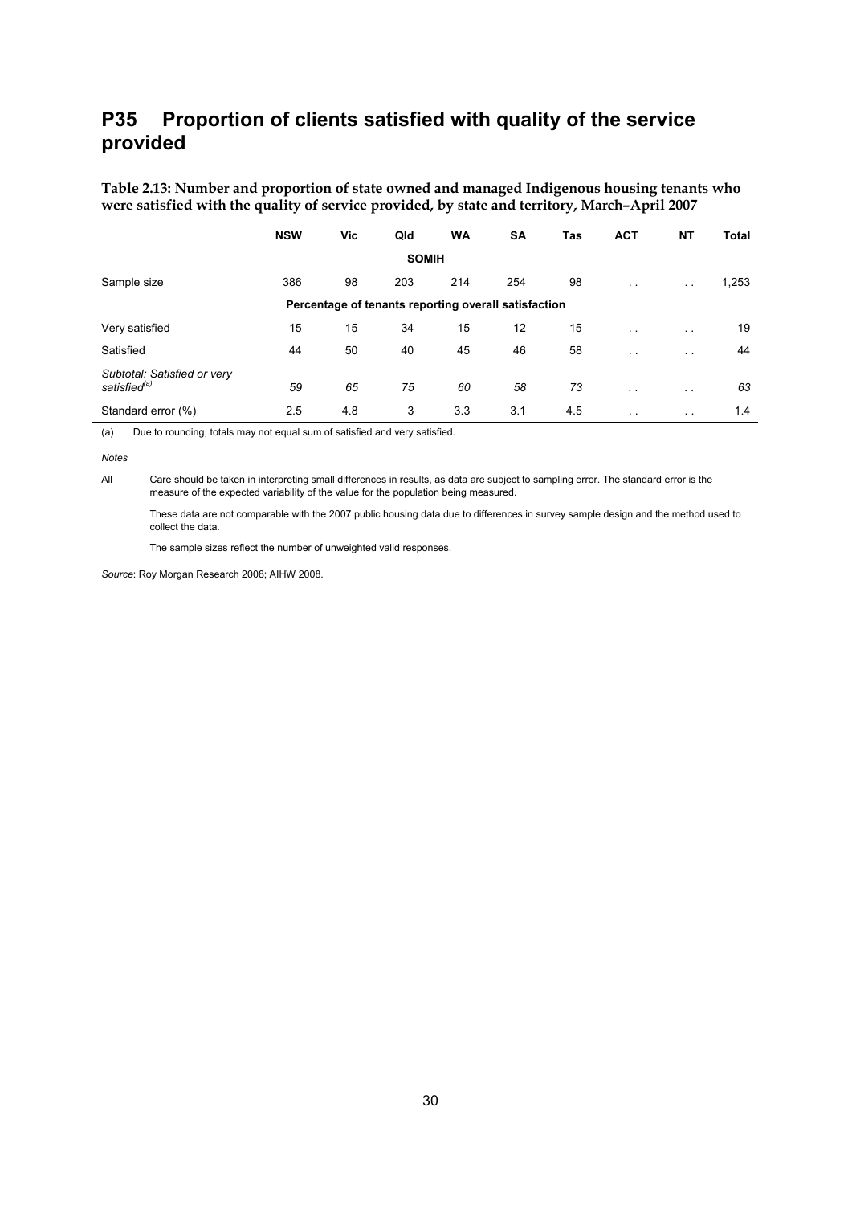# P35 Proportion of clients satisfied with quality of the service provided

**Table 2.13: Number and proportion of state owned and managed Indigenous housing tenants who were satisfied with the quality of service provided, by state and territory, March–April 2007**

| | NSW | Vic | Qld | WA | SA | Tas | ACT | NT | Total |
|---|---|---|---|---|---|---|---|---|---|
| | | | **SOMIH** | | | | | | |
| Sample size | 386 | 98 | 203 | 214 | 254 | 98 | . . | . . | 1,253 |
| | | | **Percentage of tenants reporting overall satisfaction** | | | | | | |
| Very satisfied | 15 | 15 | 34 | 15 | 12 | 15 | . . | . . | 19 |
| Satisfied | 44 | 50 | 40 | 45 | 46 | 58 | . . | . . | 44 |
| *Subtotal: Satisfied or very satisfied[(a)]* | *59* | *65* | *75* | *60* | *58* | *73* | . . | . . | *63* |
| Standard error (%) | 2.5 | 4.8 | 3 | 3.3 | 3.1 | 4.5 | . . | . . | 1.4 |

(a) Due to rounding, totals may not equal sum of satisfied and very satisfied.

*Notes*

All Care should be taken in interpreting small differences in results, as data are subject to sampling error. The standard error is the measure of the expected variability of the value for the population being measured.

These data are not comparable with the 2007 public housing data due to differences in survey sample design and the method used to collect the data.

The sample sizes reflect the number of unweighted valid responses.

*Source*: Roy Morgan Research 2008; AIHW 2008.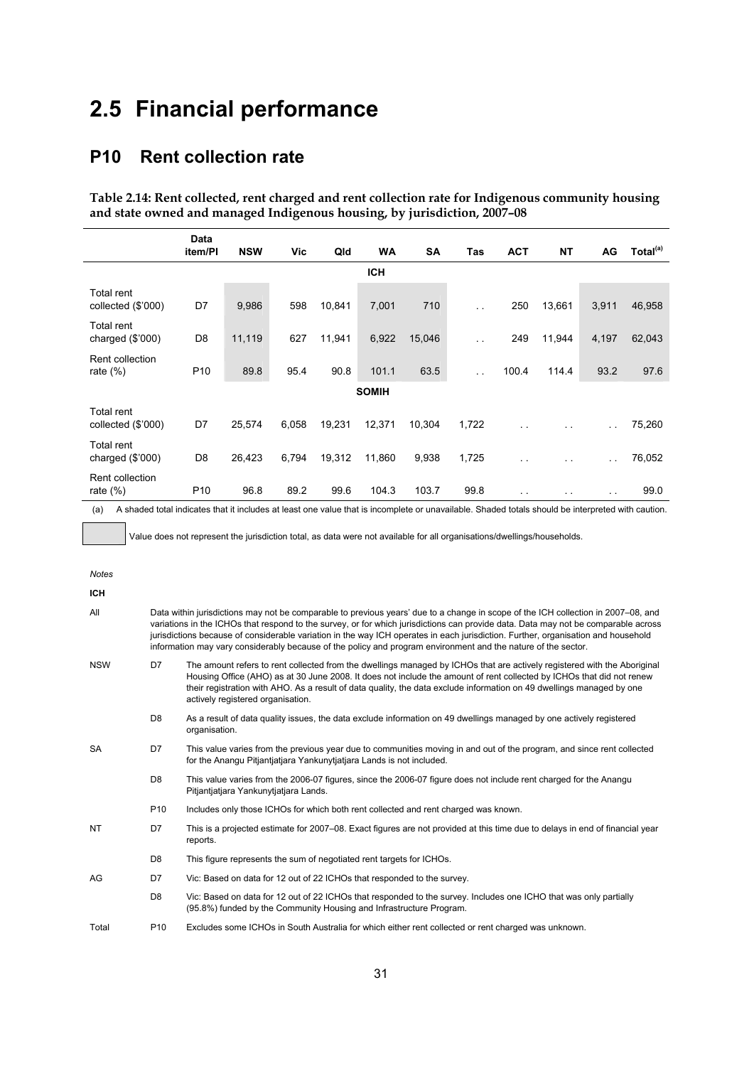# 2.5 Financial performance

## P10 Rent collection rate

**Table 2.14: Rent collected, rent charged and rent collection rate for Indigenous community housing and state owned and managed Indigenous housing, by jurisdiction, 2007–08**

| | Data item/PI | NSW | Vic | Qld | WA | SA | Tas | ACT | NT | AG | Total[(a)] |
|---|---|---|---|---|---|---|---|---|---|---|---|
| | | | | | **ICH** | | | | | | |
| Total rent collected ($'000) | D7 | 9,986 | 598 | 10,841 | 7,001 | 710 | . . | 250 | 13,661 | 3,911 | 46,958 |
| Total rent charged ($'000) | D8 | 11,119 | 627 | 11,941 | 6,922 | 15,046 | . . | 249 | 11,944 | 4,197 | 62,043 |
| Rent collection rate (%) | P10 | 89.8 | 95.4 | 90.8 | 101.1 | 63.5 | . . | 100.4 | 114.4 | 93.2 | 97.6 |
| | | | | | **SOMIH** | | | | | | |
| Total rent collected ($'000) | D7 | 25,574 | 6,058 | 19,231 | 12,371 | 10,304 | 1,722 | . . | . . | . . | 75,260 |
| Total rent charged ($'000) | D8 | 26,423 | 6,794 | 19,312 | 11,860 | 9,938 | 1,725 | . . | . . | . . | 76,052 |
| Rent collection rate (%) | P10 | 96.8 | 89.2 | 99.6 | 104.3 | 103.7 | 99.8 | . . | . . | . . | 99.0 |

(a) A shaded total indicates that it includes at least one value that is incomplete or unavailable. Shaded totals should be interpreted with caution.

[Shaded] Value does not represent the jurisdiction total, as data were not available for all organisations/dwellings/households.

*Notes*

**ICH**

| | | |
|---|---|---|
| All | | Data within jurisdictions may not be comparable to previous years' due to a change in scope of the ICH collection in 2007–08, and variations in the ICHOs that respond to the survey, or for which jurisdictions can provide data. Data may not be comparable across jurisdictions because of considerable variation in the way ICH operates in each jurisdiction. Further, organisation and household information may vary considerably because of the policy and program environment and the nature of the sector. |
| NSW | D7 | The amount refers to rent collected from the dwellings managed by ICHOs that are actively registered with the Aboriginal Housing Office (AHO) as at 30 June 2008. It does not include the amount of rent collected by ICHOs that did not renew their registration with AHO. As a result of data quality, the data exclude information on 49 dwellings managed by one actively registered organisation. |
| | D8 | As a result of data quality issues, the data exclude information on 49 dwellings managed by one actively registered organisation. |
| SA | D7 | This value varies from the previous year due to communities moving in and out of the program, and since rent collected for the Anangu Pitjantjatjara Yankunytjatjara Lands is not included. |
| | D8 | This value varies from the 2006-07 figures, since the 2006-07 figure does not include rent charged for the Anangu Pitjantjatjara Yankunytjatjara Lands. |
| | P10 | Includes only those ICHOs for which both rent collected and rent charged was known. |
| NT | D7 | This is a projected estimate for 2007–08. Exact figures are not provided at this time due to delays in end of financial year reports. |
| | D8 | This figure represents the sum of negotiated rent targets for ICHOs. |
| AG | D7 | Vic: Based on data for 12 out of 22 ICHOs that responded to the survey. |
| | D8 | Vic: Based on data for 12 out of 22 ICHOs that responded to the survey. Includes one ICHO that was only partially (95.8%) funded by the Community Housing and Infrastructure Program. |
| Total | P10 | Excludes some ICHOs in South Australia for which either rent collected or rent charged was unknown. |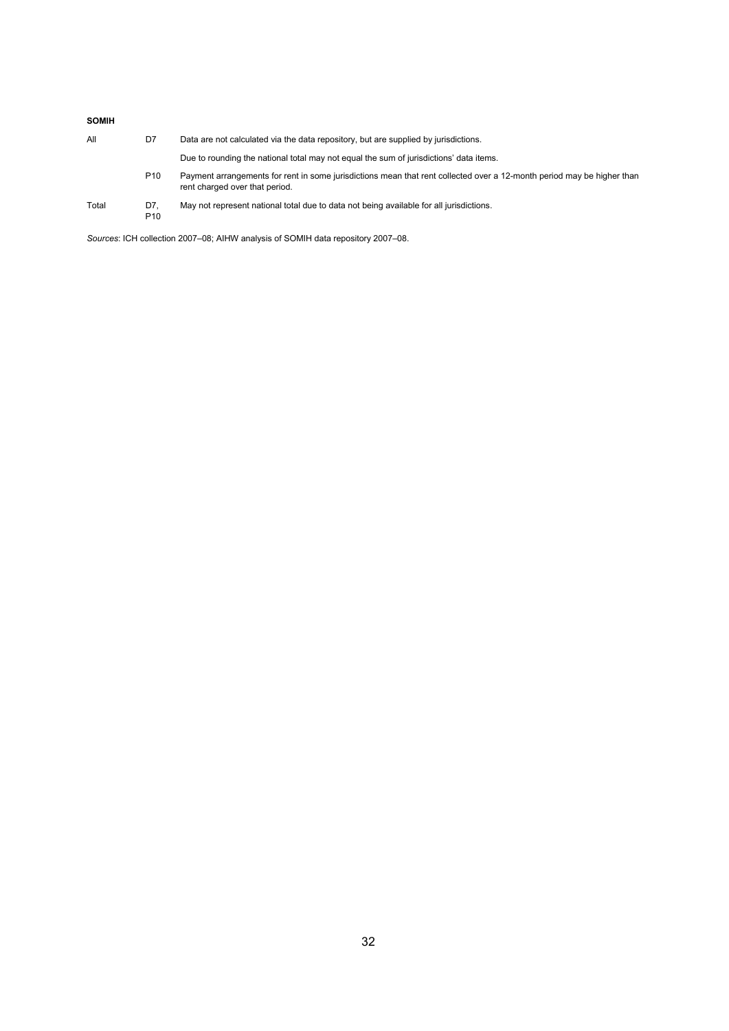**SOMIH**

| | | |
|---|---|---|
| All | D7 | Data are not calculated via the data repository, but are supplied by jurisdictions. |
| | | Due to rounding the national total may not equal the sum of jurisdictions' data items. |
| | P10 | Payment arrangements for rent in some jurisdictions mean that rent collected over a 12-month period may be higher than rent charged over that period. |
| Total | D7, P10 | May not represent national total due to data not being available for all jurisdictions. |

*Sources*: ICH collection 2007–08; AIHW analysis of SOMIH data repository 2007–08.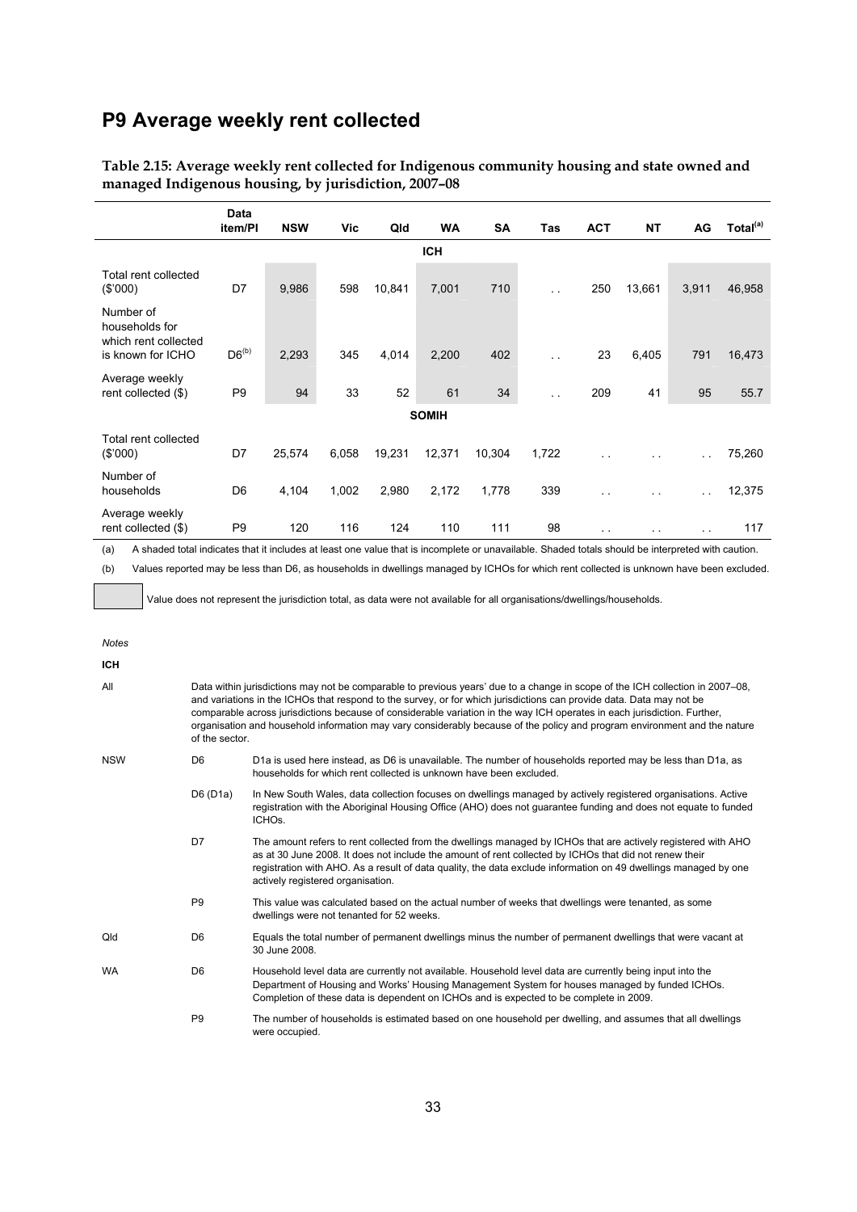# P9 Average weekly rent collected

**Table 2.15: Average weekly rent collected for Indigenous community housing and state owned and managed Indigenous housing, by jurisdiction, 2007–08**

| | Data item/PI | NSW | Vic | Qld | WA | SA | Tas | ACT | NT | AG | Total[(a)] |
|---|---|---|---|---|---|---|---|---|---|---|---|
| | | | | | **ICH** | | | | | | |
| Total rent collected ($'000) | D7 | 9,986 | 598 | 10,841 | 7,001 | 710 | . . | 250 | 13,661 | 3,911 | 46,958 |
| Number of households for which rent collected is known for ICHO | D6[(b)] | 2,293 | 345 | 4,014 | 2,200 | 402 | . . | 23 | 6,405 | 791 | 16,473 |
| Average weekly rent collected ($) | P9 | 94 | 33 | 52 | 61 | 34 | . . | 209 | 41 | 95 | 55.7 |
| | | | | | **SOMIH** | | | | | | |
| Total rent collected ($'000) | D7 | 25,574 | 6,058 | 19,231 | 12,371 | 10,304 | 1,722 | . . | . . | . . | 75,260 |
| Number of households | D6 | 4,104 | 1,002 | 2,980 | 2,172 | 1,778 | 339 | . . | . . | . . | 12,375 |
| Average weekly rent collected ($) | P9 | 120 | 116 | 124 | 110 | 111 | 98 | . . | . . | . . | 117 |

(a) A shaded total indicates that it includes at least one value that is incomplete or unavailable. Shaded totals should be interpreted with caution.

(b) Values reported may be less than D6, as households in dwellings managed by ICHOs for which rent collected is unknown have been excluded.

[Shaded] Value does not represent the jurisdiction total, as data were not available for all organisations/dwellings/households.

*Notes*

**ICH**

| | | |
|---|---|---|
| All | | Data within jurisdictions may not be comparable to previous years' due to a change in scope of the ICH collection in 2007–08, and variations in the ICHOs that respond to the survey, or for which jurisdictions can provide data. Data may not be comparable across jurisdictions because of considerable variation in the way ICH operates in each jurisdiction. Further, organisation and household information may vary considerably because of the policy and program environment and the nature of the sector. |
| NSW | D6 | D1a is used here instead, as D6 is unavailable. The number of households reported may be less than D1a, as households for which rent collected is unknown have been excluded. |
| | D6 (D1a) | In New South Wales, data collection focuses on dwellings managed by actively registered organisations. Active registration with the Aboriginal Housing Office (AHO) does not guarantee funding and does not equate to funded ICHOs. |
| | D7 | The amount refers to rent collected from the dwellings managed by ICHOs that are actively registered with AHO as at 30 June 2008. It does not include the amount of rent collected by ICHOs that did not renew their registration with AHO. As a result of data quality, the data exclude information on 49 dwellings managed by one actively registered organisation. |
| | P9 | This value was calculated based on the actual number of weeks that dwellings were tenanted, as some dwellings were not tenanted for 52 weeks. |
| Qld | D6 | Equals the total number of permanent dwellings minus the number of permanent dwellings that were vacant at 30 June 2008. |
| WA | D6 | Household level data are currently not available. Household level data are currently being input into the Department of Housing and Works' Housing Management System for houses managed by funded ICHOs. Completion of these data is dependent on ICHOs and is expected to be complete in 2009. |
| | P9 | The number of households is estimated based on one household per dwelling, and assumes that all dwellings were occupied. |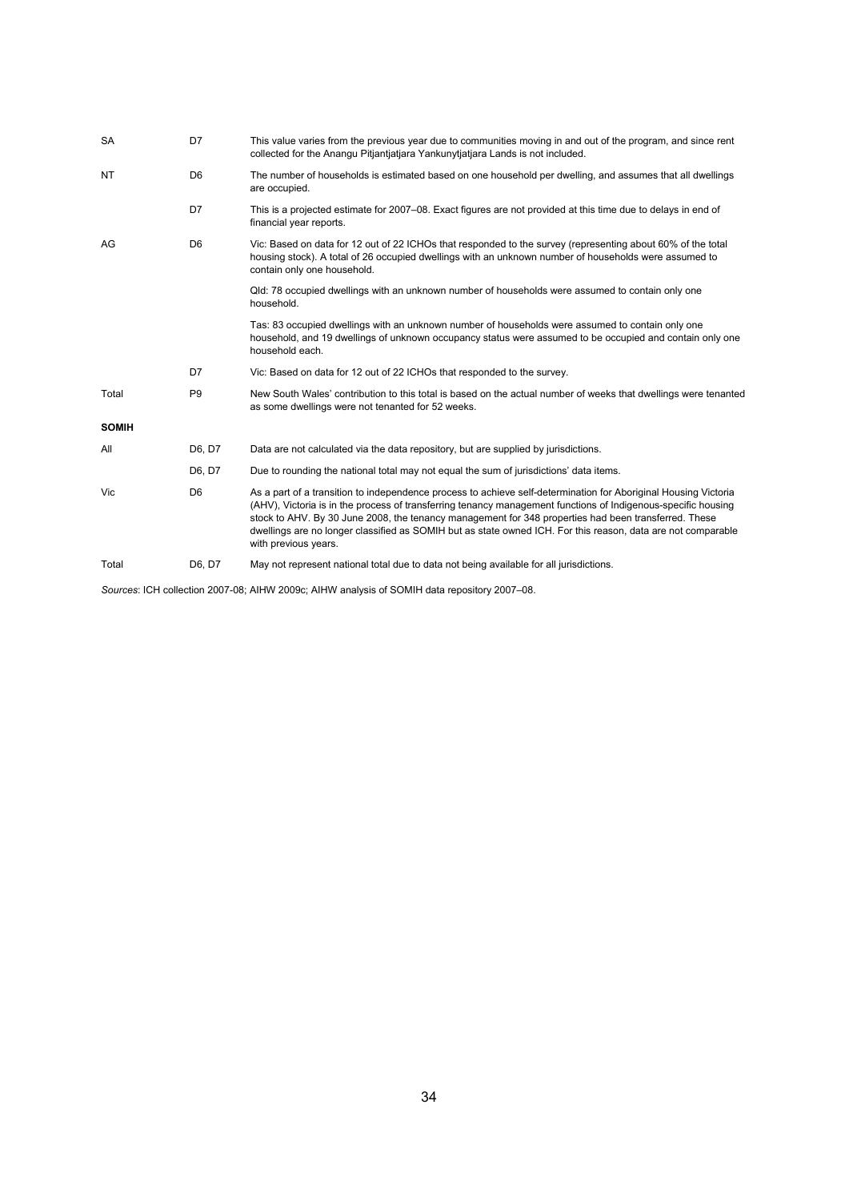| | | |
|---|---|---|
| SA | D7 | This value varies from the previous year due to communities moving in and out of the program, and since rent collected for the Anangu Pitjantjatjara Yankunytjatjara Lands is not included. |
| NT | D6 | The number of households is estimated based on one household per dwelling, and assumes that all dwellings are occupied. |
| | D7 | This is a projected estimate for 2007–08. Exact figures are not provided at this time due to delays in end of financial year reports. |
| AG | D6 | Vic: Based on data for 12 out of 22 ICHOs that responded to the survey (representing about 60% of the total housing stock). A total of 26 occupied dwellings with an unknown number of households were assumed to contain only one household. |
| | | Qld: 78 occupied dwellings with an unknown number of households were assumed to contain only one household. |
| | | Tas: 83 occupied dwellings with an unknown number of households were assumed to contain only one household, and 19 dwellings of unknown occupancy status were assumed to be occupied and contain only one household each. |
| | D7 | Vic: Based on data for 12 out of 22 ICHOs that responded to the survey. |
| Total | P9 | New South Wales' contribution to this total is based on the actual number of weeks that dwellings were tenanted as some dwellings were not tenanted for 52 weeks. |
| **SOMIH** | | |
| All | D6, D7 | Data are not calculated via the data repository, but are supplied by jurisdictions. |
| | D6, D7 | Due to rounding the national total may not equal the sum of jurisdictions' data items. |
| Vic | D6 | As a part of a transition to independence process to achieve self-determination for Aboriginal Housing Victoria (AHV), Victoria is in the process of transferring tenancy management functions of Indigenous-specific housing stock to AHV. By 30 June 2008, the tenancy management for 348 properties had been transferred. These dwellings are no longer classified as SOMIH but as state owned ICH. For this reason, data are not comparable with previous years. |
| Total | D6, D7 | May not represent national total due to data not being available for all jurisdictions. |

*Sources*: ICH collection 2007-08; AIHW 2009c; AIHW analysis of SOMIH data repository 2007–08.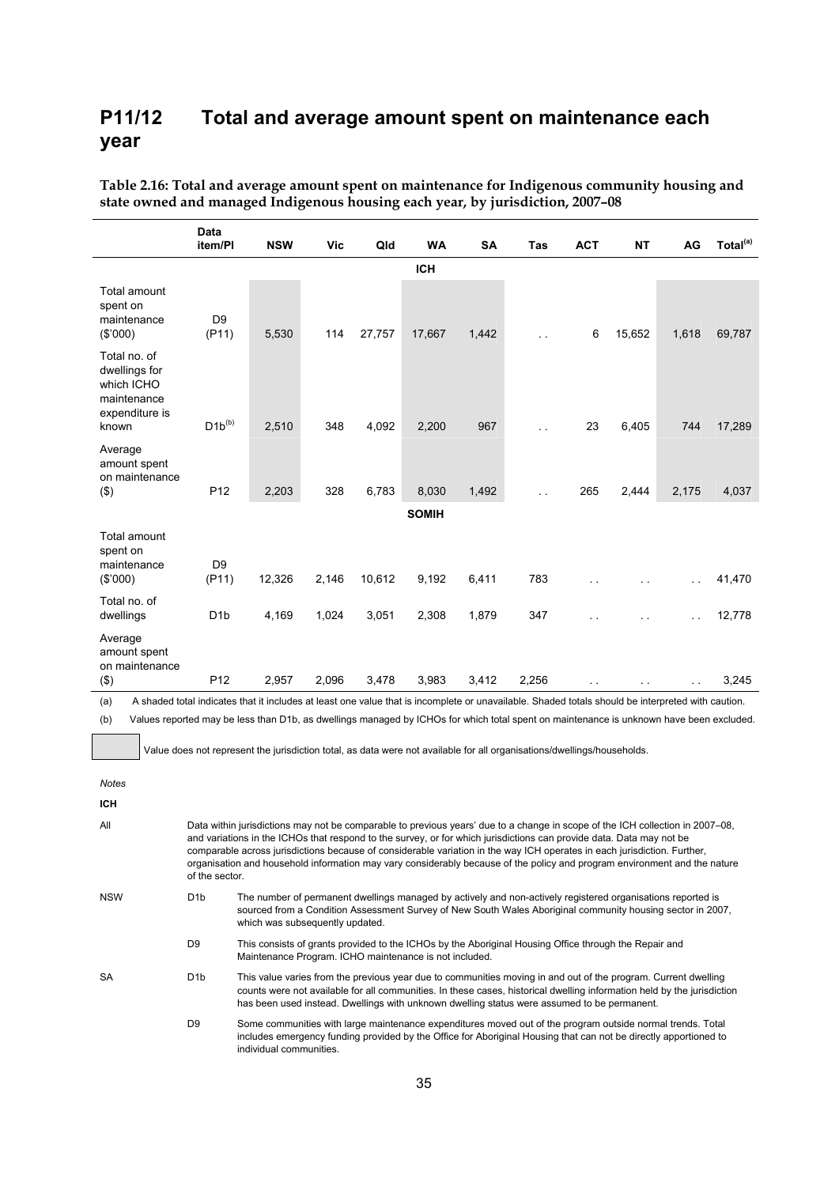# P11/12 Total and average amount spent on maintenance each year

**Table 2.16: Total and average amount spent on maintenance for Indigenous community housing and state owned and managed Indigenous housing each year, by jurisdiction, 2007–08**

| | Data item/PI | NSW | Vic | Qld | WA | SA | Tas | ACT | NT | AG | Total[(a)] |
|---|---|---|---|---|---|---|---|---|---|---|---|
| | | | | | **ICH** | | | | | | |
| Total amount spent on maintenance ($'000) | D9 (P11) | 5,530 | 114 | 27,757 | 17,667 | 1,442 | . . | 6 | 15,652 | 1,618 | 69,787 |
| Total no. of dwellings for which ICHO maintenance expenditure is known | D1b[(b)] | 2,510 | 348 | 4,092 | 2,200 | 967 | . . | 23 | 6,405 | 744 | 17,289 |
| Average amount spent on maintenance ($) | P12 | 2,203 | 328 | 6,783 | 8,030 | 1,492 | . . | 265 | 2,444 | 2,175 | 4,037 |
| | | | | | **SOMIH** | | | | | | |
| Total amount spent on maintenance ($'000) | D9 (P11) | 12,326 | 2,146 | 10,612 | 9,192 | 6,411 | 783 | . . | . . | . . | 41,470 |
| Total no. of dwellings | D1b | 4,169 | 1,024 | 3,051 | 2,308 | 1,879 | 347 | . . | . . | . . | 12,778 |
| Average amount spent on maintenance ($) | P12 | 2,957 | 2,096 | 3,478 | 3,983 | 3,412 | 2,256 | . . | . . | . . | 3,245 |

(a) A shaded total indicates that it includes at least one value that is incomplete or unavailable. Shaded totals should be interpreted with caution.

(b) Values reported may be less than D1b, as dwellings managed by ICHOs for which total spent on maintenance is unknown have been excluded.

[Shaded cell] Value does not represent the jurisdiction total, as data were not available for all organisations/dwellings/households.

*Notes*

**ICH**

| | | |
|---|---|---|
| All | | Data within jurisdictions may not be comparable to previous years' due to a change in scope of the ICH collection in 2007–08, and variations in the ICHOs that respond to the survey, or for which jurisdictions can provide data. Data may not be comparable across jurisdictions because of considerable variation in the way ICH operates in each jurisdiction. Further, organisation and household information may vary considerably because of the policy and program environment and the nature of the sector. |
| NSW | D1b | The number of permanent dwellings managed by actively and non-actively registered organisations reported is sourced from a Condition Assessment Survey of New South Wales Aboriginal community housing sector in 2007, which was subsequently updated. |
| | D9 | This consists of grants provided to the ICHOs by the Aboriginal Housing Office through the Repair and Maintenance Program. ICHO maintenance is not included. |
| SA | D1b | This value varies from the previous year due to communities moving in and out of the program. Current dwelling counts were not available for all communities. In these cases, historical dwelling information held by the jurisdiction has been used instead. Dwellings with unknown dwelling status were assumed to be permanent. |
| | D9 | Some communities with large maintenance expenditures moved out of the program outside normal trends. Total includes emergency funding provided by the Office for Aboriginal Housing that can not be directly apportioned to individual communities. |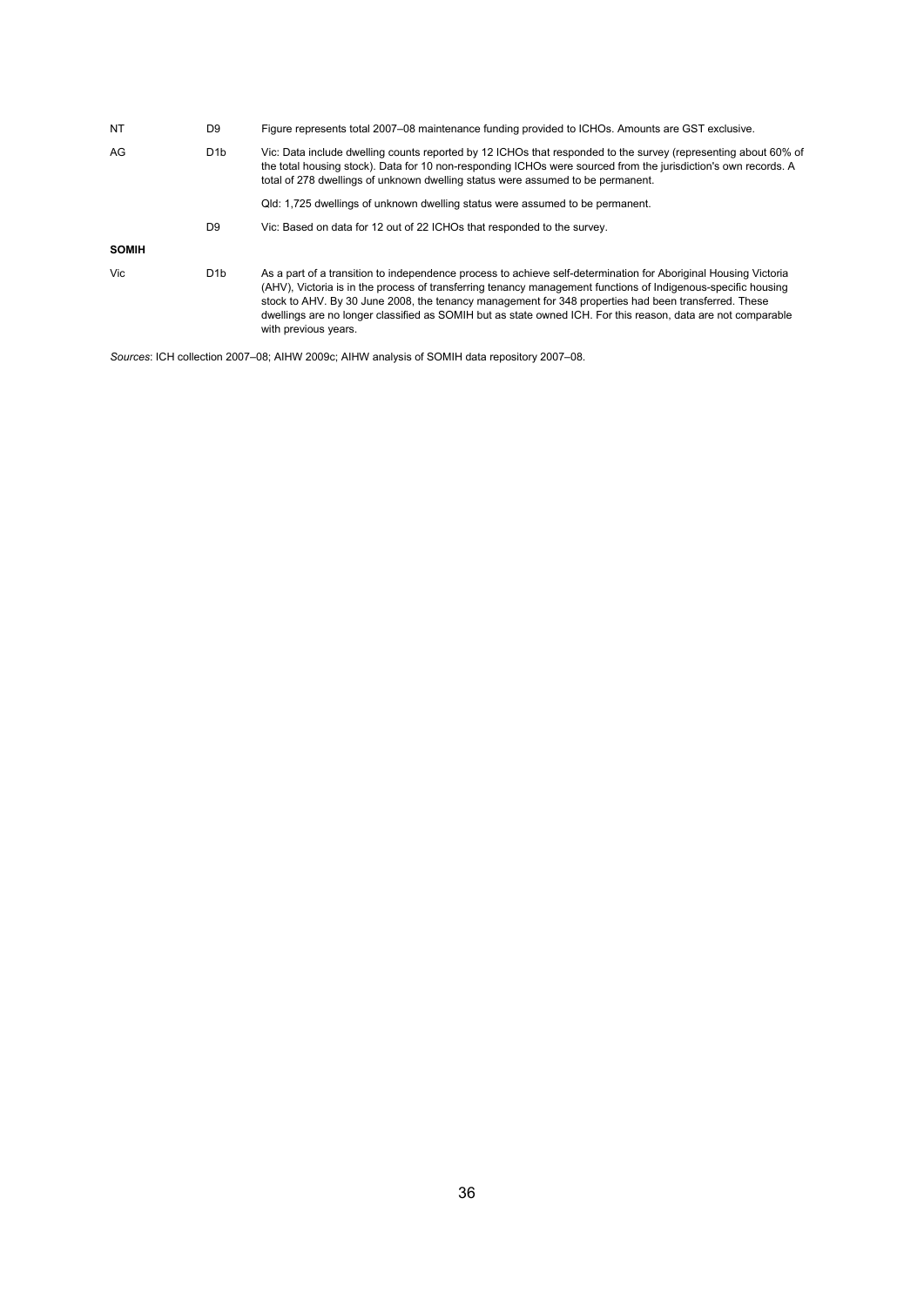| | | |
|---|---|---|
| NT | D9 | Figure represents total 2007–08 maintenance funding provided to ICHOs. Amounts are GST exclusive. |
| AG | D1b | Vic: Data include dwelling counts reported by 12 ICHOs that responded to the survey (representing about 60% of the total housing stock). Data for 10 non-responding ICHOs were sourced from the jurisdiction's own records. A total of 278 dwellings of unknown dwelling status were assumed to be permanent. |
| | | Qld: 1,725 dwellings of unknown dwelling status were assumed to be permanent. |
| | D9 | Vic: Based on data for 12 out of 22 ICHOs that responded to the survey. |
| **SOMIH** | | |
| Vic | D1b | As a part of a transition to independence process to achieve self-determination for Aboriginal Housing Victoria (AHV), Victoria is in the process of transferring tenancy management functions of Indigenous-specific housing stock to AHV. By 30 June 2008, the tenancy management for 348 properties had been transferred. These dwellings are no longer classified as SOMIH but as state owned ICH. For this reason, data are not comparable with previous years. |

*Sources*: ICH collection 2007–08; AIHW 2009c; AIHW analysis of SOMIH data repository 2007–08.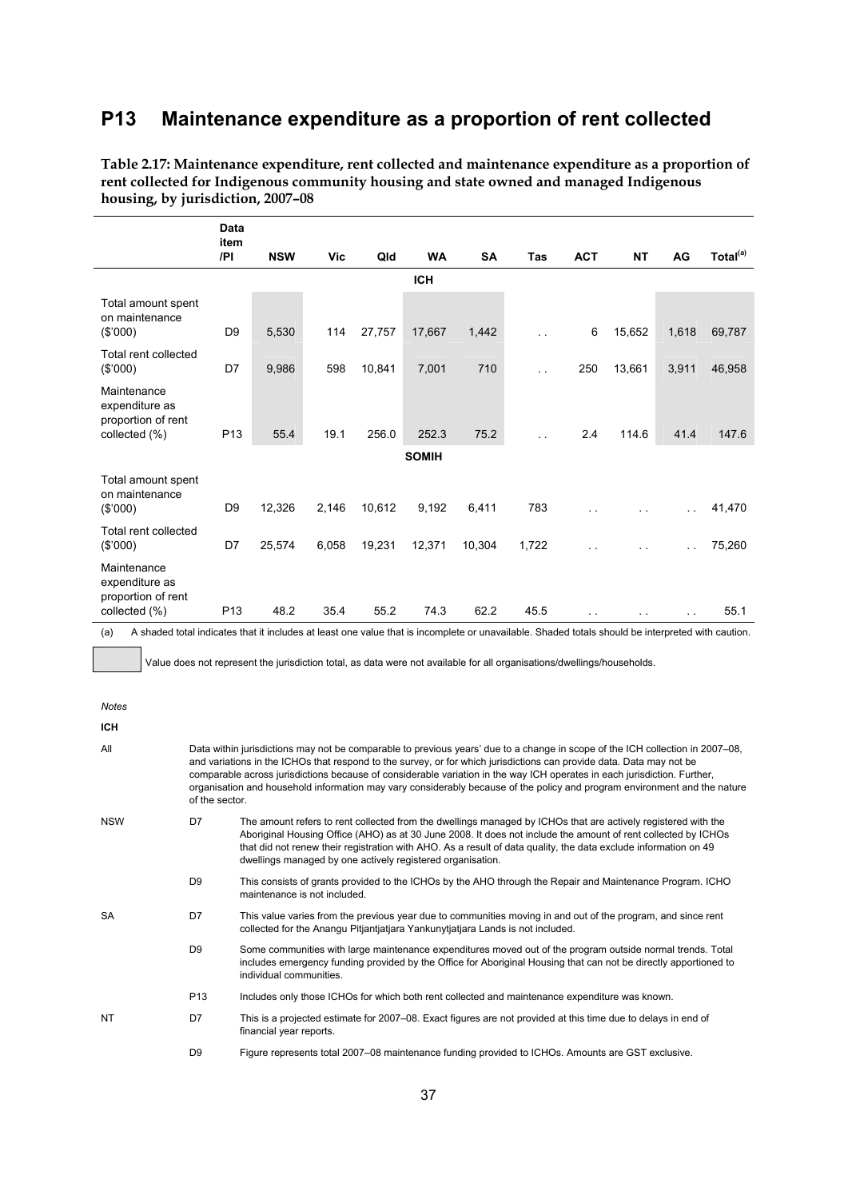# P13 Maintenance expenditure as a proportion of rent collected

**Table 2.17: Maintenance expenditure, rent collected and maintenance expenditure as a proportion of rent collected for Indigenous community housing and state owned and managed Indigenous housing, by jurisdiction, 2007–08**

| | Data item /PI | NSW | Vic | Qld | WA | SA | Tas | ACT | NT | AG | Total[(a)] |
|---|---|---|---|---|---|---|---|---|---|---|---|
| | | | | | **ICH** | | | | | | |
| Total amount spent on maintenance ($'000) | D9 | 5,530 | 114 | 27,757 | 17,667 | 1,442 | . . | 6 | 15,652 | 1,618 | 69,787 |
| Total rent collected ($'000) | D7 | 9,986 | 598 | 10,841 | 7,001 | 710 | . . | 250 | 13,661 | 3,911 | 46,958 |
| Maintenance expenditure as proportion of rent collected (%) | P13 | 55.4 | 19.1 | 256.0 | 252.3 | 75.2 | . . | 2.4 | 114.6 | 41.4 | 147.6 |
| | | | | | **SOMIH** | | | | | | |
| Total amount spent on maintenance ($'000) | D9 | 12,326 | 2,146 | 10,612 | 9,192 | 6,411 | 783 | . . | . . | . . | 41,470 |
| Total rent collected ($'000) | D7 | 25,574 | 6,058 | 19,231 | 12,371 | 10,304 | 1,722 | . . | . . | . . | 75,260 |
| Maintenance expenditure as proportion of rent collected (%) | P13 | 48.2 | 35.4 | 55.2 | 74.3 | 62.2 | 45.5 | . . | . . | . . | 55.1 |

(a) A shaded total indicates that it includes at least one value that is incomplete or unavailable. Shaded totals should be interpreted with caution.

[Shaded] Value does not represent the jurisdiction total, as data were not available for all organisations/dwellings/households.

*Notes*

**ICH**

All — Data within jurisdictions may not be comparable to previous years' due to a change in scope of the ICH collection in 2007–08, and variations in the ICHOs that respond to the survey, or for which jurisdictions can provide data. Data may not be comparable across jurisdictions because of considerable variation in the way ICH operates in each jurisdiction. Further, organisation and household information may vary considerably because of the policy and program environment and the nature of the sector.

NSW

D7 — The amount refers to rent collected from the dwellings managed by ICHOs that are actively registered with the Aboriginal Housing Office (AHO) as at 30 June 2008. It does not include the amount of rent collected by ICHOs that did not renew their registration with AHO. As a result of data quality, the data exclude information on 49 dwellings managed by one actively registered organisation.

D9 — This consists of grants provided to the ICHOs by the AHO through the Repair and Maintenance Program. ICHO maintenance is not included.

SA

D7 — This value varies from the previous year due to communities moving in and out of the program, and since rent collected for the Anangu Pitjantjatjara Yankunytjatjara Lands is not included.

D9 — Some communities with large maintenance expenditures moved out of the program outside normal trends. Total includes emergency funding provided by the Office for Aboriginal Housing that can not be directly apportioned to individual communities.

P13 — Includes only those ICHOs for which both rent collected and maintenance expenditure was known.

NT

D7 — This is a projected estimate for 2007–08. Exact figures are not provided at this time due to delays in end of financial year reports.

D9 — Figure represents total 2007–08 maintenance funding provided to ICHOs. Amounts are GST exclusive.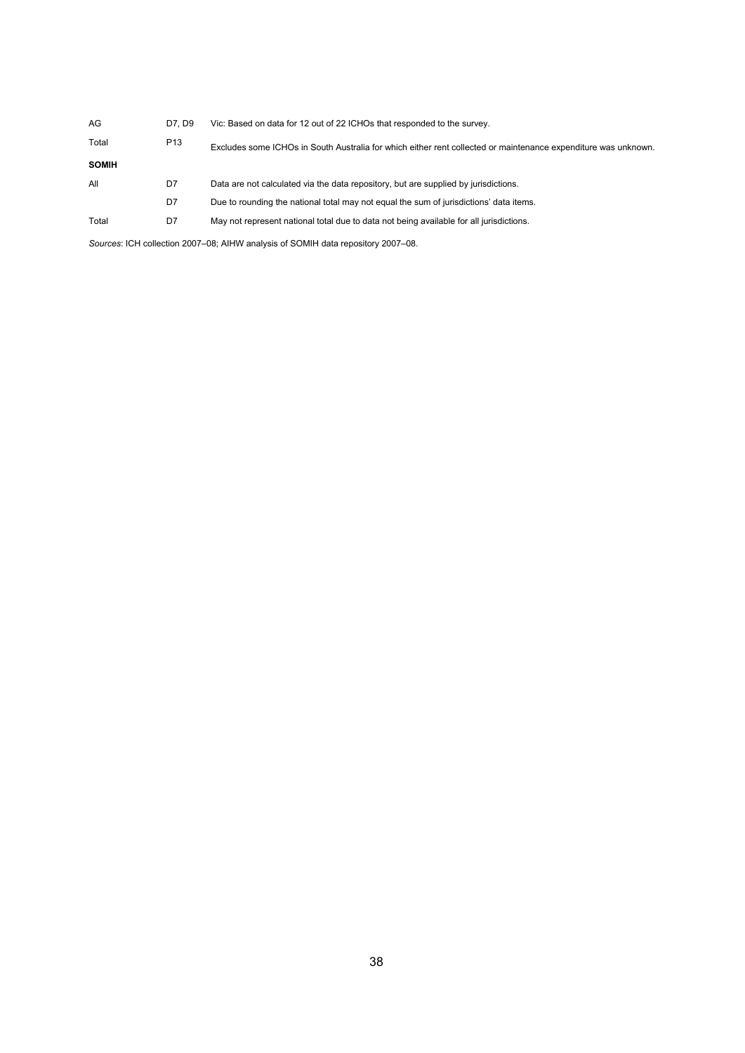| | | |
|---|---|---|
| AG | D7, D9 | Vic: Based on data for 12 out of 22 ICHOs that responded to the survey. |
| Total | P13 | Excludes some ICHOs in South Australia for which either rent collected or maintenance expenditure was unknown. |
| **SOMIH** | | |
| All | D7 | Data are not calculated via the data repository, but are supplied by jurisdictions. |
| | D7 | Due to rounding the national total may not equal the sum of jurisdictions' data items. |
| Total | D7 | May not represent national total due to data not being available for all jurisdictions. |

*Sources*: ICH collection 2007–08; AIHW analysis of SOMIH data repository 2007–08.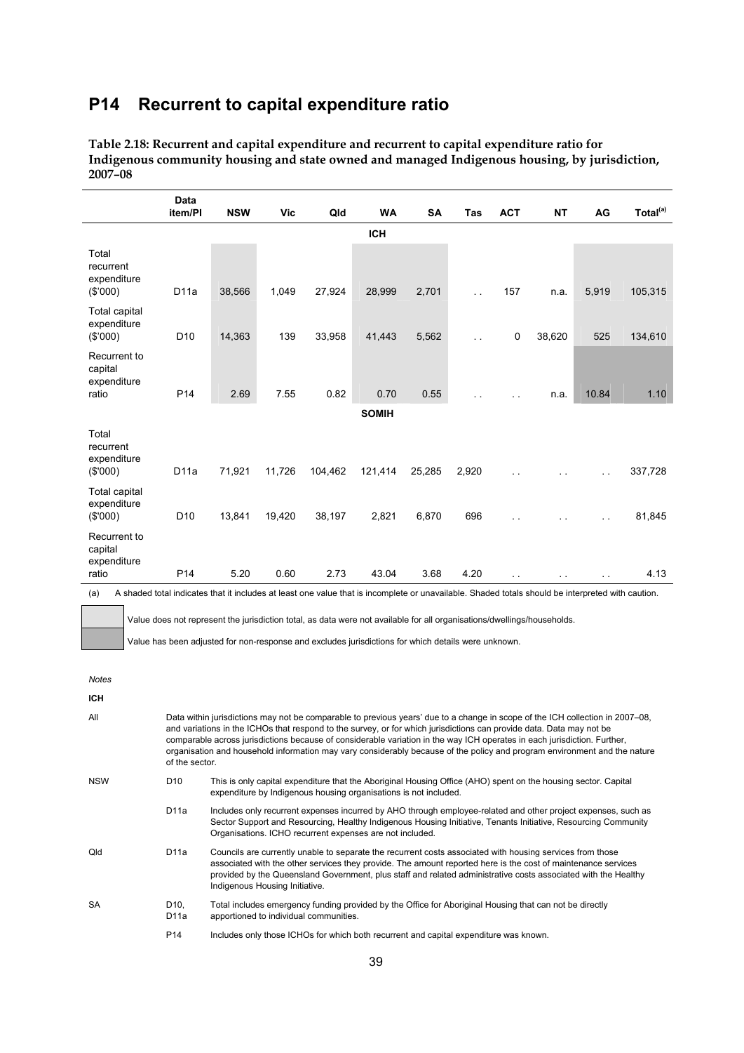## P14 Recurrent to capital expenditure ratio

**Table 2.18: Recurrent and capital expenditure and recurrent to capital expenditure ratio for Indigenous community housing and state owned and managed Indigenous housing, by jurisdiction, 2007–08**

| | Data item/PI | NSW | Vic | Qld | WA | SA | Tas | ACT | NT | AG | Total[(a)] |
|---|---|---|---|---|---|---|---|---|---|---|---|
| | | | | | **ICH** | | | | | | |
| Total recurrent expenditure ($'000) | D11a | 38,566 | 1,049 | 27,924 | 28,999 | 2,701 | . . | 157 | n.a. | 5,919 | 105,315 |
| Total capital expenditure ($'000) | D10 | 14,363 | 139 | 33,958 | 41,443 | 5,562 | . . | 0 | 38,620 | 525 | 134,610 |
| Recurrent to capital expenditure ratio | P14 | 2.69 | 7.55 | 0.82 | 0.70 | 0.55 | . . | . . | n.a. | 10.84 | 1.10 |
| | | | | | **SOMIH** | | | | | | |
| Total recurrent expenditure ($'000) | D11a | 71,921 | 11,726 | 104,462 | 121,414 | 25,285 | 2,920 | . . | . . | . . | 337,728 |
| Total capital expenditure ($'000) | D10 | 13,841 | 19,420 | 38,197 | 2,821 | 6,870 | 696 | . . | . . | . . | 81,845 |
| Recurrent to capital expenditure ratio | P14 | 5.20 | 0.60 | 2.73 | 43.04 | 3.68 | 4.20 | . . | . . | . . | 4.13 |

(a) A shaded total indicates that it includes at least one value that is incomplete or unavailable. Shaded totals should be interpreted with caution.

[Light shading] Value does not represent the jurisdiction total, as data were not available for all organisations/dwellings/households.

[Dark shading] Value has been adjusted for non-response and excludes jurisdictions for which details were unknown.

*Notes*

**ICH**

| | | |
|---|---|---|
| All | | Data within jurisdictions may not be comparable to previous years' due to a change in scope of the ICH collection in 2007–08, and variations in the ICHOs that respond to the survey, or for which jurisdictions can provide data. Data may not be comparable across jurisdictions because of considerable variation in the way ICH operates in each jurisdiction. Further, organisation and household information may vary considerably because of the policy and program environment and the nature of the sector. |
| NSW | D10 | This is only capital expenditure that the Aboriginal Housing Office (AHO) spent on the housing sector. Capital expenditure by Indigenous housing organisations is not included. |
| | D11a | Includes only recurrent expenses incurred by AHO through employee-related and other project expenses, such as Sector Support and Resourcing, Healthy Indigenous Housing Initiative, Tenants Initiative, Resourcing Community Organisations. ICHO recurrent expenses are not included. |
| Qld | D11a | Councils are currently unable to separate the recurrent costs associated with housing services from those associated with the other services they provide. The amount reported here is the cost of maintenance services provided by the Queensland Government, plus staff and related administrative costs associated with the Healthy Indigenous Housing Initiative. |
| SA | D10, D11a | Total includes emergency funding provided by the Office for Aboriginal Housing that can not be directly apportioned to individual communities. |
| | P14 | Includes only those ICHOs for which both recurrent and capital expenditure was known. |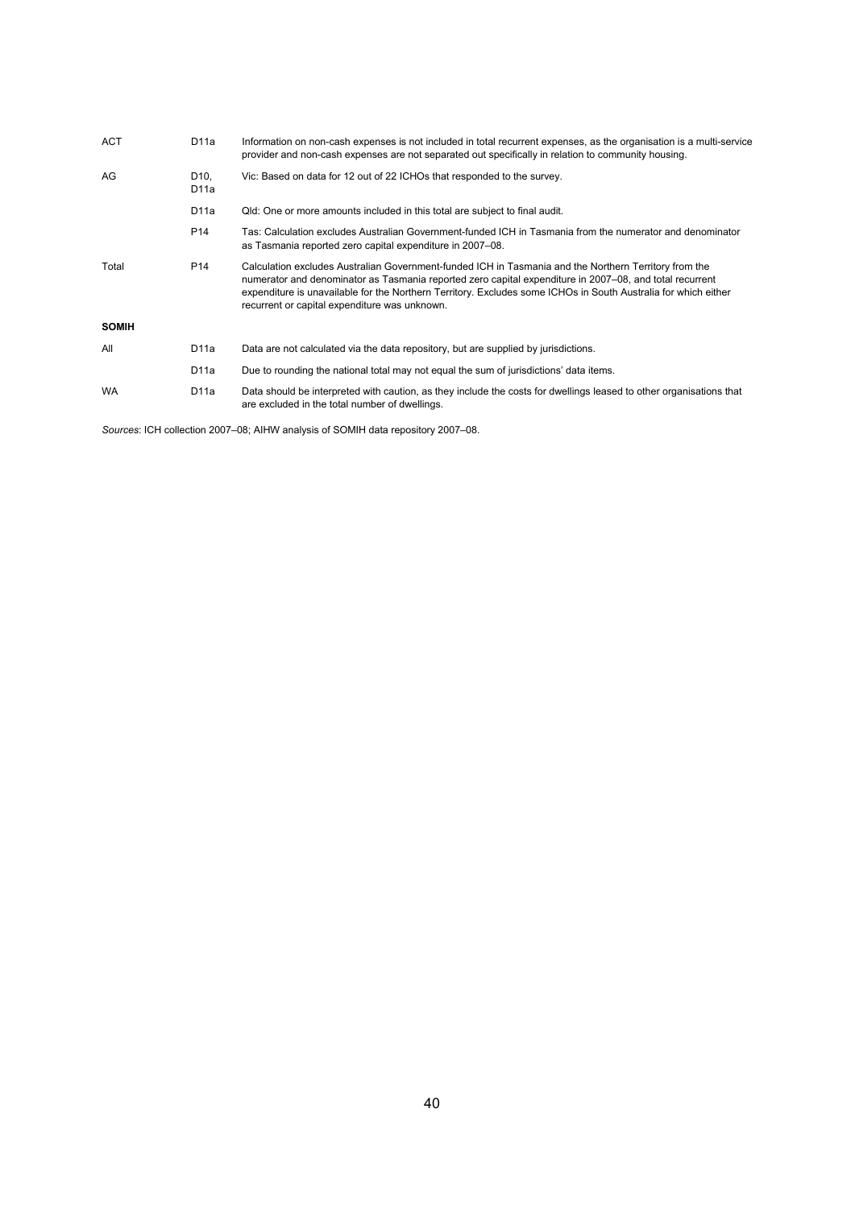| | | |
|---|---|---|
| ACT | D11a | Information on non-cash expenses is not included in total recurrent expenses, as the organisation is a multi-service provider and non-cash expenses are not separated out specifically in relation to community housing. |
| AG | D10, D11a | Vic: Based on data for 12 out of 22 ICHOs that responded to the survey. |
| | D11a | Qld: One or more amounts included in this total are subject to final audit. |
| | P14 | Tas: Calculation excludes Australian Government-funded ICH in Tasmania from the numerator and denominator as Tasmania reported zero capital expenditure in 2007–08. |
| Total | P14 | Calculation excludes Australian Government-funded ICH in Tasmania and the Northern Territory from the numerator and denominator as Tasmania reported zero capital expenditure in 2007–08, and total recurrent expenditure is unavailable for the Northern Territory. Excludes some ICHOs in South Australia for which either recurrent or capital expenditure was unknown. |
| **SOMIH** | | |
| All | D11a | Data are not calculated via the data repository, but are supplied by jurisdictions. |
| | D11a | Due to rounding the national total may not equal the sum of jurisdictions' data items. |
| WA | D11a | Data should be interpreted with caution, as they include the costs for dwellings leased to other organisations that are excluded in the total number of dwellings. |

*Sources*: ICH collection 2007–08; AIHW analysis of SOMIH data repository 2007–08.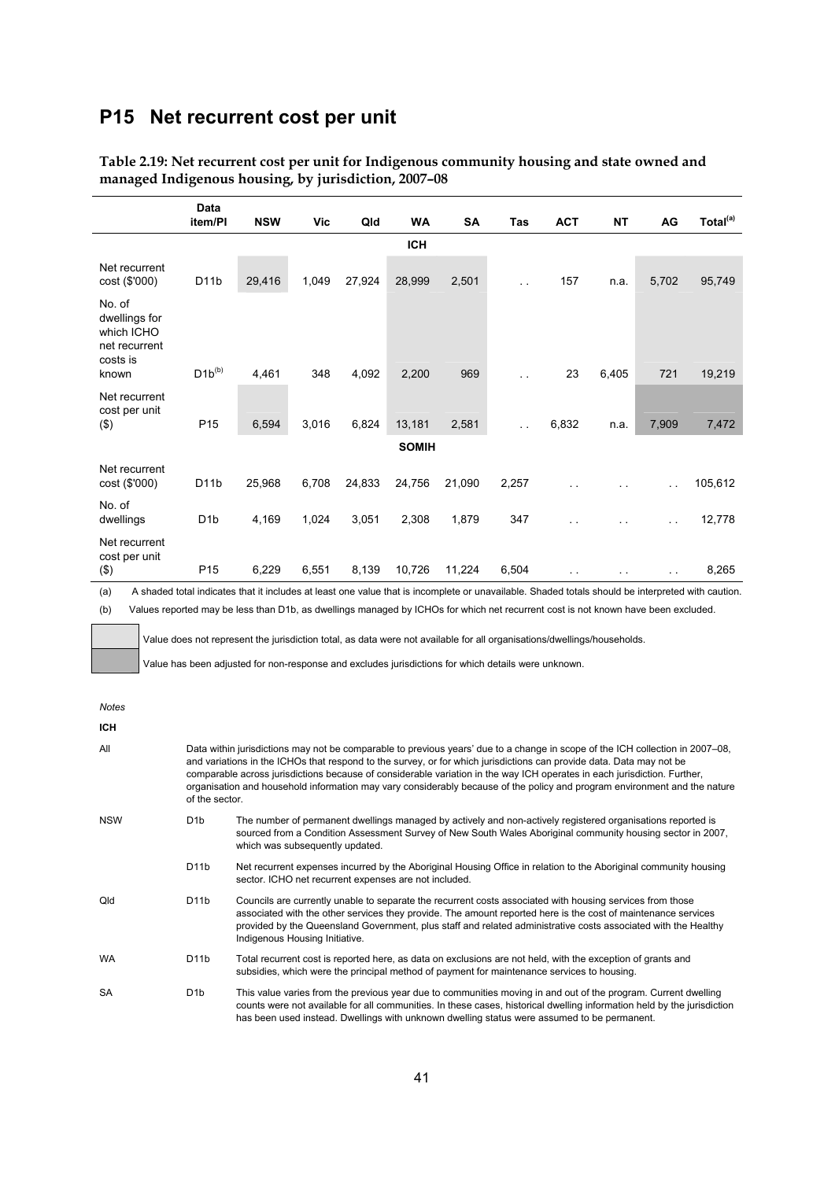## P15 Net recurrent cost per unit

**Table 2.19: Net recurrent cost per unit for Indigenous community housing and state owned and managed Indigenous housing, by jurisdiction, 2007–08**

| | Data item/PI | NSW | Vic | Qld | WA | SA | Tas | ACT | NT | AG | Total[(a)] |
|---|---|---|---|---|---|---|---|---|---|---|---|
| | | | | | **ICH** | | | | | | |
| Net recurrent cost ($'000) | D11b | 29,416 | 1,049 | 27,924 | 28,999 | 2,501 | . . | 157 | n.a. | 5,702 | 95,749 |
| No. of dwellings for which ICHO net recurrent costs is known | D1b[(b)] | 4,461 | 348 | 4,092 | 2,200 | 969 | . . | 23 | 6,405 | 721 | 19,219 |
| Net recurrent cost per unit ($) | P15 | 6,594 | 3,016 | 6,824 | 13,181 | 2,581 | . . | 6,832 | n.a. | 7,909 | 7,472 |
| | | | | | **SOMIH** | | | | | | |
| Net recurrent cost ($'000) | D11b | 25,968 | 6,708 | 24,833 | 24,756 | 21,090 | 2,257 | . . | . . | . . | 105,612 |
| No. of dwellings | D1b | 4,169 | 1,024 | 3,051 | 2,308 | 1,879 | 347 | . . | . . | . . | 12,778 |
| Net recurrent cost per unit ($) | P15 | 6,229 | 6,551 | 8,139 | 10,726 | 11,224 | 6,504 | . . | . . | . . | 8,265 |

(a) A shaded total indicates that it includes at least one value that is incomplete or unavailable. Shaded totals should be interpreted with caution.

(b) Values reported may be less than D1b, as dwellings managed by ICHOs for which net recurrent cost is not known have been excluded.

[Light shading] Value does not represent the jurisdiction total, as data were not available for all organisations/dwellings/households.

[Dark shading] Value has been adjusted for non-response and excludes jurisdictions for which details were unknown.

*Notes*

**ICH**

| | | |
|---|---|---|
| All | | Data within jurisdictions may not be comparable to previous years' due to a change in scope of the ICH collection in 2007–08, and variations in the ICHOs that respond to the survey, or for which jurisdictions can provide data. Data may not be comparable across jurisdictions because of considerable variation in the way ICH operates in each jurisdiction. Further, organisation and household information may vary considerably because of the policy and program environment and the nature of the sector. |
| NSW | D1b | The number of permanent dwellings managed by actively and non-actively registered organisations reported is sourced from a Condition Assessment Survey of New South Wales Aboriginal community housing sector in 2007, which was subsequently updated. |
| | D11b | Net recurrent expenses incurred by the Aboriginal Housing Office in relation to the Aboriginal community housing sector. ICHO net recurrent expenses are not included. |
| Qld | D11b | Councils are currently unable to separate the recurrent costs associated with housing services from those associated with the other services they provide. The amount reported here is the cost of maintenance services provided by the Queensland Government, plus staff and related administrative costs associated with the Healthy Indigenous Housing Initiative. |
| WA | D11b | Total recurrent cost is reported here, as data on exclusions are not held, with the exception of grants and subsidies, which were the principal method of payment for maintenance services to housing. |
| SA | D1b | This value varies from the previous year due to communities moving in and out of the program. Current dwelling counts were not available for all communities. In these cases, historical dwelling information held by the jurisdiction has been used instead. Dwellings with unknown dwelling status were assumed to be permanent. |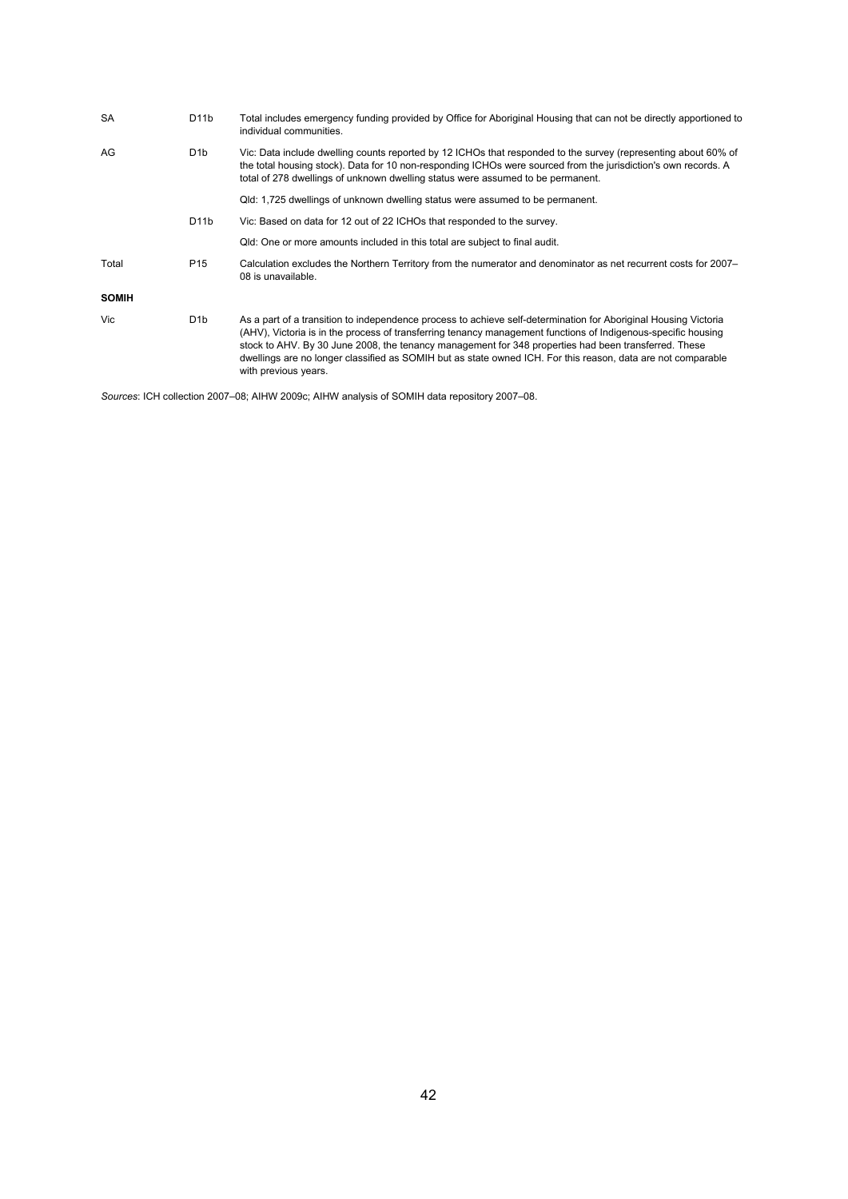| | | |
|---|---|---|
| SA | D11b | Total includes emergency funding provided by Office for Aboriginal Housing that can not be directly apportioned to individual communities. |
| AG | D1b | Vic: Data include dwelling counts reported by 12 ICHOs that responded to the survey (representing about 60% of the total housing stock). Data for 10 non-responding ICHOs were sourced from the jurisdiction's own records. A total of 278 dwellings of unknown dwelling status were assumed to be permanent. |
| | | Qld: 1,725 dwellings of unknown dwelling status were assumed to be permanent. |
| | D11b | Vic: Based on data for 12 out of 22 ICHOs that responded to the survey. |
| | | Qld: One or more amounts included in this total are subject to final audit. |
| Total | P15 | Calculation excludes the Northern Territory from the numerator and denominator as net recurrent costs for 2007–08 is unavailable. |
| **SOMIH** | | |
| Vic | D1b | As a part of a transition to independence process to achieve self-determination for Aboriginal Housing Victoria (AHV), Victoria is in the process of transferring tenancy management functions of Indigenous-specific housing stock to AHV. By 30 June 2008, the tenancy management for 348 properties had been transferred. These dwellings are no longer classified as SOMIH but as state owned ICH. For this reason, data are not comparable with previous years. |

*Sources*: ICH collection 2007–08; AIHW 2009c; AIHW analysis of SOMIH data repository 2007–08.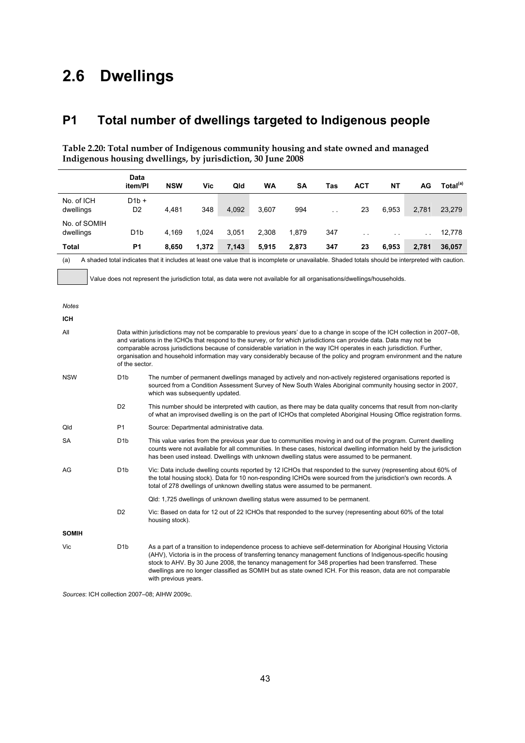# 2.6 Dwellings

## P1 Total number of dwellings targeted to Indigenous people

**Table 2.20: Total number of Indigenous community housing and state owned and managed Indigenous housing dwellings, by jurisdiction, 30 June 2008**

| | Data item/PI | NSW | Vic | Qld | WA | SA | Tas | ACT | NT | AG | Total[(a)] |
|---|---|---|---|---|---|---|---|---|---|---|---|
| No. of ICH dwellings | D1b + D2 | 4,481 | 348 | 4,092 | 3,607 | 994 | . . | 23 | 6,953 | 2,781 | 23,279 |
| No. of SOMIH dwellings | D1b | 4,169 | 1,024 | 3,051 | 2,308 | 1,879 | 347 | . . | . . | . . | 12,778 |
| **Total** | **P1** | **8,650** | **1,372** | **7,143** | **5,915** | **2,873** | **347** | **23** | **6,953** | **2,781** | **36,057** |

(a) A shaded total indicates that it includes at least one value that is incomplete or unavailable. Shaded totals should be interpreted with caution.

[shaded box] Value does not represent the jurisdiction total, as data were not available for all organisations/dwellings/households.

*Notes*

**ICH**

| | | |
|---|---|---|
| All | | Data within jurisdictions may not be comparable to previous years' due to a change in scope of the ICH collection in 2007–08, and variations in the ICHOs that respond to the survey, or for which jurisdictions can provide data. Data may not be comparable across jurisdictions because of considerable variation in the way ICH operates in each jurisdiction. Further, organisation and household information may vary considerably because of the policy and program environment and the nature of the sector. |
| NSW | D1b | The number of permanent dwellings managed by actively and non-actively registered organisations reported is sourced from a Condition Assessment Survey of New South Wales Aboriginal community housing sector in 2007, which was subsequently updated. |
| | D2 | This number should be interpreted with caution, as there may be data quality concerns that result from non-clarity of what an improvised dwelling is on the part of ICHOs that completed Aboriginal Housing Office registration forms. |
| Qld | P1 | Source: Departmental administrative data. |
| SA | D1b | This value varies from the previous year due to communities moving in and out of the program. Current dwelling counts were not available for all communities. In these cases, historical dwelling information held by the jurisdiction has been used instead. Dwellings with unknown dwelling status were assumed to be permanent. |
| AG | D1b | Vic: Data include dwelling counts reported by 12 ICHOs that responded to the survey (representing about 60% of the total housing stock). Data for 10 non-responding ICHOs were sourced from the jurisdiction's own records. A total of 278 dwellings of unknown dwelling status were assumed to be permanent. |
| | | Qld: 1,725 dwellings of unknown dwelling status were assumed to be permanent. |
| | D2 | Vic: Based on data for 12 out of 22 ICHOs that responded to the survey (representing about 60% of the total housing stock). |

**SOMIH**

| | | |
|---|---|---|
| Vic | D1b | As a part of a transition to independence process to achieve self-determination for Aboriginal Housing Victoria (AHV), Victoria is in the process of transferring tenancy management functions of Indigenous-specific housing stock to AHV. By 30 June 2008, the tenancy management for 348 properties had been transferred. These dwellings are no longer classified as SOMIH but as state owned ICH. For this reason, data are not comparable with previous years. |

*Sources*: ICH collection 2007–08; AIHW 2009c.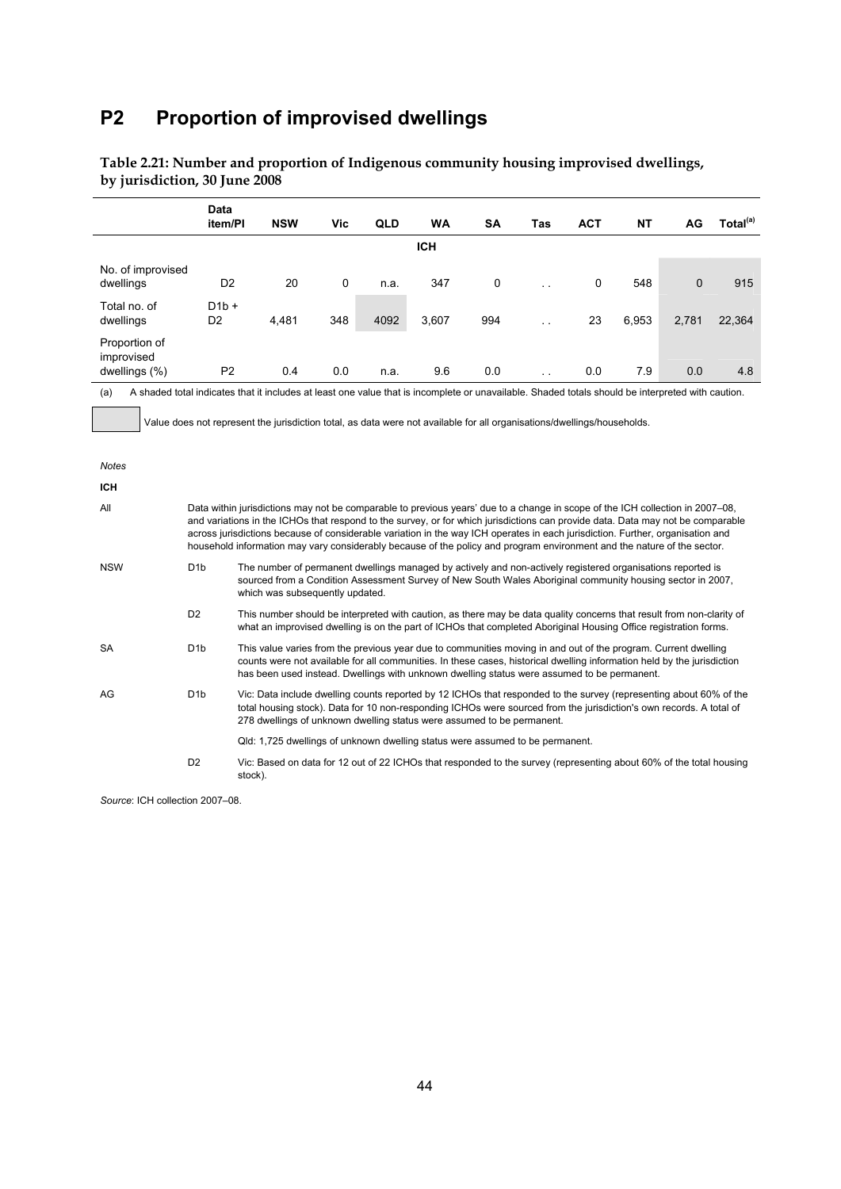# P2 Proportion of improvised dwellings

**Table 2.21: Number and proportion of Indigenous community housing improvised dwellings, by jurisdiction, 30 June 2008**

| | Data item/PI | NSW | Vic | QLD | WA | SA | Tas | ACT | NT | AG | Total[(a)] |
|---|---|---|---|---|---|---|---|---|---|---|---|
| | | | | | ICH | | | | | | |
| No. of improvised dwellings | D2 | 20 | 0 | n.a. | 347 | 0 | . . | 0 | 548 | 0 | 915 |
| Total no. of dwellings | D1b + D2 | 4,481 | 348 | 4092 | 3,607 | 994 | . . | 23 | 6,953 | 2,781 | 22,364 |
| Proportion of improvised dwellings (%) | P2 | 0.4 | 0.0 | n.a. | 9.6 | 0.0 | . . | 0.0 | 7.9 | 0.0 | 4.8 |

(a) A shaded total indicates that it includes at least one value that is incomplete or unavailable. Shaded totals should be interpreted with caution.

[shaded box] Value does not represent the jurisdiction total, as data were not available for all organisations/dwellings/households.

*Notes*

**ICH**

| | | |
|---|---|---|
| All | | Data within jurisdictions may not be comparable to previous years' due to a change in scope of the ICH collection in 2007–08, and variations in the ICHOs that respond to the survey, or for which jurisdictions can provide data. Data may not be comparable across jurisdictions because of considerable variation in the way ICH operates in each jurisdiction. Further, organisation and household information may vary considerably because of the policy and program environment and the nature of the sector. |
| NSW | D1b | The number of permanent dwellings managed by actively and non-actively registered organisations reported is sourced from a Condition Assessment Survey of New South Wales Aboriginal community housing sector in 2007, which was subsequently updated. |
| | D2 | This number should be interpreted with caution, as there may be data quality concerns that result from non-clarity of what an improvised dwelling is on the part of ICHOs that completed Aboriginal Housing Office registration forms. |
| SA | D1b | This value varies from the previous year due to communities moving in and out of the program. Current dwelling counts were not available for all communities. In these cases, historical dwelling information held by the jurisdiction has been used instead. Dwellings with unknown dwelling status were assumed to be permanent. |
| AG | D1b | Vic: Data include dwelling counts reported by 12 ICHOs that responded to the survey (representing about 60% of the total housing stock). Data for 10 non-responding ICHOs were sourced from the jurisdiction's own records. A total of 278 dwellings of unknown dwelling status were assumed to be permanent. |
| | | Qld: 1,725 dwellings of unknown dwelling status were assumed to be permanent. |
| | D2 | Vic: Based on data for 12 out of 22 ICHOs that responded to the survey (representing about 60% of the total housing stock). |

*Source*: ICH collection 2007–08.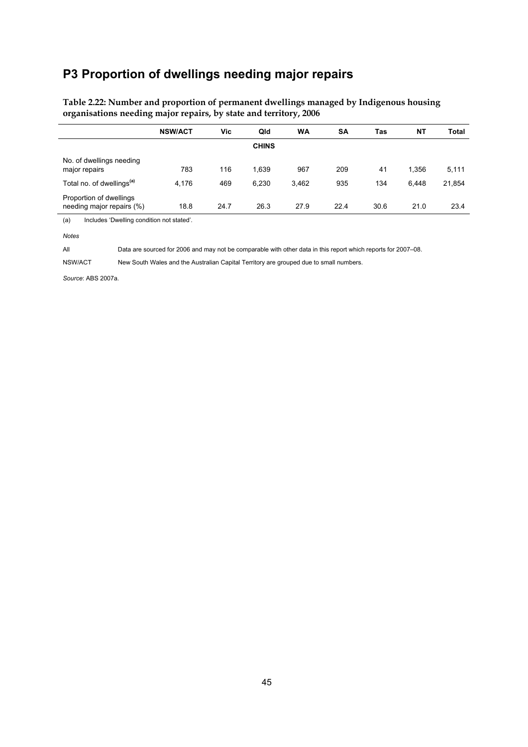# P3 Proportion of dwellings needing major repairs

**Table 2.22: Number and proportion of permanent dwellings managed by Indigenous housing organisations needing major repairs, by state and territory, 2006**

| | NSW/ACT | Vic | Qld | WA | SA | Tas | NT | Total |
|---|---|---|---|---|---|---|---|---|
| | | | **CHINS** | | | | | |
| No. of dwellings needing major repairs | 783 | 116 | 1,639 | 967 | 209 | 41 | 1,356 | 5,111 |
| Total no. of dwellings[(a)] | 4,176 | 469 | 6,230 | 3,462 | 935 | 134 | 6,448 | 21,854 |
| Proportion of dwellings needing major repairs (%) | 18.8 | 24.7 | 26.3 | 27.9 | 22.4 | 30.6 | 21.0 | 23.4 |

(a) Includes 'Dwelling condition not stated'.

*Notes*

All — Data are sourced for 2006 and may not be comparable with other data in this report which reports for 2007–08.

NSW/ACT — New South Wales and the Australian Capital Territory are grouped due to small numbers.

*Source*: ABS 2007a.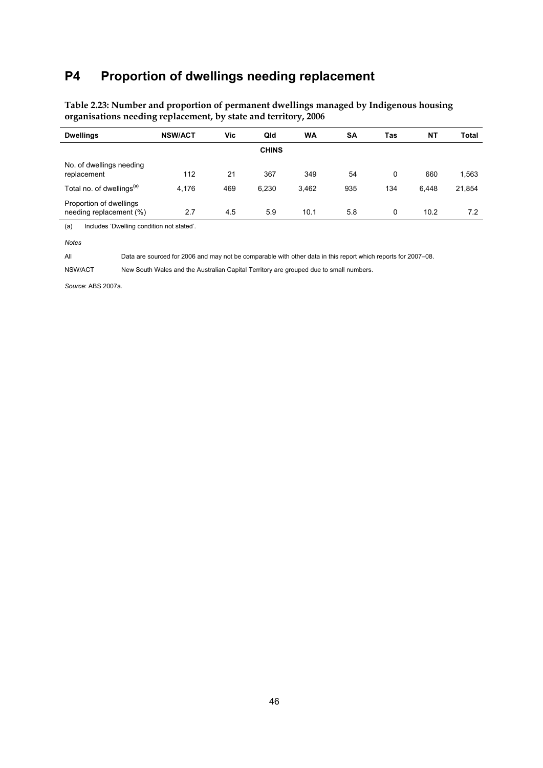# P4 Proportion of dwellings needing replacement

**Table 2.23: Number and proportion of permanent dwellings managed by Indigenous housing organisations needing replacement, by state and territory, 2006**

| Dwellings | NSW/ACT | Vic | Qld | WA | SA | Tas | NT | Total |
|---|---|---|---|---|---|---|---|---|
| | | | **CHINS** | | | | | |
| No. of dwellings needing replacement | 112 | 21 | 367 | 349 | 54 | 0 | 660 | 1,563 |
| Total no. of dwellings[(a)] | 4,176 | 469 | 6,230 | 3,462 | 935 | 134 | 6,448 | 21,854 |
| Proportion of dwellings needing replacement (%) | 2.7 | 4.5 | 5.9 | 10.1 | 5.8 | 0 | 10.2 | 7.2 |

(a) Includes 'Dwelling condition not stated'.

*Notes*

All — Data are sourced for 2006 and may not be comparable with other data in this report which reports for 2007–08.

NSW/ACT — New South Wales and the Australian Capital Territory are grouped due to small numbers.

*Source*: ABS 2007a.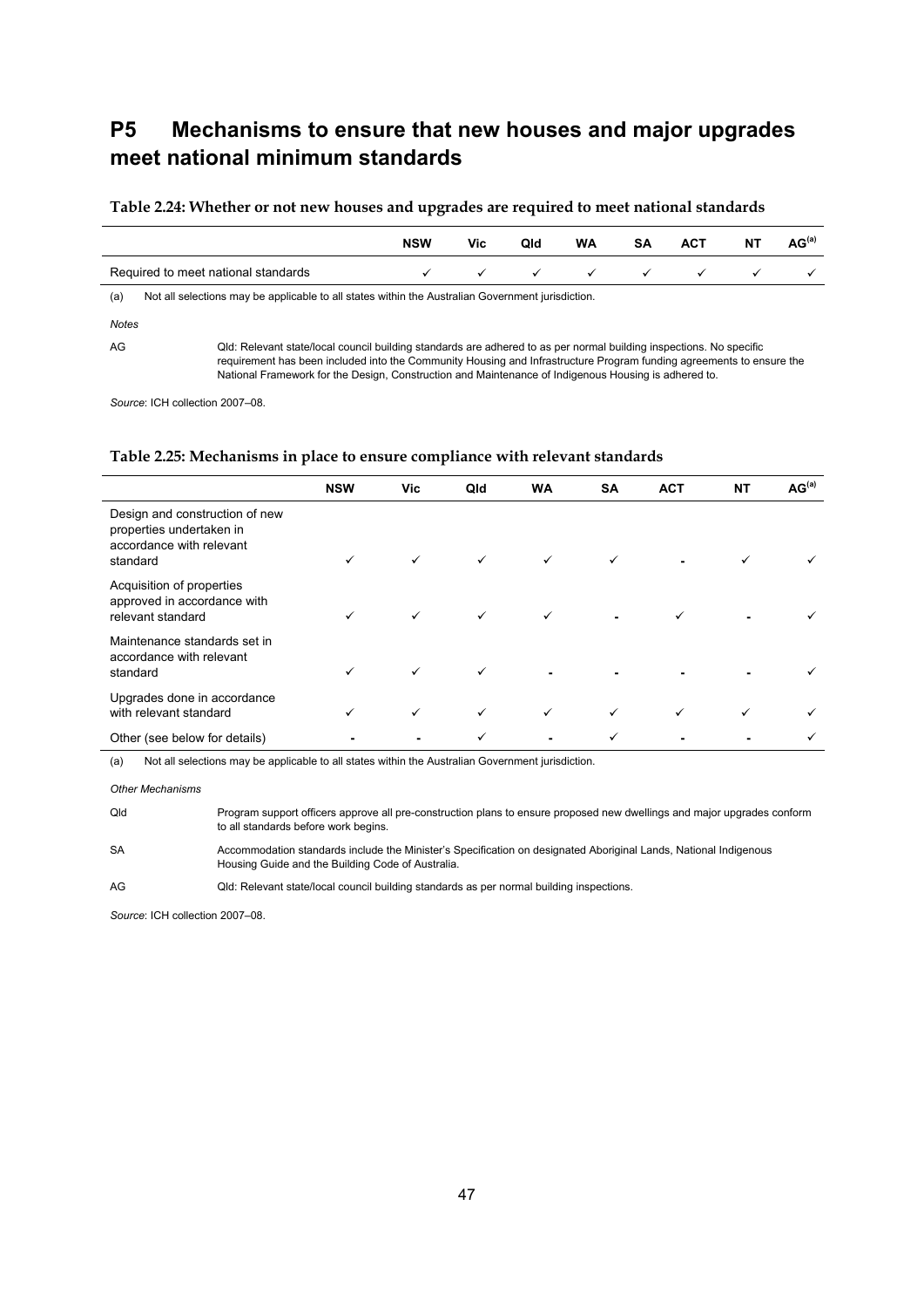# P5 Mechanisms to ensure that new houses and major upgrades meet national minimum standards

**Table 2.24: Whether or not new houses and upgrades are required to meet national standards**

| | NSW | Vic | Qld | WA | SA | ACT | NT | AG[(a)] |
|---|---|---|---|---|---|---|---|---|
| Required to meet national standards | ✓ | ✓ | ✓ | ✓ | ✓ | ✓ | ✓ | ✓ |

(a) Not all selections may be applicable to all states within the Australian Government jurisdiction.

*Notes*

AG Qld: Relevant state/local council building standards are adhered to as per normal building inspections. No specific requirement has been included into the Community Housing and Infrastructure Program funding agreements to ensure the National Framework for the Design, Construction and Maintenance of Indigenous Housing is adhered to.

*Source*: ICH collection 2007–08.

**Table 2.25: Mechanisms in place to ensure compliance with relevant standards**

| | NSW | Vic | Qld | WA | SA | ACT | NT | AG[(a)] |
|---|---|---|---|---|---|---|---|---|
| Design and construction of new properties undertaken in accordance with relevant standard | ✓ | ✓ | ✓ | ✓ | ✓ | - | ✓ | ✓ |
| Acquisition of properties approved in accordance with relevant standard | ✓ | ✓ | ✓ | ✓ | - | ✓ | - | ✓ |
| Maintenance standards set in accordance with relevant standard | ✓ | ✓ | ✓ | - | - | - | - | ✓ |
| Upgrades done in accordance with relevant standard | ✓ | ✓ | ✓ | ✓ | ✓ | ✓ | ✓ | ✓ |
| Other (see below for details) | - | - | ✓ | - | ✓ | - | - | ✓ |

(a) Not all selections may be applicable to all states within the Australian Government jurisdiction.

*Other Mechanisms*

Qld Program support officers approve all pre-construction plans to ensure proposed new dwellings and major upgrades conform to all standards before work begins.

SA Accommodation standards include the Minister's Specification on designated Aboriginal Lands, National Indigenous Housing Guide and the Building Code of Australia.

AG Qld: Relevant state/local council building standards as per normal building inspections.

*Source*: ICH collection 2007–08.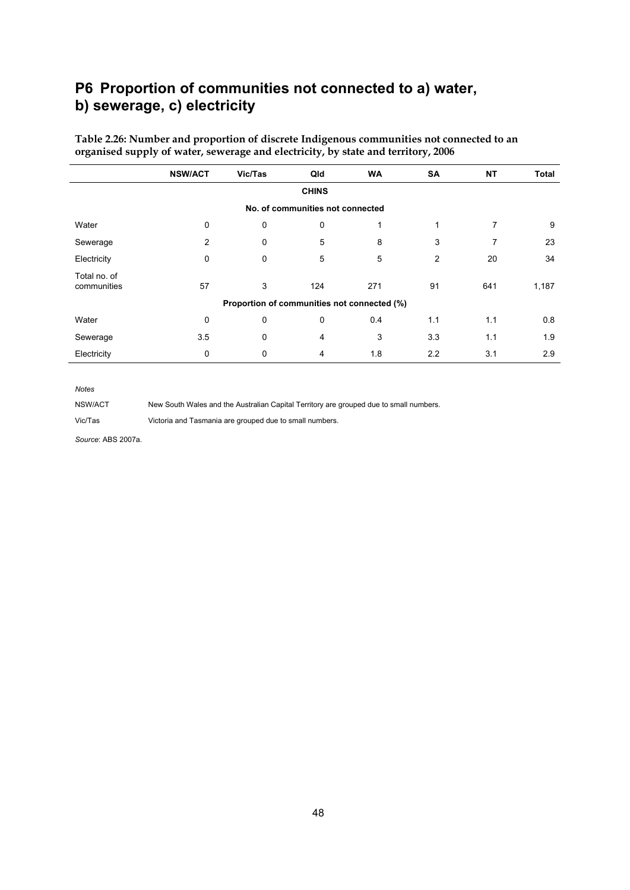## P6 Proportion of communities not connected to a) water, b) sewerage, c) electricity

**Table 2.26: Number and proportion of discrete Indigenous communities not connected to an organised supply of water, sewerage and electricity, by state and territory, 2006**

| | NSW/ACT | Vic/Tas | Qld | WA | SA | NT | Total |
|---|---|---|---|---|---|---|---|
| | | | **CHINS** | | | | |
| | | | **No. of communities not connected** | | | | |
| Water | 0 | 0 | 0 | 1 | 1 | 7 | 9 |
| Sewerage | 2 | 0 | 5 | 8 | 3 | 7 | 23 |
| Electricity | 0 | 0 | 5 | 5 | 2 | 20 | 34 |
| Total no. of communities | 57 | 3 | 124 | 271 | 91 | 641 | 1,187 |
| | | | **Proportion of communities not connected (%)** | | | | |
| Water | 0 | 0 | 0 | 0.4 | 1.1 | 1.1 | 0.8 |
| Sewerage | 3.5 | 0 | 4 | 3 | 3.3 | 1.1 | 1.9 |
| Electricity | 0 | 0 | 4 | 1.8 | 2.2 | 3.1 | 2.9 |

*Notes*

NSW/ACT New South Wales and the Australian Capital Territory are grouped due to small numbers.

Vic/Tas Victoria and Tasmania are grouped due to small numbers.

*Source*: ABS 2007a.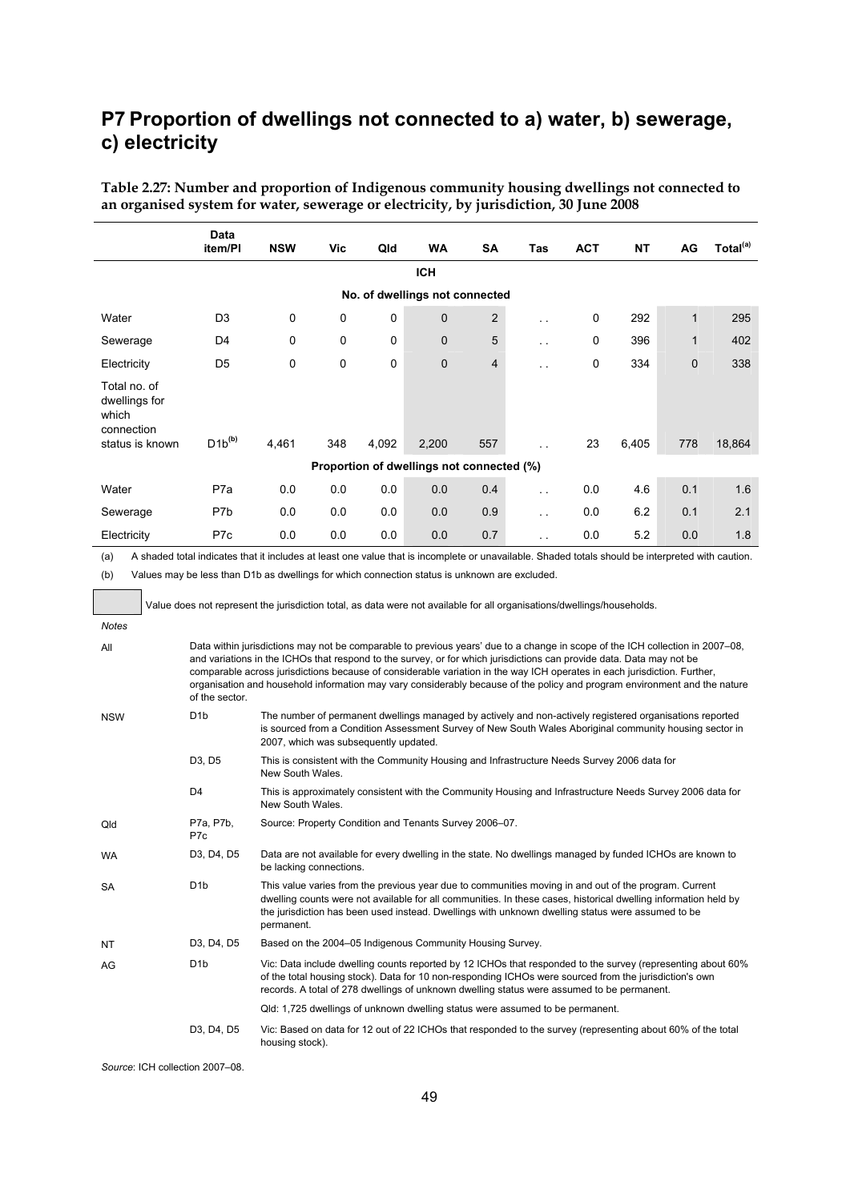# P7 Proportion of dwellings not connected to a) water, b) sewerage, c) electricity

**Table 2.27: Number and proportion of Indigenous community housing dwellings not connected to an organised system for water, sewerage or electricity, by jurisdiction, 30 June 2008**

| | Data item/PI | NSW | Vic | Qld | WA | SA | Tas | ACT | NT | AG | Total[(a)] |
|---|---|---|---|---|---|---|---|---|---|---|---|
| | | | | | ICH | | | | | | |
| | | | | | No. of dwellings not connected | | | | | | |
| Water | D3 | 0 | 0 | 0 | 0 | 2 | . . | 0 | 292 | 1 | 295 |
| Sewerage | D4 | 0 | 0 | 0 | 0 | 5 | . . | 0 | 396 | 1 | 402 |
| Electricity | D5 | 0 | 0 | 0 | 0 | 4 | . . | 0 | 334 | 0 | 338 |
| Total no. of dwellings for which connection status is known | D1b[(b)] | 4,461 | 348 | 4,092 | 2,200 | 557 | . . | 23 | 6,405 | 778 | 18,864 |
| | | | | | Proportion of dwellings not connected (%) | | | | | | |
| Water | P7a | 0.0 | 0.0 | 0.0 | 0.0 | 0.4 | . . | 0.0 | 4.6 | 0.1 | 1.6 |
| Sewerage | P7b | 0.0 | 0.0 | 0.0 | 0.0 | 0.9 | . . | 0.0 | 6.2 | 0.1 | 2.1 |
| Electricity | P7c | 0.0 | 0.0 | 0.0 | 0.0 | 0.7 | . . | 0.0 | 5.2 | 0.0 | 1.8 |

(a) A shaded total indicates that it includes at least one value that is incomplete or unavailable. Shaded totals should be interpreted with caution.

(b) Values may be less than D1b as dwellings for which connection status is unknown are excluded.

[Shaded cell] Value does not represent the jurisdiction total, as data were not available for all organisations/dwellings/households.

*Notes*

| | | |
|---|---|---|
| All | | Data within jurisdictions may not be comparable to previous years' due to a change in scope of the ICH collection in 2007–08, and variations in the ICHOs that respond to the survey, or for which jurisdictions can provide data. Data may not be comparable across jurisdictions because of considerable variation in the way ICH operates in each jurisdiction. Further, organisation and household information may vary considerably because of the policy and program environment and the nature of the sector. |
| NSW | D1b | The number of permanent dwellings managed by actively and non-actively registered organisations reported is sourced from a Condition Assessment Survey of New South Wales Aboriginal community housing sector in 2007, which was subsequently updated. |
| | D3, D5 | This is consistent with the Community Housing and Infrastructure Needs Survey 2006 data for New South Wales. |
| | D4 | This is approximately consistent with the Community Housing and Infrastructure Needs Survey 2006 data for New South Wales. |
| Qld | P7a, P7b, P7c | Source: Property Condition and Tenants Survey 2006–07. |
| WA | D3, D4, D5 | Data are not available for every dwelling in the state. No dwellings managed by funded ICHOs are known to be lacking connections. |
| SA | D1b | This value varies from the previous year due to communities moving in and out of the program. Current dwelling counts were not available for all communities. In these cases, historical dwelling information held by the jurisdiction has been used instead. Dwellings with unknown dwelling status were assumed to be permanent. |
| NT | D3, D4, D5 | Based on the 2004–05 Indigenous Community Housing Survey. |
| AG | D1b | Vic: Data include dwelling counts reported by 12 ICHOs that responded to the survey (representing about 60% of the total housing stock). Data for 10 non-responding ICHOs were sourced from the jurisdiction's own records. A total of 278 dwellings of unknown dwelling status were assumed to be permanent. |
| | | Qld: 1,725 dwellings of unknown dwelling status were assumed to be permanent. |
| | D3, D4, D5 | Vic: Based on data for 12 out of 22 ICHOs that responded to the survey (representing about 60% of the total housing stock). |

*Source*: ICH collection 2007–08.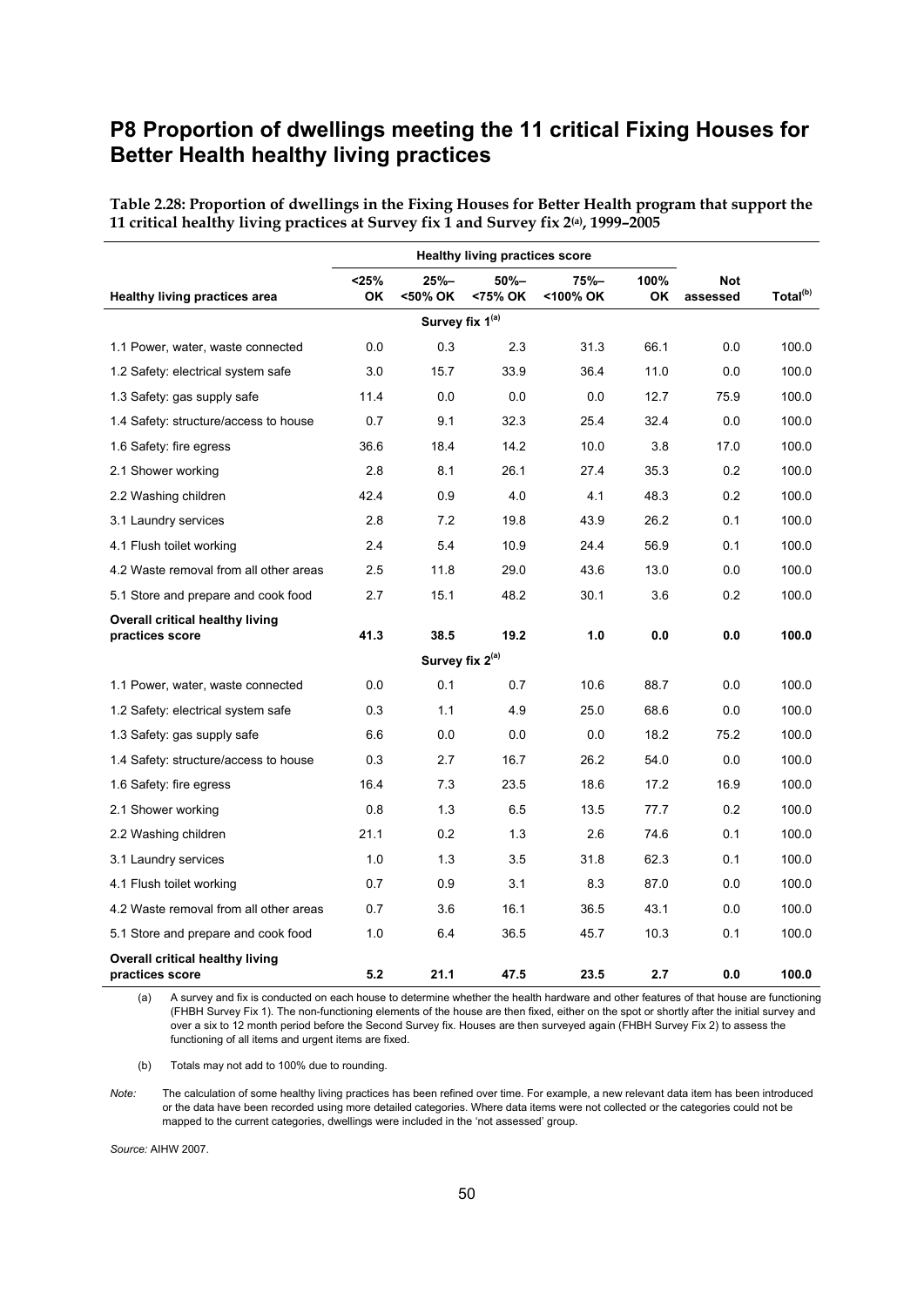# P8 Proportion of dwellings meeting the 11 critical Fixing Houses for Better Health healthy living practices

**Table 2.28: Proportion of dwellings in the Fixing Houses for Better Health program that support the 11 critical healthy living practices at Survey fix 1 and Survey fix 2[(a)], 1999–2005**

| | Healthy living practices score | | | | | | |
|---|---|---|---|---|---|---|---|
| **Healthy living practices area** | **<25% OK** | **25%–<50% OK** | **50%–<75% OK** | **75%–<100% OK** | **100% OK** | **Not assessed** | **Total[(b)]** |
| | | | **Survey fix 1[(a)]** | | | | |
| 1.1 Power, water, waste connected | 0.0 | 0.3 | 2.3 | 31.3 | 66.1 | 0.0 | 100.0 |
| 1.2 Safety: electrical system safe | 3.0 | 15.7 | 33.9 | 36.4 | 11.0 | 0.0 | 100.0 |
| 1.3 Safety: gas supply safe | 11.4 | 0.0 | 0.0 | 0.0 | 12.7 | 75.9 | 100.0 |
| 1.4 Safety: structure/access to house | 0.7 | 9.1 | 32.3 | 25.4 | 32.4 | 0.0 | 100.0 |
| 1.6 Safety: fire egress | 36.6 | 18.4 | 14.2 | 10.0 | 3.8 | 17.0 | 100.0 |
| 2.1 Shower working | 2.8 | 8.1 | 26.1 | 27.4 | 35.3 | 0.2 | 100.0 |
| 2.2 Washing children | 42.4 | 0.9 | 4.0 | 4.1 | 48.3 | 0.2 | 100.0 |
| 3.1 Laundry services | 2.8 | 7.2 | 19.8 | 43.9 | 26.2 | 0.1 | 100.0 |
| 4.1 Flush toilet working | 2.4 | 5.4 | 10.9 | 24.4 | 56.9 | 0.1 | 100.0 |
| 4.2 Waste removal from all other areas | 2.5 | 11.8 | 29.0 | 43.6 | 13.0 | 0.0 | 100.0 |
| 5.1 Store and prepare and cook food | 2.7 | 15.1 | 48.2 | 30.1 | 3.6 | 0.2 | 100.0 |
| **Overall critical healthy living practices score** | **41.3** | **38.5** | **19.2** | **1.0** | **0.0** | **0.0** | **100.0** |
| | | | **Survey fix 2[(a)]** | | | | |
| 1.1 Power, water, waste connected | 0.0 | 0.1 | 0.7 | 10.6 | 88.7 | 0.0 | 100.0 |
| 1.2 Safety: electrical system safe | 0.3 | 1.1 | 4.9 | 25.0 | 68.6 | 0.0 | 100.0 |
| 1.3 Safety: gas supply safe | 6.6 | 0.0 | 0.0 | 0.0 | 18.2 | 75.2 | 100.0 |
| 1.4 Safety: structure/access to house | 0.3 | 2.7 | 16.7 | 26.2 | 54.0 | 0.0 | 100.0 |
| 1.6 Safety: fire egress | 16.4 | 7.3 | 23.5 | 18.6 | 17.2 | 16.9 | 100.0 |
| 2.1 Shower working | 0.8 | 1.3 | 6.5 | 13.5 | 77.7 | 0.2 | 100.0 |
| 2.2 Washing children | 21.1 | 0.2 | 1.3 | 2.6 | 74.6 | 0.1 | 100.0 |
| 3.1 Laundry services | 1.0 | 1.3 | 3.5 | 31.8 | 62.3 | 0.1 | 100.0 |
| 4.1 Flush toilet working | 0.7 | 0.9 | 3.1 | 8.3 | 87.0 | 0.0 | 100.0 |
| 4.2 Waste removal from all other areas | 0.7 | 3.6 | 16.1 | 36.5 | 43.1 | 0.0 | 100.0 |
| 5.1 Store and prepare and cook food | 1.0 | 6.4 | 36.5 | 45.7 | 10.3 | 0.1 | 100.0 |
| **Overall critical healthy living practices score** | **5.2** | **21.1** | **47.5** | **23.5** | **2.7** | **0.0** | **100.0** |

(a) A survey and fix is conducted on each house to determine whether the health hardware and other features of that house are functioning (FHBH Survey Fix 1). The non-functioning elements of the house are then fixed, either on the spot or shortly after the initial survey and over a six to 12 month period before the Second Survey fix. Houses are then surveyed again (FHBH Survey Fix 2) to assess the functioning of all items and urgent items are fixed.

(b) Totals may not add to 100% due to rounding.

*Note:* The calculation of some healthy living practices has been refined over time. For example, a new relevant data item has been introduced or the data have been recorded using more detailed categories. Where data items were not collected or the categories could not be mapped to the current categories, dwellings were included in the 'not assessed' group.

*Source:* AIHW 2007.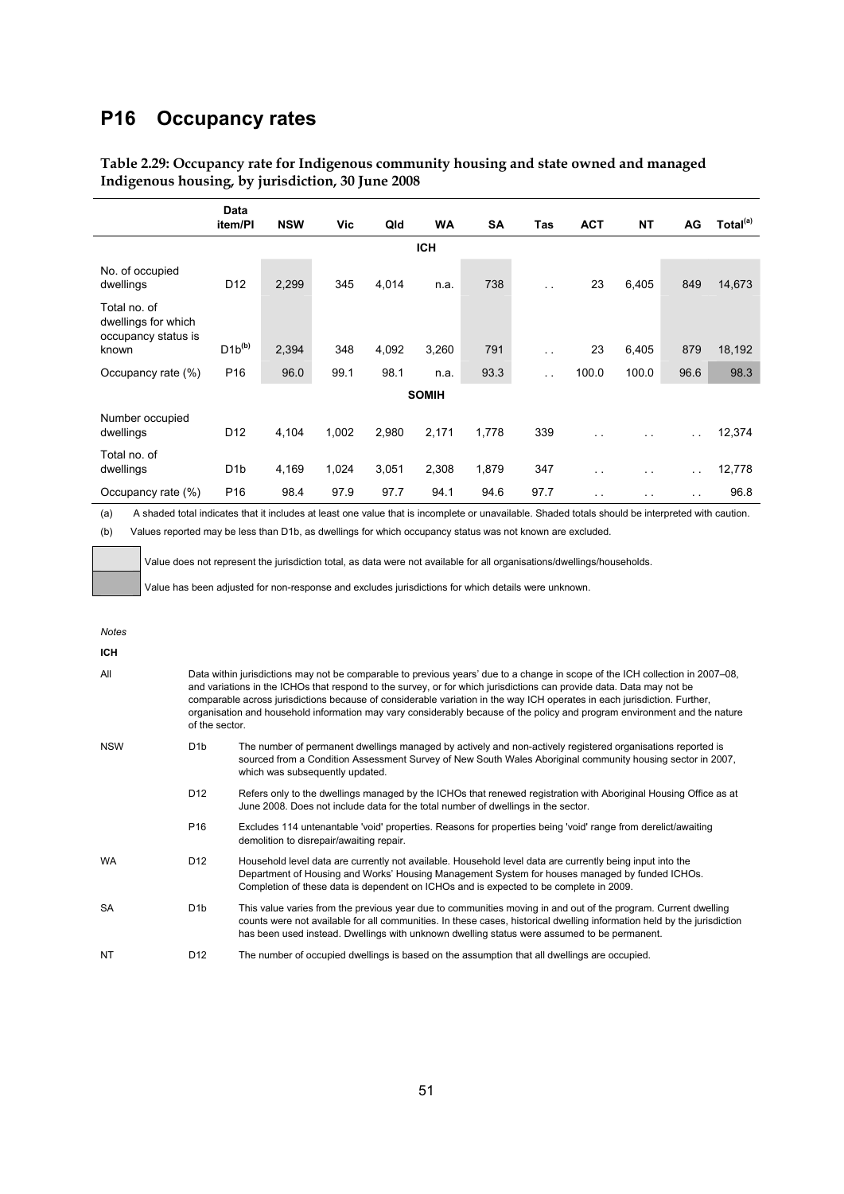## P16 Occupancy rates

**Table 2.29: Occupancy rate for Indigenous community housing and state owned and managed Indigenous housing, by jurisdiction, 30 June 2008**

| | Data item/PI | NSW | Vic | Qld | WA | SA | Tas | ACT | NT | AG | Total[(a)] |
|---|---|---|---|---|---|---|---|---|---|---|---|
| | | | | | **ICH** | | | | | | |
| No. of occupied dwellings | D12 | 2,299 | 345 | 4,014 | n.a. | 738 | . . | 23 | 6,405 | 849 | 14,673 |
| Total no. of dwellings for which occupancy status is known | D1b[(b)] | 2,394 | 348 | 4,092 | 3,260 | 791 | . . | 23 | 6,405 | 879 | 18,192 |
| Occupancy rate (%) | P16 | 96.0 | 99.1 | 98.1 | n.a. | 93.3 | . . | 100.0 | 100.0 | 96.6 | 98.3 |
| | | | | | **SOMIH** | | | | | | |
| Number occupied dwellings | D12 | 4,104 | 1,002 | 2,980 | 2,171 | 1,778 | 339 | . . | . . | . . | 12,374 |
| Total no. of dwellings | D1b | 4,169 | 1,024 | 3,051 | 2,308 | 1,879 | 347 | . . | . . | . . | 12,778 |
| Occupancy rate (%) | P16 | 98.4 | 97.9 | 97.7 | 94.1 | 94.6 | 97.7 | . . | . . | . . | 96.8 |

(a) A shaded total indicates that it includes at least one value that is incomplete or unavailable. Shaded totals should be interpreted with caution.

(b) Values reported may be less than D1b, as dwellings for which occupancy status was not known are excluded.

Value does not represent the jurisdiction total, as data were not available for all organisations/dwellings/households.

Value has been adjusted for non-response and excludes jurisdictions for which details were unknown.

*Notes*

**ICH**

All — Data within jurisdictions may not be comparable to previous years' due to a change in scope of the ICH collection in 2007–08, and variations in the ICHOs that respond to the survey, or for which jurisdictions can provide data. Data may not be comparable across jurisdictions because of considerable variation in the way ICH operates in each jurisdiction. Further, organisation and household information may vary considerably because of the policy and program environment and the nature of the sector.

NSW — D1b — The number of permanent dwellings managed by actively and non-actively registered organisations reported is sourced from a Condition Assessment Survey of New South Wales Aboriginal community housing sector in 2007, which was subsequently updated.

D12 — Refers only to the dwellings managed by the ICHOs that renewed registration with Aboriginal Housing Office as at June 2008. Does not include data for the total number of dwellings in the sector.

P16 — Excludes 114 untenantable 'void' properties. Reasons for properties being 'void' range from derelict/awaiting demolition to disrepair/awaiting repair.

WA — D12 — Household level data are currently not available. Household level data are currently being input into the Department of Housing and Works' Housing Management System for houses managed by funded ICHOs. Completion of these data is dependent on ICHOs and is expected to be complete in 2009.

SA — D1b — This value varies from the previous year due to communities moving in and out of the program. Current dwelling counts were not available for all communities. In these cases, historical dwelling information held by the jurisdiction has been used instead. Dwellings with unknown dwelling status were assumed to be permanent.

NT — D12 — The number of occupied dwellings is based on the assumption that all dwellings are occupied.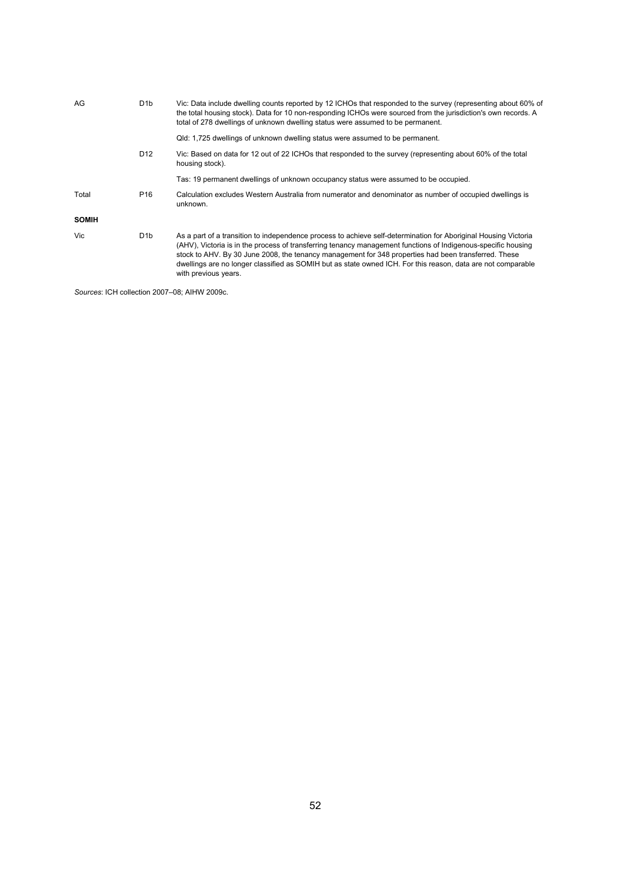| | | |
|---|---|---|
| AG | D1b | Vic: Data include dwelling counts reported by 12 ICHOs that responded to the survey (representing about 60% of the total housing stock). Data for 10 non-responding ICHOs were sourced from the jurisdiction's own records. A total of 278 dwellings of unknown dwelling status were assumed to be permanent. |
| | | Qld: 1,725 dwellings of unknown dwelling status were assumed to be permanent. |
| | D12 | Vic: Based on data for 12 out of 22 ICHOs that responded to the survey (representing about 60% of the total housing stock). |
| | | Tas: 19 permanent dwellings of unknown occupancy status were assumed to be occupied. |
| Total | P16 | Calculation excludes Western Australia from numerator and denominator as number of occupied dwellings is unknown. |
| **SOMIH** | | |
| Vic | D1b | As a part of a transition to independence process to achieve self-determination for Aboriginal Housing Victoria (AHV), Victoria is in the process of transferring tenancy management functions of Indigenous-specific housing stock to AHV. By 30 June 2008, the tenancy management for 348 properties had been transferred. These dwellings are no longer classified as SOMIH but as state owned ICH. For this reason, data are not comparable with previous years. |

*Sources*: ICH collection 2007–08; AIHW 2009c.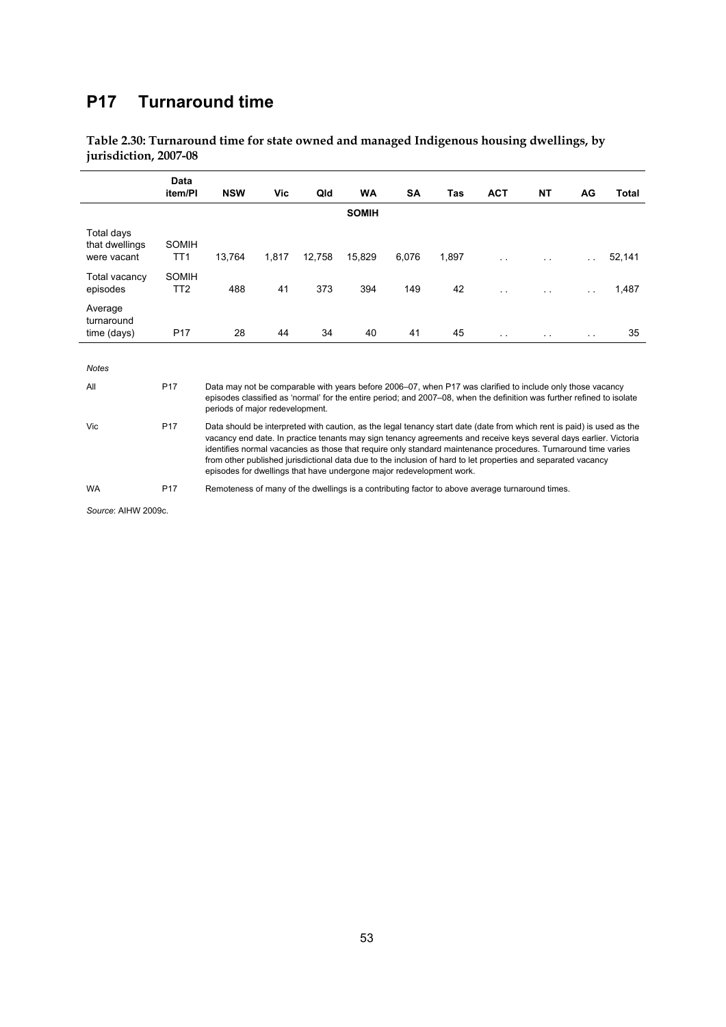# P17 Turnaround time

**Table 2.30: Turnaround time for state owned and managed Indigenous housing dwellings, by jurisdiction, 2007-08**

| | Data item/PI | NSW | Vic | Qld | WA | SA | Tas | ACT | NT | AG | Total |
|---|---|---|---|---|---|---|---|---|---|---|---|
| | | | | | **SOMIH** | | | | | | |
| Total days that dwellings were vacant | SOMIH TT1 | 13,764 | 1,817 | 12,758 | 15,829 | 6,076 | 1,897 | . . | . . | . . | 52,141 |
| Total vacancy episodes | SOMIH TT2 | 488 | 41 | 373 | 394 | 149 | 42 | . . | . . | . . | 1,487 |
| Average turnaround time (days) | P17 | 28 | 44 | 34 | 40 | 41 | 45 | . . | . . | . . | 35 |

*Notes*

| | | |
|---|---|---|
| All | P17 | Data may not be comparable with years before 2006–07, when P17 was clarified to include only those vacancy episodes classified as 'normal' for the entire period; and 2007–08, when the definition was further refined to isolate periods of major redevelopment. |
| Vic | P17 | Data should be interpreted with caution, as the legal tenancy start date (date from which rent is paid) is used as the vacancy end date. In practice tenants may sign tenancy agreements and receive keys several days earlier. Victoria identifies normal vacancies as those that require only standard maintenance procedures. Turnaround time varies from other published jurisdictional data due to the inclusion of hard to let properties and separated vacancy episodes for dwellings that have undergone major redevelopment work. |
| WA | P17 | Remoteness of many of the dwellings is a contributing factor to above average turnaround times. |

*Source*: AIHW 2009c.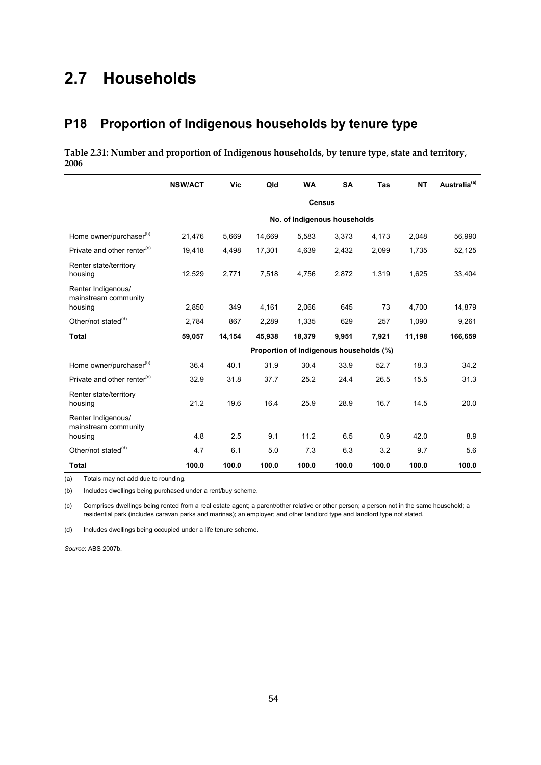# 2.7 Households

## P18 Proportion of Indigenous households by tenure type

**Table 2.31: Number and proportion of Indigenous households, by tenure type, state and territory, 2006**

| | NSW/ACT | Vic | Qld | WA | SA | Tas | NT | Australia[(a)] |
|---|---|---|---|---|---|---|---|---|
| | | | | **Census** | | | | |
| | | | | **No. of Indigenous households** | | | | |
| Home owner/purchaser[(b)] | 21,476 | 5,669 | 14,669 | 5,583 | 3,373 | 4,173 | 2,048 | 56,990 |
| Private and other renter[(c)] | 19,418 | 4,498 | 17,301 | 4,639 | 2,432 | 2,099 | 1,735 | 52,125 |
| Renter state/territory housing | 12,529 | 2,771 | 7,518 | 4,756 | 2,872 | 1,319 | 1,625 | 33,404 |
| Renter Indigenous/ mainstream community housing | 2,850 | 349 | 4,161 | 2,066 | 645 | 73 | 4,700 | 14,879 |
| Other/not stated[(d)] | 2,784 | 867 | 2,289 | 1,335 | 629 | 257 | 1,090 | 9,261 |
| **Total** | **59,057** | **14,154** | **45,938** | **18,379** | **9,951** | **7,921** | **11,198** | **166,659** |
| | | | | **Proportion of Indigenous households (%)** | | | | |
| Home owner/purchaser[(b)] | 36.4 | 40.1 | 31.9 | 30.4 | 33.9 | 52.7 | 18.3 | 34.2 |
| Private and other renter[(c)] | 32.9 | 31.8 | 37.7 | 25.2 | 24.4 | 26.5 | 15.5 | 31.3 |
| Renter state/territory housing | 21.2 | 19.6 | 16.4 | 25.9 | 28.9 | 16.7 | 14.5 | 20.0 |
| Renter Indigenous/ mainstream community housing | 4.8 | 2.5 | 9.1 | 11.2 | 6.5 | 0.9 | 42.0 | 8.9 |
| Other/not stated[(d)] | 4.7 | 6.1 | 5.0 | 7.3 | 6.3 | 3.2 | 9.7 | 5.6 |
| **Total** | **100.0** | **100.0** | **100.0** | **100.0** | **100.0** | **100.0** | **100.0** | **100.0** |

(a) Totals may not add due to rounding.

(b) Includes dwellings being purchased under a rent/buy scheme.

(c) Comprises dwellings being rented from a real estate agent; a parent/other relative or other person; a person not in the same household; a residential park (includes caravan parks and marinas); an employer; and other landlord type and landlord type not stated.

(d) Includes dwellings being occupied under a life tenure scheme.

*Source*: ABS 2007b.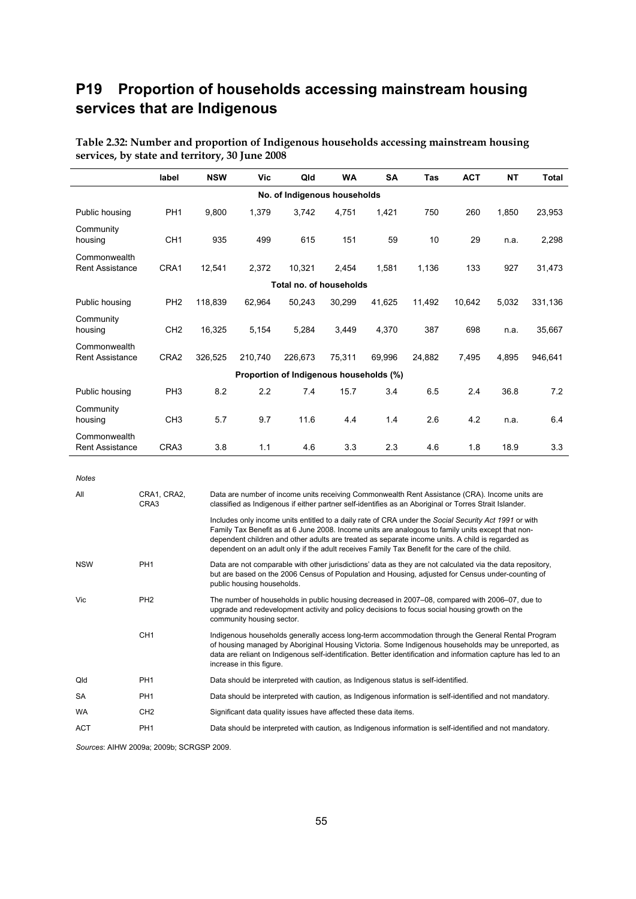## P19 Proportion of households accessing mainstream housing services that are Indigenous

**Table 2.32: Number and proportion of Indigenous households accessing mainstream housing services, by state and territory, 30 June 2008**

| | label | NSW | Vic | Qld | WA | SA | Tas | ACT | NT | Total |
|---|---|---|---|---|---|---|---|---|---|---|
| | | | | No. of Indigenous households | | | | | | |
| Public housing | PH1 | 9,800 | 1,379 | 3,742 | 4,751 | 1,421 | 750 | 260 | 1,850 | 23,953 |
| Community housing | CH1 | 935 | 499 | 615 | 151 | 59 | 10 | 29 | n.a. | 2,298 |
| Commonwealth Rent Assistance | CRA1 | 12,541 | 2,372 | 10,321 | 2,454 | 1,581 | 1,136 | 133 | 927 | 31,473 |
| | | | | Total no. of households | | | | | | |
| Public housing | PH2 | 118,839 | 62,964 | 50,243 | 30,299 | 41,625 | 11,492 | 10,642 | 5,032 | 331,136 |
| Community housing | CH2 | 16,325 | 5,154 | 5,284 | 3,449 | 4,370 | 387 | 698 | n.a. | 35,667 |
| Commonwealth Rent Assistance | CRA2 | 326,525 | 210,740 | 226,673 | 75,311 | 69,996 | 24,882 | 7,495 | 4,895 | 946,641 |
| | | | | Proportion of Indigenous households (%) | | | | | | |
| Public housing | PH3 | 8.2 | 2.2 | 7.4 | 15.7 | 3.4 | 6.5 | 2.4 | 36.8 | 7.2 |
| Community housing | CH3 | 5.7 | 9.7 | 11.6 | 4.4 | 1.4 | 2.6 | 4.2 | n.a. | 6.4 |
| Commonwealth Rent Assistance | CRA3 | 3.8 | 1.1 | 4.6 | 3.3 | 2.3 | 4.6 | 1.8 | 18.9 | 3.3 |

*Notes*

| | | |
|---|---|---|
| All | CRA1, CRA2, CRA3 | Data are number of income units receiving Commonwealth Rent Assistance (CRA). Income units are classified as Indigenous if either partner self-identifies as an Aboriginal or Torres Strait Islander. |
| | | Includes only income units entitled to a daily rate of CRA under the *Social Security Act 1991* or with Family Tax Benefit as at 6 June 2008. Income units are analogous to family units except that non-dependent children and other adults are treated as separate income units. A child is regarded as dependent on an adult only if the adult receives Family Tax Benefit for the care of the child. |
| NSW | PH1 | Data are not comparable with other jurisdictions' data as they are not calculated via the data repository, but are based on the 2006 Census of Population and Housing, adjusted for Census under-counting of public housing households. |
| Vic | PH2 | The number of households in public housing decreased in 2007–08, compared with 2006–07, due to upgrade and redevelopment activity and policy decisions to focus social housing growth on the community housing sector. |
| | CH1 | Indigenous households generally access long-term accommodation through the General Rental Program of housing managed by Aboriginal Housing Victoria. Some Indigenous households may be unreported, as data are reliant on Indigenous self-identification. Better identification and information capture has led to an increase in this figure. |
| Qld | PH1 | Data should be interpreted with caution, as Indigenous status is self-identified. |
| SA | PH1 | Data should be interpreted with caution, as Indigenous information is self-identified and not mandatory. |
| WA | CH2 | Significant data quality issues have affected these data items. |
| ACT | PH1 | Data should be interpreted with caution, as Indigenous information is self-identified and not mandatory. |

*Sources*: AIHW 2009a; 2009b; SCRGSP 2009.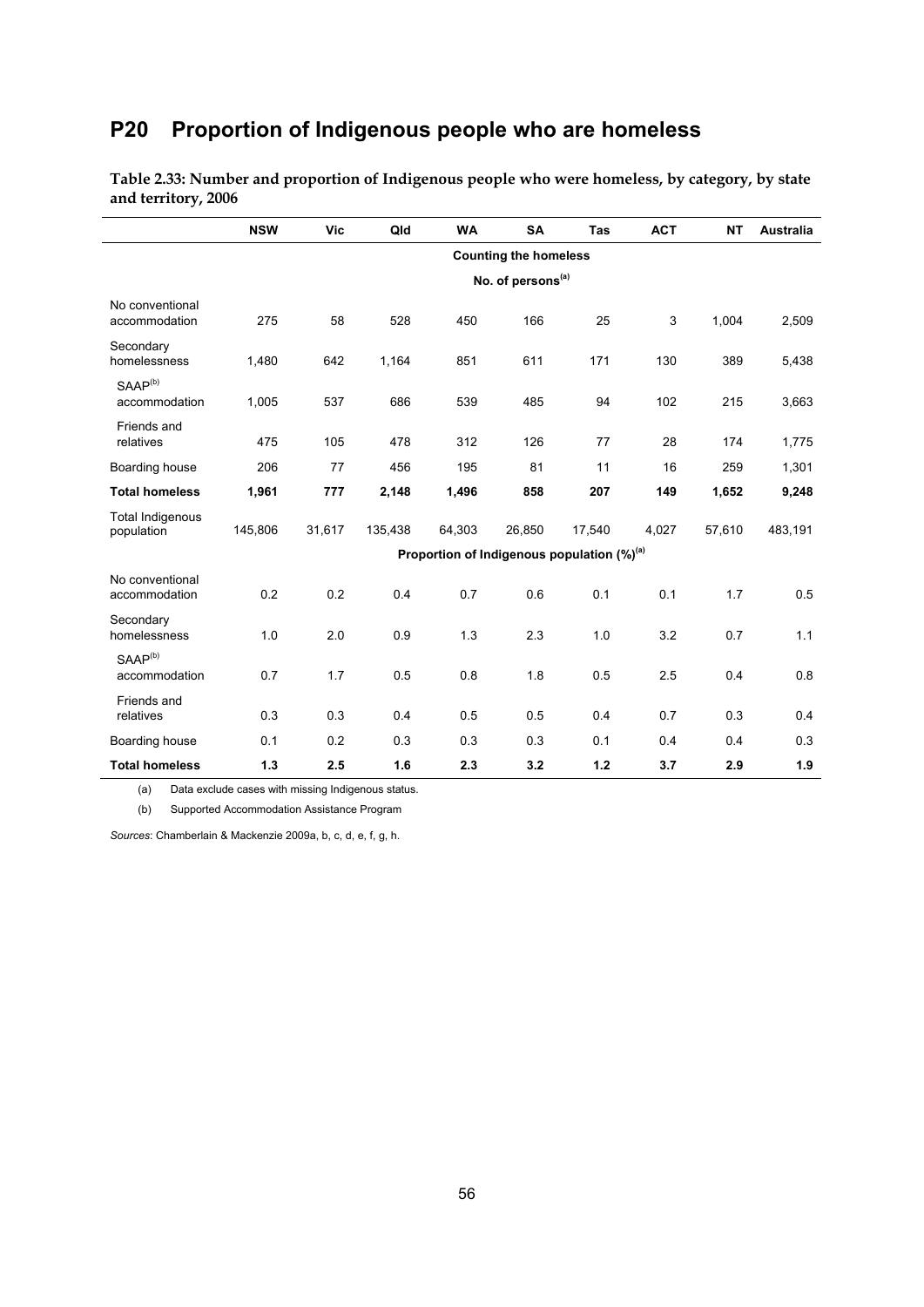# P20 Proportion of Indigenous people who are homeless

**Table 2.33: Number and proportion of Indigenous people who were homeless, by category, by state and territory, 2006**

| | NSW | Vic | Qld | WA | SA | Tas | ACT | NT | Australia |
|---|---|---|---|---|---|---|---|---|---|
| | | | | | **Counting the homeless** | | | | |
| | | | | | **No. of persons[(a)]** | | | | |
| No conventional accommodation | 275 | 58 | 528 | 450 | 166 | 25 | 3 | 1,004 | 2,509 |
| Secondary homelessness | 1,480 | 642 | 1,164 | 851 | 611 | 171 | 130 | 389 | 5,438 |
| SAAP[(b)] accommodation | 1,005 | 537 | 686 | 539 | 485 | 94 | 102 | 215 | 3,663 |
| Friends and relatives | 475 | 105 | 478 | 312 | 126 | 77 | 28 | 174 | 1,775 |
| Boarding house | 206 | 77 | 456 | 195 | 81 | 11 | 16 | 259 | 1,301 |
| **Total homeless** | **1,961** | **777** | **2,148** | **1,496** | **858** | **207** | **149** | **1,652** | **9,248** |
| Total Indigenous population | 145,806 | 31,617 | 135,438 | 64,303 | 26,850 | 17,540 | 4,027 | 57,610 | 483,191 |
| | | | | | **Proportion of Indigenous population (%)[(a)]** | | | | |
| No conventional accommodation | 0.2 | 0.2 | 0.4 | 0.7 | 0.6 | 0.1 | 0.1 | 1.7 | 0.5 |
| Secondary homelessness | 1.0 | 2.0 | 0.9 | 1.3 | 2.3 | 1.0 | 3.2 | 0.7 | 1.1 |
| SAAP[(b)] accommodation | 0.7 | 1.7 | 0.5 | 0.8 | 1.8 | 0.5 | 2.5 | 0.4 | 0.8 |
| Friends and relatives | 0.3 | 0.3 | 0.4 | 0.5 | 0.5 | 0.4 | 0.7 | 0.3 | 0.4 |
| Boarding house | 0.1 | 0.2 | 0.3 | 0.3 | 0.3 | 0.1 | 0.4 | 0.4 | 0.3 |
| **Total homeless** | **1.3** | **2.5** | **1.6** | **2.3** | **3.2** | **1.2** | **3.7** | **2.9** | **1.9** |

(a) Data exclude cases with missing Indigenous status.

(b) Supported Accommodation Assistance Program

*Sources*: Chamberlain & Mackenzie 2009a, b, c, d, e, f, g, h.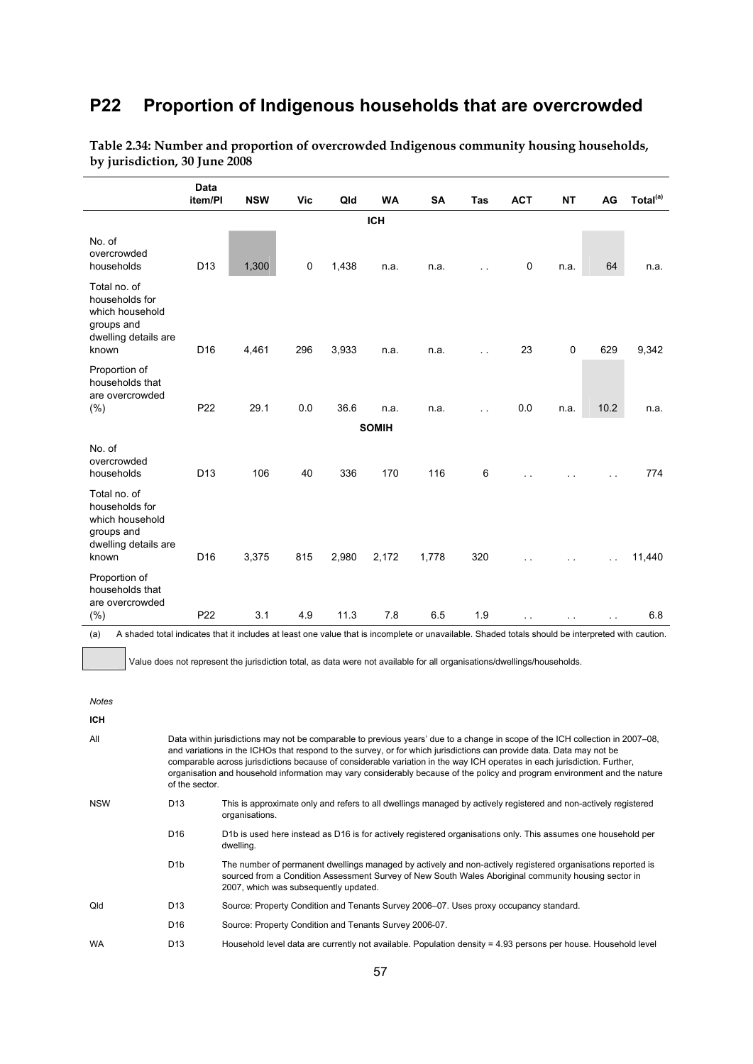## P22 Proportion of Indigenous households that are overcrowded

**Table 2.34: Number and proportion of overcrowded Indigenous community housing households, by jurisdiction, 30 June 2008**

| | Data item/PI | NSW | Vic | Qld | WA | SA | Tas | ACT | NT | AG | Total[(a)] |
|---|---|---|---|---|---|---|---|---|---|---|---|
| | | | | | **ICH** | | | | | | |
| No. of overcrowded households | D13 | 1,300 | 0 | 1,438 | n.a. | n.a. | . . | 0 | n.a. | 64 | n.a. |
| Total no. of households for which household groups and dwelling details are known | D16 | 4,461 | 296 | 3,933 | n.a. | n.a. | . . | 23 | 0 | 629 | 9,342 |
| Proportion of households that are overcrowded (%) | P22 | 29.1 | 0.0 | 36.6 | n.a. | n.a. | . . | 0.0 | n.a. | 10.2 | n.a. |
| | | | | | **SOMIH** | | | | | | |
| No. of overcrowded households | D13 | 106 | 40 | 336 | 170 | 116 | 6 | . . | . . | . . | 774 |
| Total no. of households for which household groups and dwelling details are known | D16 | 3,375 | 815 | 2,980 | 2,172 | 1,778 | 320 | . . | . . | . . | 11,440 |
| Proportion of households that are overcrowded (%) | P22 | 3.1 | 4.9 | 11.3 | 7.8 | 6.5 | 1.9 | . . | . . | . . | 6.8 |

(a) A shaded total indicates that it includes at least one value that is incomplete or unavailable. Shaded totals should be interpreted with caution.

[Shaded] Value does not represent the jurisdiction total, as data were not available for all organisations/dwellings/households.

*Notes*

**ICH**

| | | |
|---|---|---|
| All | | Data within jurisdictions may not be comparable to previous years' due to a change in scope of the ICH collection in 2007–08, and variations in the ICHOs that respond to the survey, or for which jurisdictions can provide data. Data may not be comparable across jurisdictions because of considerable variation in the way ICH operates in each jurisdiction. Further, organisation and household information may vary considerably because of the policy and program environment and the nature of the sector. |
| NSW | D13 | This is approximate only and refers to all dwellings managed by actively registered and non-actively registered organisations. |
| | D16 | D1b is used here instead as D16 is for actively registered organisations only. This assumes one household per dwelling. |
| | D1b | The number of permanent dwellings managed by actively and non-actively registered organisations reported is sourced from a Condition Assessment Survey of New South Wales Aboriginal community housing sector in 2007, which was subsequently updated. |
| Qld | D13 | Source: Property Condition and Tenants Survey 2006–07. Uses proxy occupancy standard. |
| | D16 | Source: Property Condition and Tenants Survey 2006-07. |
| WA | D13 | Household level data are currently not available. Population density = 4.93 persons per house. Household level |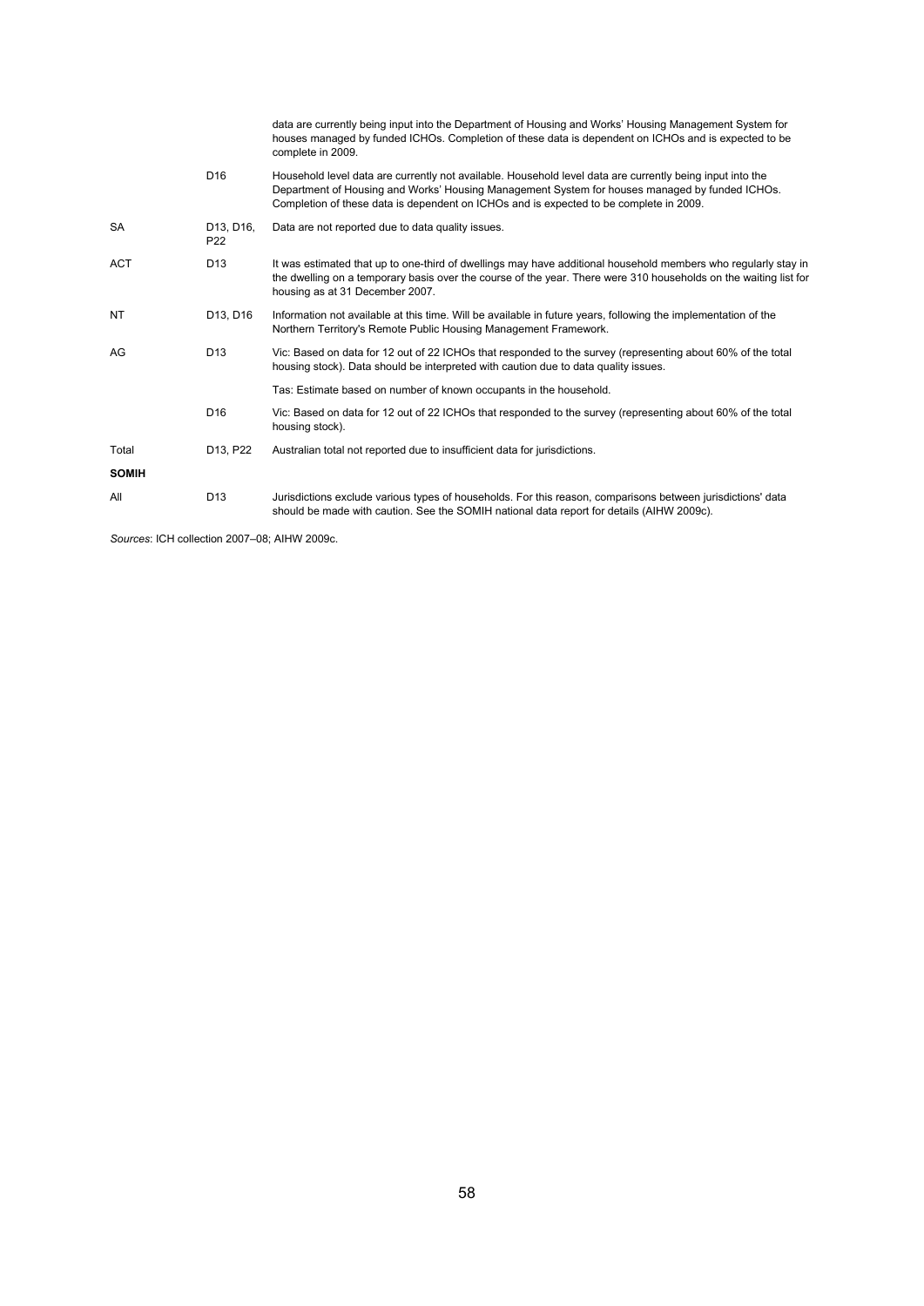| | | |
|---|---|---|
| | | data are currently being input into the Department of Housing and Works' Housing Management System for houses managed by funded ICHOs. Completion of these data is dependent on ICHOs and is expected to be complete in 2009. |
| | D16 | Household level data are currently not available. Household level data are currently being input into the Department of Housing and Works' Housing Management System for houses managed by funded ICHOs. Completion of these data is dependent on ICHOs and is expected to be complete in 2009. |
| SA | D13, D16, P22 | Data are not reported due to data quality issues. |
| ACT | D13 | It was estimated that up to one-third of dwellings may have additional household members who regularly stay in the dwelling on a temporary basis over the course of the year. There were 310 households on the waiting list for housing as at 31 December 2007. |
| NT | D13, D16 | Information not available at this time. Will be available in future years, following the implementation of the Northern Territory's Remote Public Housing Management Framework. |
| AG | D13 | Vic: Based on data for 12 out of 22 ICHOs that responded to the survey (representing about 60% of the total housing stock). Data should be interpreted with caution due to data quality issues. |
| | | Tas: Estimate based on number of known occupants in the household. |
| | D16 | Vic: Based on data for 12 out of 22 ICHOs that responded to the survey (representing about 60% of the total housing stock). |
| Total | D13, P22 | Australian total not reported due to insufficient data for jurisdictions. |
| **SOMIH** | | |
| All | D13 | Jurisdictions exclude various types of households. For this reason, comparisons between jurisdictions' data should be made with caution. See the SOMIH national data report for details (AIHW 2009c). |

*Sources*: ICH collection 2007–08; AIHW 2009c.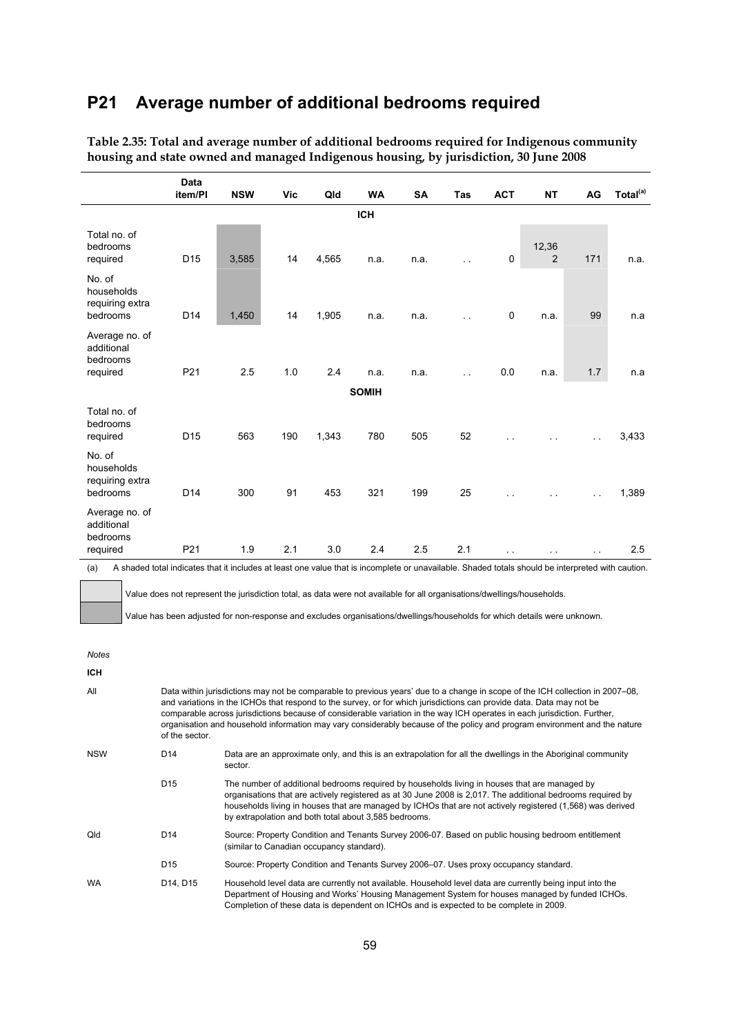# P21 Average number of additional bedrooms required

**Table 2.35: Total and average number of additional bedrooms required for Indigenous community housing and state owned and managed Indigenous housing, by jurisdiction, 30 June 2008**

| | Data item/PI | NSW | Vic | Qld | WA | SA | Tas | ACT | NT | AG | Total[(a)] |
|---|---|---|---|---|---|---|---|---|---|---|---|
| | | | | | **ICH** | | | | | | |
| Total no. of bedrooms required | D15 | 3,585 | 14 | 4,565 | n.a. | n.a. | . . | 0 | 12,362 | 171 | n.a. |
| No. of households requiring extra bedrooms | D14 | 1,450 | 14 | 1,905 | n.a. | n.a. | . . | 0 | n.a. | 99 | n.a |
| Average no. of additional bedrooms required | P21 | 2.5 | 1.0 | 2.4 | n.a. | n.a. | . . | 0.0 | n.a. | 1.7 | n.a |
| | | | | | **SOMIH** | | | | | | |
| Total no. of bedrooms required | D15 | 563 | 190 | 1,343 | 780 | 505 | 52 | . . | . . | . . | 3,433 |
| No. of households requiring extra bedrooms | D14 | 300 | 91 | 453 | 321 | 199 | 25 | . . | . . | . . | 1,389 |
| Average no. of additional bedrooms required | P21 | 1.9 | 2.1 | 3.0 | 2.4 | 2.5 | 2.1 | . . | . . | . . | 2.5 |

(a) A shaded total indicates that it includes at least one value that is incomplete or unavailable. Shaded totals should be interpreted with caution.

[Light shading] Value does not represent the jurisdiction total, as data were not available for all organisations/dwellings/households.

[Dark shading] Value has been adjusted for non-response and excludes organisations/dwellings/households for which details were unknown.

*Notes*

**ICH**

| | | |
|---|---|---|
| All | Data within jurisdictions may not be comparable to previous years' due to a change in scope of the ICH collection in 2007–08, and variations in the ICHOs that respond to the survey, or for which jurisdictions can provide data. Data may not be comparable across jurisdictions because of considerable variation in the way ICH operates in each jurisdiction. Further, organisation and household information may vary considerably because of the policy and program environment and the nature of the sector. | |
| NSW | D14 | Data are an approximate only, and this is an extrapolation for all the dwellings in the Aboriginal community sector. |
| | D15 | The number of additional bedrooms required by households living in houses that are managed by organisations that are actively registered as at 30 June 2008 is 2,017. The additional bedrooms required by households living in houses that are managed by ICHOs that are not actively registered (1,568) was derived by extrapolation and both total about 3,585 bedrooms. |
| Qld | D14 | Source: Property Condition and Tenants Survey 2006-07. Based on public housing bedroom entitlement (similar to Canadian occupancy standard). |
| | D15 | Source: Property Condition and Tenants Survey 2006–07. Uses proxy occupancy standard. |
| WA | D14, D15 | Household level data are currently not available. Household level data are currently being input into the Department of Housing and Works' Housing Management System for houses managed by funded ICHOs. Completion of these data is dependent on ICHOs and is expected to be complete in 2009. |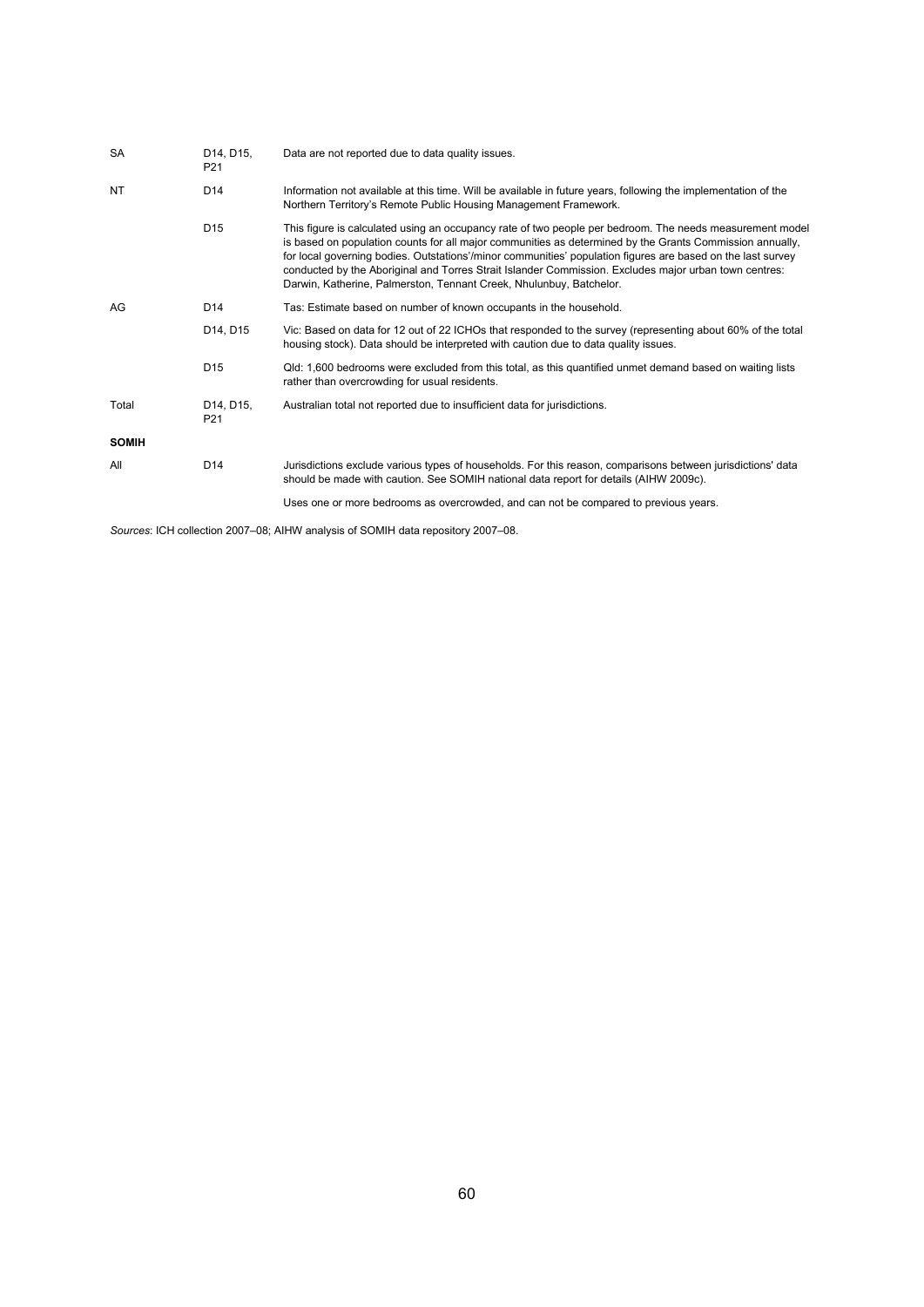| | | |
|---|---|---|
| SA | D14, D15, P21 | Data are not reported due to data quality issues. |
| NT | D14 | Information not available at this time. Will be available in future years, following the implementation of the Northern Territory's Remote Public Housing Management Framework. |
| | D15 | This figure is calculated using an occupancy rate of two people per bedroom. The needs measurement model is based on population counts for all major communities as determined by the Grants Commission annually, for local governing bodies. Outstations'/minor communities' population figures are based on the last survey conducted by the Aboriginal and Torres Strait Islander Commission. Excludes major urban town centres: Darwin, Katherine, Palmerston, Tennant Creek, Nhulunbuy, Batchelor. |
| AG | D14 | Tas: Estimate based on number of known occupants in the household. |
| | D14, D15 | Vic: Based on data for 12 out of 22 ICHOs that responded to the survey (representing about 60% of the total housing stock). Data should be interpreted with caution due to data quality issues. |
| | D15 | Qld: 1,600 bedrooms were excluded from this total, as this quantified unmet demand based on waiting lists rather than overcrowding for usual residents. |
| Total | D14, D15, P21 | Australian total not reported due to insufficient data for jurisdictions. |
| **SOMIH** | | |
| All | D14 | Jurisdictions exclude various types of households. For this reason, comparisons between jurisdictions' data should be made with caution. See SOMIH national data report for details (AIHW 2009c). |
| | | Uses one or more bedrooms as overcrowded, and can not be compared to previous years. |

*Sources*: ICH collection 2007–08; AIHW analysis of SOMIH data repository 2007–08.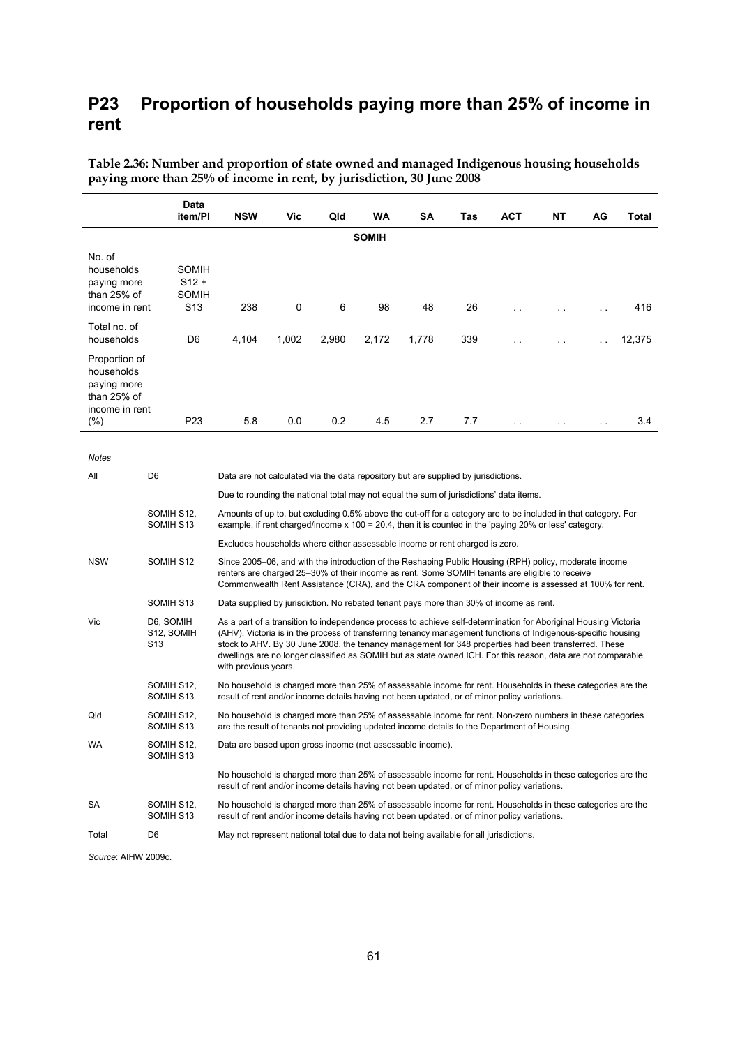# P23 Proportion of households paying more than 25% of income in rent

**Table 2.36: Number and proportion of state owned and managed Indigenous housing households paying more than 25% of income in rent, by jurisdiction, 30 June 2008**

| | Data item/PI | NSW | Vic | Qld | WA | SA | Tas | ACT | NT | AG | Total |
|---|---|---|---|---|---|---|---|---|---|---|---|
| | | | | | **SOMIH** | | | | | | |
| No. of households paying more than 25% of income in rent | SOMIH S12 + SOMIH S13 | 238 | 0 | 6 | 98 | 48 | 26 | . . | . . | . . | 416 |
| Total no. of households | D6 | 4,104 | 1,002 | 2,980 | 2,172 | 1,778 | 339 | . . | . . | . . | 12,375 |
| Proportion of households paying more than 25% of income in rent (%) | P23 | 5.8 | 0.0 | 0.2 | 4.5 | 2.7 | 7.7 | . . | . . | . . | 3.4 |

*Notes*

| | | |
|---|---|---|
| All | D6 | Data are not calculated via the data repository but are supplied by jurisdictions. |
| | | Due to rounding the national total may not equal the sum of jurisdictions' data items. |
| | SOMIH S12, SOMIH S13 | Amounts of up to, but excluding 0.5% above the cut-off for a category are to be included in that category. For example, if rent charged/income x 100 = 20.4, then it is counted in the 'paying 20% or less' category. |
| | | Excludes households where either assessable income or rent charged is zero. |
| NSW | SOMIH S12 | Since 2005–06, and with the introduction of the Reshaping Public Housing (RPH) policy, moderate income renters are charged 25–30% of their income as rent. Some SOMIH tenants are eligible to receive Commonwealth Rent Assistance (CRA), and the CRA component of their income is assessed at 100% for rent. |
| | SOMIH S13 | Data supplied by jurisdiction. No rebated tenant pays more than 30% of income as rent. |
| Vic | D6, SOMIH S12, SOMIH S13 | As a part of a transition to independence process to achieve self-determination for Aboriginal Housing Victoria (AHV), Victoria is in the process of transferring tenancy management functions of Indigenous-specific housing stock to AHV. By 30 June 2008, the tenancy management for 348 properties had been transferred. These dwellings are no longer classified as SOMIH but as state owned ICH. For this reason, data are not comparable with previous years. |
| | SOMIH S12, SOMIH S13 | No household is charged more than 25% of assessable income for rent. Households in these categories are the result of rent and/or income details having not been updated, or of minor policy variations. |
| Qld | SOMIH S12, SOMIH S13 | No household is charged more than 25% of assessable income for rent. Non-zero numbers in these categories are the result of tenants not providing updated income details to the Department of Housing. |
| WA | SOMIH S12, SOMIH S13 | Data are based upon gross income (not assessable income). |
| | | No household is charged more than 25% of assessable income for rent. Households in these categories are the result of rent and/or income details having not been updated, or of minor policy variations. |
| SA | SOMIH S12, SOMIH S13 | No household is charged more than 25% of assessable income for rent. Households in these categories are the result of rent and/or income details having not been updated, or of minor policy variations. |
| Total | D6 | May not represent national total due to data not being available for all jurisdictions. |

*Source*: AIHW 2009c.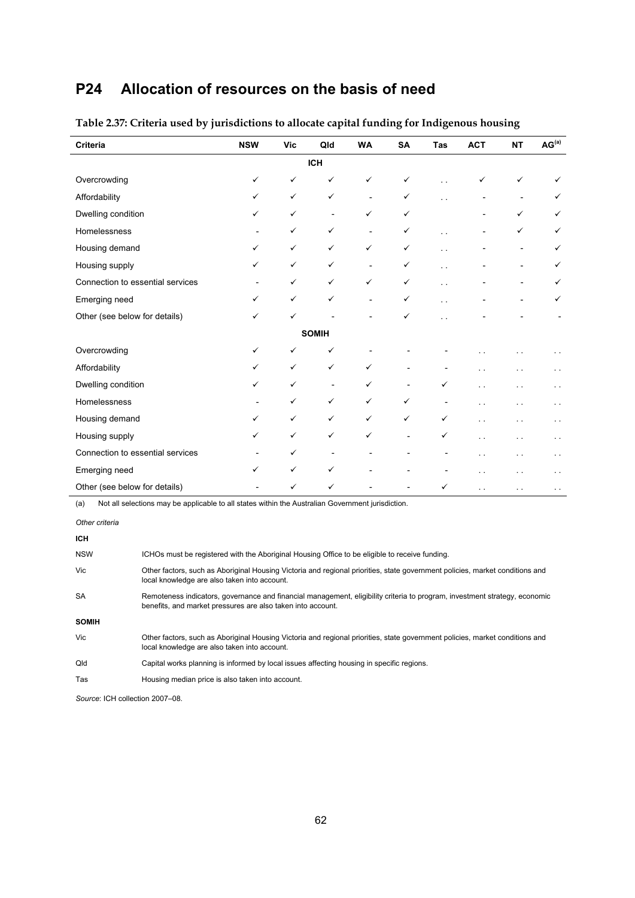# P24 Allocation of resources on the basis of need

**Table 2.37: Criteria used by jurisdictions to allocate capital funding for Indigenous housing**

| Criteria | NSW | Vic | Qld | WA | SA | Tas | ACT | NT | AG[(a)] |
|---|---|---|---|---|---|---|---|---|---|
| | | | **ICH** | | | | | | |
| Overcrowding | ✓ | ✓ | ✓ | ✓ | ✓ | . . | ✓ | ✓ | ✓ |
| Affordability | ✓ | ✓ | ✓ | - | ✓ | . . | - | - | ✓ |
| Dwelling condition | ✓ | ✓ | - | ✓ | ✓ | | - | ✓ | ✓ |
| Homelessness | - | ✓ | ✓ | - | ✓ | . . | - | ✓ | ✓ |
| Housing demand | ✓ | ✓ | ✓ | ✓ | ✓ | . . | - | - | ✓ |
| Housing supply | ✓ | ✓ | ✓ | - | ✓ | . . | - | - | ✓ |
| Connection to essential services | - | ✓ | ✓ | ✓ | ✓ | . . | - | - | ✓ |
| Emerging need | ✓ | ✓ | ✓ | - | ✓ | . . | - | - | ✓ |
| Other (see below for details) | ✓ | ✓ | - | - | ✓ | . . | - | - | - |
| | | | **SOMIH** | | | | | | |
| Overcrowding | ✓ | ✓ | ✓ | - | - | - | . . | . . | . . |
| Affordability | ✓ | ✓ | ✓ | ✓ | - | - | . . | . . | . . |
| Dwelling condition | ✓ | ✓ | - | ✓ | - | ✓ | . . | . . | . . |
| Homelessness | - | ✓ | ✓ | ✓ | ✓ | - | . . | . . | . . |
| Housing demand | ✓ | ✓ | ✓ | ✓ | ✓ | ✓ | . . | . . | . . |
| Housing supply | ✓ | ✓ | ✓ | ✓ | - | ✓ | . . | . . | . . |
| Connection to essential services | - | ✓ | - | - | - | - | . . | . . | . . |
| Emerging need | ✓ | ✓ | ✓ | - | - | - | . . | . . | . . |
| Other (see below for details) | - | ✓ | ✓ | - | - | ✓ | . . | . . | . . |

(a) Not all selections may be applicable to all states within the Australian Government jurisdiction.

*Other criteria*

**ICH**

| | |
|---|---|
| NSW | ICHOs must be registered with the Aboriginal Housing Office to be eligible to receive funding. |
| Vic | Other factors, such as Aboriginal Housing Victoria and regional priorities, state government policies, market conditions and local knowledge are also taken into account. |
| SA | Remoteness indicators, governance and financial management, eligibility criteria to program, investment strategy, economic benefits, and market pressures are also taken into account. |

**SOMIH**

| | |
|---|---|
| Vic | Other factors, such as Aboriginal Housing Victoria and regional priorities, state government policies, market conditions and local knowledge are also taken into account. |
| Qld | Capital works planning is informed by local issues affecting housing in specific regions. |
| Tas | Housing median price is also taken into account. |

*Source*: ICH collection 2007–08.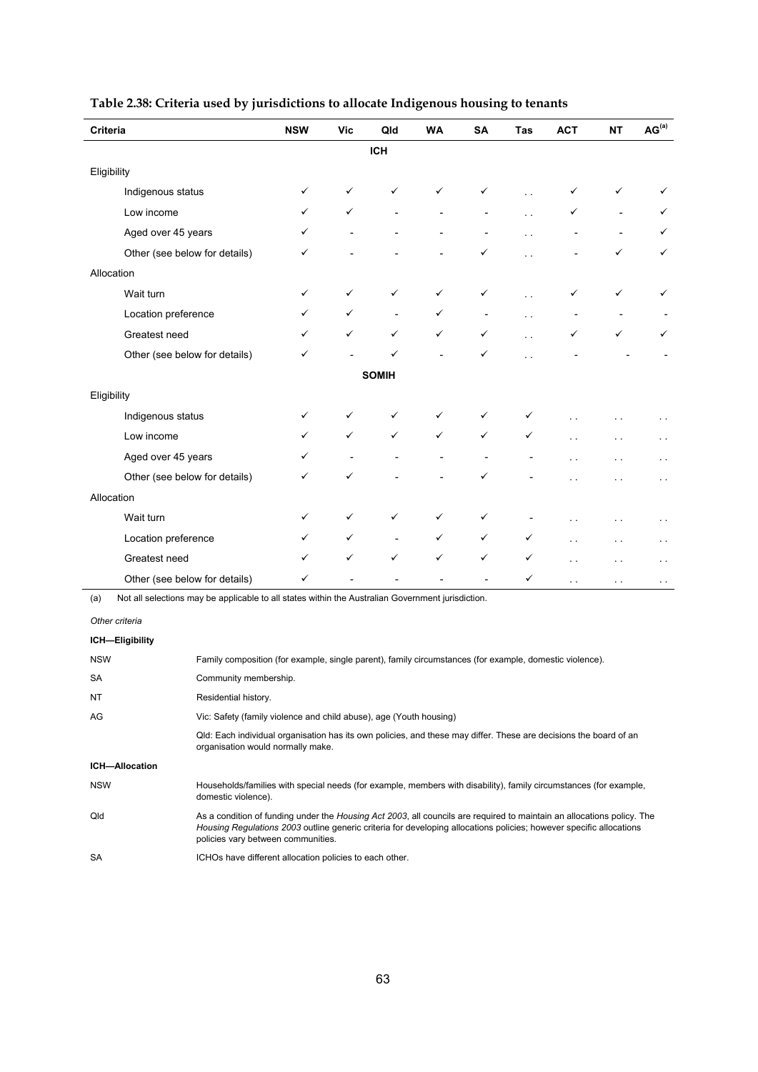**Table 2.38: Criteria used by jurisdictions to allocate Indigenous housing to tenants**

| Criteria | NSW | Vic | Qld | WA | SA | Tas | ACT | NT | AG(a) |
|---|---|---|---|---|---|---|---|---|---|
| | | | **ICH** | | | | | | |
| Eligibility | | | | | | | | | |
| Indigenous status | ✓ | ✓ | ✓ | ✓ | ✓ | . . | ✓ | ✓ | ✓ |
| Low income | ✓ | ✓ | - | - | - | . . | ✓ | - | ✓ |
| Aged over 45 years | ✓ | - | - | - | - | . . | - | - | ✓ |
| Other (see below for details) | ✓ | - | - | - | ✓ | . . | - | ✓ | ✓ |
| Allocation | | | | | | | | | |
| Wait turn | ✓ | ✓ | ✓ | ✓ | ✓ | . . | ✓ | ✓ | ✓ |
| Location preference | ✓ | ✓ | - | ✓ | - | . . | - | - | - |
| Greatest need | ✓ | ✓ | ✓ | ✓ | ✓ | . . | ✓ | ✓ | ✓ |
| Other (see below for details) | ✓ | - | ✓ | - | ✓ | . . | - | - | - |
| | | | **SOMIH** | | | | | | |
| Eligibility | | | | | | | | | |
| Indigenous status | ✓ | ✓ | ✓ | ✓ | ✓ | ✓ | . . | . . | . . |
| Low income | ✓ | ✓ | ✓ | ✓ | ✓ | ✓ | . . | . . | . . |
| Aged over 45 years | ✓ | - | - | - | - | - | . . | . . | . . |
| Other (see below for details) | ✓ | ✓ | - | - | ✓ | - | . . | . . | . . |
| Allocation | | | | | | | | | |
| Wait turn | ✓ | ✓ | ✓ | ✓ | ✓ | - | . . | . . | . . |
| Location preference | ✓ | ✓ | - | ✓ | ✓ | ✓ | . . | . . | . . |
| Greatest need | ✓ | ✓ | ✓ | ✓ | ✓ | ✓ | . . | . . | . . |
| Other (see below for details) | ✓ | - | - | - | - | ✓ | . . | . . | . . |

(a) Not all selections may be applicable to all states within the Australian Government jurisdiction.

*Other criteria*

**ICH—Eligibility**

| | |
|---|---|
| NSW | Family composition (for example, single parent), family circumstances (for example, domestic violence). |
| SA | Community membership. |
| NT | Residential history. |
| AG | Vic: Safety (family violence and child abuse), age (Youth housing) |
| | Qld: Each individual organisation has its own policies, and these may differ. These are decisions the board of an organisation would normally make. |

**ICH—Allocation**

| | |
|---|---|
| NSW | Households/families with special needs (for example, members with disability), family circumstances (for example, domestic violence). |
| Qld | As a condition of funding under the *Housing Act 2003*, all councils are required to maintain an allocations policy. The *Housing Regulations 2003* outline generic criteria for developing allocations policies; however specific allocations policies vary between communities. |
| SA | ICHOs have different allocation policies to each other. |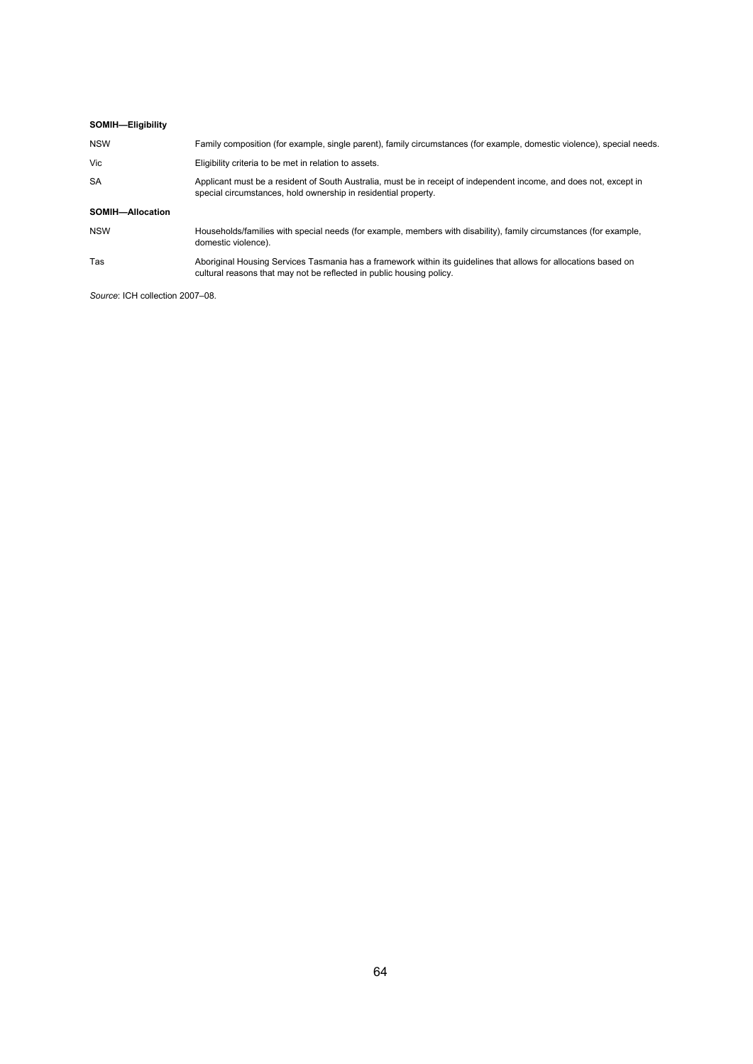| | |
|---|---|
| **SOMIH—Eligibility** | |
| NSW | Family composition (for example, single parent), family circumstances (for example, domestic violence), special needs. |
| Vic | Eligibility criteria to be met in relation to assets. |
| SA | Applicant must be a resident of South Australia, must be in receipt of independent income, and does not, except in special circumstances, hold ownership in residential property. |
| **SOMIH—Allocation** | |
| NSW | Households/families with special needs (for example, members with disability), family circumstances (for example, domestic violence). |
| Tas | Aboriginal Housing Services Tasmania has a framework within its guidelines that allows for allocations based on cultural reasons that may not be reflected in public housing policy. |

*Source*: ICH collection 2007–08.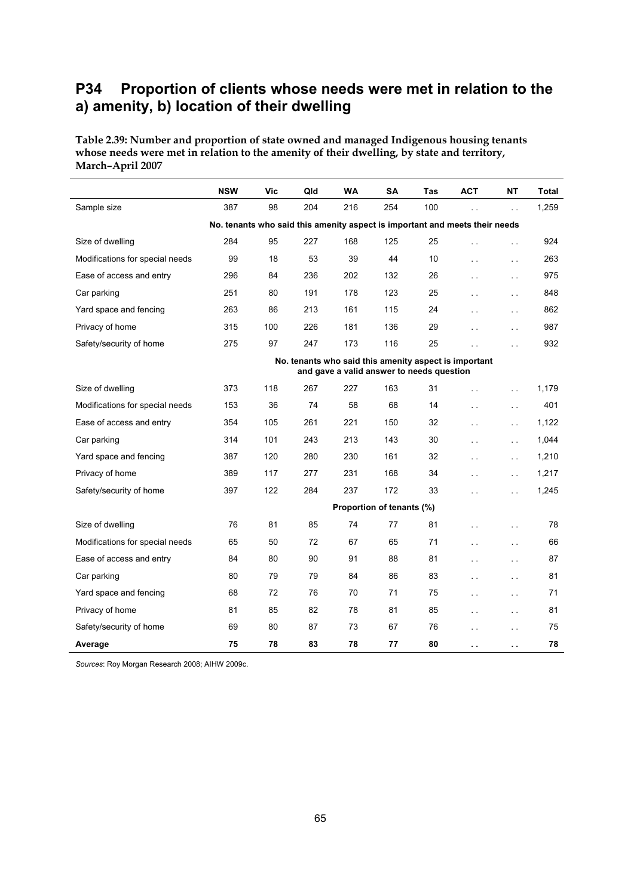## P34 Proportion of clients whose needs were met in relation to the a) amenity, b) location of their dwelling

**Table 2.39: Number and proportion of state owned and managed Indigenous housing tenants whose needs were met in relation to the amenity of their dwelling, by state and territory, March–April 2007**

| | NSW | Vic | Qld | WA | SA | Tas | ACT | NT | Total |
|---|---|---|---|---|---|---|---|---|---|
| Sample size | 387 | 98 | 204 | 216 | 254 | 100 | . . | . . | 1,259 |
| | No. tenants who said this amenity aspect is important and meets their needs | | | | | | | | |
| Size of dwelling | 284 | 95 | 227 | 168 | 125 | 25 | . . | . . | 924 |
| Modifications for special needs | 99 | 18 | 53 | 39 | 44 | 10 | . . | . . | 263 |
| Ease of access and entry | 296 | 84 | 236 | 202 | 132 | 26 | . . | . . | 975 |
| Car parking | 251 | 80 | 191 | 178 | 123 | 25 | . . | . . | 848 |
| Yard space and fencing | 263 | 86 | 213 | 161 | 115 | 24 | . . | . . | 862 |
| Privacy of home | 315 | 100 | 226 | 181 | 136 | 29 | . . | . . | 987 |
| Safety/security of home | 275 | 97 | 247 | 173 | 116 | 25 | . . | . . | 932 |
| | No. tenants who said this amenity aspect is important and gave a valid answer to needs question | | | | | | | | |
| Size of dwelling | 373 | 118 | 267 | 227 | 163 | 31 | . . | . . | 1,179 |
| Modifications for special needs | 153 | 36 | 74 | 58 | 68 | 14 | . . | . . | 401 |
| Ease of access and entry | 354 | 105 | 261 | 221 | 150 | 32 | . . | . . | 1,122 |
| Car parking | 314 | 101 | 243 | 213 | 143 | 30 | . . | . . | 1,044 |
| Yard space and fencing | 387 | 120 | 280 | 230 | 161 | 32 | . . | . . | 1,210 |
| Privacy of home | 389 | 117 | 277 | 231 | 168 | 34 | . . | . . | 1,217 |
| Safety/security of home | 397 | 122 | 284 | 237 | 172 | 33 | . . | . . | 1,245 |
| | Proportion of tenants (%) | | | | | | | | |
| Size of dwelling | 76 | 81 | 85 | 74 | 77 | 81 | . . | . . | 78 |
| Modifications for special needs | 65 | 50 | 72 | 67 | 65 | 71 | . . | . . | 66 |
| Ease of access and entry | 84 | 80 | 90 | 91 | 88 | 81 | . . | . . | 87 |
| Car parking | 80 | 79 | 79 | 84 | 86 | 83 | . . | . . | 81 |
| Yard space and fencing | 68 | 72 | 76 | 70 | 71 | 75 | . . | . . | 71 |
| Privacy of home | 81 | 85 | 82 | 78 | 81 | 85 | . . | . . | 81 |
| Safety/security of home | 69 | 80 | 87 | 73 | 67 | 76 | . . | . . | 75 |
| **Average** | **75** | **78** | **83** | **78** | **77** | **80** | **. .** | **. .** | **78** |

*Sources*: Roy Morgan Research 2008; AIHW 2009c.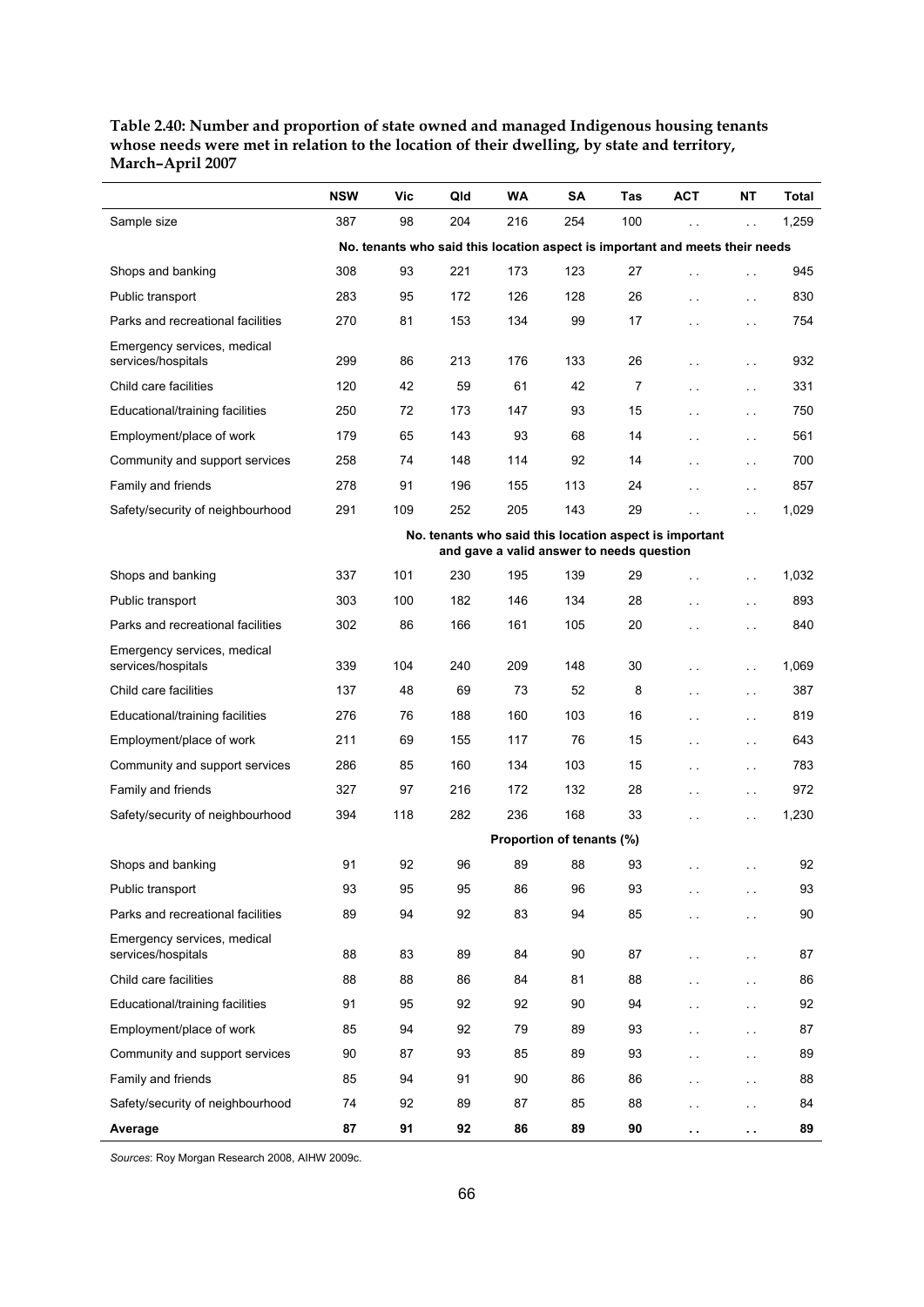**Table 2.40: Number and proportion of state owned and managed Indigenous housing tenants whose needs were met in relation to the location of their dwelling, by state and territory, March–April 2007**

| | NSW | Vic | Qld | WA | SA | Tas | ACT | NT | Total |
|---|---|---|---|---|---|---|---|---|---|
| Sample size | 387 | 98 | 204 | 216 | 254 | 100 | . . | . . | 1,259 |
| | **No. tenants who said this location aspect is important and meets their needs** | | | | | | | | |
| Shops and banking | 308 | 93 | 221 | 173 | 123 | 27 | . . | . . | 945 |
| Public transport | 283 | 95 | 172 | 126 | 128 | 26 | . . | . . | 830 |
| Parks and recreational facilities | 270 | 81 | 153 | 134 | 99 | 17 | . . | . . | 754 |
| Emergency services, medical services/hospitals | 299 | 86 | 213 | 176 | 133 | 26 | . . | . . | 932 |
| Child care facilities | 120 | 42 | 59 | 61 | 42 | 7 | . . | . . | 331 |
| Educational/training facilities | 250 | 72 | 173 | 147 | 93 | 15 | . . | . . | 750 |
| Employment/place of work | 179 | 65 | 143 | 93 | 68 | 14 | . . | . . | 561 |
| Community and support services | 258 | 74 | 148 | 114 | 92 | 14 | . . | . . | 700 |
| Family and friends | 278 | 91 | 196 | 155 | 113 | 24 | . . | . . | 857 |
| Safety/security of neighbourhood | 291 | 109 | 252 | 205 | 143 | 29 | . . | . . | 1,029 |
| | **No. tenants who said this location aspect is important and gave a valid answer to needs question** | | | | | | | | |
| Shops and banking | 337 | 101 | 230 | 195 | 139 | 29 | . . | . . | 1,032 |
| Public transport | 303 | 100 | 182 | 146 | 134 | 28 | . . | . . | 893 |
| Parks and recreational facilities | 302 | 86 | 166 | 161 | 105 | 20 | . . | . . | 840 |
| Emergency services, medical services/hospitals | 339 | 104 | 240 | 209 | 148 | 30 | . . | . . | 1,069 |
| Child care facilities | 137 | 48 | 69 | 73 | 52 | 8 | . . | . . | 387 |
| Educational/training facilities | 276 | 76 | 188 | 160 | 103 | 16 | . . | . . | 819 |
| Employment/place of work | 211 | 69 | 155 | 117 | 76 | 15 | . . | . . | 643 |
| Community and support services | 286 | 85 | 160 | 134 | 103 | 15 | . . | . . | 783 |
| Family and friends | 327 | 97 | 216 | 172 | 132 | 28 | . . | . . | 972 |
| Safety/security of neighbourhood | 394 | 118 | 282 | 236 | 168 | 33 | . . | . . | 1,230 |
| | **Proportion of tenants (%)** | | | | | | | | |
| Shops and banking | 91 | 92 | 96 | 89 | 88 | 93 | . . | . . | 92 |
| Public transport | 93 | 95 | 95 | 86 | 96 | 93 | . . | . . | 93 |
| Parks and recreational facilities | 89 | 94 | 92 | 83 | 94 | 85 | . . | . . | 90 |
| Emergency services, medical services/hospitals | 88 | 83 | 89 | 84 | 90 | 87 | . . | . . | 87 |
| Child care facilities | 88 | 88 | 86 | 84 | 81 | 88 | . . | . . | 86 |
| Educational/training facilities | 91 | 95 | 92 | 92 | 90 | 94 | . . | . . | 92 |
| Employment/place of work | 85 | 94 | 92 | 79 | 89 | 93 | . . | . . | 87 |
| Community and support services | 90 | 87 | 93 | 85 | 89 | 93 | . . | . . | 89 |
| Family and friends | 85 | 94 | 91 | 90 | 86 | 86 | . . | . . | 88 |
| Safety/security of neighbourhood | 74 | 92 | 89 | 87 | 85 | 88 | . . | . . | 84 |
| **Average** | **87** | **91** | **92** | **86** | **89** | **90** | **. .** | **. .** | **89** |

*Sources*: Roy Morgan Research 2008, AIHW 2009c.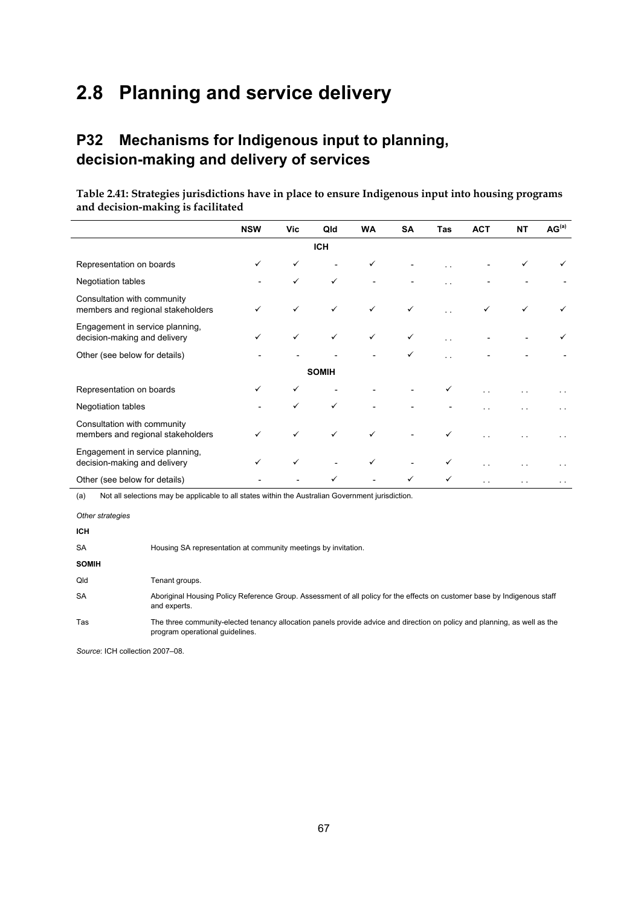# 2.8 Planning and service delivery

## P32 Mechanisms for Indigenous input to planning, decision-making and delivery of services

**Table 2.41: Strategies jurisdictions have in place to ensure Indigenous input into housing programs and decision-making is facilitated**

| | NSW | Vic | Qld | WA | SA | Tas | ACT | NT | AG[(a)] |
|---|---|---|---|---|---|---|---|---|---|
| | | | **ICH** | | | | | | |
| Representation on boards | ✓ | ✓ | - | ✓ | - | . . | - | ✓ | ✓ |
| Negotiation tables | - | ✓ | ✓ | - | - | . . | - | - | - |
| Consultation with community members and regional stakeholders | ✓ | ✓ | ✓ | ✓ | ✓ | . . | ✓ | ✓ | ✓ |
| Engagement in service planning, decision-making and delivery | ✓ | ✓ | ✓ | ✓ | ✓ | . . | - | - | ✓ |
| Other (see below for details) | - | - | - | - | ✓ | . . | - | - | - |
| | | | **SOMIH** | | | | | | |
| Representation on boards | ✓ | ✓ | - | - | - | ✓ | . . | . . | . . |
| Negotiation tables | - | ✓ | ✓ | - | - | - | . . | . . | . . |
| Consultation with community members and regional stakeholders | ✓ | ✓ | ✓ | ✓ | - | ✓ | . . | . . | . . |
| Engagement in service planning, decision-making and delivery | ✓ | ✓ | - | ✓ | - | ✓ | . . | . . | . . |
| Other (see below for details) | - | - | ✓ | - | ✓ | ✓ | . . | . . | . . |

(a) Not all selections may be applicable to all states within the Australian Government jurisdiction.

*Other strategies*

**ICH**

| | |
|---|---|
| SA | Housing SA representation at community meetings by invitation. |

**SOMIH**

| | |
|---|---|
| Qld | Tenant groups. |
| SA | Aboriginal Housing Policy Reference Group. Assessment of all policy for the effects on customer base by Indigenous staff and experts. |
| Tas | The three community-elected tenancy allocation panels provide advice and direction on policy and planning, as well as the program operational guidelines. |

*Source*: ICH collection 2007–08.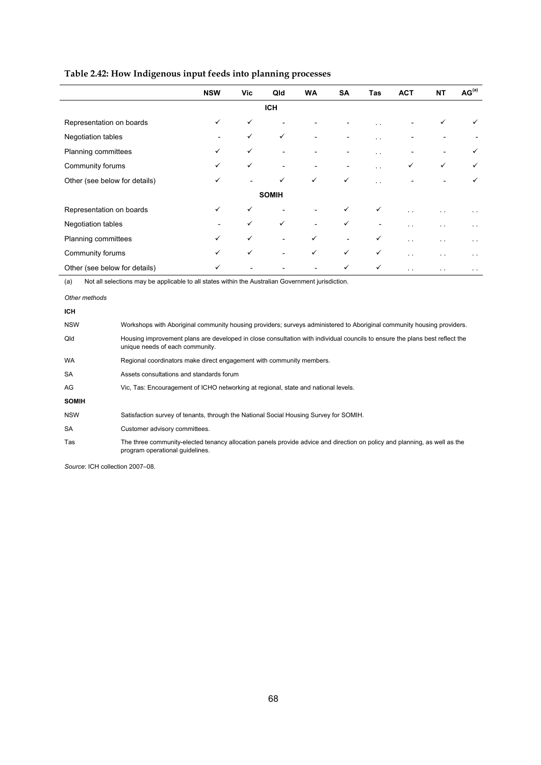**Table 2.42: How Indigenous input feeds into planning processes**

| | NSW | Vic | Qld | WA | SA | Tas | ACT | NT | AG[(a)] |
|---|---|---|---|---|---|---|---|---|---|
| | | | **ICH** | | | | | | |
| Representation on boards | ✓ | ✓ | - | - | - | . . | - | ✓ | ✓ |
| Negotiation tables | - | ✓ | ✓ | - | - | . . | - | - | - |
| Planning committees | ✓ | ✓ | - | - | - | . . | - | - | ✓ |
| Community forums | ✓ | ✓ | - | - | - | . . | ✓ | ✓ | ✓ |
| Other (see below for details) | ✓ | - | ✓ | ✓ | ✓ | . . | - | - | ✓ |
| | | | **SOMIH** | | | | | | |
| Representation on boards | ✓ | ✓ | - | - | ✓ | ✓ | . . | . . | . . |
| Negotiation tables | - | ✓ | ✓ | - | ✓ | - | . . | . . | . . |
| Planning committees | ✓ | ✓ | - | ✓ | - | ✓ | . . | . . | . . |
| Community forums | ✓ | ✓ | - | ✓ | ✓ | ✓ | . . | . . | . . |
| Other (see below for details) | ✓ | - | - | - | ✓ | ✓ | . . | . . | . . |

(a) Not all selections may be applicable to all states within the Australian Government jurisdiction.

*Other methods*

**ICH**

| | |
|---|---|
| NSW | Workshops with Aboriginal community housing providers; surveys administered to Aboriginal community housing providers. |
| Qld | Housing improvement plans are developed in close consultation with individual councils to ensure the plans best reflect the unique needs of each community. |
| WA | Regional coordinators make direct engagement with community members. |
| SA | Assets consultations and standards forum |
| AG | Vic, Tas: Encouragement of ICHO networking at regional, state and national levels. |

**SOMIH**

| | |
|---|---|
| NSW | Satisfaction survey of tenants, through the National Social Housing Survey for SOMIH. |
| SA | Customer advisory committees. |
| Tas | The three community-elected tenancy allocation panels provide advice and direction on policy and planning, as well as the program operational guidelines. |

*Source*: ICH collection 2007–08.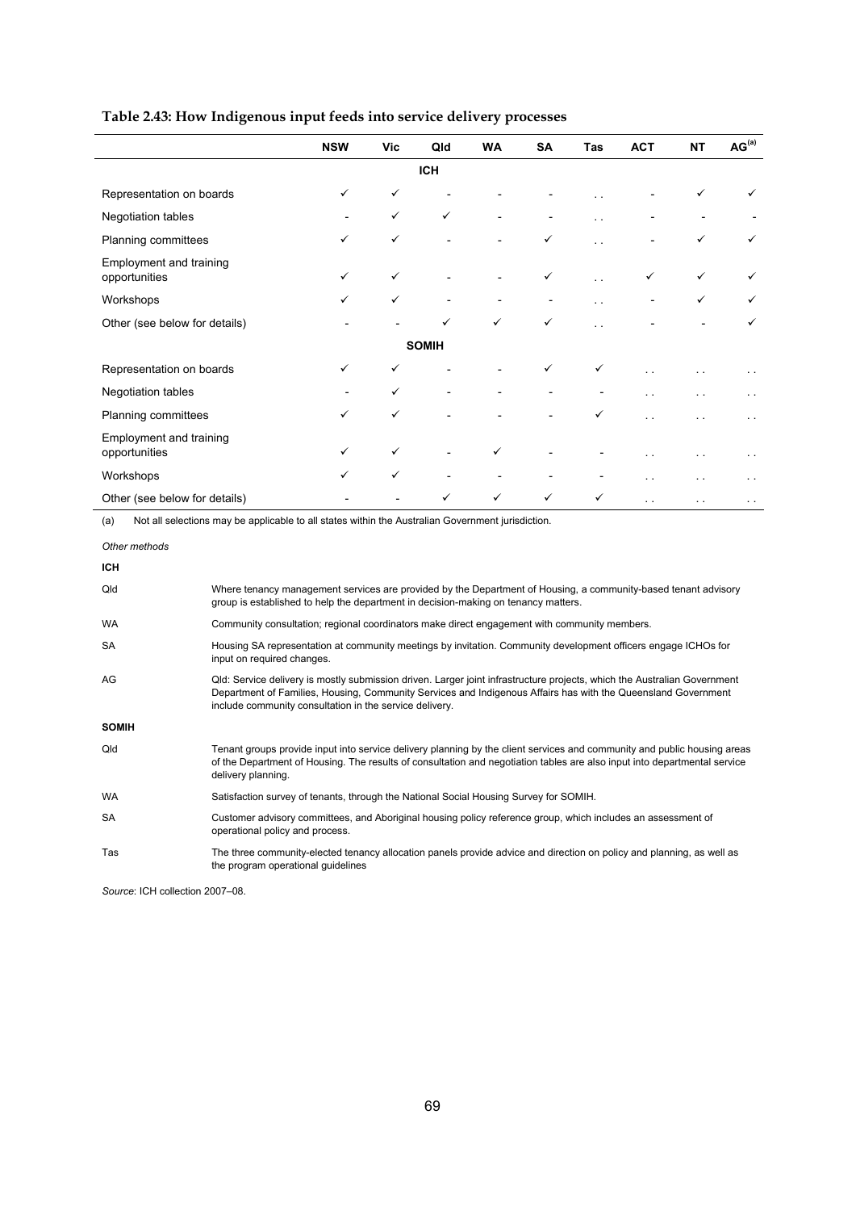**Table 2.43: How Indigenous input feeds into service delivery processes**

| | NSW | Vic | Qld | WA | SA | Tas | ACT | NT | AG[(a)] |
|---|---|---|---|---|---|---|---|---|---|
| | | | **ICH** | | | | | | |
| Representation on boards | ✓ | ✓ | - | - | - | . . | - | ✓ | ✓ |
| Negotiation tables | - | ✓ | ✓ | - | - | . . | - | - | - |
| Planning committees | ✓ | ✓ | - | - | ✓ | . . | - | ✓ | ✓ |
| Employment and training opportunities | ✓ | ✓ | - | - | ✓ | . . | ✓ | ✓ | ✓ |
| Workshops | ✓ | ✓ | - | - | - | . . | - | ✓ | ✓ |
| Other (see below for details) | - | - | ✓ | ✓ | ✓ | . . | - | - | ✓ |
| | | | **SOMIH** | | | | | | |
| Representation on boards | ✓ | ✓ | - | - | ✓ | ✓ | . . | . . | . . |
| Negotiation tables | - | ✓ | - | - | - | - | . . | . . | . . |
| Planning committees | ✓ | ✓ | - | - | - | ✓ | . . | . . | . . |
| Employment and training opportunities | ✓ | ✓ | - | ✓ | - | - | . . | . . | . . |
| Workshops | ✓ | ✓ | - | - | - | - | . . | . . | . . |
| Other (see below for details) | - | - | ✓ | ✓ | ✓ | ✓ | . . | . . | . . |

(a) Not all selections may be applicable to all states within the Australian Government jurisdiction.

*Other methods*

**ICH**

| | |
|---|---|
| Qld | Where tenancy management services are provided by the Department of Housing, a community-based tenant advisory group is established to help the department in decision-making on tenancy matters. |
| WA | Community consultation; regional coordinators make direct engagement with community members. |
| SA | Housing SA representation at community meetings by invitation. Community development officers engage ICHOs for input on required changes. |
| AG | Qld: Service delivery is mostly submission driven. Larger joint infrastructure projects, which the Australian Government Department of Families, Housing, Community Services and Indigenous Affairs has with the Queensland Government include community consultation in the service delivery. |

**SOMIH**

| | |
|---|---|
| Qld | Tenant groups provide input into service delivery planning by the client services and community and public housing areas of the Department of Housing. The results of consultation and negotiation tables are also input into departmental service delivery planning. |
| WA | Satisfaction survey of tenants, through the National Social Housing Survey for SOMIH. |
| SA | Customer advisory committees, and Aboriginal housing policy reference group, which includes an assessment of operational policy and process. |
| Tas | The three community-elected tenancy allocation panels provide advice and direction on policy and planning, as well as the program operational guidelines |

*Source*: ICH collection 2007–08.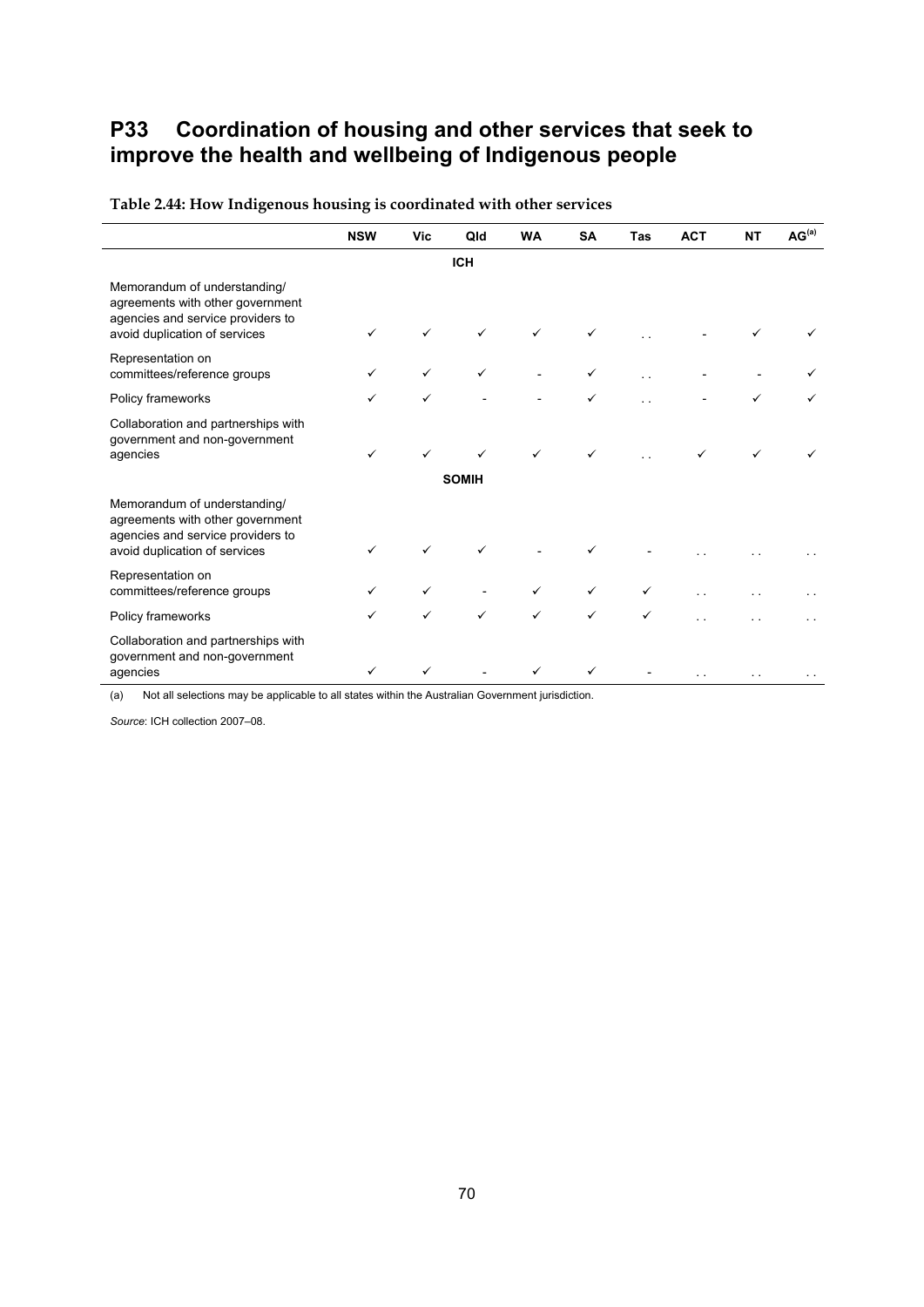## P33 Coordination of housing and other services that seek to improve the health and wellbeing of Indigenous people

**Table 2.44: How Indigenous housing is coordinated with other services**

| | NSW | Vic | Qld | WA | SA | Tas | ACT | NT | AG[(a)] |
|---|---|---|---|---|---|---|---|---|---|
| | | | **ICH** | | | | | | |
| Memorandum of understanding/ agreements with other government agencies and service providers to avoid duplication of services | ✓ | ✓ | ✓ | ✓ | ✓ | . . | - | ✓ | ✓ |
| Representation on committees/reference groups | ✓ | ✓ | ✓ | - | ✓ | . . | - | - | ✓ |
| Policy frameworks | ✓ | ✓ | - | - | ✓ | . . | - | ✓ | ✓ |
| Collaboration and partnerships with government and non-government agencies | ✓ | ✓ | ✓ | ✓ | ✓ | . . | ✓ | ✓ | ✓ |
| | | | **SOMIH** | | | | | | |
| Memorandum of understanding/ agreements with other government agencies and service providers to avoid duplication of services | ✓ | ✓ | ✓ | - | ✓ | - | . . | . . | . . |
| Representation on committees/reference groups | ✓ | ✓ | - | ✓ | ✓ | ✓ | . . | . . | . . |
| Policy frameworks | ✓ | ✓ | ✓ | ✓ | ✓ | ✓ | . . | . . | . . |
| Collaboration and partnerships with government and non-government agencies | ✓ | ✓ | - | ✓ | ✓ | - | . . | . . | . . |

(a) Not all selections may be applicable to all states within the Australian Government jurisdiction.

*Source*: ICH collection 2007–08.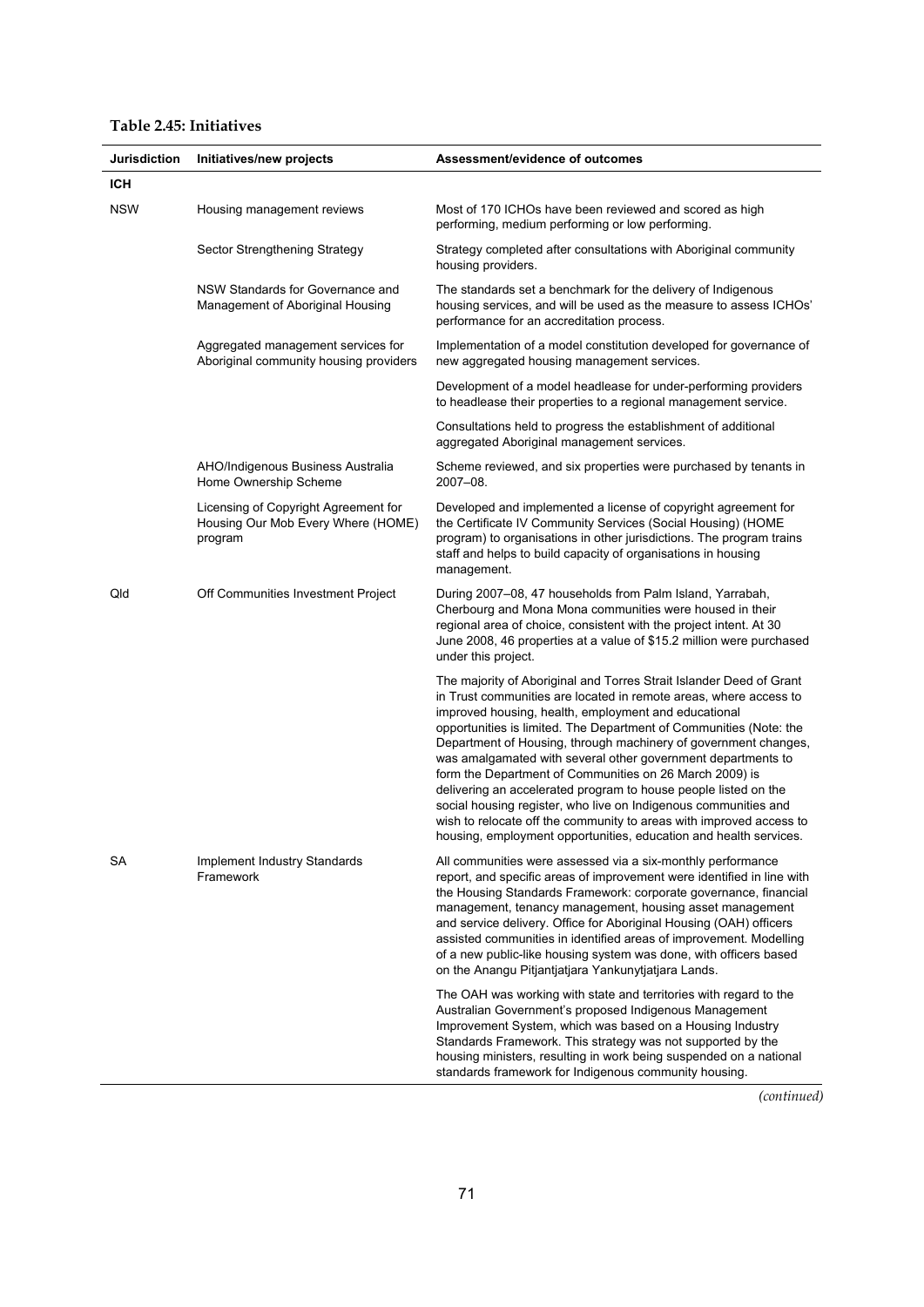**Table 2.45: Initiatives**

| Jurisdiction | Initiatives/new projects | Assessment/evidence of outcomes |
| --- | --- | --- |
| **ICH** | | |
| NSW | Housing management reviews | Most of 170 ICHOs have been reviewed and scored as high performing, medium performing or low performing. |
| | Sector Strengthening Strategy | Strategy completed after consultations with Aboriginal community housing providers. |
| | NSW Standards for Governance and Management of Aboriginal Housing | The standards set a benchmark for the delivery of Indigenous housing services, and will be used as the measure to assess ICHOs' performance for an accreditation process. |
| | Aggregated management services for Aboriginal community housing providers | Implementation of a model constitution developed for governance of new aggregated housing management services. |
| | | Development of a model headlease for under-performing providers to headlease their properties to a regional management service. |
| | | Consultations held to progress the establishment of additional aggregated Aboriginal management services. |
| | AHO/Indigenous Business Australia Home Ownership Scheme | Scheme reviewed, and six properties were purchased by tenants in 2007–08. |
| | Licensing of Copyright Agreement for Housing Our Mob Every Where (HOME) program | Developed and implemented a license of copyright agreement for the Certificate IV Community Services (Social Housing) (HOME program) to organisations in other jurisdictions. The program trains staff and helps to build capacity of organisations in housing management. |
| Qld | Off Communities Investment Project | During 2007–08, 47 households from Palm Island, Yarrabah, Cherbourg and Mona Mona communities were housed in their regional area of choice, consistent with the project intent. At 30 June 2008, 46 properties at a value of $15.2 million were purchased under this project. |
| | | The majority of Aboriginal and Torres Strait Islander Deed of Grant in Trust communities are located in remote areas, where access to improved housing, health, employment and educational opportunities is limited. The Department of Communities (Note: the Department of Housing, through machinery of government changes, was amalgamated with several other government departments to form the Department of Communities on 26 March 2009) is delivering an accelerated program to house people listed on the social housing register, who live on Indigenous communities and wish to relocate off the community to areas with improved access to housing, employment opportunities, education and health services. |
| SA | Implement Industry Standards Framework | All communities were assessed via a six-monthly performance report, and specific areas of improvement were identified in line with the Housing Standards Framework: corporate governance, financial management, tenancy management, housing asset management and service delivery. Office for Aboriginal Housing (OAH) officers assisted communities in identified areas of improvement. Modelling of a new public-like housing system was done, with officers based on the Anangu Pitjantjatjara Yankunytjatjara Lands. |
| | | The OAH was working with state and territories with regard to the Australian Government's proposed Indigenous Management Improvement System, which was based on a Housing Industry Standards Framework. This strategy was not supported by the housing ministers, resulting in work being suspended on a national standards framework for Indigenous community housing. |

*(continued)*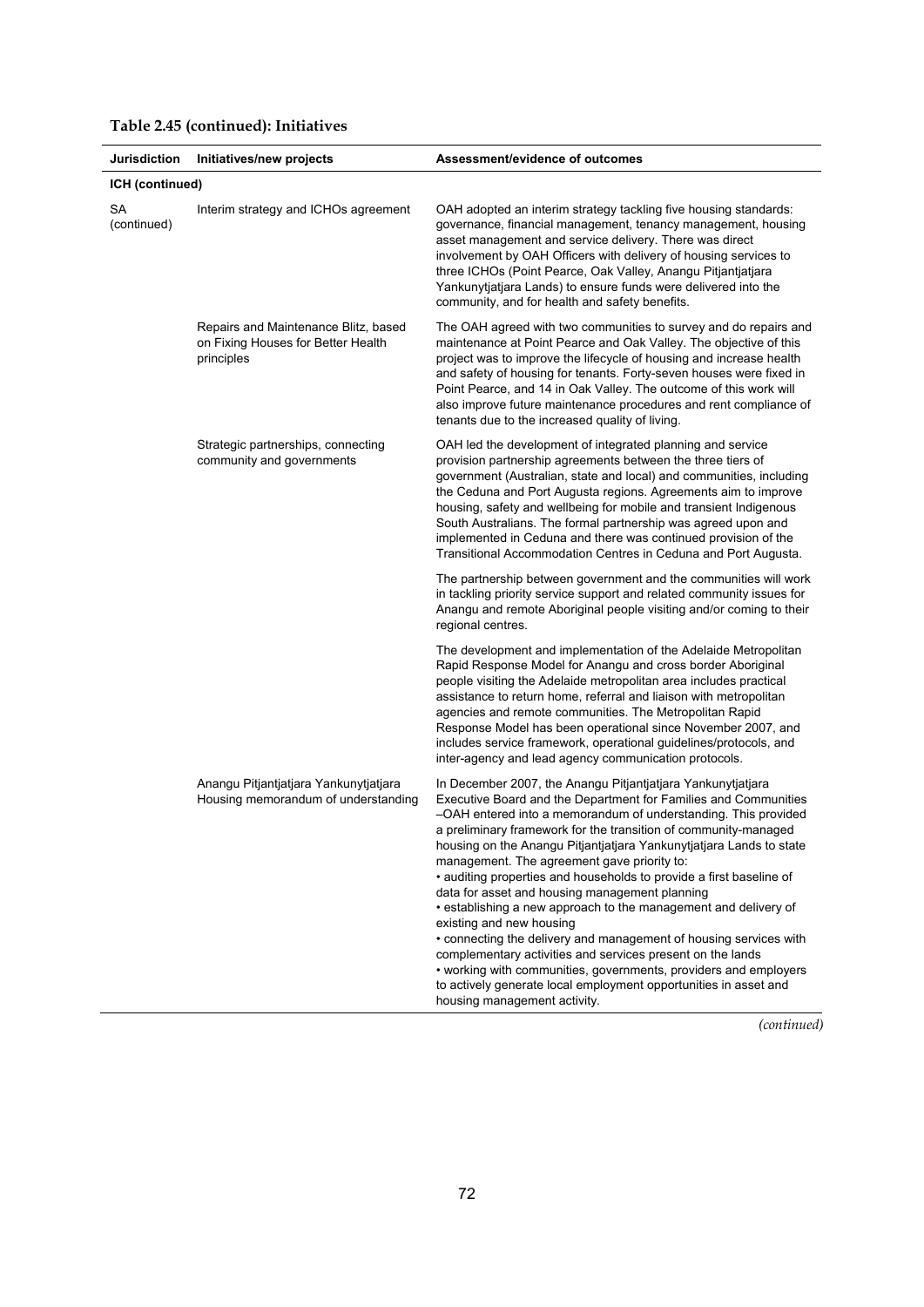**Table 2.45 (continued): Initiatives**

| Jurisdiction | Initiatives/new projects | Assessment/evidence of outcomes |
|---|---|---|
| **ICH (continued)** | | |
| SA (continued) | Interim strategy and ICHOs agreement | OAH adopted an interim strategy tackling five housing standards: governance, financial management, tenancy management, housing asset management and service delivery. There was direct involvement by OAH Officers with delivery of housing services to three ICHOs (Point Pearce, Oak Valley, Anangu Pitjantjatjara Yankunytjatjara Lands) to ensure funds were delivered into the community, and for health and safety benefits. |
| | Repairs and Maintenance Blitz, based on Fixing Houses for Better Health principles | The OAH agreed with two communities to survey and do repairs and maintenance at Point Pearce and Oak Valley. The objective of this project was to improve the lifecycle of housing and increase health and safety of housing for tenants. Forty-seven houses were fixed in Point Pearce, and 14 in Oak Valley. The outcome of this work will also improve future maintenance procedures and rent compliance of tenants due to the increased quality of living. |
| | Strategic partnerships, connecting community and governments | OAH led the development of integrated planning and service provision partnership agreements between the three tiers of government (Australian, state and local) and communities, including the Ceduna and Port Augusta regions. Agreements aim to improve housing, safety and wellbeing for mobile and transient Indigenous South Australians. The formal partnership was agreed upon and implemented in Ceduna and there was continued provision of the Transitional Accommodation Centres in Ceduna and Port Augusta. |
| | | The partnership between government and the communities will work in tackling priority service support and related community issues for Anangu and remote Aboriginal people visiting and/or coming to their regional centres. |
| | | The development and implementation of the Adelaide Metropolitan Rapid Response Model for Anangu and cross border Aboriginal people visiting the Adelaide metropolitan area includes practical assistance to return home, referral and liaison with metropolitan agencies and remote communities. The Metropolitan Rapid Response Model has been operational since November 2007, and includes service framework, operational guidelines/protocols, and inter-agency and lead agency communication protocols. |
| | Anangu Pitjantjatjara Yankunytjatjara Housing memorandum of understanding | In December 2007, the Anangu Pitjantjatjara Yankunytjatjara Executive Board and the Department for Families and Communities –OAH entered into a memorandum of understanding. This provided a preliminary framework for the transition of community-managed housing on the Anangu Pitjantjatjara Yankunytjatjara Lands to state management. The agreement gave priority to:<br>• auditing properties and households to provide a first baseline of data for asset and housing management planning<br>• establishing a new approach to the management and delivery of existing and new housing<br>• connecting the delivery and management of housing services with complementary activities and services present on the lands<br>• working with communities, governments, providers and employers to actively generate local employment opportunities in asset and housing management activity. |

*(continued)*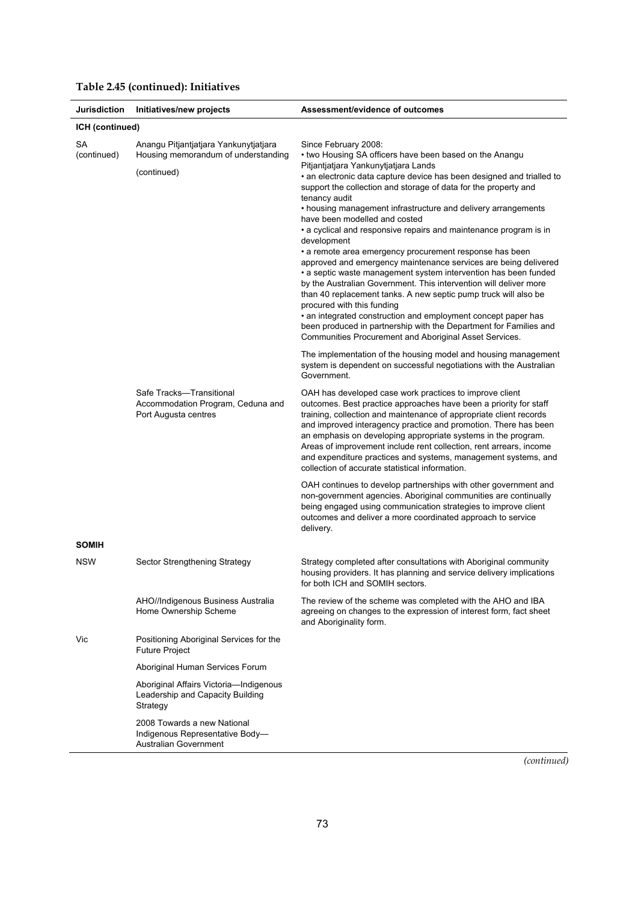**Table 2.45 (continued): Initiatives**

| Jurisdiction | Initiatives/new projects | Assessment/evidence of outcomes |
| --- | --- | --- |
| **ICH (continued)** | | |
| SA (continued) | Anangu Pitjantjatjara Yankunytjatjara Housing memorandum of understanding (continued) | Since February 2008: • two Housing SA officers have been based on the Anangu Pitjantjatjara Yankunytjatjara Lands • an electronic data capture device has been designed and trialled to support the collection and storage of data for the property and tenancy audit • housing management infrastructure and delivery arrangements have been modelled and costed • a cyclical and responsive repairs and maintenance program is in development • a remote area emergency procurement response has been approved and emergency maintenance services are being delivered • a septic waste management system intervention has been funded by the Australian Government. This intervention will deliver more than 40 replacement tanks. A new septic pump truck will also be procured with this funding • an integrated construction and employment concept paper has been produced in partnership with the Department for Families and Communities Procurement and Aboriginal Asset Services. The implementation of the housing model and housing management system is dependent on successful negotiations with the Australian Government. |
| | Safe Tracks—Transitional Accommodation Program, Ceduna and Port Augusta centres | OAH has developed case work practices to improve client outcomes. Best practice approaches have been a priority for staff training, collection and maintenance of appropriate client records and improved interagency practice and promotion. There has been an emphasis on developing appropriate systems in the program. Areas of improvement include rent collection, rent arrears, income and expenditure practices and systems, management systems, and collection of accurate statistical information. OAH continues to develop partnerships with other government and non-government agencies. Aboriginal communities are continually being engaged using communication strategies to improve client outcomes and deliver a more coordinated approach to service delivery. |
| **SOMIH** | | |
| NSW | Sector Strengthening Strategy | Strategy completed after consultations with Aboriginal community housing providers. It has planning and service delivery implications for both ICH and SOMIH sectors. |
| | AHO//Indigenous Business Australia Home Ownership Scheme | The review of the scheme was completed with the AHO and IBA agreeing on changes to the expression of interest form, fact sheet and Aboriginality form. |
| Vic | Positioning Aboriginal Services for the Future Project | |
| | Aboriginal Human Services Forum | |
| | Aboriginal Affairs Victoria—Indigenous Leadership and Capacity Building Strategy | |
| | 2008 Towards a new National Indigenous Representative Body—Australian Government | |

*(continued)*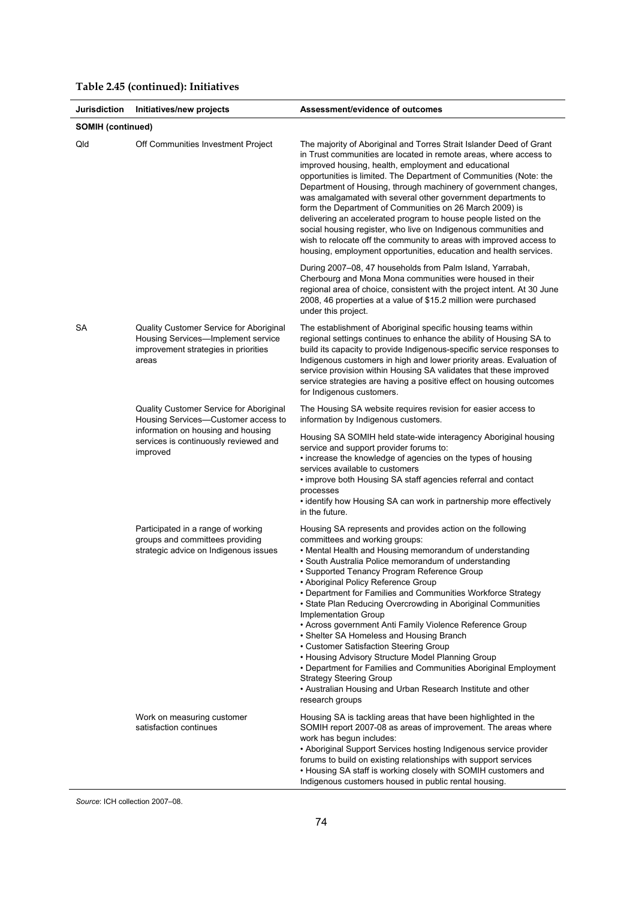**Table 2.45 (continued): Initiatives**

| Jurisdiction | Initiatives/new projects | Assessment/evidence of outcomes |
|---|---|---|
| **SOMIH (continued)** | | |
| Qld | Off Communities Investment Project | The majority of Aboriginal and Torres Strait Islander Deed of Grant in Trust communities are located in remote areas, where access to improved housing, health, employment and educational opportunities is limited. The Department of Communities (Note: the Department of Housing, through machinery of government changes, was amalgamated with several other government departments to form the Department of Communities on 26 March 2009) is delivering an accelerated program to house people listed on the social housing register, who live on Indigenous communities and wish to relocate off the community to areas with improved access to housing, employment opportunities, education and health services. |
| | | During 2007–08, 47 households from Palm Island, Yarrabah, Cherbourg and Mona Mona communities were housed in their regional area of choice, consistent with the project intent. At 30 June 2008, 46 properties at a value of $15.2 million were purchased under this project. |
| SA | Quality Customer Service for Aboriginal Housing Services—Implement service improvement strategies in priorities areas | The establishment of Aboriginal specific housing teams within regional settings continues to enhance the ability of Housing SA to build its capacity to provide Indigenous-specific service responses to Indigenous customers in high and lower priority areas. Evaluation of service provision within Housing SA validates that these improved service strategies are having a positive effect on housing outcomes for Indigenous customers. |
| | Quality Customer Service for Aboriginal Housing Services—Customer access to information on housing and housing services is continuously reviewed and improved | The Housing SA website requires revision for easier access to information by Indigenous customers. |
| | | Housing SA SOMIH held state-wide interagency Aboriginal housing service and support provider forums to:<br>• increase the knowledge of agencies on the types of housing services available to customers<br>• improve both Housing SA staff agencies referral and contact processes<br>• identify how Housing SA can work in partnership more effectively in the future. |
| | Participated in a range of working groups and committees providing strategic advice on Indigenous issues | Housing SA represents and provides action on the following committees and working groups:<br>• Mental Health and Housing memorandum of understanding<br>• South Australia Police memorandum of understanding<br>• Supported Tenancy Program Reference Group<br>• Aboriginal Policy Reference Group<br>• Department for Families and Communities Workforce Strategy<br>• State Plan Reducing Overcrowding in Aboriginal Communities Implementation Group<br>• Across government Anti Family Violence Reference Group<br>• Shelter SA Homeless and Housing Branch<br>• Customer Satisfaction Steering Group<br>• Housing Advisory Structure Model Planning Group<br>• Department for Families and Communities Aboriginal Employment Strategy Steering Group<br>• Australian Housing and Urban Research Institute and other research groups |
| | Work on measuring customer satisfaction continues | Housing SA is tackling areas that have been highlighted in the SOMIH report 2007-08 as areas of improvement. The areas where work has begun includes:<br>• Aboriginal Support Services hosting Indigenous service provider forums to build on existing relationships with support services<br>• Housing SA staff is working closely with SOMIH customers and Indigenous customers housed in public rental housing. |

*Source*: ICH collection 2007–08.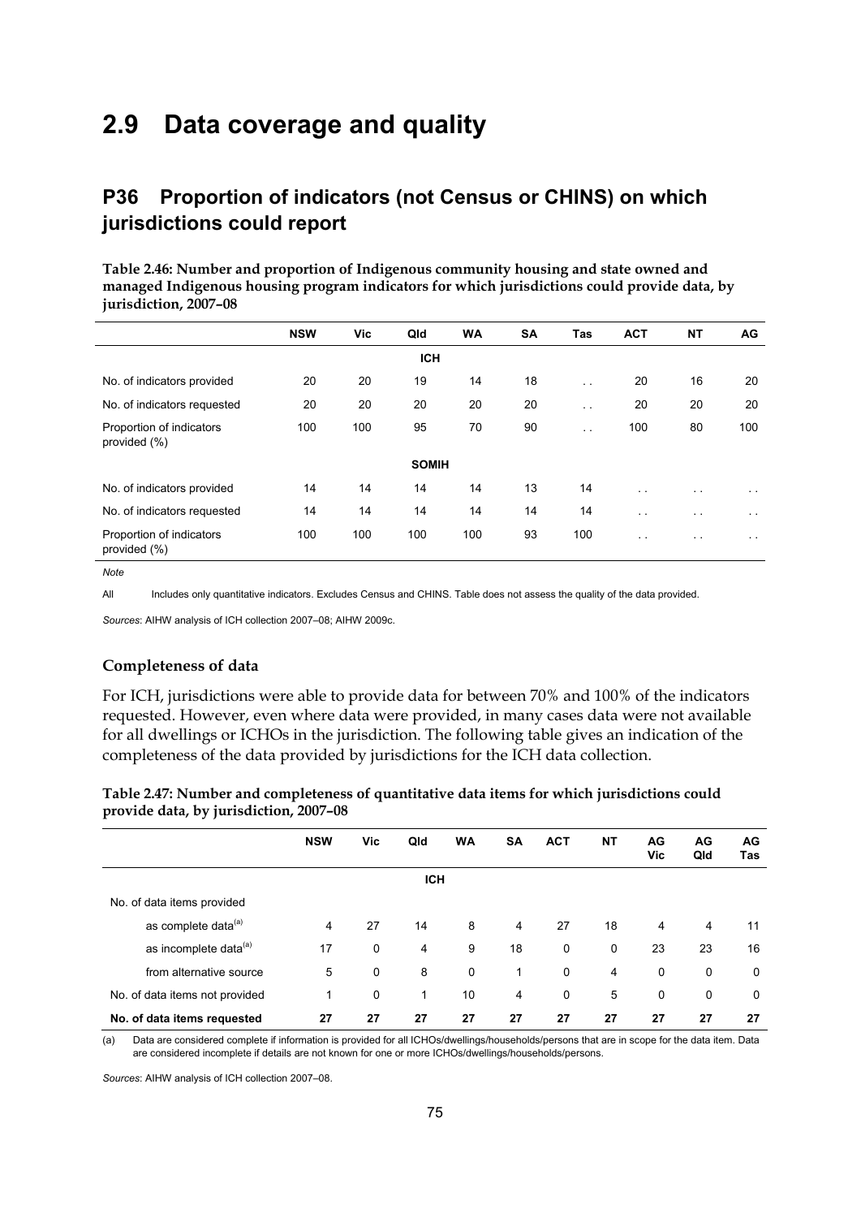# 2.9 Data coverage and quality

## P36 Proportion of indicators (not Census or CHINS) on which jurisdictions could report

**Table 2.46: Number and proportion of Indigenous community housing and state owned and managed Indigenous housing program indicators for which jurisdictions could provide data, by jurisdiction, 2007–08**

| | NSW | Vic | Qld | WA | SA | Tas | ACT | NT | AG |
|---|---|---|---|---|---|---|---|---|---|
| | | | **ICH** | | | | | | |
| No. of indicators provided | 20 | 20 | 19 | 14 | 18 | . . | 20 | 16 | 20 |
| No. of indicators requested | 20 | 20 | 20 | 20 | 20 | . . | 20 | 20 | 20 |
| Proportion of indicators provided (%) | 100 | 100 | 95 | 70 | 90 | . . | 100 | 80 | 100 |
| | | | **SOMIH** | | | | | | |
| No. of indicators provided | 14 | 14 | 14 | 14 | 13 | 14 | . . | . . | . . |
| No. of indicators requested | 14 | 14 | 14 | 14 | 14 | 14 | . . | . . | . . |
| Proportion of indicators provided (%) | 100 | 100 | 100 | 100 | 93 | 100 | . . | . . | . . |

*Note*

All Includes only quantitative indicators. Excludes Census and CHINS. Table does not assess the quality of the data provided.

*Sources*: AIHW analysis of ICH collection 2007–08; AIHW 2009c.

### Completeness of data

For ICH, jurisdictions were able to provide data for between 70% and 100% of the indicators requested. However, even where data were provided, in many cases data were not available for all dwellings or ICHOs in the jurisdiction. The following table gives an indication of the completeness of the data provided by jurisdictions for the ICH data collection.

**Table 2.47: Number and completeness of quantitative data items for which jurisdictions could provide data, by jurisdiction, 2007–08**

| | NSW | Vic | Qld | WA | SA | ACT | NT | AG Vic | AG Qld | AG Tas |
|---|---|---|---|---|---|---|---|---|---|---|
| | | | **ICH** | | | | | | | |
| No. of data items provided | | | | | | | | | | |
| as complete data[(a)] | 4 | 27 | 14 | 8 | 4 | 27 | 18 | 4 | 4 | 11 |
| as incomplete data[(a)] | 17 | 0 | 4 | 9 | 18 | 0 | 0 | 23 | 23 | 16 |
| from alternative source | 5 | 0 | 8 | 0 | 1 | 0 | 4 | 0 | 0 | 0 |
| No. of data items not provided | 1 | 0 | 1 | 10 | 4 | 0 | 5 | 0 | 0 | 0 |
| **No. of data items requested** | **27** | **27** | **27** | **27** | **27** | **27** | **27** | **27** | **27** | **27** |

(a) Data are considered complete if information is provided for all ICHOs/dwellings/households/persons that are in scope for the data item. Data are considered incomplete if details are not known for one or more ICHOs/dwellings/households/persons.

*Sources*: AIHW analysis of ICH collection 2007–08.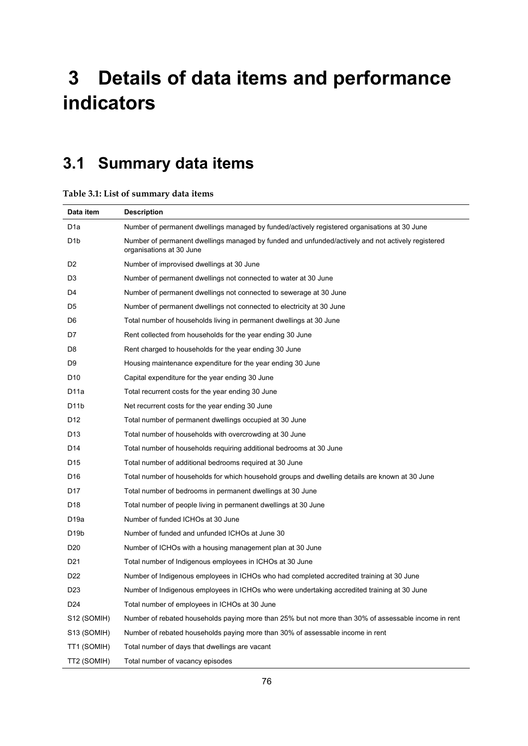# 3 Details of data items and performance indicators

## 3.1 Summary data items

**Table 3.1: List of summary data items**

| Data item | Description |
|---|---|
| D1a | Number of permanent dwellings managed by funded/actively registered organisations at 30 June |
| D1b | Number of permanent dwellings managed by funded and unfunded/actively and not actively registered organisations at 30 June |
| D2 | Number of improvised dwellings at 30 June |
| D3 | Number of permanent dwellings not connected to water at 30 June |
| D4 | Number of permanent dwellings not connected to sewerage at 30 June |
| D5 | Number of permanent dwellings not connected to electricity at 30 June |
| D6 | Total number of households living in permanent dwellings at 30 June |
| D7 | Rent collected from households for the year ending 30 June |
| D8 | Rent charged to households for the year ending 30 June |
| D9 | Housing maintenance expenditure for the year ending 30 June |
| D10 | Capital expenditure for the year ending 30 June |
| D11a | Total recurrent costs for the year ending 30 June |
| D11b | Net recurrent costs for the year ending 30 June |
| D12 | Total number of permanent dwellings occupied at 30 June |
| D13 | Total number of households with overcrowding at 30 June |
| D14 | Total number of households requiring additional bedrooms at 30 June |
| D15 | Total number of additional bedrooms required at 30 June |
| D16 | Total number of households for which household groups and dwelling details are known at 30 June |
| D17 | Total number of bedrooms in permanent dwellings at 30 June |
| D18 | Total number of people living in permanent dwellings at 30 June |
| D19a | Number of funded ICHOs at 30 June |
| D19b | Number of funded and unfunded ICHOs at June 30 |
| D20 | Number of ICHOs with a housing management plan at 30 June |
| D21 | Total number of Indigenous employees in ICHOs at 30 June |
| D22 | Number of Indigenous employees in ICHOs who had completed accredited training at 30 June |
| D23 | Number of Indigenous employees in ICHOs who were undertaking accredited training at 30 June |
| D24 | Total number of employees in ICHOs at 30 June |
| S12 (SOMIH) | Number of rebated households paying more than 25% but not more than 30% of assessable income in rent |
| S13 (SOMIH) | Number of rebated households paying more than 30% of assessable income in rent |
| TT1 (SOMIH) | Total number of days that dwellings are vacant |
| TT2 (SOMIH) | Total number of vacancy episodes |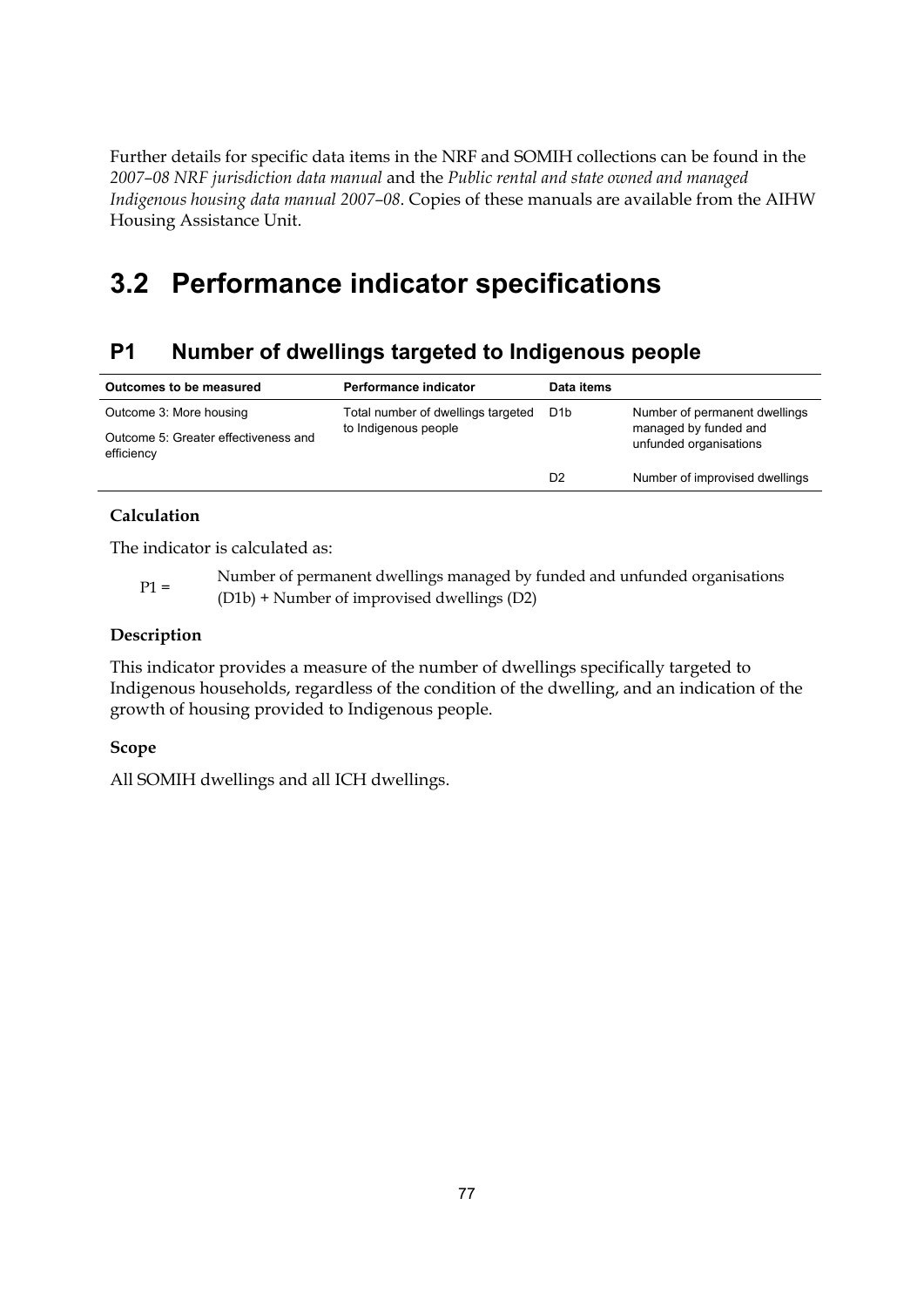Further details for specific data items in the NRF and SOMIH collections can be found in the *2007–08 NRF jurisdiction data manual* and the *Public rental and state owned and managed Indigenous housing data manual 2007–08*. Copies of these manuals are available from the AIHW Housing Assistance Unit.

# 3.2 Performance indicator specifications

## P1 Number of dwellings targeted to Indigenous people

| Outcomes to be measured | Performance indicator | Data items | |
|---|---|---|---|
| Outcome 3: More housing<br>Outcome 5: Greater effectiveness and efficiency | Total number of dwellings targeted to Indigenous people | D1b | Number of permanent dwellings managed by funded and unfunded organisations |
| | | D2 | Number of improvised dwellings |

**Calculation**

The indicator is calculated as:

P1 = Number of permanent dwellings managed by funded and unfunded organisations (D1b) + Number of improvised dwellings (D2)

**Description**

This indicator provides a measure of the number of dwellings specifically targeted to Indigenous households, regardless of the condition of the dwelling, and an indication of the growth of housing provided to Indigenous people.

**Scope**

All SOMIH dwellings and all ICH dwellings.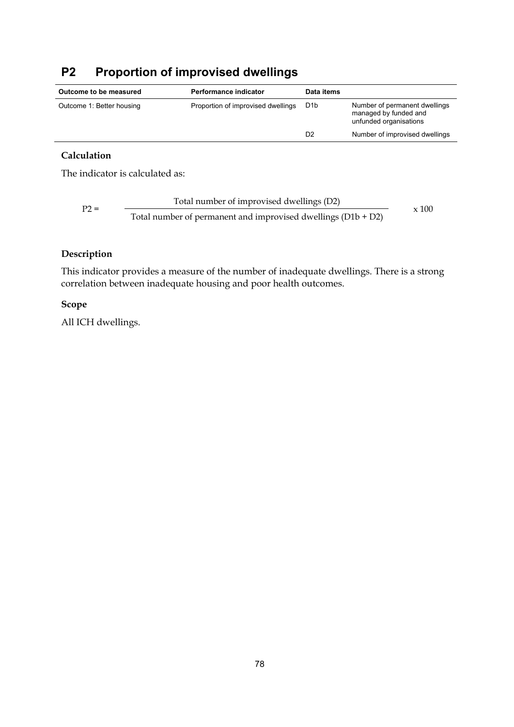# P2 Proportion of improvised dwellings

| Outcome to be measured | Performance indicator | Data items | |
|---|---|---|---|
| Outcome 1: Better housing | Proportion of improvised dwellings | D1b | Number of permanent dwellings managed by funded and unfunded organisations |
| | | D2 | Number of improvised dwellings |

### Calculation

The indicator is calculated as:

$$P2 = \frac{\text{Total number of improvised dwellings (D2)}}{\text{Total number of permanent and improvised dwellings (D1b + D2)}} \times 100$$

### Description

This indicator provides a measure of the number of inadequate dwellings. There is a strong correlation between inadequate housing and poor health outcomes.

### Scope

All ICH dwellings.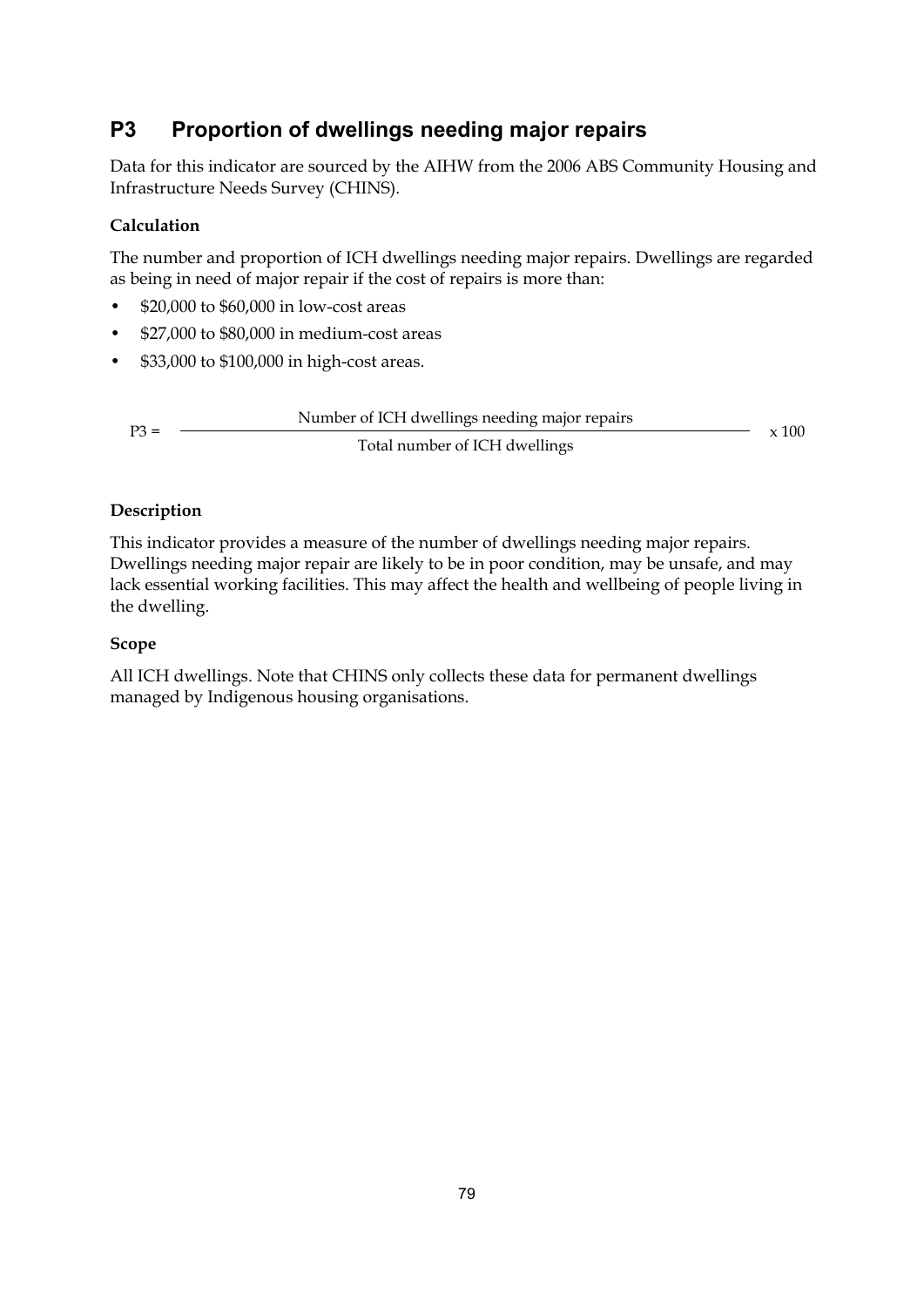## P3 Proportion of dwellings needing major repairs

Data for this indicator are sourced by the AIHW from the 2006 ABS Community Housing and Infrastructure Needs Survey (CHINS).

### Calculation

The number and proportion of ICH dwellings needing major repairs. Dwellings are regarded as being in need of major repair if the cost of repairs is more than:

- \$20,000 to \$60,000 in low-cost areas
- \$27,000 to \$80,000 in medium-cost areas
- \$33,000 to \$100,000 in high-cost areas.

$$P3 = \frac{\text{Number of ICH dwellings needing major repairs}}{\text{Total number of ICH dwellings}} \times 100$$

### Description

This indicator provides a measure of the number of dwellings needing major repairs. Dwellings needing major repair are likely to be in poor condition, may be unsafe, and may lack essential working facilities. This may affect the health and wellbeing of people living in the dwelling.

### Scope

All ICH dwellings. Note that CHINS only collects these data for permanent dwellings managed by Indigenous housing organisations.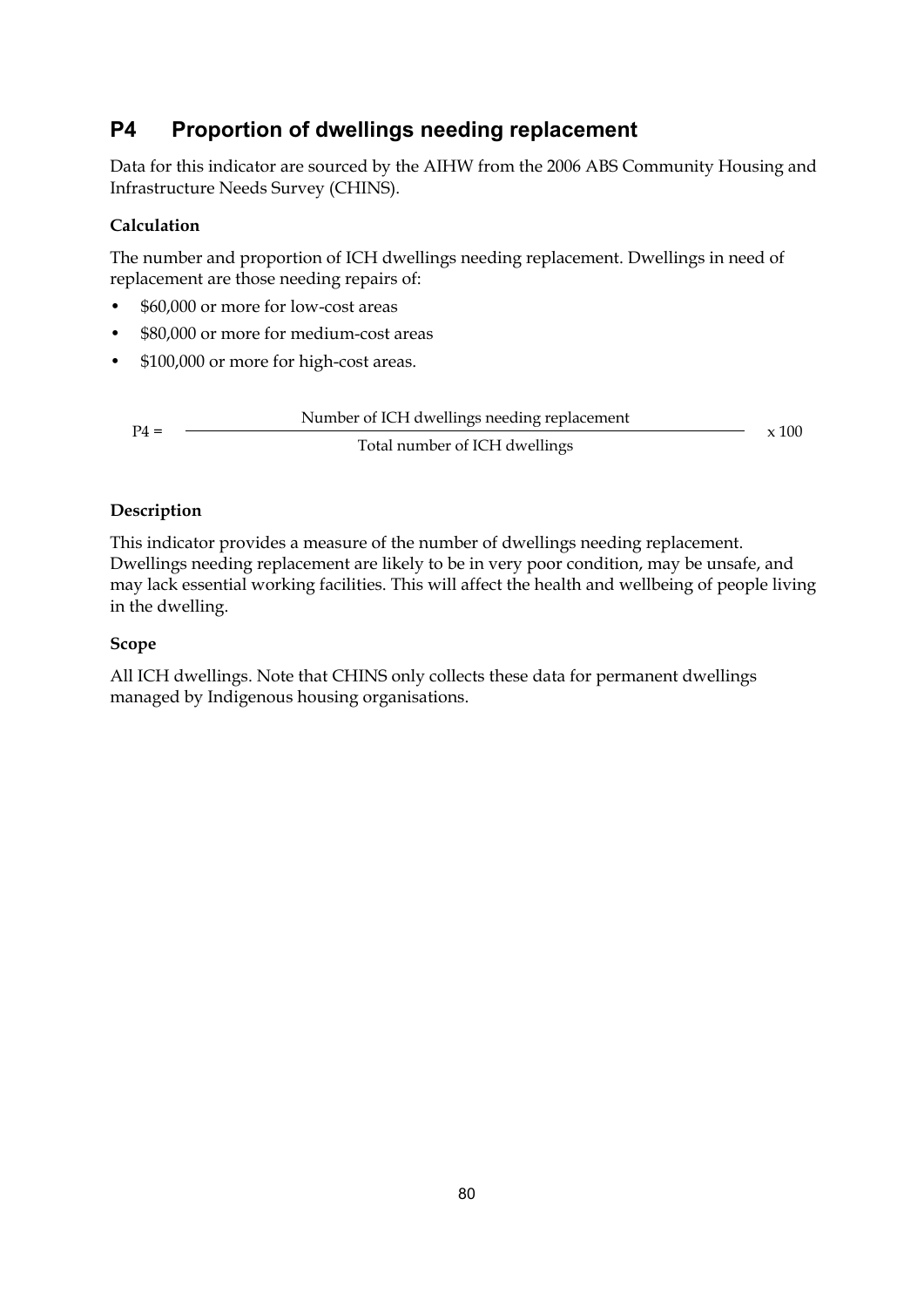## P4 Proportion of dwellings needing replacement

Data for this indicator are sourced by the AIHW from the 2006 ABS Community Housing and Infrastructure Needs Survey (CHINS).

### Calculation

The number and proportion of ICH dwellings needing replacement. Dwellings in need of replacement are those needing repairs of:

- $60,000 or more for low-cost areas
- $80,000 or more for medium-cost areas
- $100,000 or more for high-cost areas.

$$P4 = \frac{\text{Number of ICH dwellings needing replacement}}{\text{Total number of ICH dwellings}} \times 100$$

### Description

This indicator provides a measure of the number of dwellings needing replacement. Dwellings needing replacement are likely to be in very poor condition, may be unsafe, and may lack essential working facilities. This will affect the health and wellbeing of people living in the dwelling.

### Scope

All ICH dwellings. Note that CHINS only collects these data for permanent dwellings managed by Indigenous housing organisations.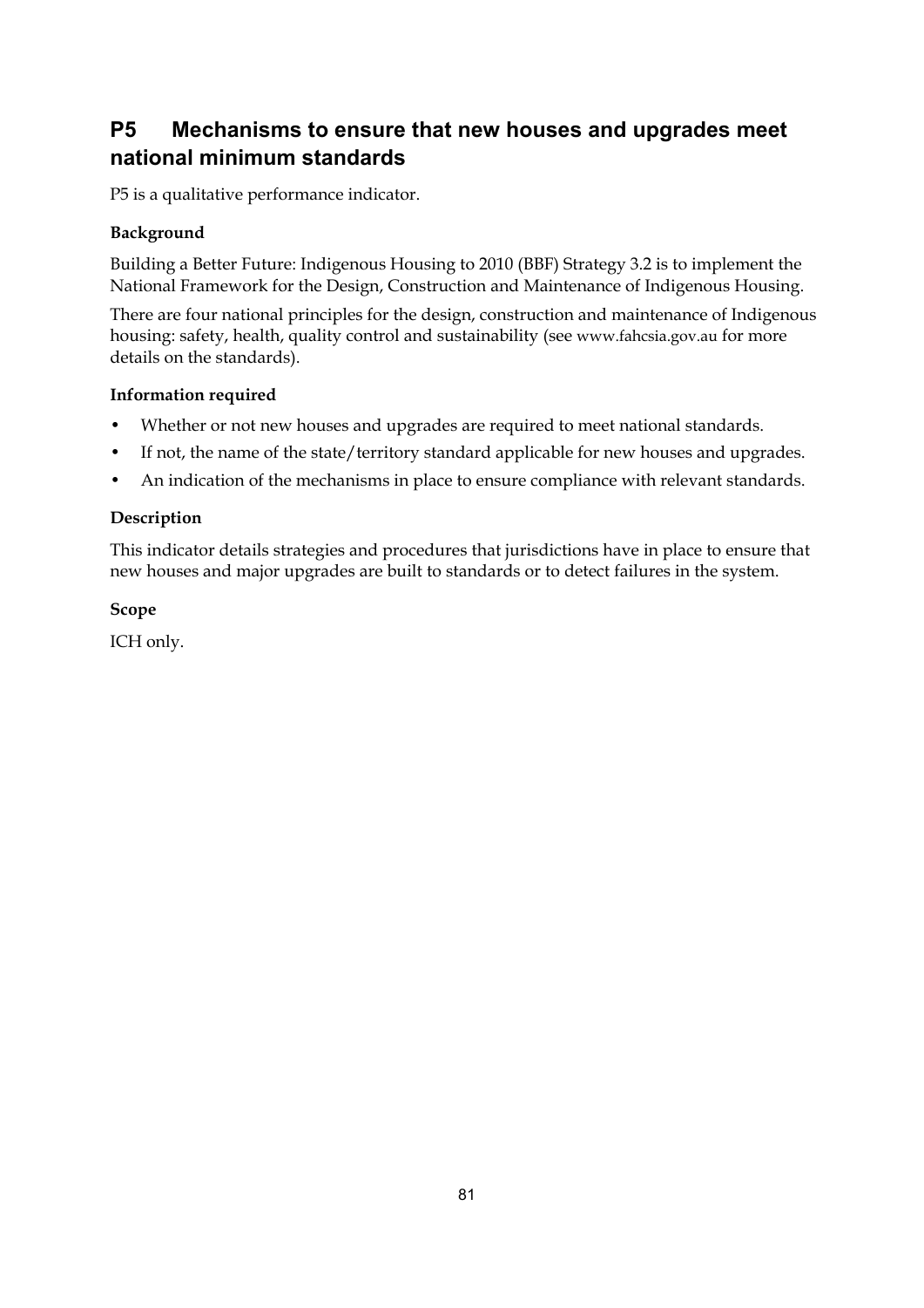## P5 Mechanisms to ensure that new houses and upgrades meet national minimum standards

P5 is a qualitative performance indicator.

**Background**

Building a Better Future: Indigenous Housing to 2010 (BBF) Strategy 3.2 is to implement the National Framework for the Design, Construction and Maintenance of Indigenous Housing.

There are four national principles for the design, construction and maintenance of Indigenous housing: safety, health, quality control and sustainability (see www.fahcsia.gov.au for more details on the standards).

**Information required**

- Whether or not new houses and upgrades are required to meet national standards.
- If not, the name of the state/territory standard applicable for new houses and upgrades.
- An indication of the mechanisms in place to ensure compliance with relevant standards.

**Description**

This indicator details strategies and procedures that jurisdictions have in place to ensure that new houses and major upgrades are built to standards or to detect failures in the system.

**Scope**

ICH only.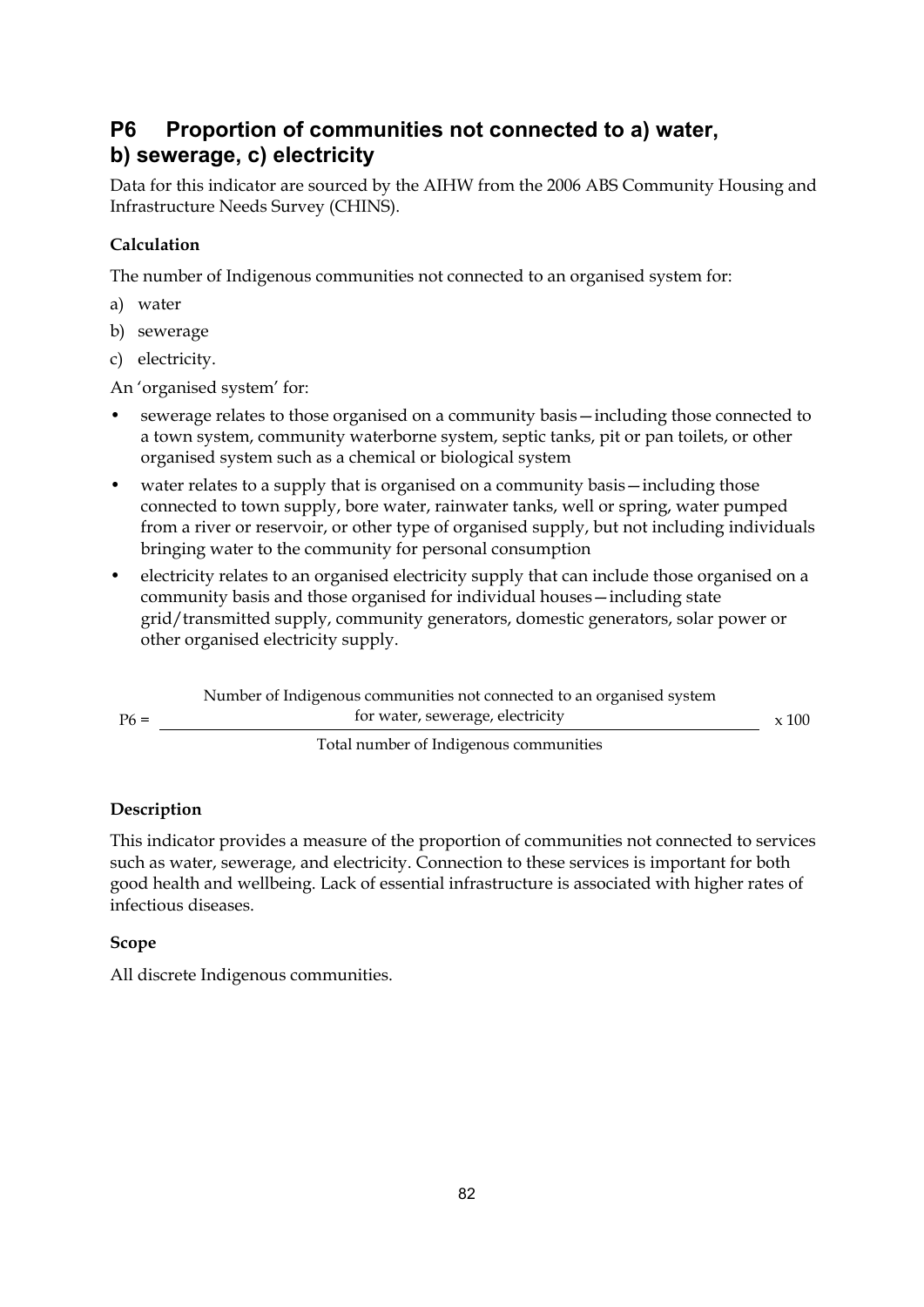## P6 Proportion of communities not connected to a) water, b) sewerage, c) electricity

Data for this indicator are sourced by the AIHW from the 2006 ABS Community Housing and Infrastructure Needs Survey (CHINS).

### Calculation

The number of Indigenous communities not connected to an organised system for:

a) water

b) sewerage

c) electricity.

An 'organised system' for:

- sewerage relates to those organised on a community basis—including those connected to a town system, community waterborne system, septic tanks, pit or pan toilets, or other organised system such as a chemical or biological system
- water relates to a supply that is organised on a community basis—including those connected to town supply, bore water, rainwater tanks, well or spring, water pumped from a river or reservoir, or other type of organised supply, but not including individuals bringing water to the community for personal consumption
- electricity relates to an organised electricity supply that can include those organised on a community basis and those organised for individual houses—including state grid/transmitted supply, community generators, domestic generators, solar power or other organised electricity supply.

$$P6 = \frac{\text{Number of Indigenous communities not connected to an organised system for water, sewerage, electricity}}{\text{Total number of Indigenous communities}} \times 100$$

### Description

This indicator provides a measure of the proportion of communities not connected to services such as water, sewerage, and electricity. Connection to these services is important for both good health and wellbeing. Lack of essential infrastructure is associated with higher rates of infectious diseases.

### Scope

All discrete Indigenous communities.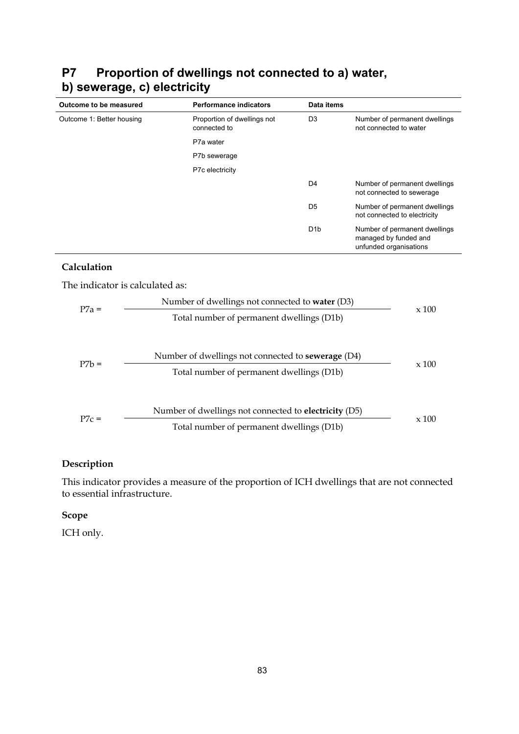# P7 Proportion of dwellings not connected to a) water, b) sewerage, c) electricity

| Outcome to be measured | Performance indicators | Data items | |
|---|---|---|---|
| Outcome 1: Better housing | Proportion of dwellings not connected to | D3 | Number of permanent dwellings not connected to water |
| | P7a water | | |
| | P7b sewerage | | |
| | P7c electricity | | |
| | | D4 | Number of permanent dwellings not connected to sewerage |
| | | D5 | Number of permanent dwellings not connected to electricity |
| | | D1b | Number of permanent dwellings managed by funded and unfunded organisations |

### Calculation

The indicator is calculated as:

$$P7a = \frac{\text{Number of dwellings not connected to } \textbf{water} \text{ (D3)}}{\text{Total number of permanent dwellings (D1b)}} \times 100$$

$$P7b = \frac{\text{Number of dwellings not connected to } \textbf{sewerage} \text{ (D4)}}{\text{Total number of permanent dwellings (D1b)}} \times 100$$

$$P7c = \frac{\text{Number of dwellings not connected to } \textbf{electricity} \text{ (D5)}}{\text{Total number of permanent dwellings (D1b)}} \times 100$$

### Description

This indicator provides a measure of the proportion of ICH dwellings that are not connected to essential infrastructure.

### Scope

ICH only.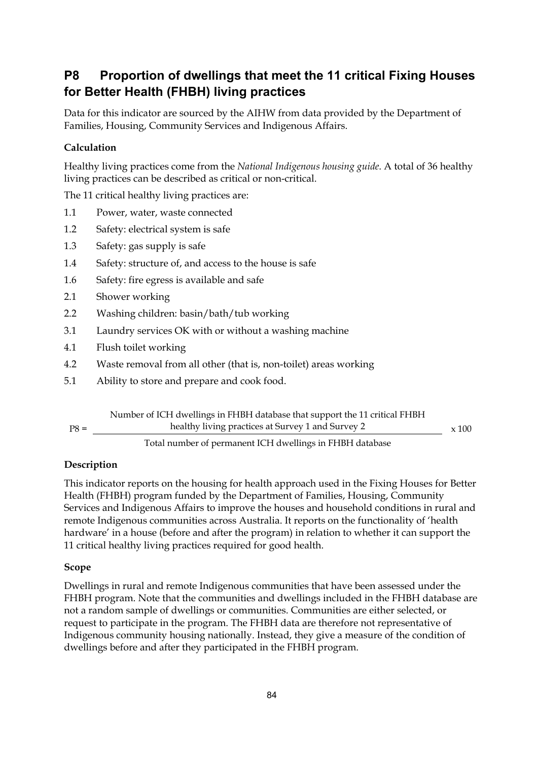## P8 Proportion of dwellings that meet the 11 critical Fixing Houses for Better Health (FHBH) living practices

Data for this indicator are sourced by the AIHW from data provided by the Department of Families, Housing, Community Services and Indigenous Affairs.

### Calculation

Healthy living practices come from the *National Indigenous housing guide*. A total of 36 healthy living practices can be described as critical or non-critical.

The 11 critical healthy living practices are:

- 1.1 Power, water, waste connected
- 1.2 Safety: electrical system is safe
- 1.3 Safety: gas supply is safe
- 1.4 Safety: structure of, and access to the house is safe
- 1.6 Safety: fire egress is available and safe
- 2.1 Shower working
- 2.2 Washing children: basin/bath/tub working
- 3.1 Laundry services OK with or without a washing machine
- 4.1 Flush toilet working
- 4.2 Waste removal from all other (that is, non-toilet) areas working
- 5.1 Ability to store and prepare and cook food.

$$P8 = \frac{\text{Number of ICH dwellings in FHBH database that support the 11 critical FHBH healthy living practices at Survey 1 and Survey 2}}{\text{Total number of permanent ICH dwellings in FHBH database}} \times 100$$

### Description

This indicator reports on the housing for health approach used in the Fixing Houses for Better Health (FHBH) program funded by the Department of Families, Housing, Community Services and Indigenous Affairs to improve the houses and household conditions in rural and remote Indigenous communities across Australia. It reports on the functionality of 'health hardware' in a house (before and after the program) in relation to whether it can support the 11 critical healthy living practices required for good health.

### Scope

Dwellings in rural and remote Indigenous communities that have been assessed under the FHBH program. Note that the communities and dwellings included in the FHBH database are not a random sample of dwellings or communities. Communities are either selected, or request to participate in the program. The FHBH data are therefore not representative of Indigenous community housing nationally. Instead, they give a measure of the condition of dwellings before and after they participated in the FHBH program.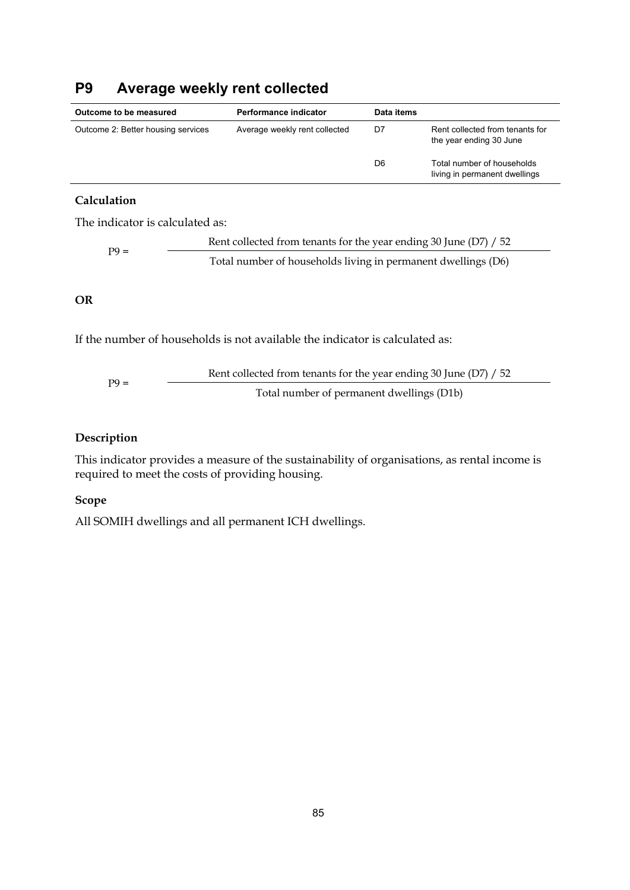## P9 Average weekly rent collected

| Outcome to be measured | Performance indicator | Data items | |
|---|---|---|---|
| Outcome 2: Better housing services | Average weekly rent collected | D7 | Rent collected from tenants for the year ending 30 June |
| | | D6 | Total number of households living in permanent dwellings |

### Calculation

The indicator is calculated as:

$$P9 = \frac{\text{Rent collected from tenants for the year ending 30 June (D7) / 52}}{\text{Total number of households living in permanent dwellings (D6)}}$$

**OR**

If the number of households is not available the indicator is calculated as:

$$P9 = \frac{\text{Rent collected from tenants for the year ending 30 June (D7) / 52}}{\text{Total number of permanent dwellings (D1b)}}$$

### Description

This indicator provides a measure of the sustainability of organisations, as rental income is required to meet the costs of providing housing.

### Scope

All SOMIH dwellings and all permanent ICH dwellings.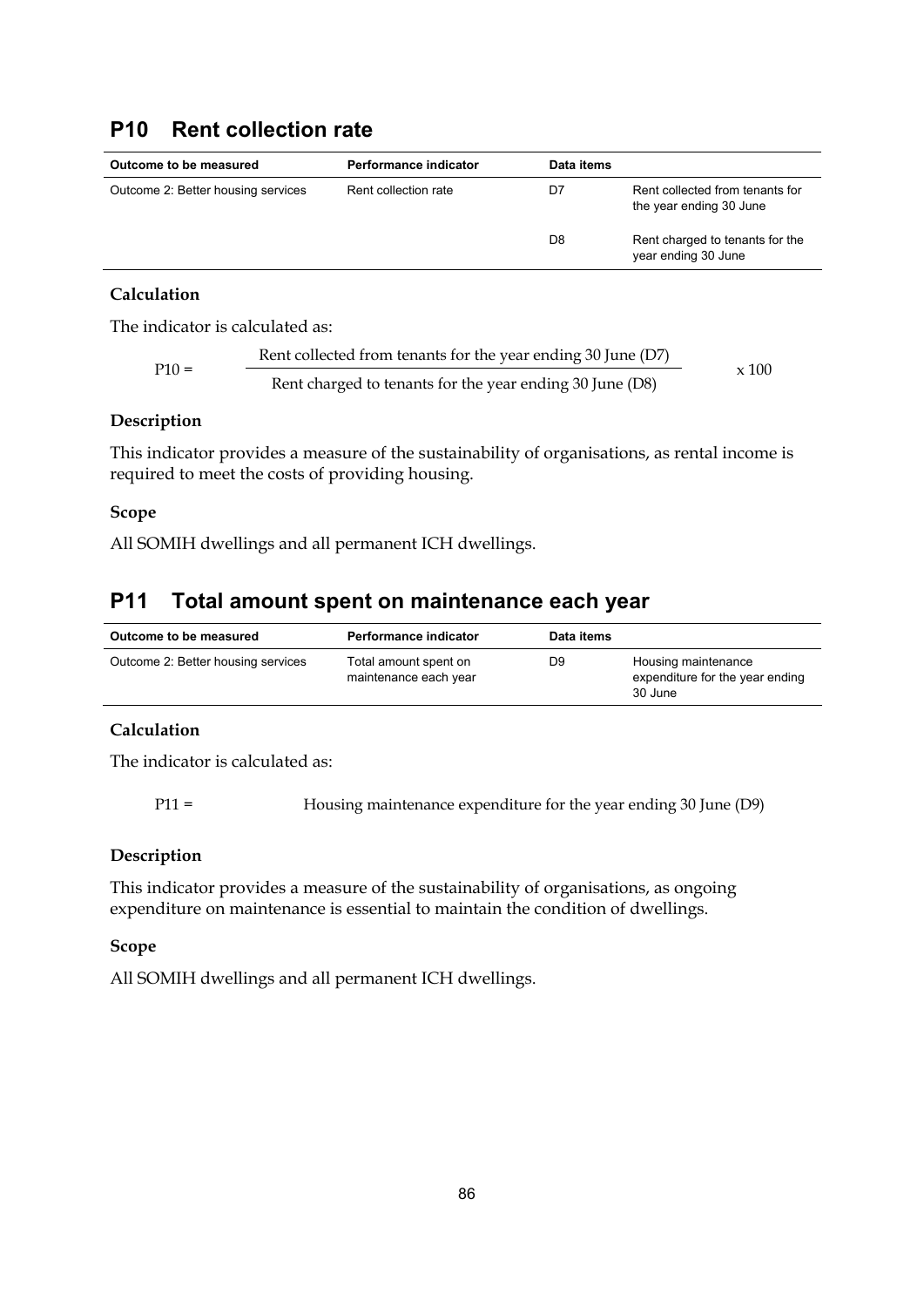## P10 Rent collection rate

| Outcome to be measured | Performance indicator | Data items | |
|---|---|---|---|
| Outcome 2: Better housing services | Rent collection rate | D7 | Rent collected from tenants for the year ending 30 June |
| | | D8 | Rent charged to tenants for the year ending 30 June |

### Calculation

The indicator is calculated as:

$$P10 = \frac{\text{Rent collected from tenants for the year ending 30 June (D7)}}{\text{Rent charged to tenants for the year ending 30 June (D8)}} \times 100$$

### Description

This indicator provides a measure of the sustainability of organisations, as rental income is required to meet the costs of providing housing.

### Scope

All SOMIH dwellings and all permanent ICH dwellings.

## P11 Total amount spent on maintenance each year

| Outcome to be measured | Performance indicator | Data items | |
|---|---|---|---|
| Outcome 2: Better housing services | Total amount spent on maintenance each year | D9 | Housing maintenance expenditure for the year ending 30 June |

### Calculation

The indicator is calculated as:

P11 = Housing maintenance expenditure for the year ending 30 June (D9)

### Description

This indicator provides a measure of the sustainability of organisations, as ongoing expenditure on maintenance is essential to maintain the condition of dwellings.

### Scope

All SOMIH dwellings and all permanent ICH dwellings.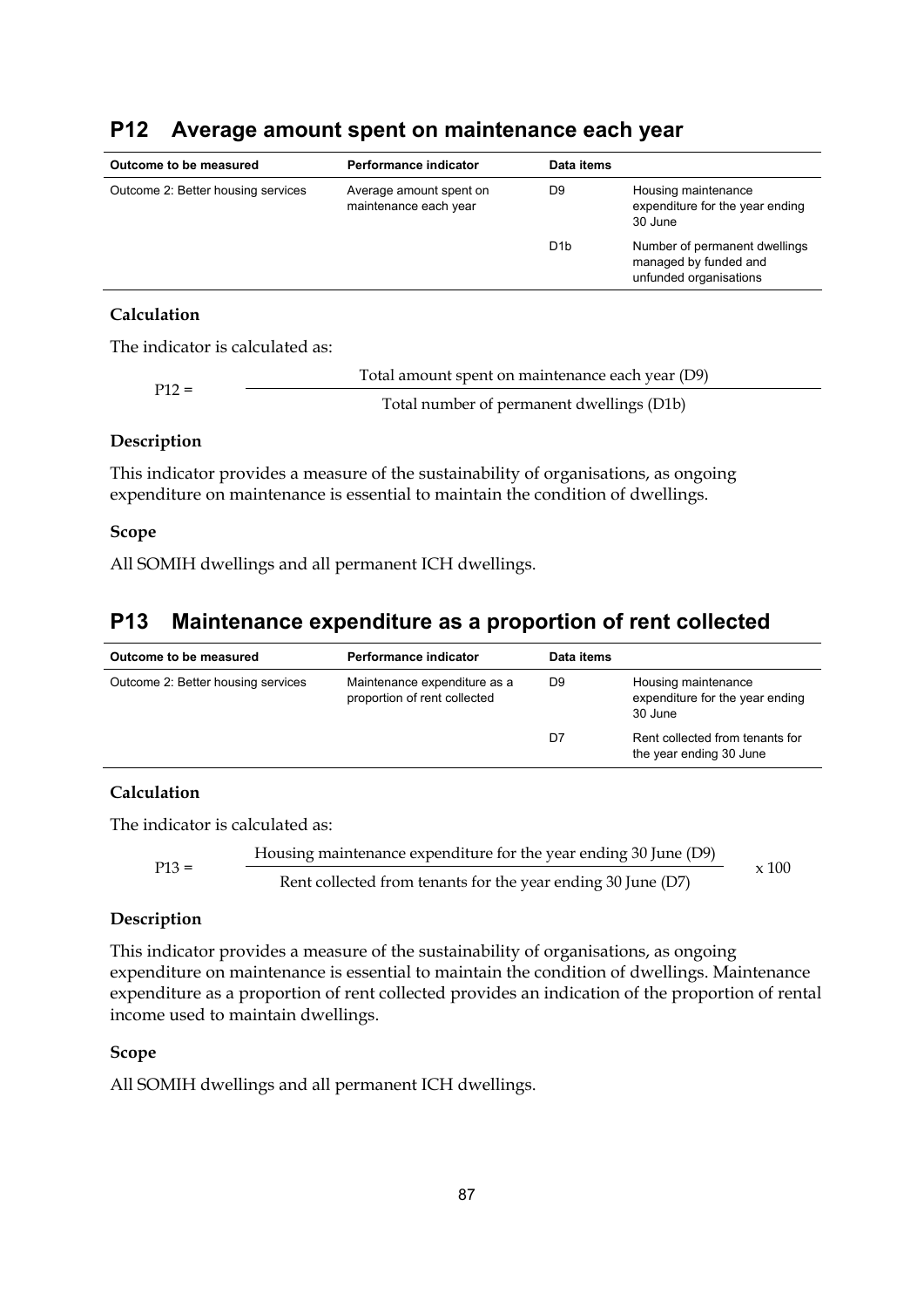## P12 Average amount spent on maintenance each year

| Outcome to be measured | Performance indicator | Data items | |
|---|---|---|---|
| Outcome 2: Better housing services | Average amount spent on maintenance each year | D9 | Housing maintenance expenditure for the year ending 30 June |
| | | D1b | Number of permanent dwellings managed by funded and unfunded organisations |

### Calculation

The indicator is calculated as:

$$P12 = \frac{\text{Total amount spent on maintenance each year (D9)}}{\text{Total number of permanent dwellings (D1b)}}$$

### Description

This indicator provides a measure of the sustainability of organisations, as ongoing expenditure on maintenance is essential to maintain the condition of dwellings.

### Scope

All SOMIH dwellings and all permanent ICH dwellings.

## P13 Maintenance expenditure as a proportion of rent collected

| Outcome to be measured | Performance indicator | Data items | |
|---|---|---|---|
| Outcome 2: Better housing services | Maintenance expenditure as a proportion of rent collected | D9 | Housing maintenance expenditure for the year ending 30 June |
| | | D7 | Rent collected from tenants for the year ending 30 June |

### Calculation

The indicator is calculated as:

$$P13 = \frac{\text{Housing maintenance expenditure for the year ending 30 June (D9)}}{\text{Rent collected from tenants for the year ending 30 June (D7)}} \times 100$$

### Description

This indicator provides a measure of the sustainability of organisations, as ongoing expenditure on maintenance is essential to maintain the condition of dwellings. Maintenance expenditure as a proportion of rent collected provides an indication of the proportion of rental income used to maintain dwellings.

### Scope

All SOMIH dwellings and all permanent ICH dwellings.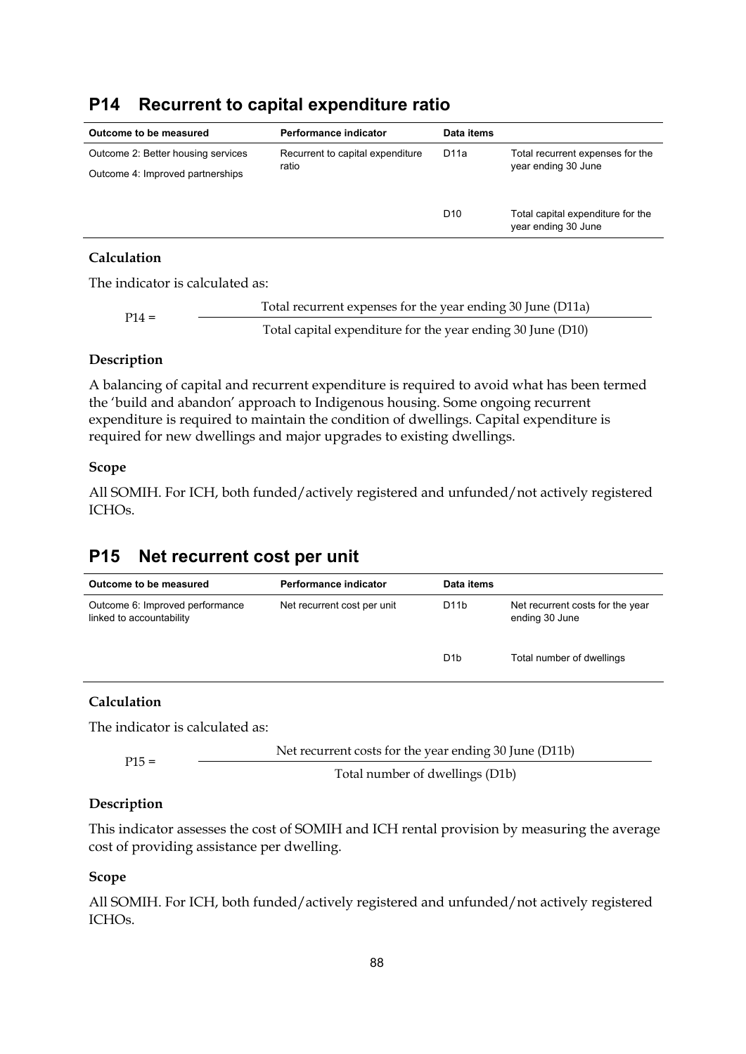## P14 Recurrent to capital expenditure ratio

| Outcome to be measured | Performance indicator | Data items | |
|---|---|---|---|
| Outcome 2: Better housing services<br>Outcome 4: Improved partnerships | Recurrent to capital expenditure ratio | D11a | Total recurrent expenses for the year ending 30 June |
| | | D10 | Total capital expenditure for the year ending 30 June |

### Calculation

The indicator is calculated as:

$$P14 = \frac{\text{Total recurrent expenses for the year ending 30 June (D11a)}}{\text{Total capital expenditure for the year ending 30 June (D10)}}$$

### Description

A balancing of capital and recurrent expenditure is required to avoid what has been termed the 'build and abandon' approach to Indigenous housing. Some ongoing recurrent expenditure is required to maintain the condition of dwellings. Capital expenditure is required for new dwellings and major upgrades to existing dwellings.

### Scope

All SOMIH. For ICH, both funded/actively registered and unfunded/not actively registered ICHOs.

## P15 Net recurrent cost per unit

| Outcome to be measured | Performance indicator | Data items | |
|---|---|---|---|
| Outcome 6: Improved performance linked to accountability | Net recurrent cost per unit | D11b | Net recurrent costs for the year ending 30 June |
| | | D1b | Total number of dwellings |

### Calculation

The indicator is calculated as:

$$P15 = \frac{\text{Net recurrent costs for the year ending 30 June (D11b)}}{\text{Total number of dwellings (D1b)}}$$

### Description

This indicator assesses the cost of SOMIH and ICH rental provision by measuring the average cost of providing assistance per dwelling.

### Scope

All SOMIH. For ICH, both funded/actively registered and unfunded/not actively registered ICHOs.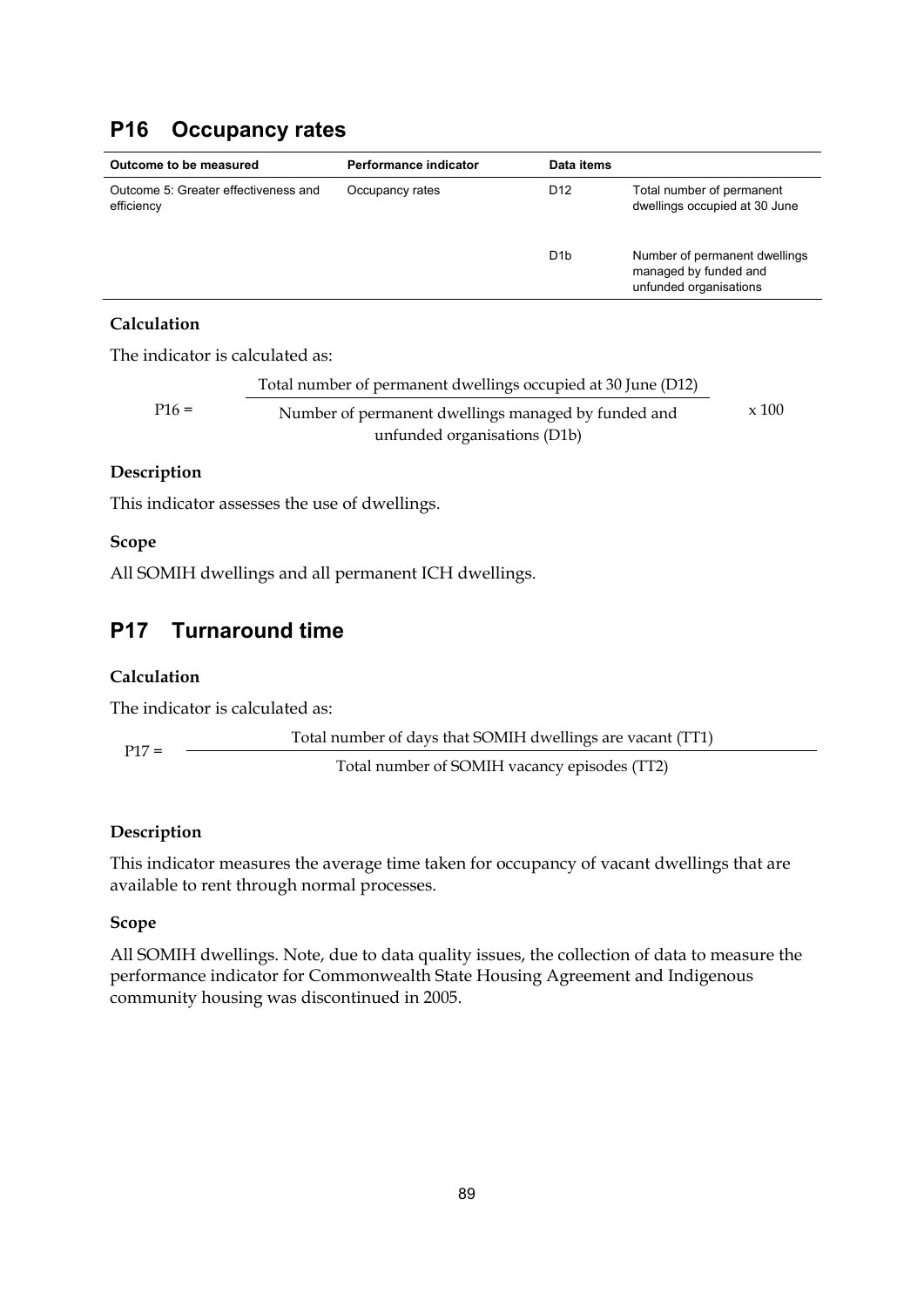## P16 Occupancy rates

| Outcome to be measured | Performance indicator | Data items | |
|---|---|---|---|
| Outcome 5: Greater effectiveness and efficiency | Occupancy rates | D12 | Total number of permanent dwellings occupied at 30 June |
| | | D1b | Number of permanent dwellings managed by funded and unfunded organisations |

### Calculation

The indicator is calculated as:

$$P16 = \frac{\text{Total number of permanent dwellings occupied at 30 June (D12)}}{\text{Number of permanent dwellings managed by funded and unfunded organisations (D1b)}} \times 100$$

### Description

This indicator assesses the use of dwellings.

### Scope

All SOMIH dwellings and all permanent ICH dwellings.

## P17 Turnaround time

### Calculation

The indicator is calculated as:

$$P17 = \frac{\text{Total number of days that SOMIH dwellings are vacant (TT1)}}{\text{Total number of SOMIH vacancy episodes (TT2)}}$$

### Description

This indicator measures the average time taken for occupancy of vacant dwellings that are available to rent through normal processes.

### Scope

All SOMIH dwellings. Note, due to data quality issues, the collection of data to measure the performance indicator for Commonwealth State Housing Agreement and Indigenous community housing was discontinued in 2005.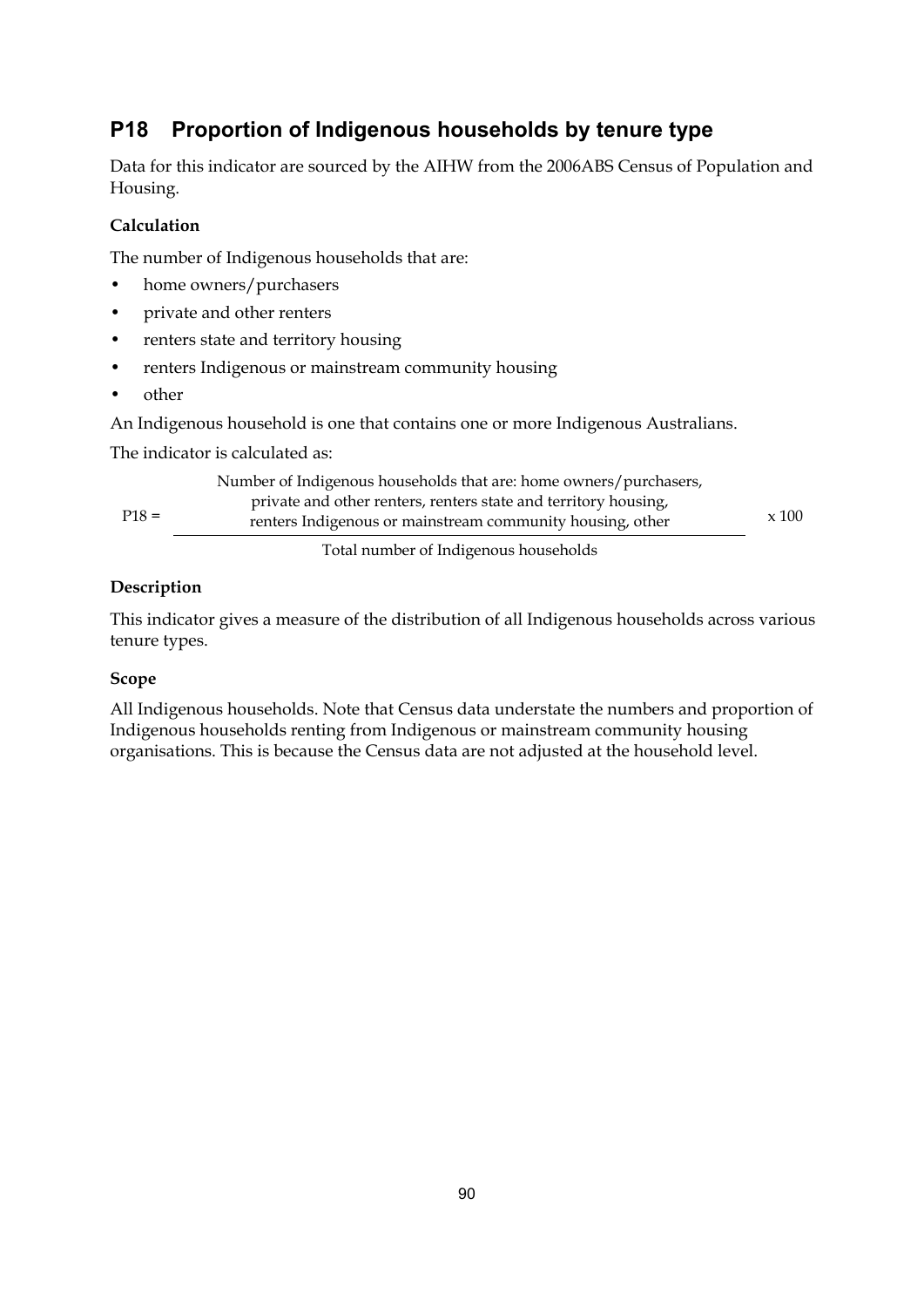## P18 Proportion of Indigenous households by tenure type

Data for this indicator are sourced by the AIHW from the 2006ABS Census of Population and Housing.

**Calculation**

The number of Indigenous households that are:

- home owners/purchasers
- private and other renters
- renters state and territory housing
- renters Indigenous or mainstream community housing
- other

An Indigenous household is one that contains one or more Indigenous Australians.

The indicator is calculated as:

$$P18 = \frac{\text{Number of Indigenous households that are: home owners/purchasers, private and other renters, renters state and territory housing, renters Indigenous or mainstream community housing, other}}{\text{Total number of Indigenous households}} \times 100$$

**Description**

This indicator gives a measure of the distribution of all Indigenous households across various tenure types.

**Scope**

All Indigenous households. Note that Census data understate the numbers and proportion of Indigenous households renting from Indigenous or mainstream community housing organisations. This is because the Census data are not adjusted at the household level.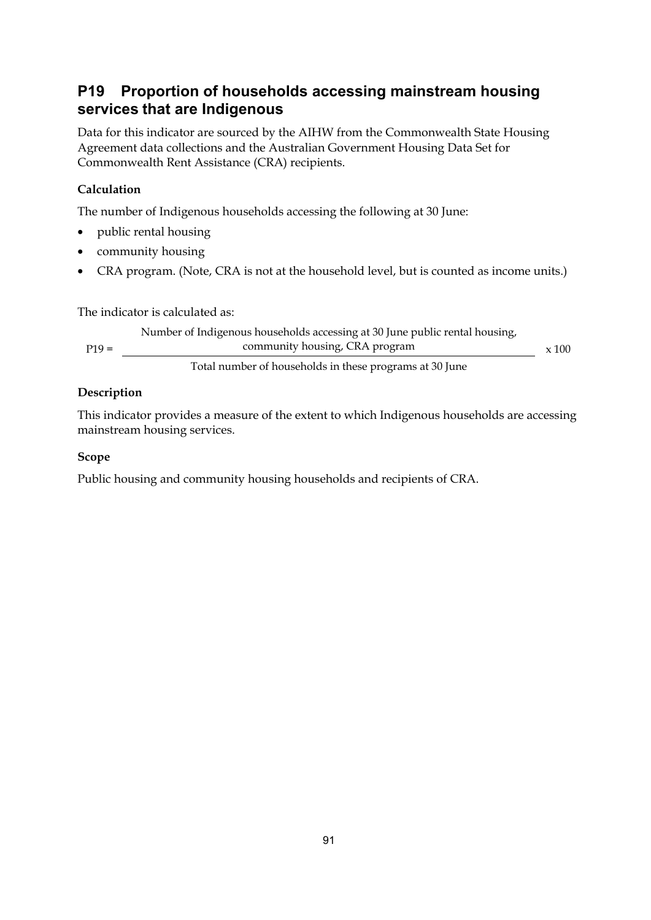## P19 Proportion of households accessing mainstream housing services that are Indigenous

Data for this indicator are sourced by the AIHW from the Commonwealth State Housing Agreement data collections and the Australian Government Housing Data Set for Commonwealth Rent Assistance (CRA) recipients.

**Calculation**

The number of Indigenous households accessing the following at 30 June:

- public rental housing
- community housing
- CRA program. (Note, CRA is not at the household level, but is counted as income units.)

The indicator is calculated as:

$$P19 = \frac{\text{Number of Indigenous households accessing at 30 June public rental housing, community housing, CRA program}}{\text{Total number of households in these programs at 30 June}} \times 100$$

**Description**

This indicator provides a measure of the extent to which Indigenous households are accessing mainstream housing services.

**Scope**

Public housing and community housing households and recipients of CRA.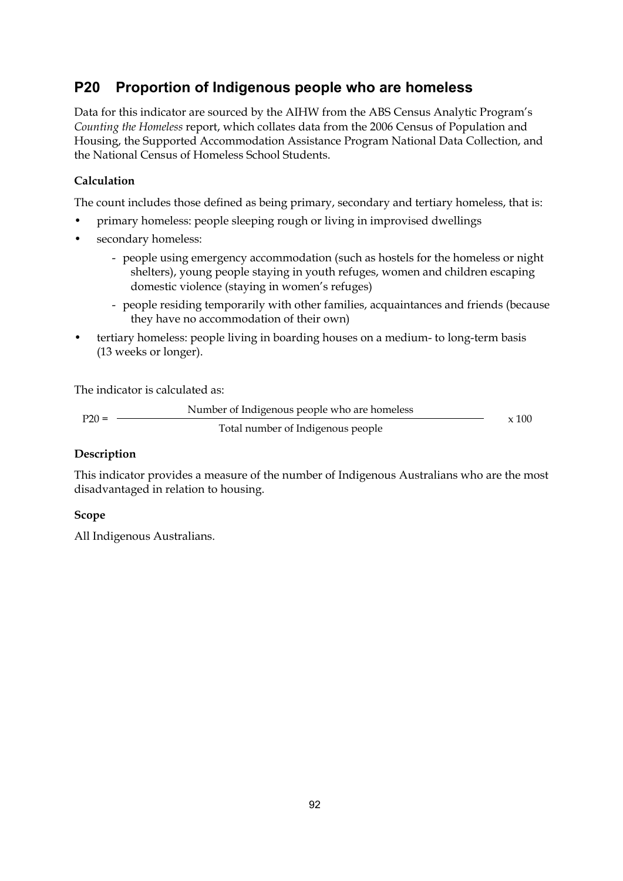## P20 Proportion of Indigenous people who are homeless

Data for this indicator are sourced by the AIHW from the ABS Census Analytic Program's *Counting the Homeless* report, which collates data from the 2006 Census of Population and Housing, the Supported Accommodation Assistance Program National Data Collection, and the National Census of Homeless School Students.

### Calculation

The count includes those defined as being primary, secondary and tertiary homeless, that is:

- primary homeless: people sleeping rough or living in improvised dwellings
- secondary homeless:
  - people using emergency accommodation (such as hostels for the homeless or night shelters), young people staying in youth refuges, women and children escaping domestic violence (staying in women's refuges)
  - people residing temporarily with other families, acquaintances and friends (because they have no accommodation of their own)
- tertiary homeless: people living in boarding houses on a medium- to long-term basis (13 weeks or longer).

The indicator is calculated as:

$$P20 = \frac{\text{Number of Indigenous people who are homeless}}{\text{Total number of Indigenous people}} \times 100$$

### Description

This indicator provides a measure of the number of Indigenous Australians who are the most disadvantaged in relation to housing.

### Scope

All Indigenous Australians.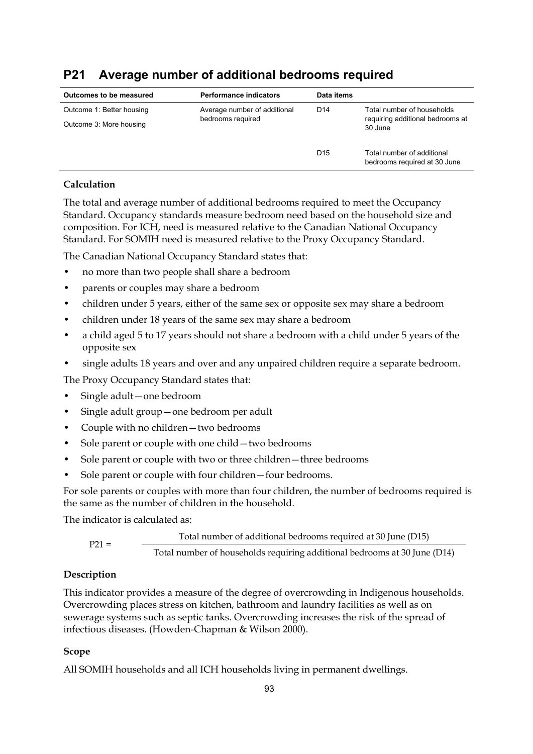## P21 Average number of additional bedrooms required

| Outcomes to be measured | Performance indicators | Data items | |
|---|---|---|---|
| Outcome 1: Better housing<br>Outcome 3: More housing | Average number of additional bedrooms required | D14 | Total number of households requiring additional bedrooms at 30 June |
| | | D15 | Total number of additional bedrooms required at 30 June |

### Calculation

The total and average number of additional bedrooms required to meet the Occupancy Standard. Occupancy standards measure bedroom need based on the household size and composition. For ICH, need is measured relative to the Canadian National Occupancy Standard. For SOMIH need is measured relative to the Proxy Occupancy Standard.

The Canadian National Occupancy Standard states that:

- no more than two people shall share a bedroom
- parents or couples may share a bedroom
- children under 5 years, either of the same sex or opposite sex may share a bedroom
- children under 18 years of the same sex may share a bedroom
- a child aged 5 to 17 years should not share a bedroom with a child under 5 years of the opposite sex
- single adults 18 years and over and any unpaired children require a separate bedroom.

The Proxy Occupancy Standard states that:

- Single adult—one bedroom
- Single adult group—one bedroom per adult
- Couple with no children—two bedrooms
- Sole parent or couple with one child—two bedrooms
- Sole parent or couple with two or three children—three bedrooms
- Sole parent or couple with four children—four bedrooms.

For sole parents or couples with more than four children, the number of bedrooms required is the same as the number of children in the household.

The indicator is calculated as:

$$P21 = \frac{\text{Total number of additional bedrooms required at 30 June (D15)}}{\text{Total number of households requiring additional bedrooms at 30 June (D14)}}$$

### Description

This indicator provides a measure of the degree of overcrowding in Indigenous households. Overcrowding places stress on kitchen, bathroom and laundry facilities as well as on sewerage systems such as septic tanks. Overcrowding increases the risk of the spread of infectious diseases. (Howden-Chapman & Wilson 2000).

### Scope

All SOMIH households and all ICH households living in permanent dwellings.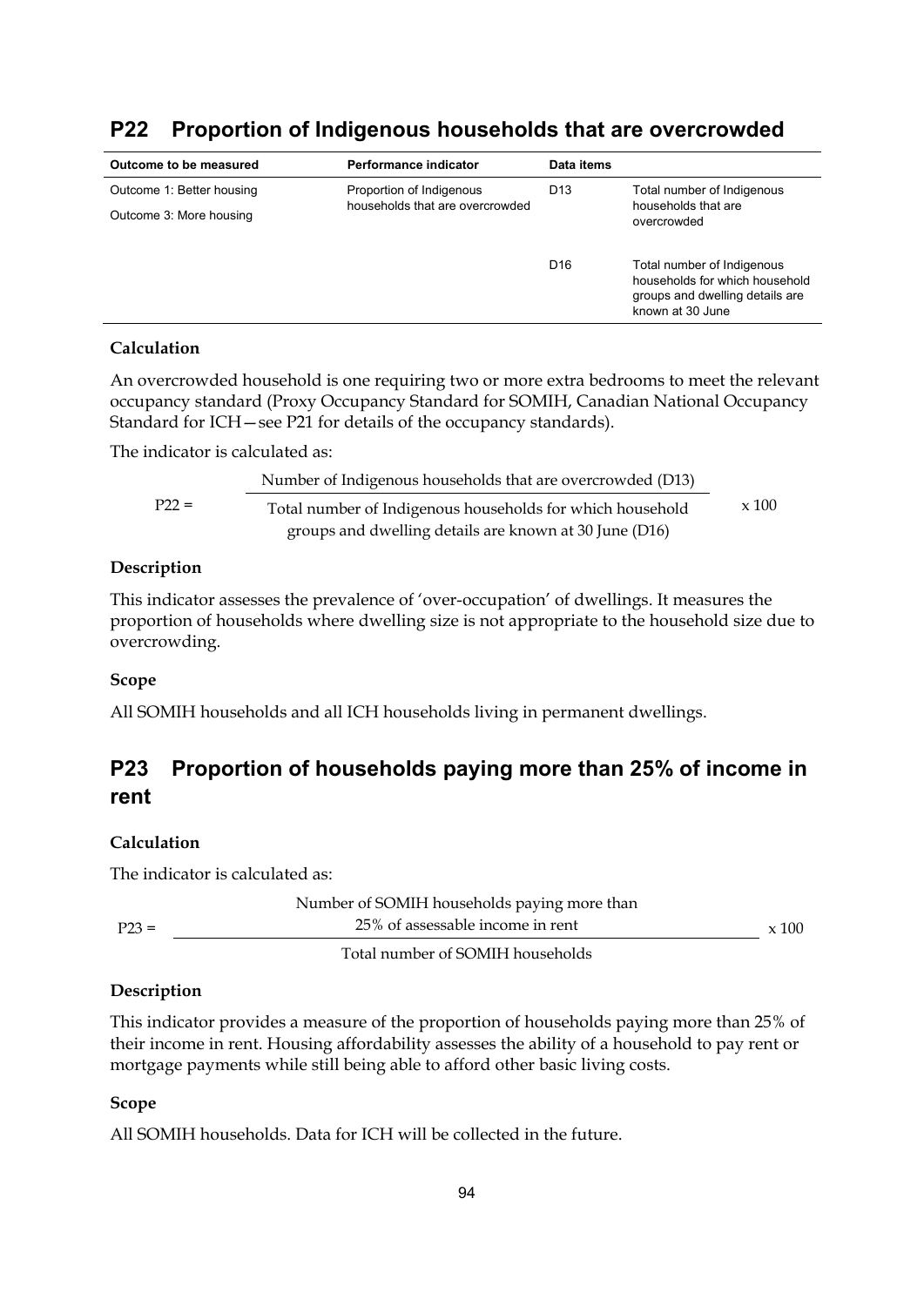## P22 Proportion of Indigenous households that are overcrowded

| Outcome to be measured | Performance indicator | Data items | |
|---|---|---|---|
| Outcome 1: Better housing<br>Outcome 3: More housing | Proportion of Indigenous households that are overcrowded | D13 | Total number of Indigenous households that are overcrowded |
| | | D16 | Total number of Indigenous households for which household groups and dwelling details are known at 30 June |

**Calculation**

An overcrowded household is one requiring two or more extra bedrooms to meet the relevant occupancy standard (Proxy Occupancy Standard for SOMIH, Canadian National Occupancy Standard for ICH—see P21 for details of the occupancy standards).

The indicator is calculated as:

$$P22 = \frac{\text{Number of Indigenous households that are overcrowded (D13)}}{\text{Total number of Indigenous households for which household groups and dwelling details are known at 30 June (D16)}} \times 100$$

**Description**

This indicator assesses the prevalence of 'over-occupation' of dwellings. It measures the proportion of households where dwelling size is not appropriate to the household size due to overcrowding.

**Scope**

All SOMIH households and all ICH households living in permanent dwellings.

## P23 Proportion of households paying more than 25% of income in rent

**Calculation**

The indicator is calculated as:

$$P23 = \frac{\text{Number of SOMIH households paying more than 25\% of assessable income in rent}}{\text{Total number of SOMIH households}} \times 100$$

**Description**

This indicator provides a measure of the proportion of households paying more than 25% of their income in rent. Housing affordability assesses the ability of a household to pay rent or mortgage payments while still being able to afford other basic living costs.

**Scope**

All SOMIH households. Data for ICH will be collected in the future.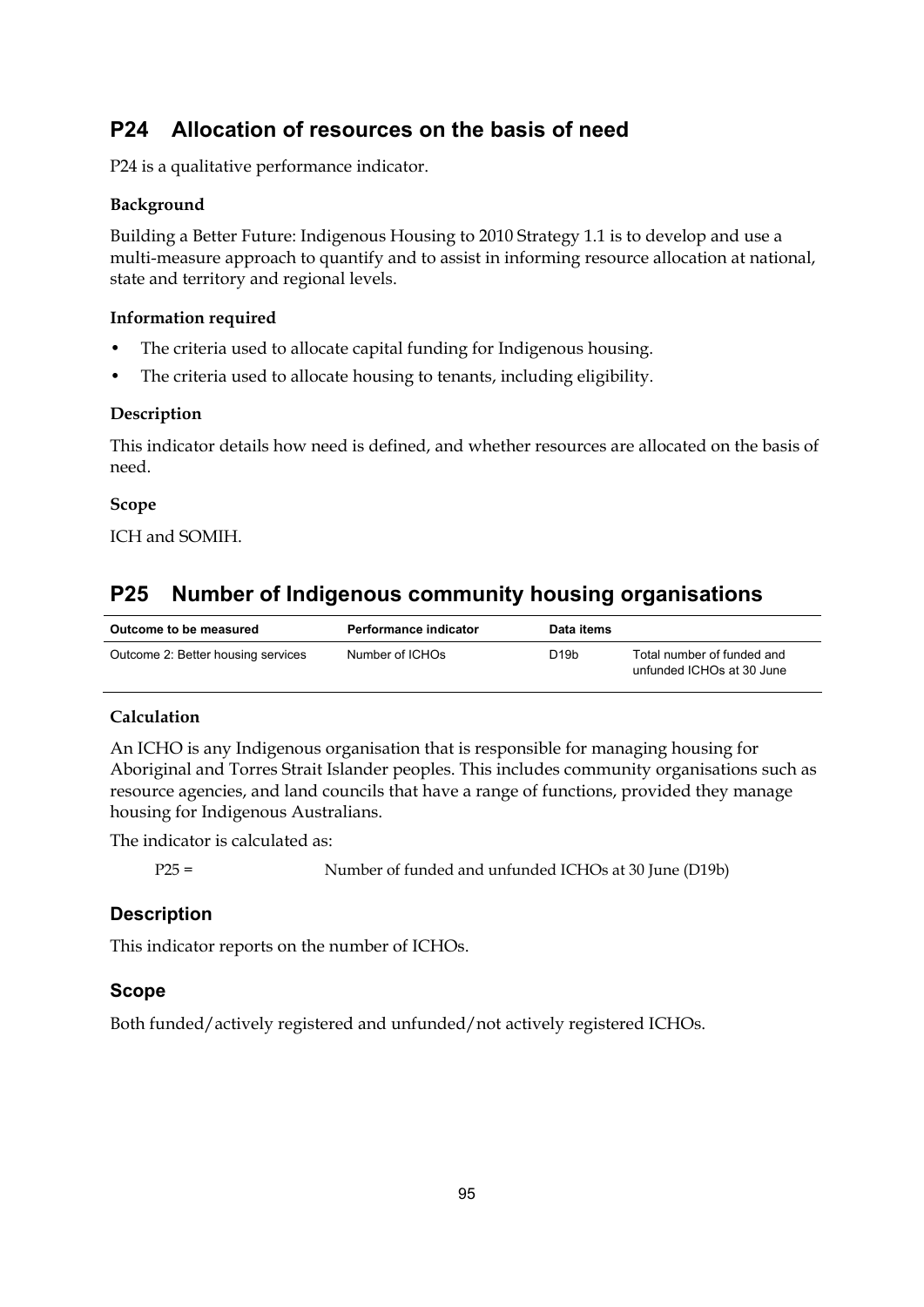## P24 Allocation of resources on the basis of need

P24 is a qualitative performance indicator.

**Background**

Building a Better Future: Indigenous Housing to 2010 Strategy 1.1 is to develop and use a multi-measure approach to quantify and to assist in informing resource allocation at national, state and territory and regional levels.

**Information required**

- The criteria used to allocate capital funding for Indigenous housing.
- The criteria used to allocate housing to tenants, including eligibility.

**Description**

This indicator details how need is defined, and whether resources are allocated on the basis of need.

**Scope**

ICH and SOMIH.

## P25 Number of Indigenous community housing organisations

| Outcome to be measured | Performance indicator | Data items | |
|---|---|---|---|
| Outcome 2: Better housing services | Number of ICHOs | D19b | Total number of funded and unfunded ICHOs at 30 June |

**Calculation**

An ICHO is any Indigenous organisation that is responsible for managing housing for Aboriginal and Torres Strait Islander peoples. This includes community organisations such as resource agencies, and land councils that have a range of functions, provided they manage housing for Indigenous Australians.

The indicator is calculated as:

P25 = Number of funded and unfunded ICHOs at 30 June (D19b)

### Description

This indicator reports on the number of ICHOs.

### Scope

Both funded/actively registered and unfunded/not actively registered ICHOs.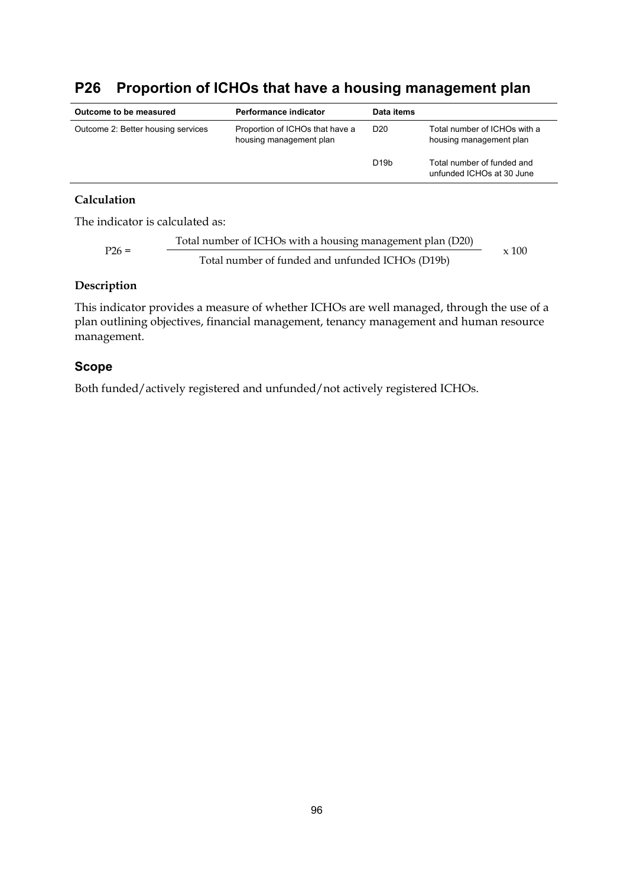## P26 Proportion of ICHOs that have a housing management plan

| Outcome to be measured | Performance indicator | Data items | |
|---|---|---|---|
| Outcome 2: Better housing services | Proportion of ICHOs that have a housing management plan | D20 | Total number of ICHOs with a housing management plan |
| | | D19b | Total number of funded and unfunded ICHOs at 30 June |

### Calculation

The indicator is calculated as:

$$P26 = \frac{\text{Total number of ICHOs with a housing management plan (D20)}}{\text{Total number of funded and unfunded ICHOs (D19b)}} \times 100$$

### Description

This indicator provides a measure of whether ICHOs are well managed, through the use of a plan outlining objectives, financial management, tenancy management and human resource management.

### Scope

Both funded/actively registered and unfunded/not actively registered ICHOs.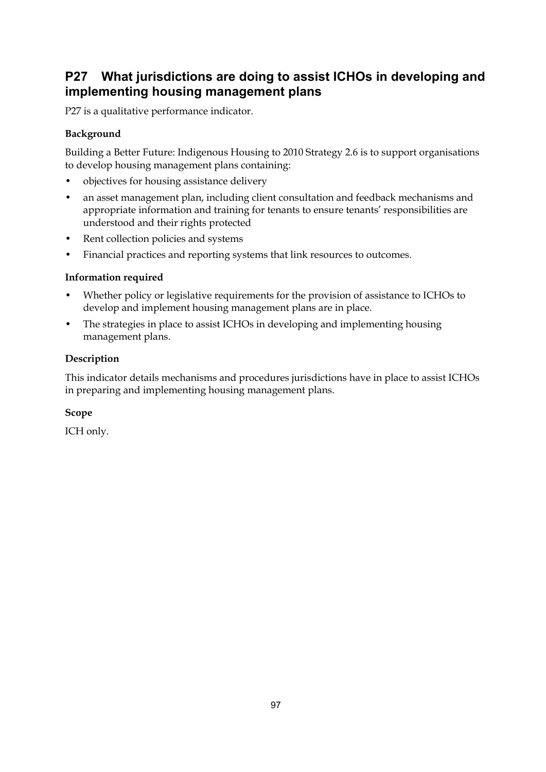## P27 What jurisdictions are doing to assist ICHOs in developing and implementing housing management plans

P27 is a qualitative performance indicator.

**Background**

Building a Better Future: Indigenous Housing to 2010 Strategy 2.6 is to support organisations to develop housing management plans containing:

- objectives for housing assistance delivery
- an asset management plan, including client consultation and feedback mechanisms and appropriate information and training for tenants to ensure tenants' responsibilities are understood and their rights protected
- Rent collection policies and systems
- Financial practices and reporting systems that link resources to outcomes.

**Information required**

- Whether policy or legislative requirements for the provision of assistance to ICHOs to develop and implement housing management plans are in place.
- The strategies in place to assist ICHOs in developing and implementing housing management plans.

**Description**

This indicator details mechanisms and procedures jurisdictions have in place to assist ICHOs in preparing and implementing housing management plans.

**Scope**

ICH only.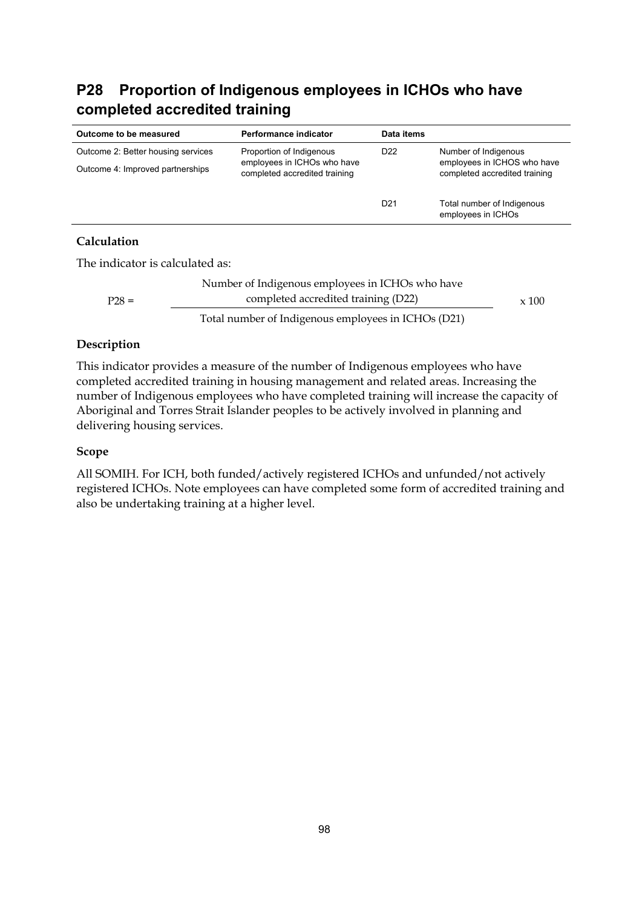## P28 Proportion of Indigenous employees in ICHOs who have completed accredited training

| Outcome to be measured | Performance indicator | Data items | |
|---|---|---|---|
| Outcome 2: Better housing services<br>Outcome 4: Improved partnerships | Proportion of Indigenous employees in ICHOs who have completed accredited training | D22 | Number of Indigenous employees in ICHOS who have completed accredited training |
| | | D21 | Total number of Indigenous employees in ICHOs |

### Calculation

The indicator is calculated as:

$$P28 = \frac{\text{Number of Indigenous employees in ICHOs who have completed accredited training (D22)}}{\text{Total number of Indigenous employees in ICHOs (D21)}} \times 100$$

### Description

This indicator provides a measure of the number of Indigenous employees who have completed accredited training in housing management and related areas. Increasing the number of Indigenous employees who have completed training will increase the capacity of Aboriginal and Torres Strait Islander peoples to be actively involved in planning and delivering housing services.

### Scope

All SOMIH. For ICH, both funded/actively registered ICHOs and unfunded/not actively registered ICHOs. Note employees can have completed some form of accredited training and also be undertaking training at a higher level.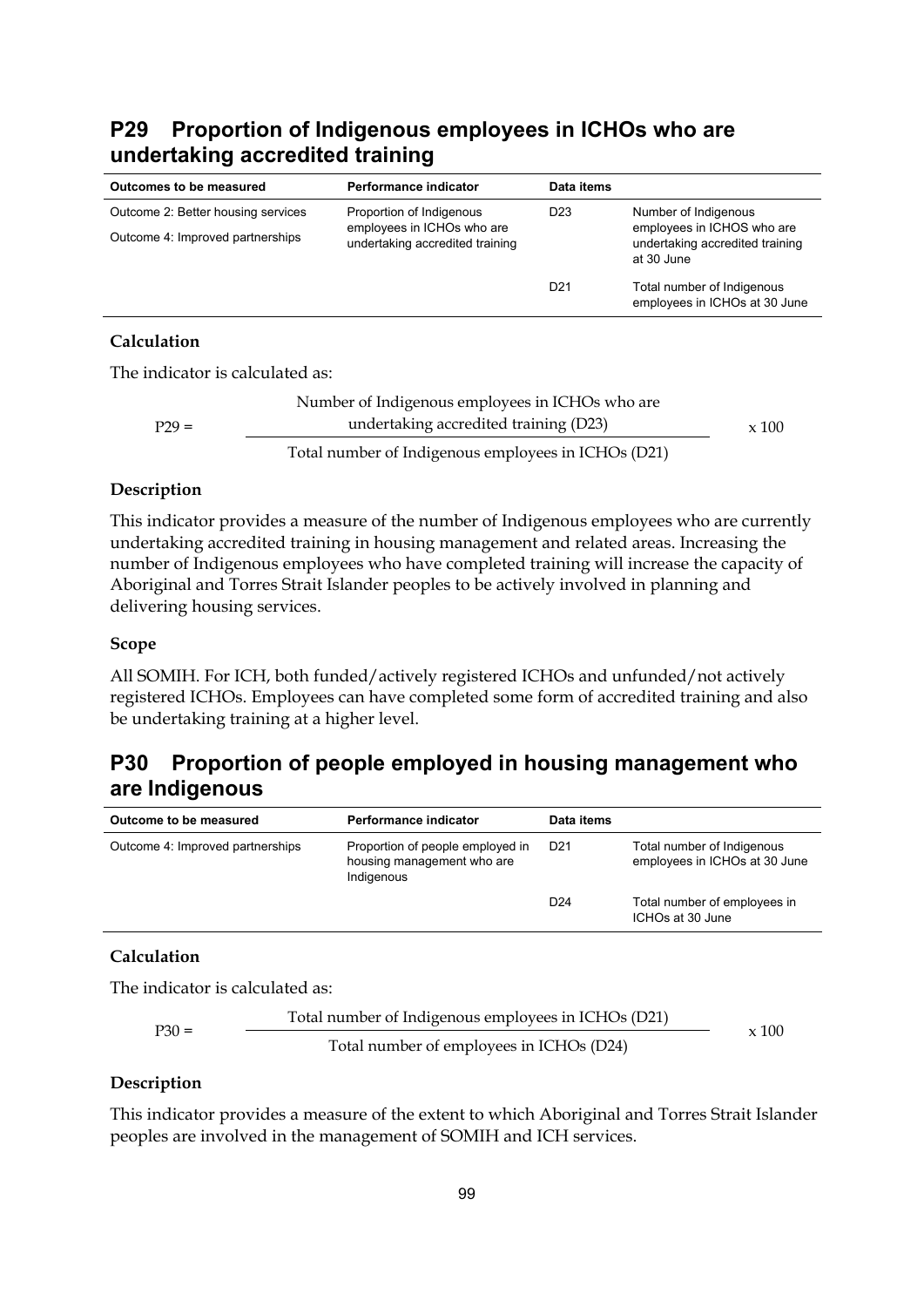## P29 Proportion of Indigenous employees in ICHOs who are undertaking accredited training

| Outcomes to be measured | Performance indicator | Data items | |
|---|---|---|---|
| Outcome 2: Better housing services<br>Outcome 4: Improved partnerships | Proportion of Indigenous employees in ICHOs who are undertaking accredited training | D23 | Number of Indigenous employees in ICHOS who are undertaking accredited training at 30 June |
| | | D21 | Total number of Indigenous employees in ICHOs at 30 June |

**Calculation**

The indicator is calculated as:

$$P29 = \frac{\text{Number of Indigenous employees in ICHOs who are undertaking accredited training (D23)}}{\text{Total number of Indigenous employees in ICHOs (D21)}} \times 100$$

**Description**

This indicator provides a measure of the number of Indigenous employees who are currently undertaking accredited training in housing management and related areas. Increasing the number of Indigenous employees who have completed training will increase the capacity of Aboriginal and Torres Strait Islander peoples to be actively involved in planning and delivering housing services.

**Scope**

All SOMIH. For ICH, both funded/actively registered ICHOs and unfunded/not actively registered ICHOs. Employees can have completed some form of accredited training and also be undertaking training at a higher level.

## P30 Proportion of people employed in housing management who are Indigenous

| Outcome to be measured | Performance indicator | Data items | |
|---|---|---|---|
| Outcome 4: Improved partnerships | Proportion of people employed in housing management who are Indigenous | D21 | Total number of Indigenous employees in ICHOs at 30 June |
| | | D24 | Total number of employees in ICHOs at 30 June |

**Calculation**

The indicator is calculated as:

$$P30 = \frac{\text{Total number of Indigenous employees in ICHOs (D21)}}{\text{Total number of employees in ICHOs (D24)}} \times 100$$

**Description**

This indicator provides a measure of the extent to which Aboriginal and Torres Strait Islander peoples are involved in the management of SOMIH and ICH services.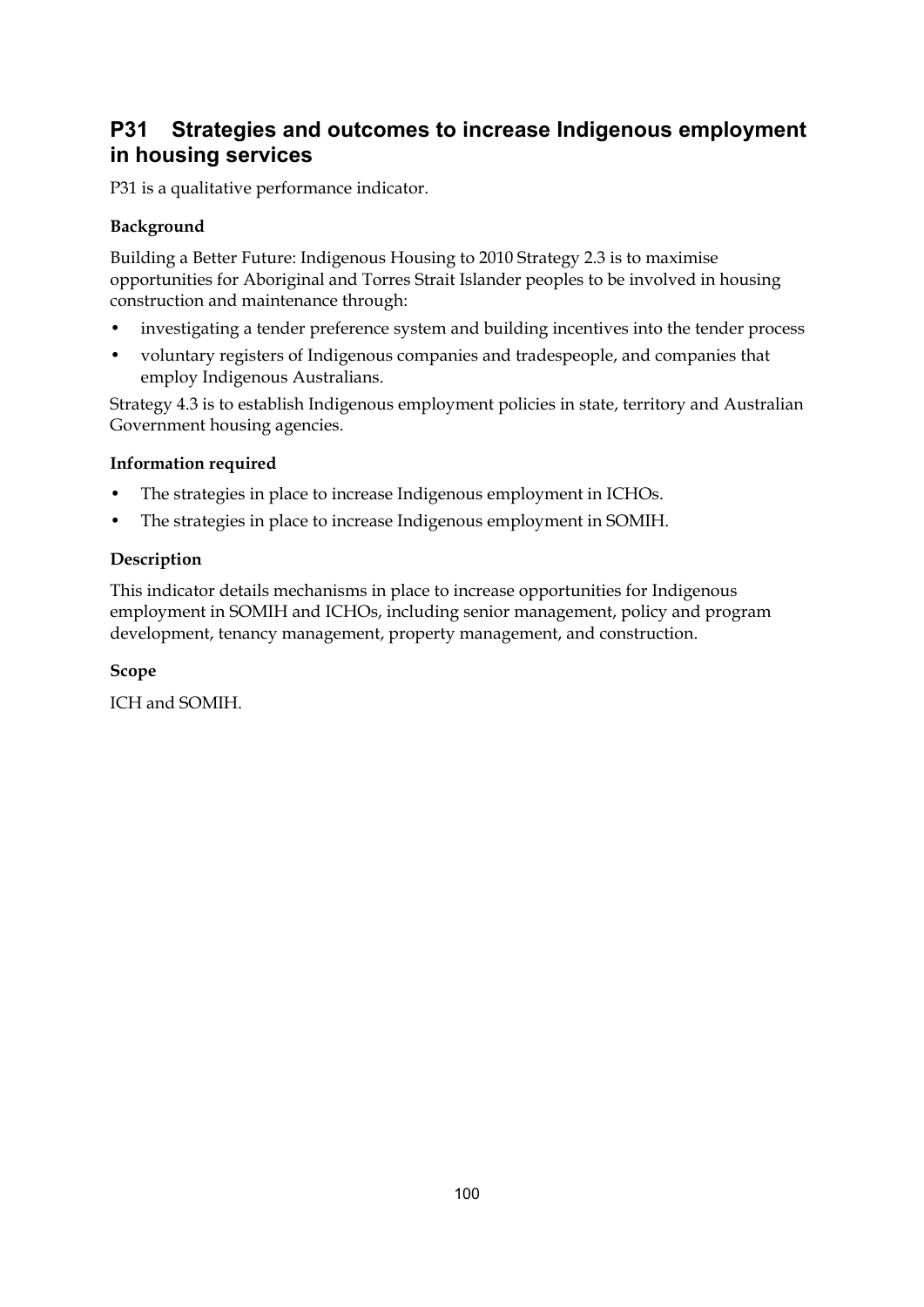## P31 Strategies and outcomes to increase Indigenous employment in housing services

P31 is a qualitative performance indicator.

### Background

Building a Better Future: Indigenous Housing to 2010 Strategy 2.3 is to maximise opportunities for Aboriginal and Torres Strait Islander peoples to be involved in housing construction and maintenance through:

- investigating a tender preference system and building incentives into the tender process
- voluntary registers of Indigenous companies and tradespeople, and companies that employ Indigenous Australians.

Strategy 4.3 is to establish Indigenous employment policies in state, territory and Australian Government housing agencies.

### Information required

- The strategies in place to increase Indigenous employment in ICHOs.
- The strategies in place to increase Indigenous employment in SOMIH.

### Description

This indicator details mechanisms in place to increase opportunities for Indigenous employment in SOMIH and ICHOs, including senior management, policy and program development, tenancy management, property management, and construction.

### Scope

ICH and SOMIH.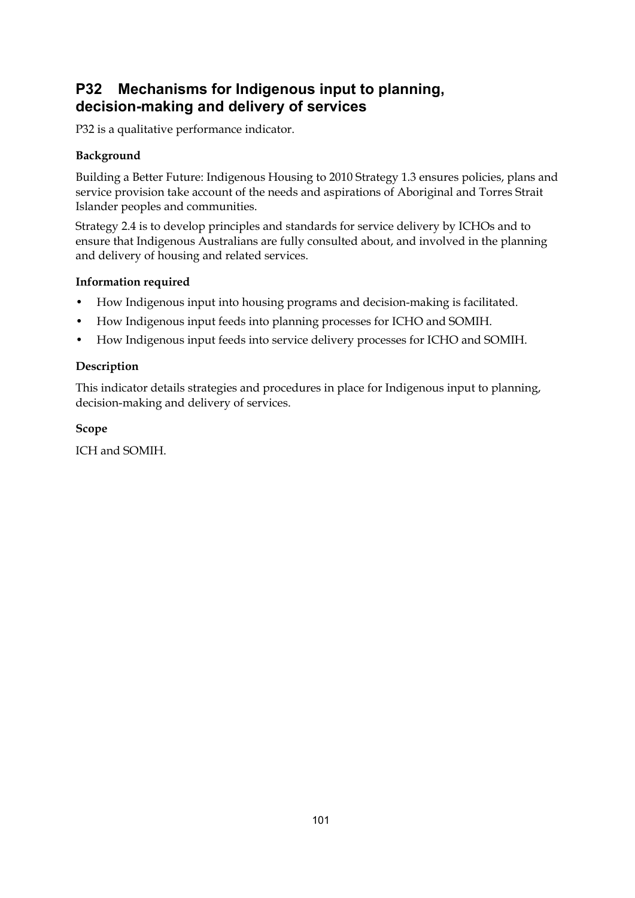## P32 Mechanisms for Indigenous input to planning, decision-making and delivery of services

P32 is a qualitative performance indicator.

**Background**

Building a Better Future: Indigenous Housing to 2010 Strategy 1.3 ensures policies, plans and service provision take account of the needs and aspirations of Aboriginal and Torres Strait Islander peoples and communities.

Strategy 2.4 is to develop principles and standards for service delivery by ICHOs and to ensure that Indigenous Australians are fully consulted about, and involved in the planning and delivery of housing and related services.

**Information required**

- How Indigenous input into housing programs and decision-making is facilitated.
- How Indigenous input feeds into planning processes for ICHO and SOMIH.
- How Indigenous input feeds into service delivery processes for ICHO and SOMIH.

**Description**

This indicator details strategies and procedures in place for Indigenous input to planning, decision-making and delivery of services.

**Scope**

ICH and SOMIH.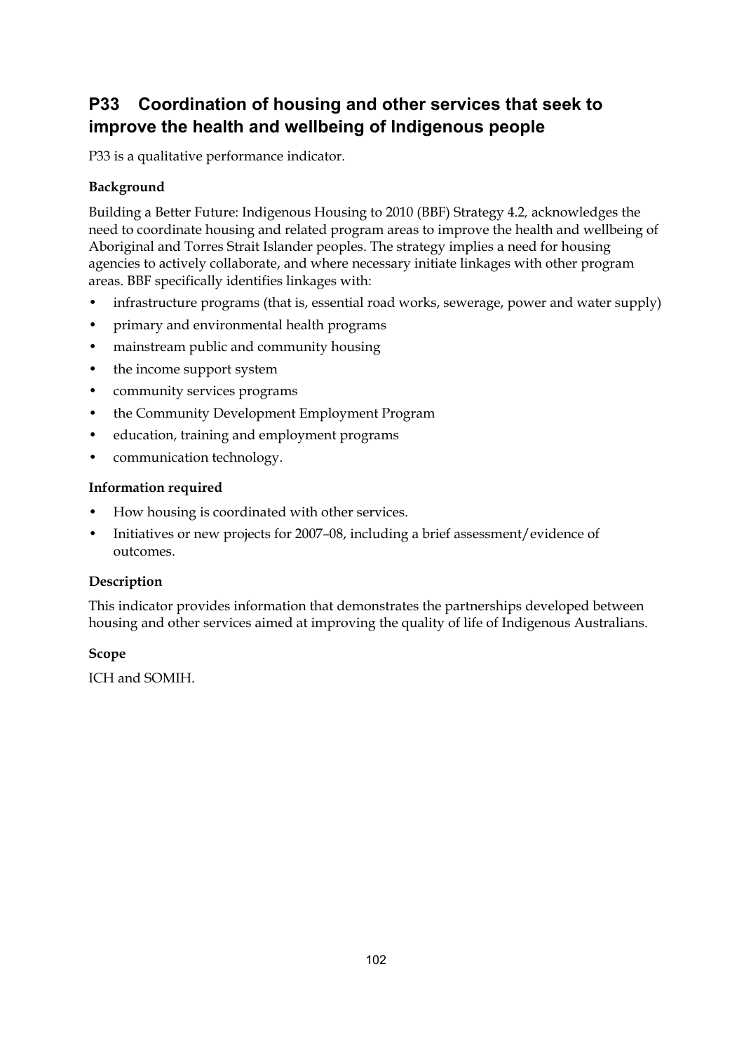## P33 Coordination of housing and other services that seek to improve the health and wellbeing of Indigenous people

P33 is a qualitative performance indicator.

### Background

Building a Better Future: Indigenous Housing to 2010 (BBF) Strategy 4.2, acknowledges the need to coordinate housing and related program areas to improve the health and wellbeing of Aboriginal and Torres Strait Islander peoples. The strategy implies a need for housing agencies to actively collaborate, and where necessary initiate linkages with other program areas. BBF specifically identifies linkages with:

- infrastructure programs (that is, essential road works, sewerage, power and water supply)
- primary and environmental health programs
- mainstream public and community housing
- the income support system
- community services programs
- the Community Development Employment Program
- education, training and employment programs
- communication technology.

### Information required

- How housing is coordinated with other services.
- Initiatives or new projects for 2007–08, including a brief assessment/evidence of outcomes.

### Description

This indicator provides information that demonstrates the partnerships developed between housing and other services aimed at improving the quality of life of Indigenous Australians.

### Scope

ICH and SOMIH.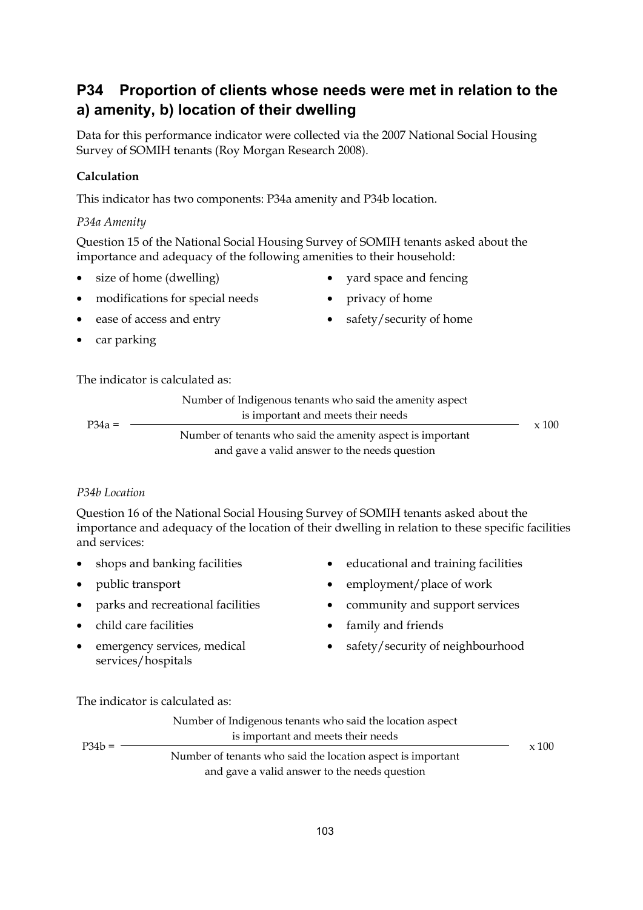## P34 Proportion of clients whose needs were met in relation to the a) amenity, b) location of their dwelling

Data for this performance indicator were collected via the 2007 National Social Housing Survey of SOMIH tenants (Roy Morgan Research 2008).

### Calculation

This indicator has two components: P34a amenity and P34b location.

*P34a Amenity*

Question 15 of the National Social Housing Survey of SOMIH tenants asked about the importance and adequacy of the following amenities to their household:

- size of home (dwelling)
- modifications for special needs
- ease of access and entry
- car parking
- yard space and fencing
- privacy of home
- safety/security of home

The indicator is calculated as:

$$P34a = \frac{\text{Number of Indigenous tenants who said the amenity aspect is important and meets their needs}}{\text{Number of tenants who said the amenity aspect is important and gave a valid answer to the needs question}} \times 100$$

*P34b Location*

Question 16 of the National Social Housing Survey of SOMIH tenants asked about the importance and adequacy of the location of their dwelling in relation to these specific facilities and services:

- shops and banking facilities
- public transport
- parks and recreational facilities
- child care facilities
- emergency services, medical services/hospitals
- educational and training facilities
- employment/place of work
- community and support services
- family and friends
- safety/security of neighbourhood

The indicator is calculated as:

$$P34b = \frac{\text{Number of Indigenous tenants who said the location aspect is important and meets their needs}}{\text{Number of tenants who said the location aspect is important and gave a valid answer to the needs question}} \times 100$$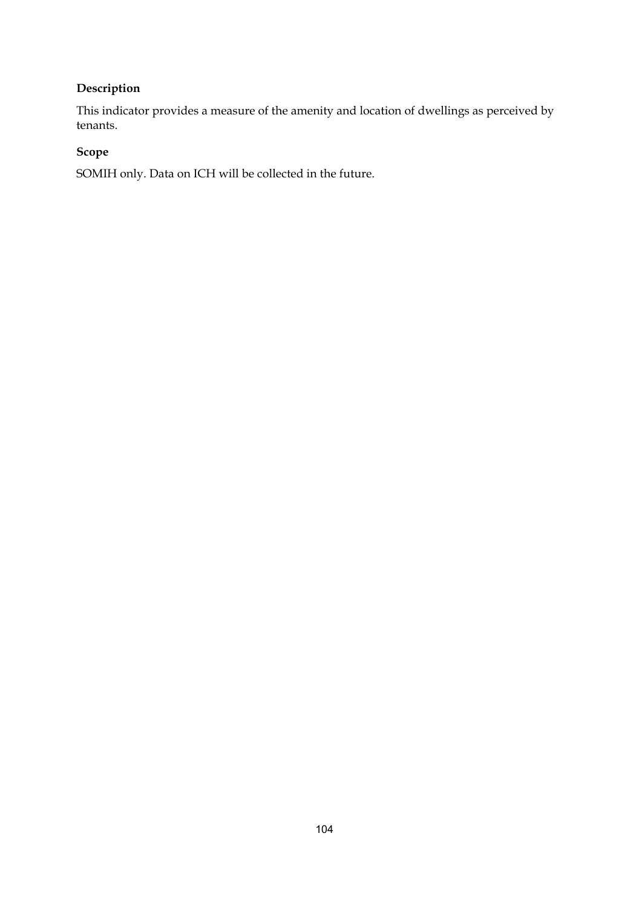**Description**

This indicator provides a measure of the amenity and location of dwellings as perceived by tenants.

**Scope**

SOMIH only. Data on ICH will be collected in the future.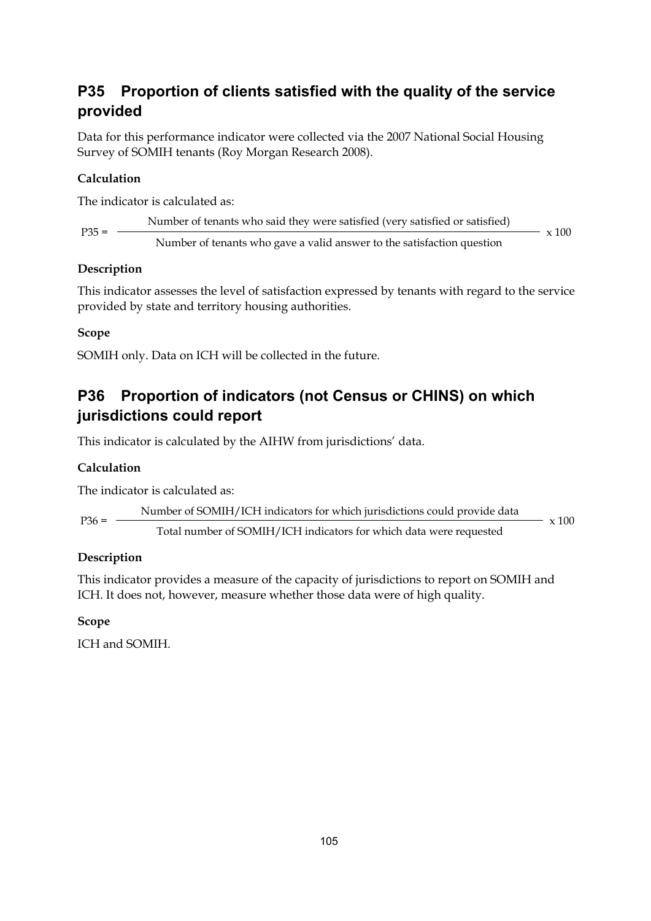## P35 Proportion of clients satisfied with the quality of the service provided

Data for this performance indicator were collected via the 2007 National Social Housing Survey of SOMIH tenants (Roy Morgan Research 2008).

**Calculation**

The indicator is calculated as:

$$P35 = \frac{\text{Number of tenants who said they were satisfied (very satisfied or satisfied)}}{\text{Number of tenants who gave a valid answer to the satisfaction question}} \times 100$$

**Description**

This indicator assesses the level of satisfaction expressed by tenants with regard to the service provided by state and territory housing authorities.

**Scope**

SOMIH only. Data on ICH will be collected in the future.

## P36 Proportion of indicators (not Census or CHINS) on which jurisdictions could report

This indicator is calculated by the AIHW from jurisdictions' data.

**Calculation**

The indicator is calculated as:

$$P36 = \frac{\text{Number of SOMIH/ICH indicators for which jurisdictions could provide data}}{\text{Total number of SOMIH/ICH indicators for which data were requested}} \times 100$$

**Description**

This indicator provides a measure of the capacity of jurisdictions to report on SOMIH and ICH. It does not, however, measure whether those data were of high quality.

**Scope**

ICH and SOMIH.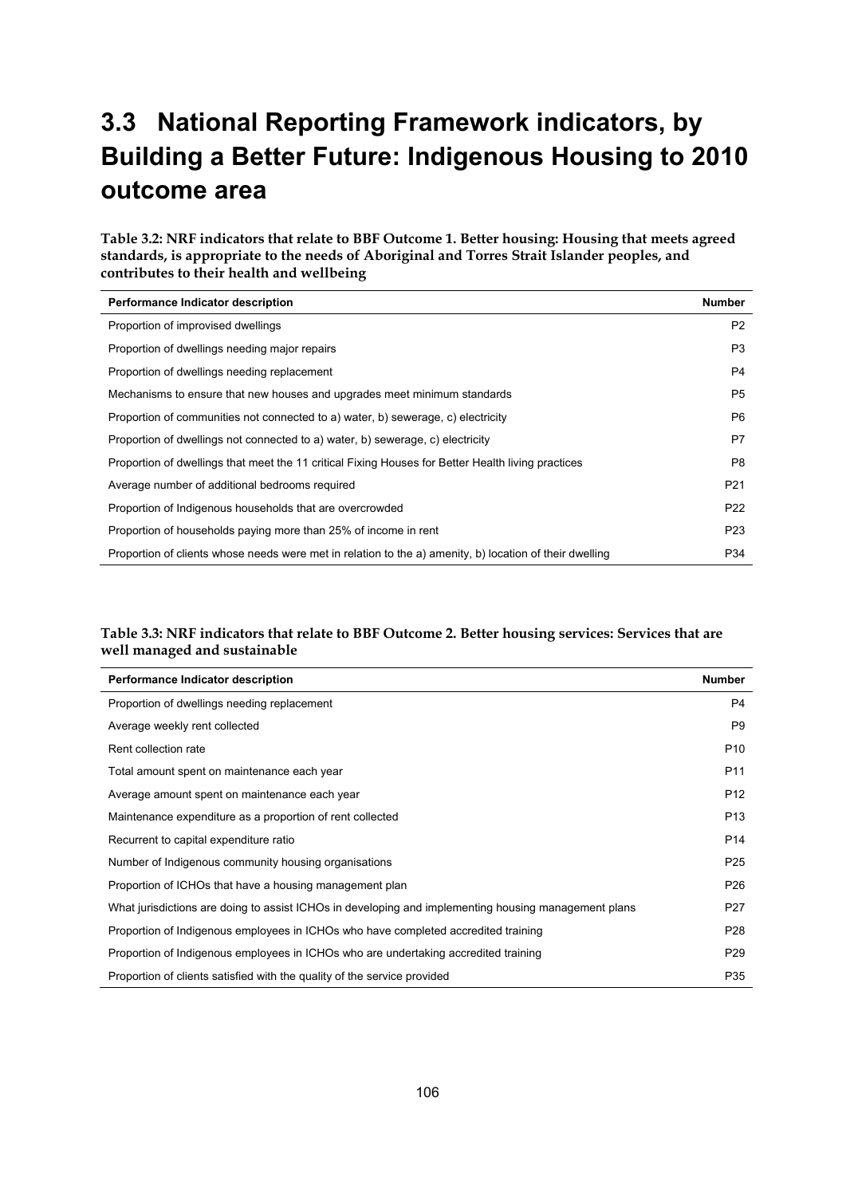## 3.3 National Reporting Framework indicators, by Building a Better Future: Indigenous Housing to 2010 outcome area

**Table 3.2: NRF indicators that relate to BBF Outcome 1. Better housing: Housing that meets agreed standards, is appropriate to the needs of Aboriginal and Torres Strait Islander peoples, and contributes to their health and wellbeing**

| Performance Indicator description | Number |
|---|---|
| Proportion of improvised dwellings | P2 |
| Proportion of dwellings needing major repairs | P3 |
| Proportion of dwellings needing replacement | P4 |
| Mechanisms to ensure that new houses and upgrades meet minimum standards | P5 |
| Proportion of communities not connected to a) water, b) sewerage, c) electricity | P6 |
| Proportion of dwellings not connected to a) water, b) sewerage, c) electricity | P7 |
| Proportion of dwellings that meet the 11 critical Fixing Houses for Better Health living practices | P8 |
| Average number of additional bedrooms required | P21 |
| Proportion of Indigenous households that are overcrowded | P22 |
| Proportion of households paying more than 25% of income in rent | P23 |
| Proportion of clients whose needs were met in relation to the a) amenity, b) location of their dwelling | P34 |

**Table 3.3: NRF indicators that relate to BBF Outcome 2. Better housing services: Services that are well managed and sustainable**

| Performance Indicator description | Number |
|---|---|
| Proportion of dwellings needing replacement | P4 |
| Average weekly rent collected | P9 |
| Rent collection rate | P10 |
| Total amount spent on maintenance each year | P11 |
| Average amount spent on maintenance each year | P12 |
| Maintenance expenditure as a proportion of rent collected | P13 |
| Recurrent to capital expenditure ratio | P14 |
| Number of Indigenous community housing organisations | P25 |
| Proportion of ICHOs that have a housing management plan | P26 |
| What jurisdictions are doing to assist ICHOs in developing and implementing housing management plans | P27 |
| Proportion of Indigenous employees in ICHOs who have completed accredited training | P28 |
| Proportion of Indigenous employees in ICHOs who are undertaking accredited training | P29 |
| Proportion of clients satisfied with the quality of the service provided | P35 |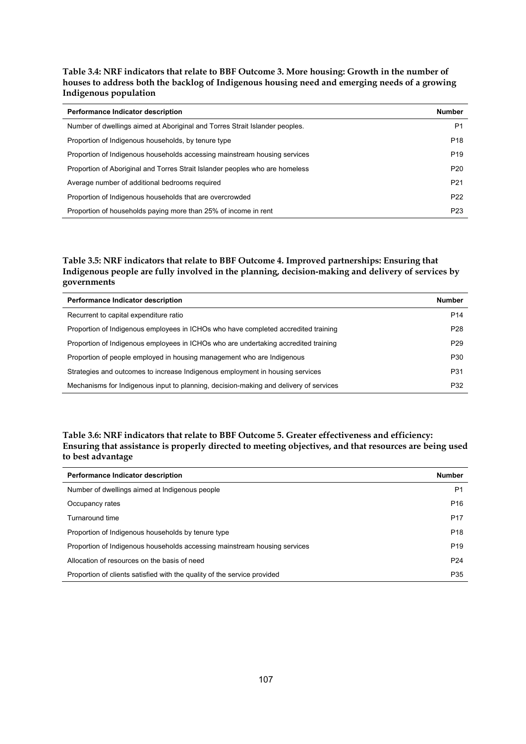**Table 3.4: NRF indicators that relate to BBF Outcome 3. More housing: Growth in the number of houses to address both the backlog of Indigenous housing need and emerging needs of a growing Indigenous population**

| Performance Indicator description | Number |
|---|---|
| Number of dwellings aimed at Aboriginal and Torres Strait Islander peoples. | P1 |
| Proportion of Indigenous households, by tenure type | P18 |
| Proportion of Indigenous households accessing mainstream housing services | P19 |
| Proportion of Aboriginal and Torres Strait Islander peoples who are homeless | P20 |
| Average number of additional bedrooms required | P21 |
| Proportion of Indigenous households that are overcrowded | P22 |
| Proportion of households paying more than 25% of income in rent | P23 |

**Table 3.5: NRF indicators that relate to BBF Outcome 4. Improved partnerships: Ensuring that Indigenous people are fully involved in the planning, decision-making and delivery of services by governments**

| Performance Indicator description | Number |
|---|---|
| Recurrent to capital expenditure ratio | P14 |
| Proportion of Indigenous employees in ICHOs who have completed accredited training | P28 |
| Proportion of Indigenous employees in ICHOs who are undertaking accredited training | P29 |
| Proportion of people employed in housing management who are Indigenous | P30 |
| Strategies and outcomes to increase Indigenous employment in housing services | P31 |
| Mechanisms for Indigenous input to planning, decision-making and delivery of services | P32 |

**Table 3.6: NRF indicators that relate to BBF Outcome 5. Greater effectiveness and efficiency: Ensuring that assistance is properly directed to meeting objectives, and that resources are being used to best advantage**

| Performance Indicator description | Number |
|---|---|
| Number of dwellings aimed at Indigenous people | P1 |
| Occupancy rates | P16 |
| Turnaround time | P17 |
| Proportion of Indigenous households by tenure type | P18 |
| Proportion of Indigenous households accessing mainstream housing services | P19 |
| Allocation of resources on the basis of need | P24 |
| Proportion of clients satisfied with the quality of the service provided | P35 |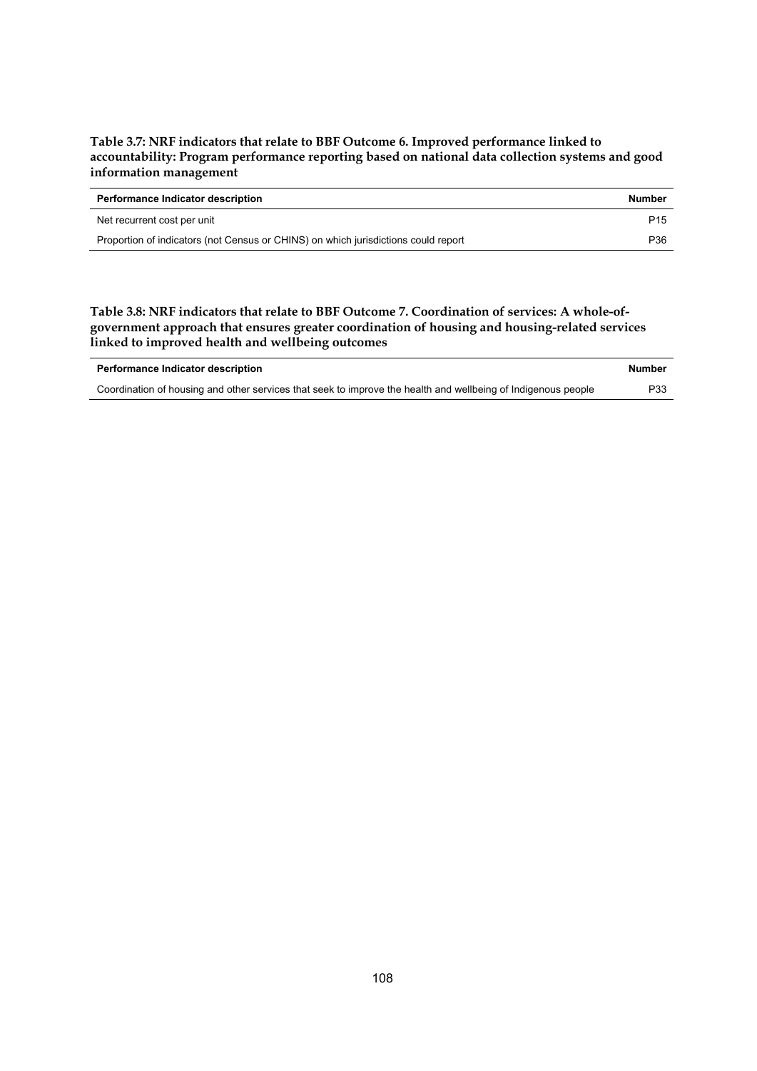**Table 3.7: NRF indicators that relate to BBF Outcome 6. Improved performance linked to accountability: Program performance reporting based on national data collection systems and good information management**

| Performance Indicator description | Number |
| --- | --- |
| Net recurrent cost per unit | P15 |
| Proportion of indicators (not Census or CHINS) on which jurisdictions could report | P36 |

**Table 3.8: NRF indicators that relate to BBF Outcome 7. Coordination of services: A whole-of-government approach that ensures greater coordination of housing and housing-related services linked to improved health and wellbeing outcomes**

| Performance Indicator description | Number |
| --- | --- |
| Coordination of housing and other services that seek to improve the health and wellbeing of Indigenous people | P33 |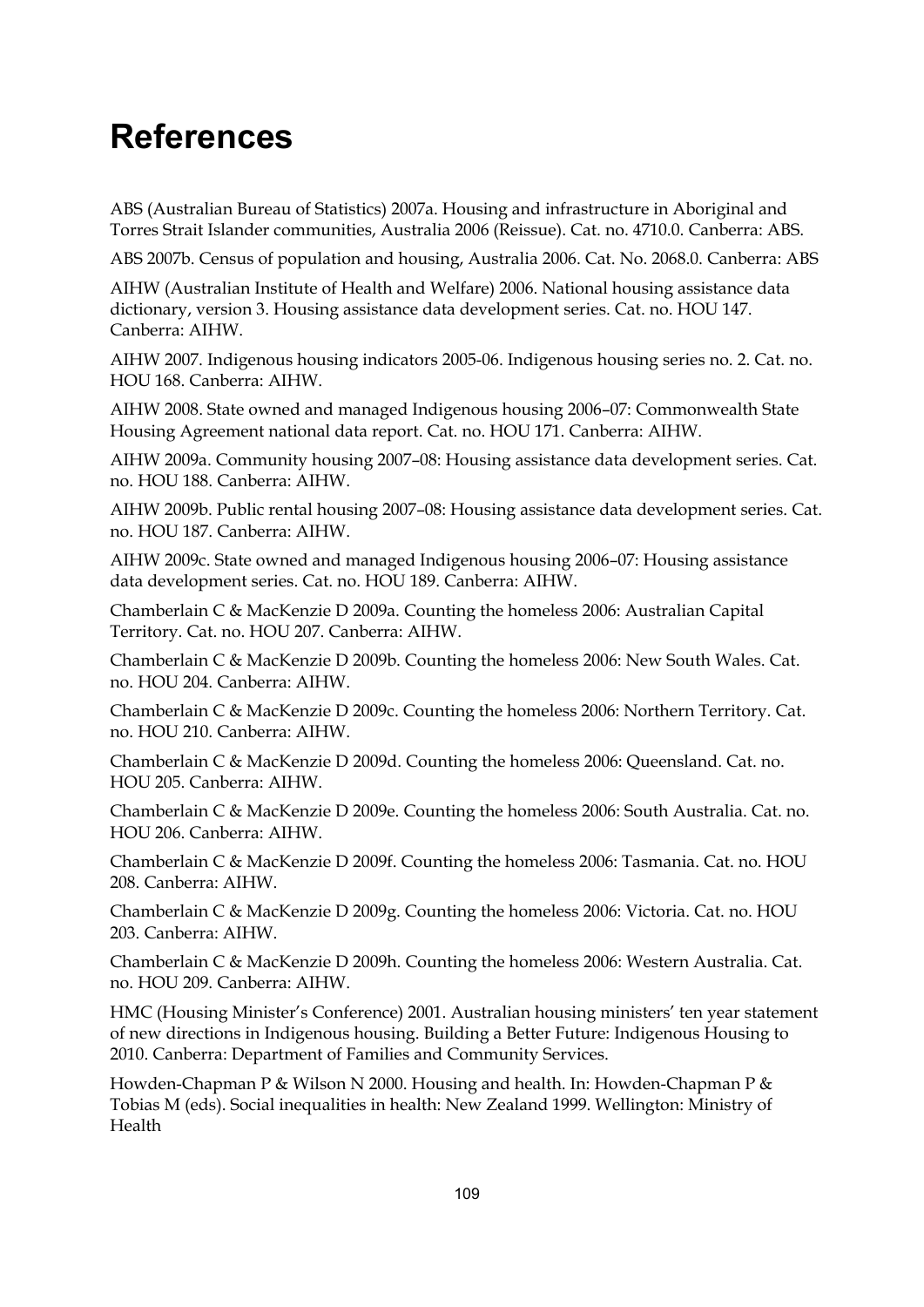# References

ABS (Australian Bureau of Statistics) 2007a. Housing and infrastructure in Aboriginal and Torres Strait Islander communities, Australia 2006 (Reissue). Cat. no. 4710.0. Canberra: ABS.

ABS 2007b. Census of population and housing, Australia 2006. Cat. No. 2068.0. Canberra: ABS

AIHW (Australian Institute of Health and Welfare) 2006. National housing assistance data dictionary, version 3. Housing assistance data development series. Cat. no. HOU 147. Canberra: AIHW.

AIHW 2007. Indigenous housing indicators 2005-06. Indigenous housing series no. 2. Cat. no. HOU 168. Canberra: AIHW.

AIHW 2008. State owned and managed Indigenous housing 2006–07: Commonwealth State Housing Agreement national data report. Cat. no. HOU 171. Canberra: AIHW.

AIHW 2009a. Community housing 2007–08: Housing assistance data development series. Cat. no. HOU 188. Canberra: AIHW.

AIHW 2009b. Public rental housing 2007–08: Housing assistance data development series. Cat. no. HOU 187. Canberra: AIHW.

AIHW 2009c. State owned and managed Indigenous housing 2006–07: Housing assistance data development series. Cat. no. HOU 189. Canberra: AIHW.

Chamberlain C & MacKenzie D 2009a. Counting the homeless 2006: Australian Capital Territory. Cat. no. HOU 207. Canberra: AIHW.

Chamberlain C & MacKenzie D 2009b. Counting the homeless 2006: New South Wales. Cat. no. HOU 204. Canberra: AIHW.

Chamberlain C & MacKenzie D 2009c. Counting the homeless 2006: Northern Territory. Cat. no. HOU 210. Canberra: AIHW.

Chamberlain C & MacKenzie D 2009d. Counting the homeless 2006: Queensland. Cat. no. HOU 205. Canberra: AIHW.

Chamberlain C & MacKenzie D 2009e. Counting the homeless 2006: South Australia. Cat. no. HOU 206. Canberra: AIHW.

Chamberlain C & MacKenzie D 2009f. Counting the homeless 2006: Tasmania. Cat. no. HOU 208. Canberra: AIHW.

Chamberlain C & MacKenzie D 2009g. Counting the homeless 2006: Victoria. Cat. no. HOU 203. Canberra: AIHW.

Chamberlain C & MacKenzie D 2009h. Counting the homeless 2006: Western Australia. Cat. no. HOU 209. Canberra: AIHW.

HMC (Housing Minister's Conference) 2001. Australian housing ministers' ten year statement of new directions in Indigenous housing. Building a Better Future: Indigenous Housing to 2010. Canberra: Department of Families and Community Services.

Howden-Chapman P & Wilson N 2000. Housing and health. In: Howden-Chapman P & Tobias M (eds). Social inequalities in health: New Zealand 1999. Wellington: Ministry of Health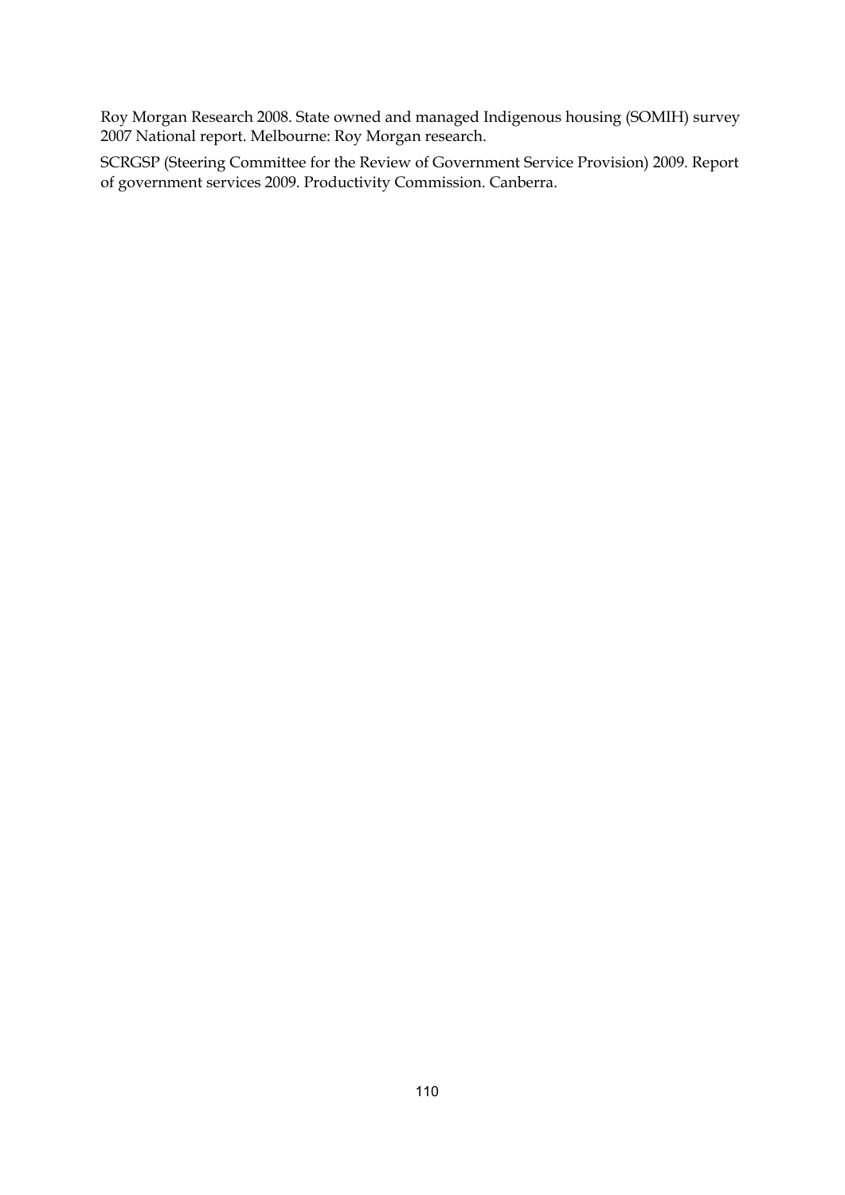Roy Morgan Research 2008. State owned and managed Indigenous housing (SOMIH) survey 2007 National report. Melbourne: Roy Morgan research.

SCRGSP (Steering Committee for the Review of Government Service Provision) 2009. Report of government services 2009. Productivity Commission. Canberra.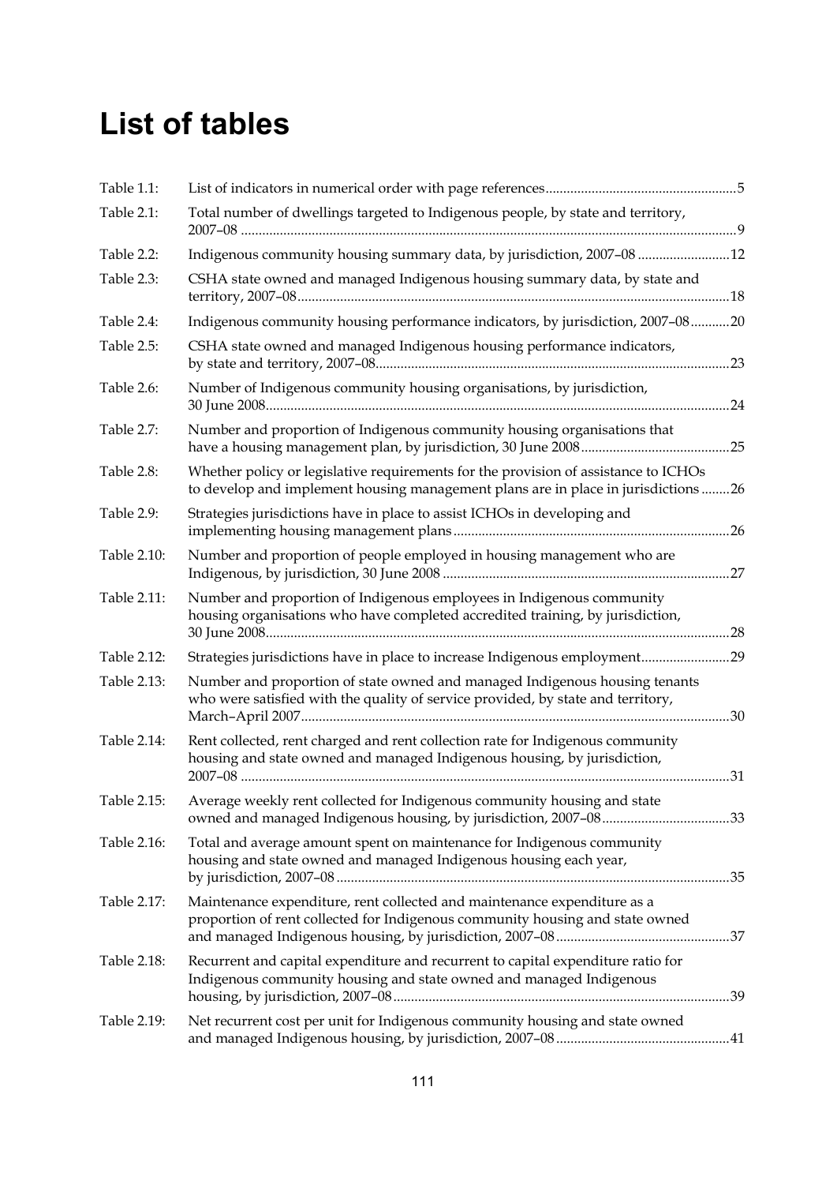# List of tables

| | | |
|---|---|---|
| Table 1.1: | List of indicators in numerical order with page references | 5 |
| Table 2.1: | Total number of dwellings targeted to Indigenous people, by state and territory, 2007–08 | 9 |
| Table 2.2: | Indigenous community housing summary data, by jurisdiction, 2007–08 | 12 |
| Table 2.3: | CSHA state owned and managed Indigenous housing summary data, by state and territory, 2007–08 | 18 |
| Table 2.4: | Indigenous community housing performance indicators, by jurisdiction, 2007–08 | 20 |
| Table 2.5: | CSHA state owned and managed Indigenous housing performance indicators, by state and territory, 2007–08 | 23 |
| Table 2.6: | Number of Indigenous community housing organisations, by jurisdiction, 30 June 2008 | 24 |
| Table 2.7: | Number and proportion of Indigenous community housing organisations that have a housing management plan, by jurisdiction, 30 June 2008 | 25 |
| Table 2.8: | Whether policy or legislative requirements for the provision of assistance to ICHOs to develop and implement housing management plans are in place in jurisdictions | 26 |
| Table 2.9: | Strategies jurisdictions have in place to assist ICHOs in developing and implementing housing management plans | 26 |
| Table 2.10: | Number and proportion of people employed in housing management who are Indigenous, by jurisdiction, 30 June 2008 | 27 |
| Table 2.11: | Number and proportion of Indigenous employees in Indigenous community housing organisations who have completed accredited training, by jurisdiction, 30 June 2008 | 28 |
| Table 2.12: | Strategies jurisdictions have in place to increase Indigenous employment | 29 |
| Table 2.13: | Number and proportion of state owned and managed Indigenous housing tenants who were satisfied with the quality of service provided, by state and territory, March–April 2007 | 30 |
| Table 2.14: | Rent collected, rent charged and rent collection rate for Indigenous community housing and state owned and managed Indigenous housing, by jurisdiction, 2007–08 | 31 |
| Table 2.15: | Average weekly rent collected for Indigenous community housing and state owned and managed Indigenous housing, by jurisdiction, 2007–08 | 33 |
| Table 2.16: | Total and average amount spent on maintenance for Indigenous community housing and state owned and managed Indigenous housing each year, by jurisdiction, 2007–08 | 35 |
| Table 2.17: | Maintenance expenditure, rent collected and maintenance expenditure as a proportion of rent collected for Indigenous community housing and state owned and managed Indigenous housing, by jurisdiction, 2007–08 | 37 |
| Table 2.18: | Recurrent and capital expenditure and recurrent to capital expenditure ratio for Indigenous community housing and state owned and managed Indigenous housing, by jurisdiction, 2007–08 | 39 |
| Table 2.19: | Net recurrent cost per unit for Indigenous community housing and state owned and managed Indigenous housing, by jurisdiction, 2007–08 | 41 |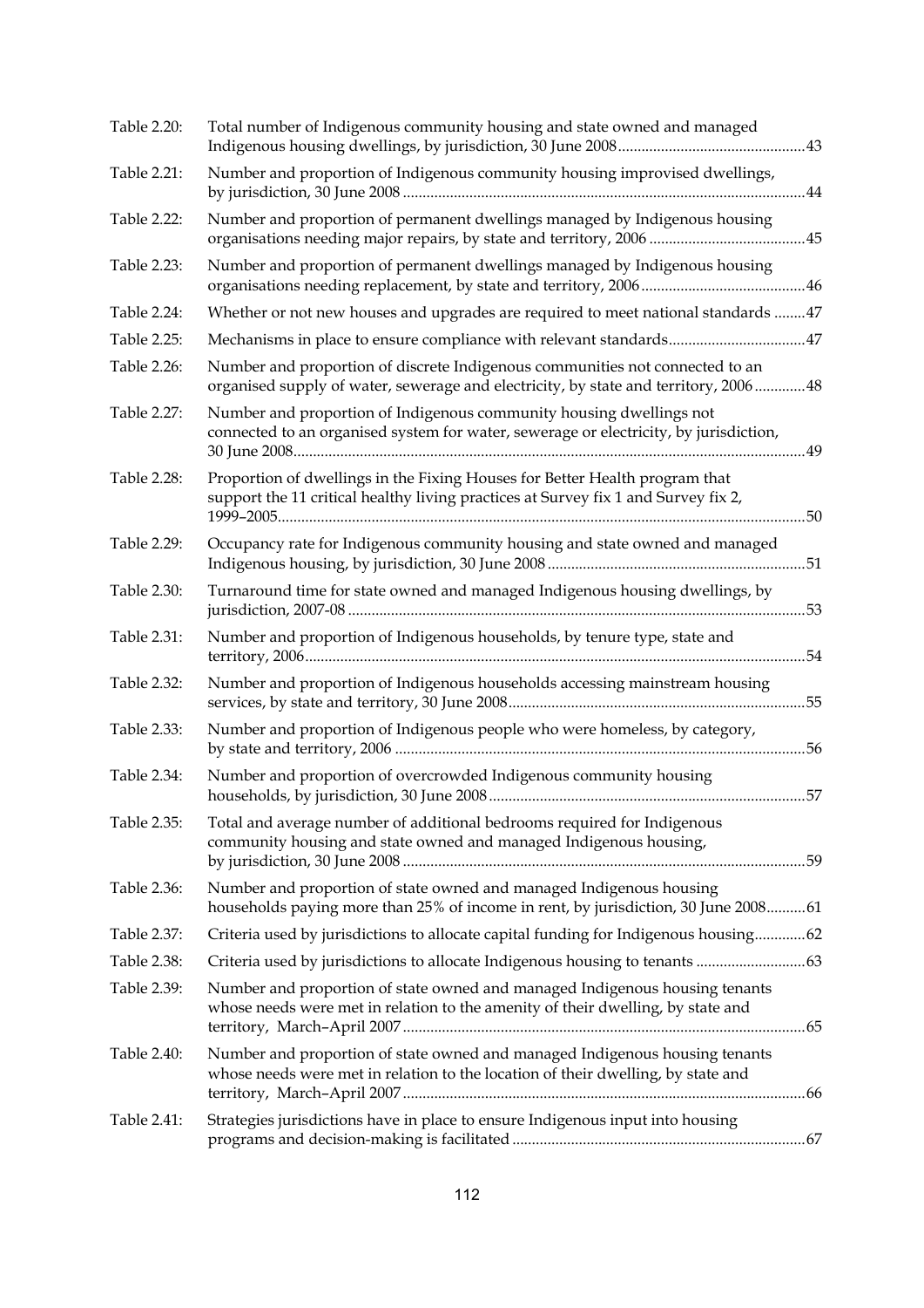| | | |
|---|---|---|
| Table 2.20: | Total number of Indigenous community housing and state owned and managed Indigenous housing dwellings, by jurisdiction, 30 June 2008 | 43 |
| Table 2.21: | Number and proportion of Indigenous community housing improvised dwellings, by jurisdiction, 30 June 2008 | 44 |
| Table 2.22: | Number and proportion of permanent dwellings managed by Indigenous housing organisations needing major repairs, by state and territory, 2006 | 45 |
| Table 2.23: | Number and proportion of permanent dwellings managed by Indigenous housing organisations needing replacement, by state and territory, 2006 | 46 |
| Table 2.24: | Whether or not new houses and upgrades are required to meet national standards | 47 |
| Table 2.25: | Mechanisms in place to ensure compliance with relevant standards | 47 |
| Table 2.26: | Number and proportion of discrete Indigenous communities not connected to an organised supply of water, sewerage and electricity, by state and territory, 2006 | 48 |
| Table 2.27: | Number and proportion of Indigenous community housing dwellings not connected to an organised system for water, sewerage or electricity, by jurisdiction, 30 June 2008 | 49 |
| Table 2.28: | Proportion of dwellings in the Fixing Houses for Better Health program that support the 11 critical healthy living practices at Survey fix 1 and Survey fix 2, 1999–2005 | 50 |
| Table 2.29: | Occupancy rate for Indigenous community housing and state owned and managed Indigenous housing, by jurisdiction, 30 June 2008 | 51 |
| Table 2.30: | Turnaround time for state owned and managed Indigenous housing dwellings, by jurisdiction, 2007-08 | 53 |
| Table 2.31: | Number and proportion of Indigenous households, by tenure type, state and territory, 2006 | 54 |
| Table 2.32: | Number and proportion of Indigenous households accessing mainstream housing services, by state and territory, 30 June 2008 | 55 |
| Table 2.33: | Number and proportion of Indigenous people who were homeless, by category, by state and territory, 2006 | 56 |
| Table 2.34: | Number and proportion of overcrowded Indigenous community housing households, by jurisdiction, 30 June 2008 | 57 |
| Table 2.35: | Total and average number of additional bedrooms required for Indigenous community housing and state owned and managed Indigenous housing, by jurisdiction, 30 June 2008 | 59 |
| Table 2.36: | Number and proportion of state owned and managed Indigenous housing households paying more than 25% of income in rent, by jurisdiction, 30 June 2008 | 61 |
| Table 2.37: | Criteria used by jurisdictions to allocate capital funding for Indigenous housing | 62 |
| Table 2.38: | Criteria used by jurisdictions to allocate Indigenous housing to tenants | 63 |
| Table 2.39: | Number and proportion of state owned and managed Indigenous housing tenants whose needs were met in relation to the amenity of their dwelling, by state and territory, March–April 2007 | 65 |
| Table 2.40: | Number and proportion of state owned and managed Indigenous housing tenants whose needs were met in relation to the location of their dwelling, by state and territory, March–April 2007 | 66 |
| Table 2.41: | Strategies jurisdictions have in place to ensure Indigenous input into housing programs and decision-making is facilitated | 67 |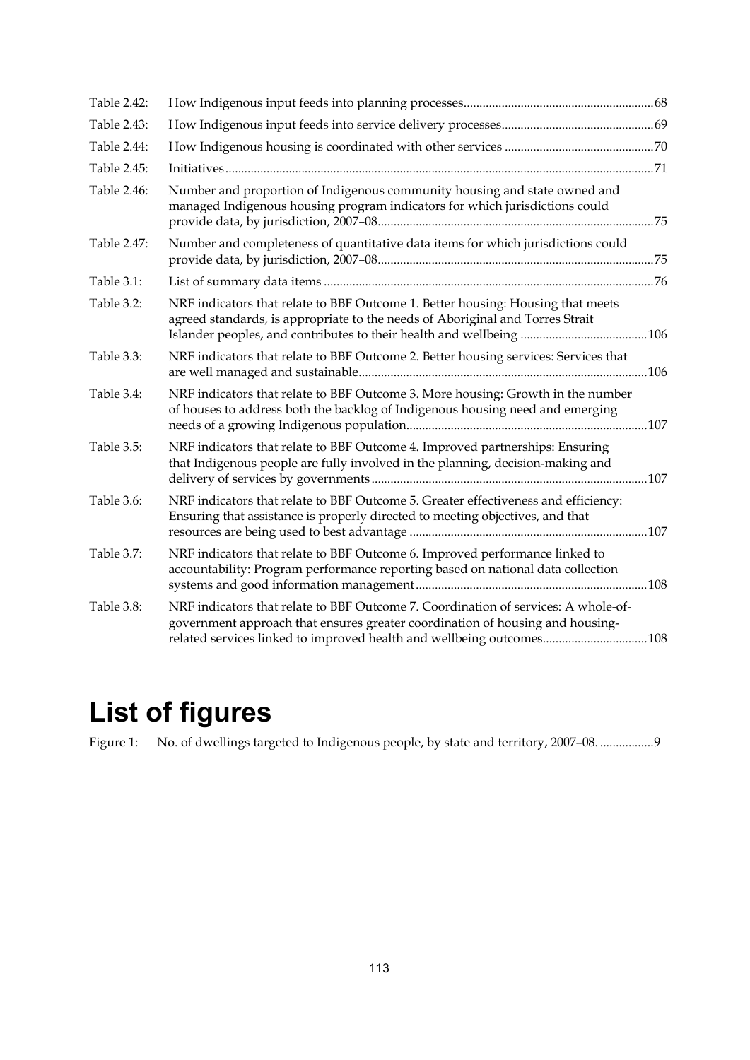Table 2.42: How Indigenous input feeds into planning processes ............................................................68

Table 2.43: How Indigenous input feeds into service delivery processes ................................................69

Table 2.44: How Indigenous housing is coordinated with other services ...............................................70

Table 2.45: Initiatives .......................................................................................................................................71

Table 2.46: Number and proportion of Indigenous community housing and state owned and managed Indigenous housing program indicators for which jurisdictions could provide data, by jurisdiction, 2007–08 .......................................................................................75

Table 2.47: Number and completeness of quantitative data items for which jurisdictions could provide data, by jurisdiction, 2007–08 .......................................................................................75

Table 3.1: List of summary data items .......................................................................................................76

Table 3.2: NRF indicators that relate to BBF Outcome 1. Better housing: Housing that meets agreed standards, is appropriate to the needs of Aboriginal and Torres Strait Islander peoples, and contributes to their health and wellbeing ........................................106

Table 3.3: NRF indicators that relate to BBF Outcome 2. Better housing services: Services that are well managed and sustainable ..........................................................................................106

Table 3.4: NRF indicators that relate to BBF Outcome 3. More housing: Growth in the number of houses to address both the backlog of Indigenous housing need and emerging needs of a growing Indigenous population ...........................................................................107

Table 3.5: NRF indicators that relate to BBF Outcome 4. Improved partnerships: Ensuring that Indigenous people are fully involved in the planning, decision-making and delivery of services by governments ......................................................................................107

Table 3.6: NRF indicators that relate to BBF Outcome 5. Greater effectiveness and efficiency: Ensuring that assistance is properly directed to meeting objectives, and that resources are being used to best advantage ..........................................................................107

Table 3.7: NRF indicators that relate to BBF Outcome 6. Improved performance linked to accountability: Program performance reporting based on national data collection systems and good information management ........................................................................108

Table 3.8: NRF indicators that relate to BBF Outcome 7. Coordination of services: A whole-of-government approach that ensures greater coordination of housing and housing-related services linked to improved health and wellbeing outcomes ................................108

# List of figures

Figure 1: No. of dwellings targeted to Indigenous people, by state and territory, 2007–08. .................9